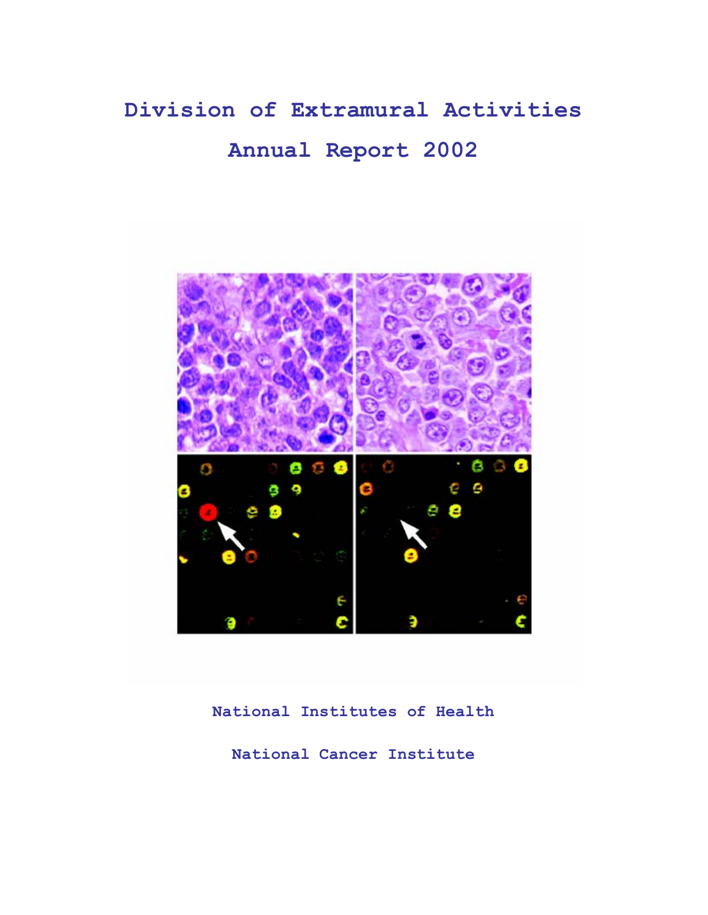# Division of Extramural Activities

# Annual Report 2002

National Institutes of Health

National Cancer Institute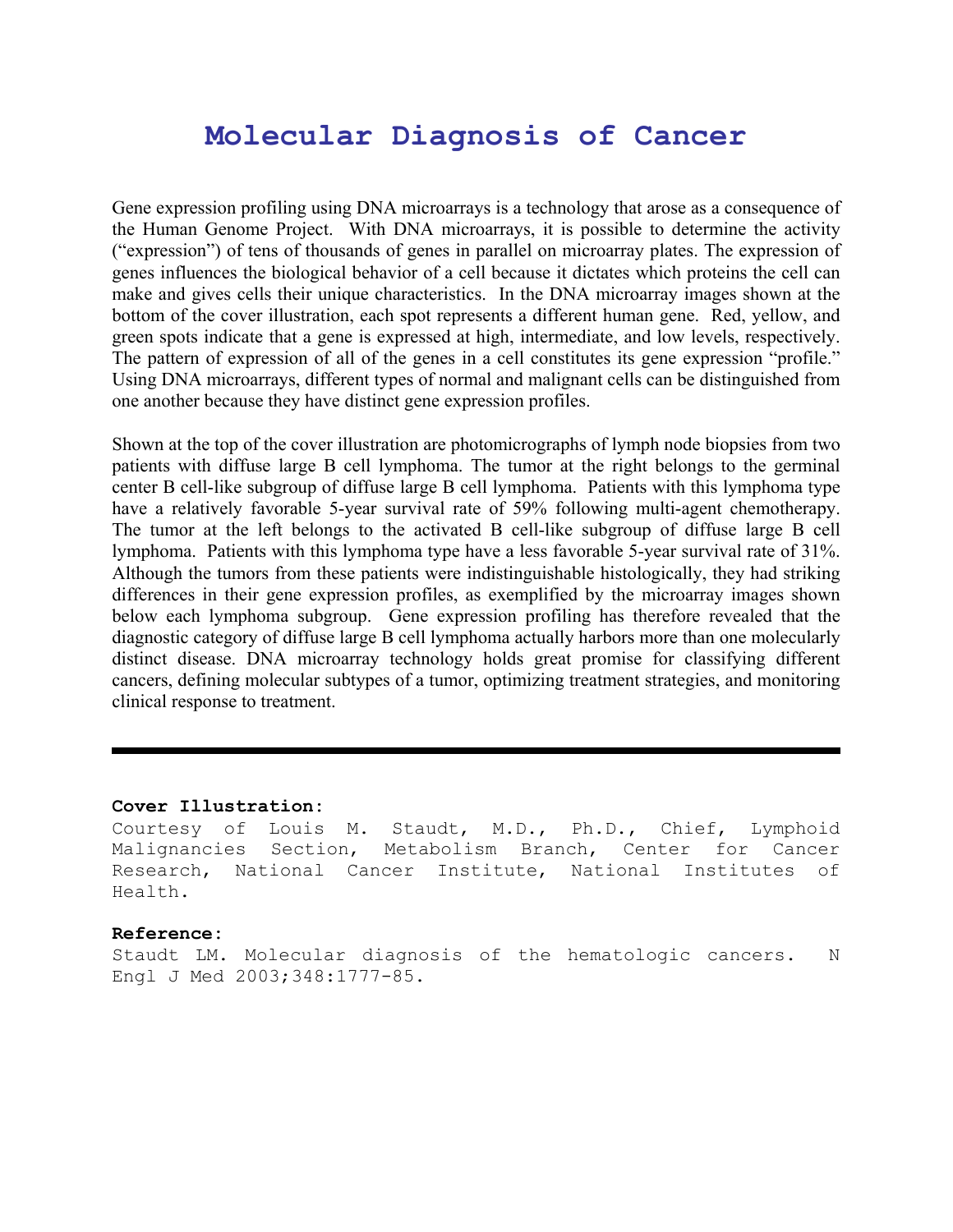# Molecular Diagnosis of Cancer

Gene expression profiling using DNA microarrays is a technology that arose as a consequence of the Human Genome Project. With DNA microarrays, it is possible to determine the activity ("expression") of tens of thousands of genes in parallel on microarray plates. The expression of genes influences the biological behavior of a cell because it dictates which proteins the cell can make and gives cells their unique characteristics. In the DNA microarray images shown at the bottom of the cover illustration, each spot represents a different human gene. Red, yellow, and green spots indicate that a gene is expressed at high, intermediate, and low levels, respectively. The pattern of expression of all of the genes in a cell constitutes its gene expression "profile." Using DNA microarrays, different types of normal and malignant cells can be distinguished from one another because they have distinct gene expression profiles.

Shown at the top of the cover illustration are photomicrographs of lymph node biopsies from two patients with diffuse large B cell lymphoma. The tumor at the right belongs to the germinal center B cell-like subgroup of diffuse large B cell lymphoma. Patients with this lymphoma type have a relatively favorable 5-year survival rate of 59% following multi-agent chemotherapy. The tumor at the left belongs to the activated B cell-like subgroup of diffuse large B cell lymphoma. Patients with this lymphoma type have a less favorable 5-year survival rate of 31%. Although the tumors from these patients were indistinguishable histologically, they had striking differences in their gene expression profiles, as exemplified by the microarray images shown below each lymphoma subgroup. Gene expression profiling has therefore revealed that the diagnostic category of diffuse large B cell lymphoma actually harbors more than one molecularly distinct disease. DNA microarray technology holds great promise for classifying different cancers, defining molecular subtypes of a tumor, optimizing treatment strategies, and monitoring clinical response to treatment.

---

**Cover Illustration:**

Courtesy of Louis M. Staudt, M.D., Ph.D., Chief, Lymphoid Malignancies Section, Metabolism Branch, Center for Cancer Research, National Cancer Institute, National Institutes of Health.

**Reference:**

Staudt LM. Molecular diagnosis of the hematologic cancers. N Engl J Med 2003;348:1777-85.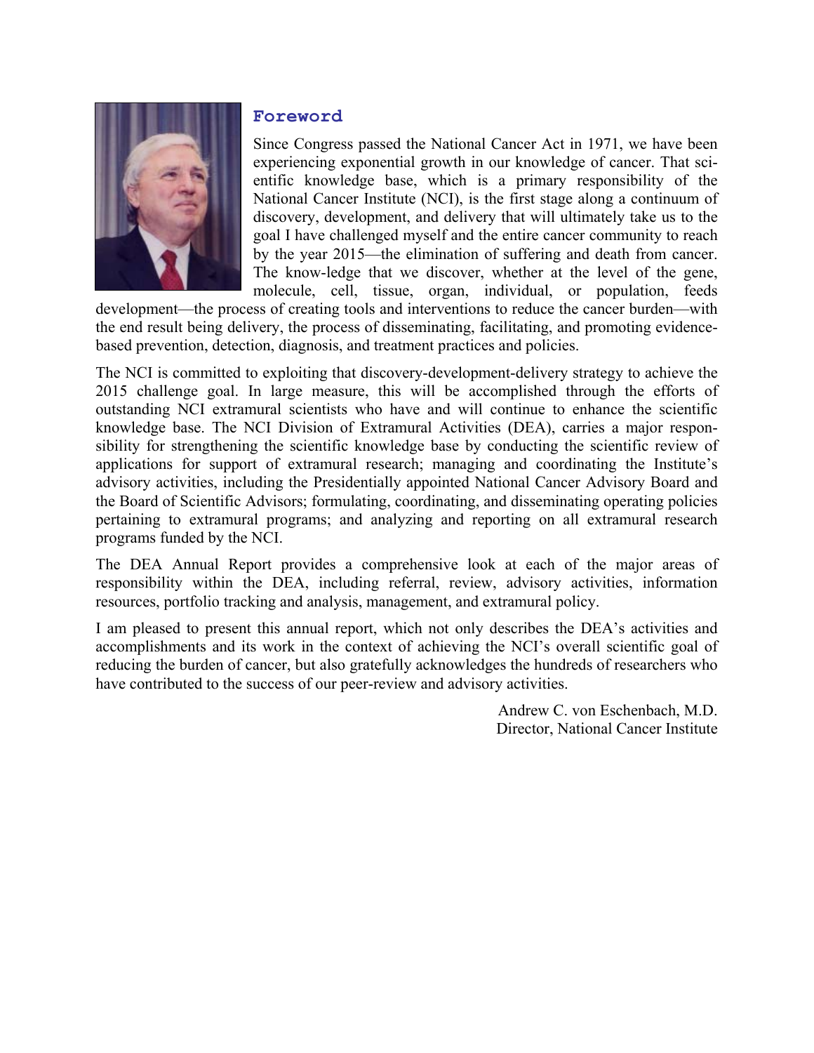## Foreword

Since Congress passed the National Cancer Act in 1971, we have been experiencing exponential growth in our knowledge of cancer. That scientific knowledge base, which is a primary responsibility of the National Cancer Institute (NCI), is the first stage along a continuum of discovery, development, and delivery that will ultimately take us to the goal I have challenged myself and the entire cancer community to reach by the year 2015—the elimination of suffering and death from cancer. The know-ledge that we discover, whether at the level of the gene, molecule, cell, tissue, organ, individual, or population, feeds development—the process of creating tools and interventions to reduce the cancer burden—with the end result being delivery, the process of disseminating, facilitating, and promoting evidence-based prevention, detection, diagnosis, and treatment practices and policies.

The NCI is committed to exploiting that discovery-development-delivery strategy to achieve the 2015 challenge goal. In large measure, this will be accomplished through the efforts of outstanding NCI extramural scientists who have and will continue to enhance the scientific knowledge base. The NCI Division of Extramural Activities (DEA), carries a major responsibility for strengthening the scientific knowledge base by conducting the scientific review of applications for support of extramural research; managing and coordinating the Institute's advisory activities, including the Presidentially appointed National Cancer Advisory Board and the Board of Scientific Advisors; formulating, coordinating, and disseminating operating policies pertaining to extramural programs; and analyzing and reporting on all extramural research programs funded by the NCI.

The DEA Annual Report provides a comprehensive look at each of the major areas of responsibility within the DEA, including referral, review, advisory activities, information resources, portfolio tracking and analysis, management, and extramural policy.

I am pleased to present this annual report, which not only describes the DEA's activities and accomplishments and its work in the context of achieving the NCI's overall scientific goal of reducing the burden of cancer, but also gratefully acknowledges the hundreds of researchers who have contributed to the success of our peer-review and advisory activities.

Andrew C. von Eschenbach, M.D.
Director, National Cancer Institute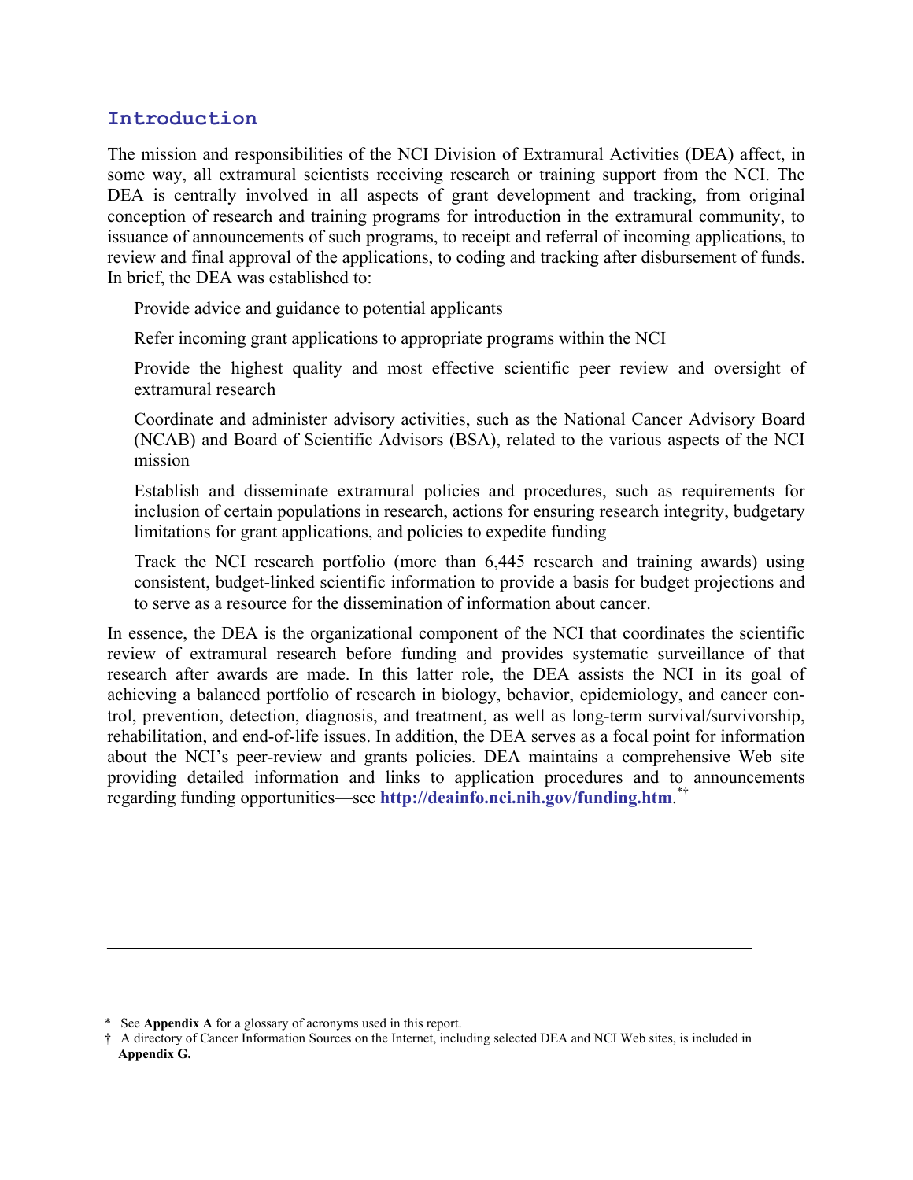## Introduction

The mission and responsibilities of the NCI Division of Extramural Activities (DEA) affect, in some way, all extramural scientists receiving research or training support from the NCI. The DEA is centrally involved in all aspects of grant development and tracking, from original conception of research and training programs for introduction in the extramural community, to issuance of announcements of such programs, to receipt and referral of incoming applications, to review and final approval of the applications, to coding and tracking after disbursement of funds. In brief, the DEA was established to:

- Provide advice and guidance to potential applicants
- Refer incoming grant applications to appropriate programs within the NCI
- Provide the highest quality and most effective scientific peer review and oversight of extramural research
- Coordinate and administer advisory activities, such as the National Cancer Advisory Board (NCAB) and Board of Scientific Advisors (BSA), related to the various aspects of the NCI mission
- Establish and disseminate extramural policies and procedures, such as requirements for inclusion of certain populations in research, actions for ensuring research integrity, budgetary limitations for grant applications, and policies to expedite funding
- Track the NCI research portfolio (more than 6,445 research and training awards) using consistent, budget-linked scientific information to provide a basis for budget projections and to serve as a resource for the dissemination of information about cancer.

In essence, the DEA is the organizational component of the NCI that coordinates the scientific review of extramural research before funding and provides systematic surveillance of that research after awards are made. In this latter role, the DEA assists the NCI in its goal of achieving a balanced portfolio of research in biology, behavior, epidemiology, and cancer control, prevention, detection, diagnosis, and treatment, as well as long-term survival/survivorship, rehabilitation, and end-of-life issues. In addition, the DEA serves as a focal point for information about the NCI's peer-review and grants policies. DEA maintains a comprehensive Web site providing detailed information and links to application procedures and to announcements regarding funding opportunities—see **http://deainfo.nci.nih.gov/funding.htm**.[*†]

---

\* See **Appendix A** for a glossary of acronyms used in this report.

† A directory of Cancer Information Sources on the Internet, including selected DEA and NCI Web sites, is included in **Appendix G.**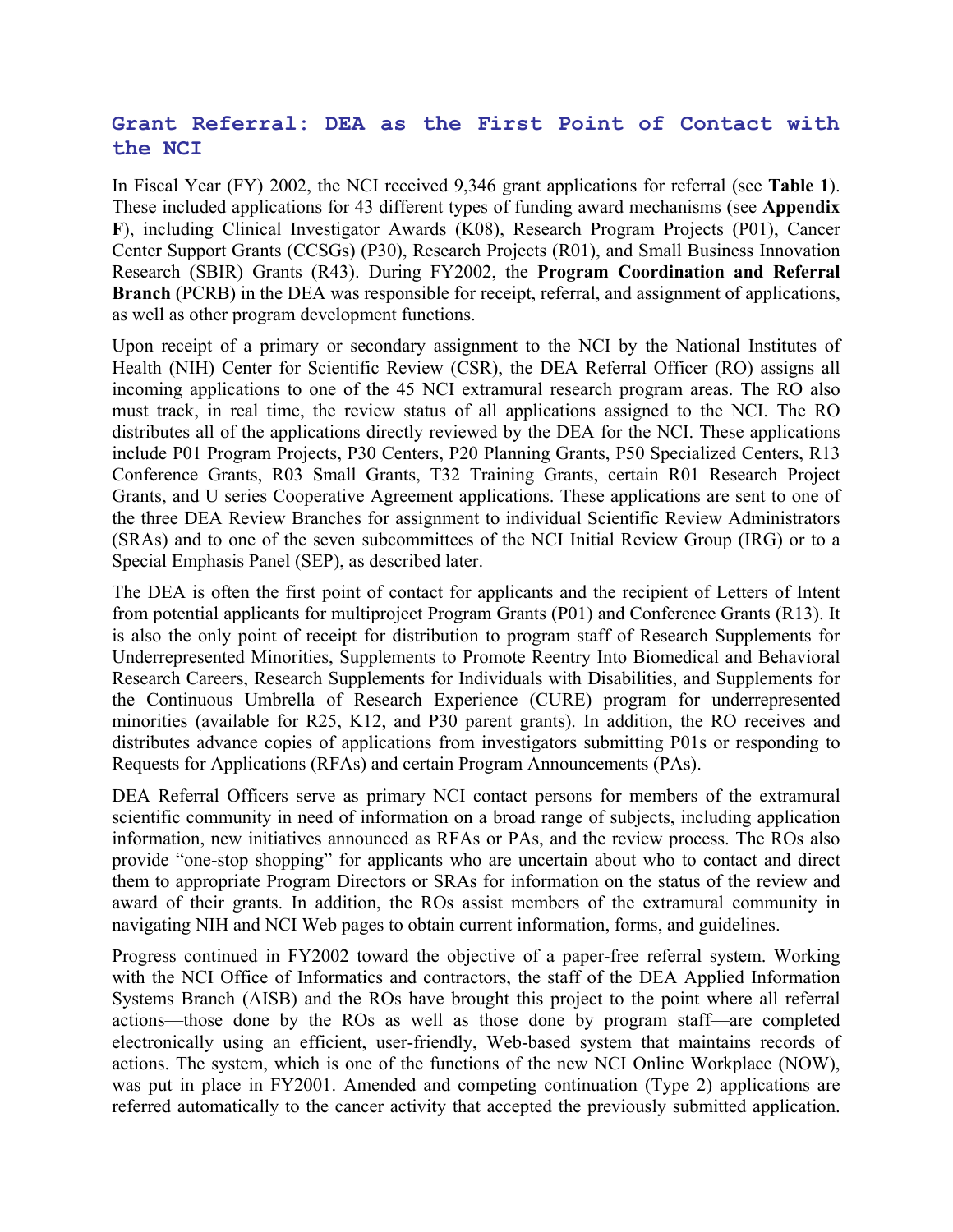## Grant Referral: DEA as the First Point of Contact with the NCI

In Fiscal Year (FY) 2002, the NCI received 9,346 grant applications for referral (see **Table 1**). These included applications for 43 different types of funding award mechanisms (see **Appendix F**), including Clinical Investigator Awards (K08), Research Program Projects (P01), Cancer Center Support Grants (CCSGs) (P30), Research Projects (R01), and Small Business Innovation Research (SBIR) Grants (R43). During FY2002, the **Program Coordination and Referral Branch** (PCRB) in the DEA was responsible for receipt, referral, and assignment of applications, as well as other program development functions.

Upon receipt of a primary or secondary assignment to the NCI by the National Institutes of Health (NIH) Center for Scientific Review (CSR), the DEA Referral Officer (RO) assigns all incoming applications to one of the 45 NCI extramural research program areas. The RO also must track, in real time, the review status of all applications assigned to the NCI. The RO distributes all of the applications directly reviewed by the DEA for the NCI. These applications include P01 Program Projects, P30 Centers, P20 Planning Grants, P50 Specialized Centers, R13 Conference Grants, R03 Small Grants, T32 Training Grants, certain R01 Research Project Grants, and U series Cooperative Agreement applications. These applications are sent to one of the three DEA Review Branches for assignment to individual Scientific Review Administrators (SRAs) and to one of the seven subcommittees of the NCI Initial Review Group (IRG) or to a Special Emphasis Panel (SEP), as described later.

The DEA is often the first point of contact for applicants and the recipient of Letters of Intent from potential applicants for multiproject Program Grants (P01) and Conference Grants (R13). It is also the only point of receipt for distribution to program staff of Research Supplements for Underrepresented Minorities, Supplements to Promote Reentry Into Biomedical and Behavioral Research Careers, Research Supplements for Individuals with Disabilities, and Supplements for the Continuous Umbrella of Research Experience (CURE) program for underrepresented minorities (available for R25, K12, and P30 parent grants). In addition, the RO receives and distributes advance copies of applications from investigators submitting P01s or responding to Requests for Applications (RFAs) and certain Program Announcements (PAs).

DEA Referral Officers serve as primary NCI contact persons for members of the extramural scientific community in need of information on a broad range of subjects, including application information, new initiatives announced as RFAs or PAs, and the review process. The ROs also provide "one-stop shopping" for applicants who are uncertain about who to contact and direct them to appropriate Program Directors or SRAs for information on the status of the review and award of their grants. In addition, the ROs assist members of the extramural community in navigating NIH and NCI Web pages to obtain current information, forms, and guidelines.

Progress continued in FY2002 toward the objective of a paper-free referral system. Working with the NCI Office of Informatics and contractors, the staff of the DEA Applied Information Systems Branch (AISB) and the ROs have brought this project to the point where all referral actions—those done by the ROs as well as those done by program staff—are completed electronically using an efficient, user-friendly, Web-based system that maintains records of actions. The system, which is one of the functions of the new NCI Online Workplace (NOW), was put in place in FY2001. Amended and competing continuation (Type 2) applications are referred automatically to the cancer activity that accepted the previously submitted application.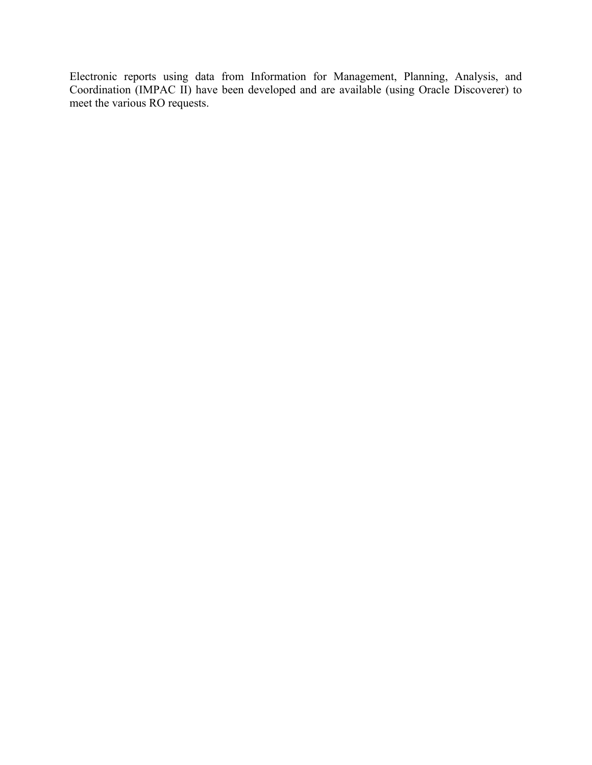Electronic reports using data from Information for Management, Planning, Analysis, and Coordination (IMPAC II) have been developed and are available (using Oracle Discoverer) to meet the various RO requests.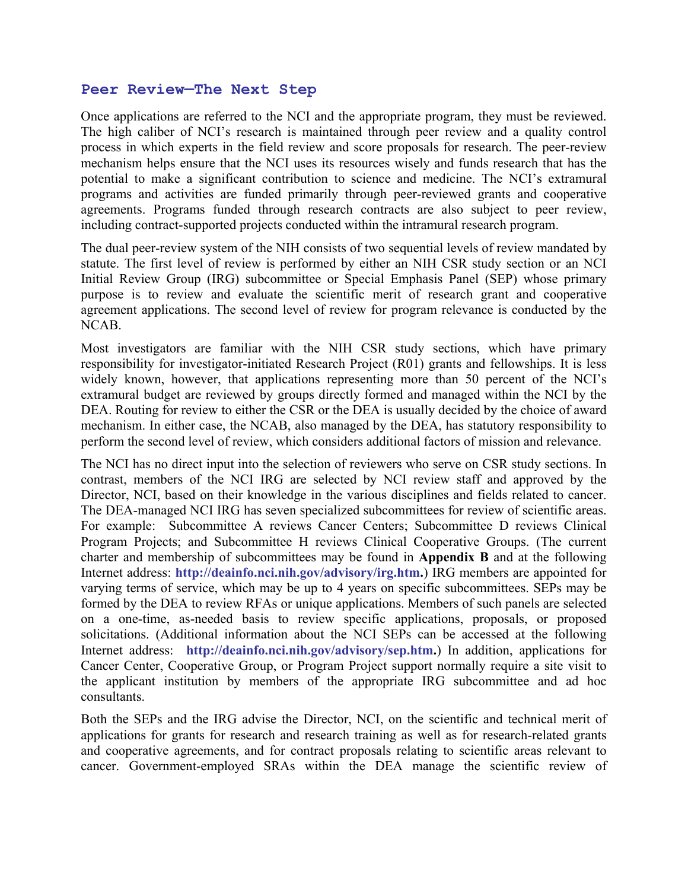## Peer Review—The Next Step

Once applications are referred to the NCI and the appropriate program, they must be reviewed. The high caliber of NCI's research is maintained through peer review and a quality control process in which experts in the field review and score proposals for research. The peer-review mechanism helps ensure that the NCI uses its resources wisely and funds research that has the potential to make a significant contribution to science and medicine. The NCI's extramural programs and activities are funded primarily through peer-reviewed grants and cooperative agreements. Programs funded through research contracts are also subject to peer review, including contract-supported projects conducted within the intramural research program.

The dual peer-review system of the NIH consists of two sequential levels of review mandated by statute. The first level of review is performed by either an NIH CSR study section or an NCI Initial Review Group (IRG) subcommittee or Special Emphasis Panel (SEP) whose primary purpose is to review and evaluate the scientific merit of research grant and cooperative agreement applications. The second level of review for program relevance is conducted by the NCAB.

Most investigators are familiar with the NIH CSR study sections, which have primary responsibility for investigator-initiated Research Project (R01) grants and fellowships. It is less widely known, however, that applications representing more than 50 percent of the NCI's extramural budget are reviewed by groups directly formed and managed within the NCI by the DEA. Routing for review to either the CSR or the DEA is usually decided by the choice of award mechanism. In either case, the NCAB, also managed by the DEA, has statutory responsibility to perform the second level of review, which considers additional factors of mission and relevance.

The NCI has no direct input into the selection of reviewers who serve on CSR study sections. In contrast, members of the NCI IRG are selected by NCI review staff and approved by the Director, NCI, based on their knowledge in the various disciplines and fields related to cancer. The DEA-managed NCI IRG has seven specialized subcommittees for review of scientific areas. For example: Subcommittee A reviews Cancer Centers; Subcommittee D reviews Clinical Program Projects; and Subcommittee H reviews Clinical Cooperative Groups. (The current charter and membership of subcommittees may be found in **Appendix B** and at the following Internet address: **http://deainfo.nci.nih.gov/advisory/irg.htm.**) IRG members are appointed for varying terms of service, which may be up to 4 years on specific subcommittees. SEPs may be formed by the DEA to review RFAs or unique applications. Members of such panels are selected on a one-time, as-needed basis to review specific applications, proposals, or proposed solicitations. (Additional information about the NCI SEPs can be accessed at the following Internet address: **http://deainfo.nci.nih.gov/advisory/sep.htm.**) In addition, applications for Cancer Center, Cooperative Group, or Program Project support normally require a site visit to the applicant institution by members of the appropriate IRG subcommittee and ad hoc consultants.

Both the SEPs and the IRG advise the Director, NCI, on the scientific and technical merit of applications for grants for research and research training as well as for research-related grants and cooperative agreements, and for contract proposals relating to scientific areas relevant to cancer. Government-employed SRAs within the DEA manage the scientific review of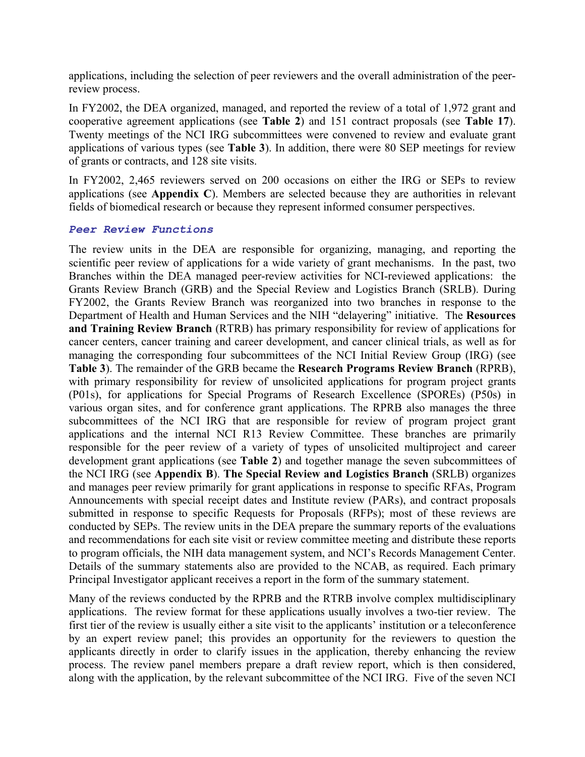applications, including the selection of peer reviewers and the overall administration of the peer-review process.

In FY2002, the DEA organized, managed, and reported the review of a total of 1,972 grant and cooperative agreement applications (see **Table 2**) and 151 contract proposals (see **Table 17**). Twenty meetings of the NCI IRG subcommittees were convened to review and evaluate grant applications of various types (see **Table 3**). In addition, there were 80 SEP meetings for review of grants or contracts, and 128 site visits.

In FY2002, 2,465 reviewers served on 200 occasions on either the IRG or SEPs to review applications (see **Appendix C**). Members are selected because they are authorities in relevant fields of biomedical research or because they represent informed consumer perspectives.

### *Peer Review Functions*

The review units in the DEA are responsible for organizing, managing, and reporting the scientific peer review of applications for a wide variety of grant mechanisms. In the past, two Branches within the DEA managed peer-review activities for NCI-reviewed applications: the Grants Review Branch (GRB) and the Special Review and Logistics Branch (SRLB). During FY2002, the Grants Review Branch was reorganized into two branches in response to the Department of Health and Human Services and the NIH "delayering" initiative. The **Resources and Training Review Branch** (RTRB) has primary responsibility for review of applications for cancer centers, cancer training and career development, and cancer clinical trials, as well as for managing the corresponding four subcommittees of the NCI Initial Review Group (IRG) (see **Table 3**). The remainder of the GRB became the **Research Programs Review Branch** (RPRB), with primary responsibility for review of unsolicited applications for program project grants (P01s), for applications for Special Programs of Research Excellence (SPOREs) (P50s) in various organ sites, and for conference grant applications. The RPRB also manages the three subcommittees of the NCI IRG that are responsible for review of program project grant applications and the internal NCI R13 Review Committee. These branches are primarily responsible for the peer review of a variety of types of unsolicited multiproject and career development grant applications (see **Table 2**) and together manage the seven subcommittees of the NCI IRG (see **Appendix B**). **The Special Review and Logistics Branch** (SRLB) organizes and manages peer review primarily for grant applications in response to specific RFAs, Program Announcements with special receipt dates and Institute review (PARs), and contract proposals submitted in response to specific Requests for Proposals (RFPs); most of these reviews are conducted by SEPs. The review units in the DEA prepare the summary reports of the evaluations and recommendations for each site visit or review committee meeting and distribute these reports to program officials, the NIH data management system, and NCI's Records Management Center. Details of the summary statements also are provided to the NCAB, as required. Each primary Principal Investigator applicant receives a report in the form of the summary statement.

Many of the reviews conducted by the RPRB and the RTRB involve complex multidisciplinary applications. The review format for these applications usually involves a two-tier review. The first tier of the review is usually either a site visit to the applicants' institution or a teleconference by an expert review panel; this provides an opportunity for the reviewers to question the applicants directly in order to clarify issues in the application, thereby enhancing the review process. The review panel members prepare a draft review report, which is then considered, along with the application, by the relevant subcommittee of the NCI IRG. Five of the seven NCI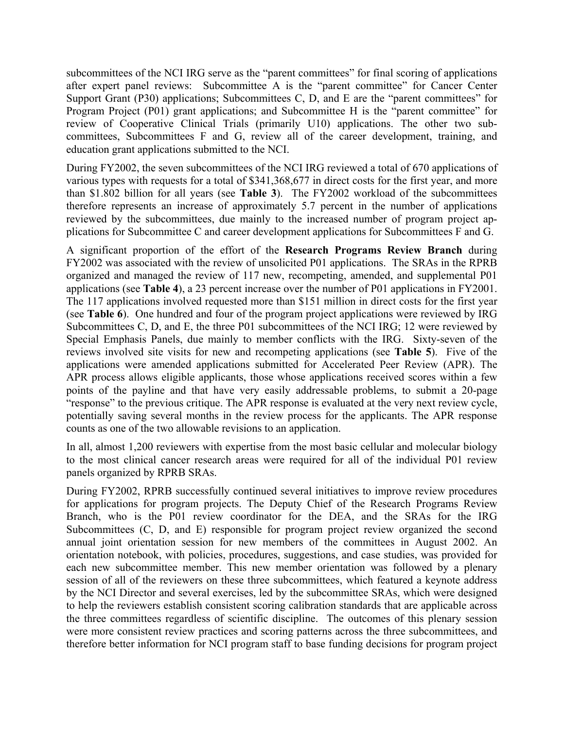subcommittees of the NCI IRG serve as the "parent committees" for final scoring of applications after expert panel reviews: Subcommittee A is the "parent committee" for Cancer Center Support Grant (P30) applications; Subcommittees C, D, and E are the "parent committees" for Program Project (P01) grant applications; and Subcommittee H is the "parent committee" for review of Cooperative Clinical Trials (primarily U10) applications. The other two subcommittees, Subcommittees F and G, review all of the career development, training, and education grant applications submitted to the NCI.

During FY2002, the seven subcommittees of the NCI IRG reviewed a total of 670 applications of various types with requests for a total of $341,368,677 in direct costs for the first year, and more than $1.802 billion for all years (see **Table 3**). The FY2002 workload of the subcommittees therefore represents an increase of approximately 5.7 percent in the number of applications reviewed by the subcommittees, due mainly to the increased number of program project applications for Subcommittee C and career development applications for Subcommittees F and G.

A significant proportion of the effort of the **Research Programs Review Branch** during FY2002 was associated with the review of unsolicited P01 applications. The SRAs in the RPRB organized and managed the review of 117 new, recompeting, amended, and supplemental P01 applications (see **Table 4**), a 23 percent increase over the number of P01 applications in FY2001. The 117 applications involved requested more than $151 million in direct costs for the first year (see **Table 6**). One hundred and four of the program project applications were reviewed by IRG Subcommittees C, D, and E, the three P01 subcommittees of the NCI IRG; 12 were reviewed by Special Emphasis Panels, due mainly to member conflicts with the IRG. Sixty-seven of the reviews involved site visits for new and recompeting applications (see **Table 5**). Five of the applications were amended applications submitted for Accelerated Peer Review (APR). The APR process allows eligible applicants, those whose applications received scores within a few points of the payline and that have very easily addressable problems, to submit a 20-page "response" to the previous critique. The APR response is evaluated at the very next review cycle, potentially saving several months in the review process for the applicants. The APR response counts as one of the two allowable revisions to an application.

In all, almost 1,200 reviewers with expertise from the most basic cellular and molecular biology to the most clinical cancer research areas were required for all of the individual P01 review panels organized by RPRB SRAs.

During FY2002, RPRB successfully continued several initiatives to improve review procedures for applications for program projects. The Deputy Chief of the Research Programs Review Branch, who is the P01 review coordinator for the DEA, and the SRAs for the IRG Subcommittees (C, D, and E) responsible for program project review organized the second annual joint orientation session for new members of the committees in August 2002. An orientation notebook, with policies, procedures, suggestions, and case studies, was provided for each new subcommittee member. This new member orientation was followed by a plenary session of all of the reviewers on these three subcommittees, which featured a keynote address by the NCI Director and several exercises, led by the subcommittee SRAs, which were designed to help the reviewers establish consistent scoring calibration standards that are applicable across the three committees regardless of scientific discipline. The outcomes of this plenary session were more consistent review practices and scoring patterns across the three subcommittees, and therefore better information for NCI program staff to base funding decisions for program project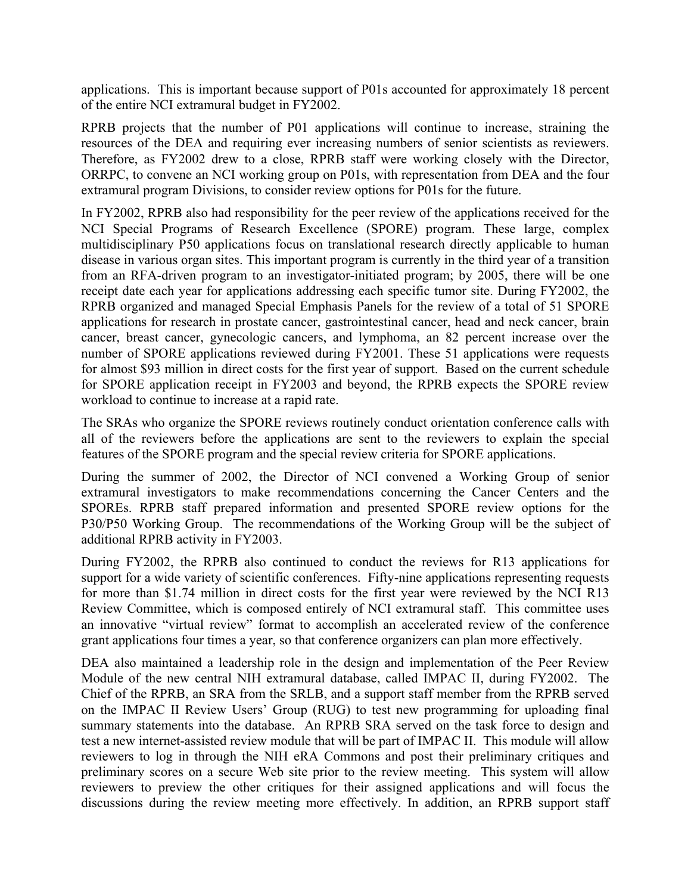applications. This is important because support of P01s accounted for approximately 18 percent of the entire NCI extramural budget in FY2002.

RPRB projects that the number of P01 applications will continue to increase, straining the resources of the DEA and requiring ever increasing numbers of senior scientists as reviewers. Therefore, as FY2002 drew to a close, RPRB staff were working closely with the Director, ORRPC, to convene an NCI working group on P01s, with representation from DEA and the four extramural program Divisions, to consider review options for P01s for the future.

In FY2002, RPRB also had responsibility for the peer review of the applications received for the NCI Special Programs of Research Excellence (SPORE) program. These large, complex multidisciplinary P50 applications focus on translational research directly applicable to human disease in various organ sites. This important program is currently in the third year of a transition from an RFA-driven program to an investigator-initiated program; by 2005, there will be one receipt date each year for applications addressing each specific tumor site. During FY2002, the RPRB organized and managed Special Emphasis Panels for the review of a total of 51 SPORE applications for research in prostate cancer, gastrointestinal cancer, head and neck cancer, brain cancer, breast cancer, gynecologic cancers, and lymphoma, an 82 percent increase over the number of SPORE applications reviewed during FY2001. These 51 applications were requests for almost $93 million in direct costs for the first year of support. Based on the current schedule for SPORE application receipt in FY2003 and beyond, the RPRB expects the SPORE review workload to continue to increase at a rapid rate.

The SRAs who organize the SPORE reviews routinely conduct orientation conference calls with all of the reviewers before the applications are sent to the reviewers to explain the special features of the SPORE program and the special review criteria for SPORE applications.

During the summer of 2002, the Director of NCI convened a Working Group of senior extramural investigators to make recommendations concerning the Cancer Centers and the SPOREs. RPRB staff prepared information and presented SPORE review options for the P30/P50 Working Group. The recommendations of the Working Group will be the subject of additional RPRB activity in FY2003.

During FY2002, the RPRB also continued to conduct the reviews for R13 applications for support for a wide variety of scientific conferences. Fifty-nine applications representing requests for more than $1.74 million in direct costs for the first year were reviewed by the NCI R13 Review Committee, which is composed entirely of NCI extramural staff. This committee uses an innovative "virtual review" format to accomplish an accelerated review of the conference grant applications four times a year, so that conference organizers can plan more effectively.

DEA also maintained a leadership role in the design and implementation of the Peer Review Module of the new central NIH extramural database, called IMPAC II, during FY2002. The Chief of the RPRB, an SRA from the SRLB, and a support staff member from the RPRB served on the IMPAC II Review Users' Group (RUG) to test new programming for uploading final summary statements into the database. An RPRB SRA served on the task force to design and test a new internet-assisted review module that will be part of IMPAC II. This module will allow reviewers to log in through the NIH eRA Commons and post their preliminary critiques and preliminary scores on a secure Web site prior to the review meeting. This system will allow reviewers to preview the other critiques for their assigned applications and will focus the discussions during the review meeting more effectively. In addition, an RPRB support staff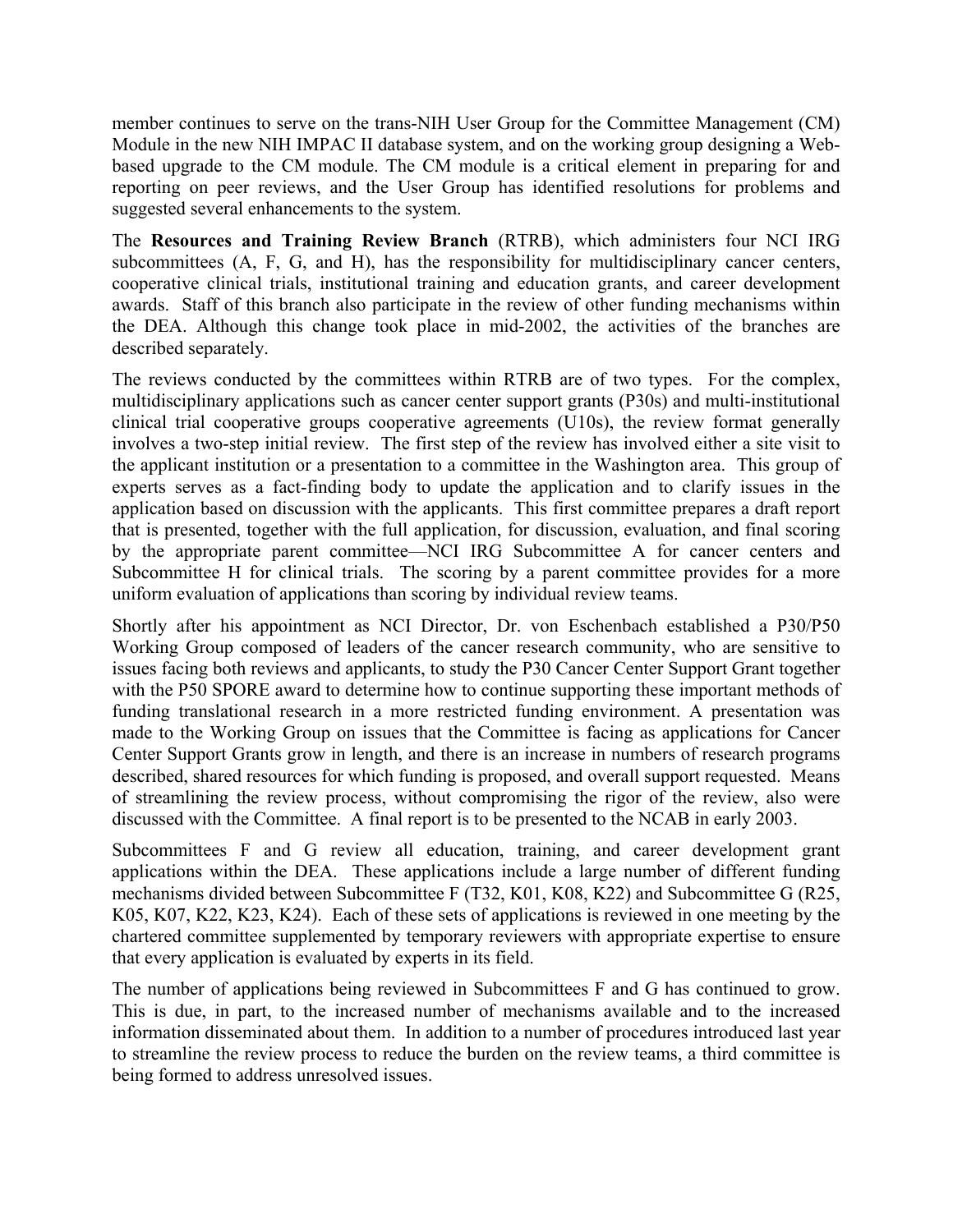member continues to serve on the trans-NIH User Group for the Committee Management (CM) Module in the new NIH IMPAC II database system, and on the working group designing a Web-based upgrade to the CM module. The CM module is a critical element in preparing for and reporting on peer reviews, and the User Group has identified resolutions for problems and suggested several enhancements to the system.

The **Resources and Training Review Branch** (RTRB), which administers four NCI IRG subcommittees (A, F, G, and H), has the responsibility for multidisciplinary cancer centers, cooperative clinical trials, institutional training and education grants, and career development awards. Staff of this branch also participate in the review of other funding mechanisms within the DEA. Although this change took place in mid-2002, the activities of the branches are described separately.

The reviews conducted by the committees within RTRB are of two types. For the complex, multidisciplinary applications such as cancer center support grants (P30s) and multi-institutional clinical trial cooperative groups cooperative agreements (U10s), the review format generally involves a two-step initial review. The first step of the review has involved either a site visit to the applicant institution or a presentation to a committee in the Washington area. This group of experts serves as a fact-finding body to update the application and to clarify issues in the application based on discussion with the applicants. This first committee prepares a draft report that is presented, together with the full application, for discussion, evaluation, and final scoring by the appropriate parent committee—NCI IRG Subcommittee A for cancer centers and Subcommittee H for clinical trials. The scoring by a parent committee provides for a more uniform evaluation of applications than scoring by individual review teams.

Shortly after his appointment as NCI Director, Dr. von Eschenbach established a P30/P50 Working Group composed of leaders of the cancer research community, who are sensitive to issues facing both reviews and applicants, to study the P30 Cancer Center Support Grant together with the P50 SPORE award to determine how to continue supporting these important methods of funding translational research in a more restricted funding environment. A presentation was made to the Working Group on issues that the Committee is facing as applications for Cancer Center Support Grants grow in length, and there is an increase in numbers of research programs described, shared resources for which funding is proposed, and overall support requested. Means of streamlining the review process, without compromising the rigor of the review, also were discussed with the Committee. A final report is to be presented to the NCAB in early 2003.

Subcommittees F and G review all education, training, and career development grant applications within the DEA. These applications include a large number of different funding mechanisms divided between Subcommittee F (T32, K01, K08, K22) and Subcommittee G (R25, K05, K07, K22, K23, K24). Each of these sets of applications is reviewed in one meeting by the chartered committee supplemented by temporary reviewers with appropriate expertise to ensure that every application is evaluated by experts in its field.

The number of applications being reviewed in Subcommittees F and G has continued to grow. This is due, in part, to the increased number of mechanisms available and to the increased information disseminated about them. In addition to a number of procedures introduced last year to streamline the review process to reduce the burden on the review teams, a third committee is being formed to address unresolved issues.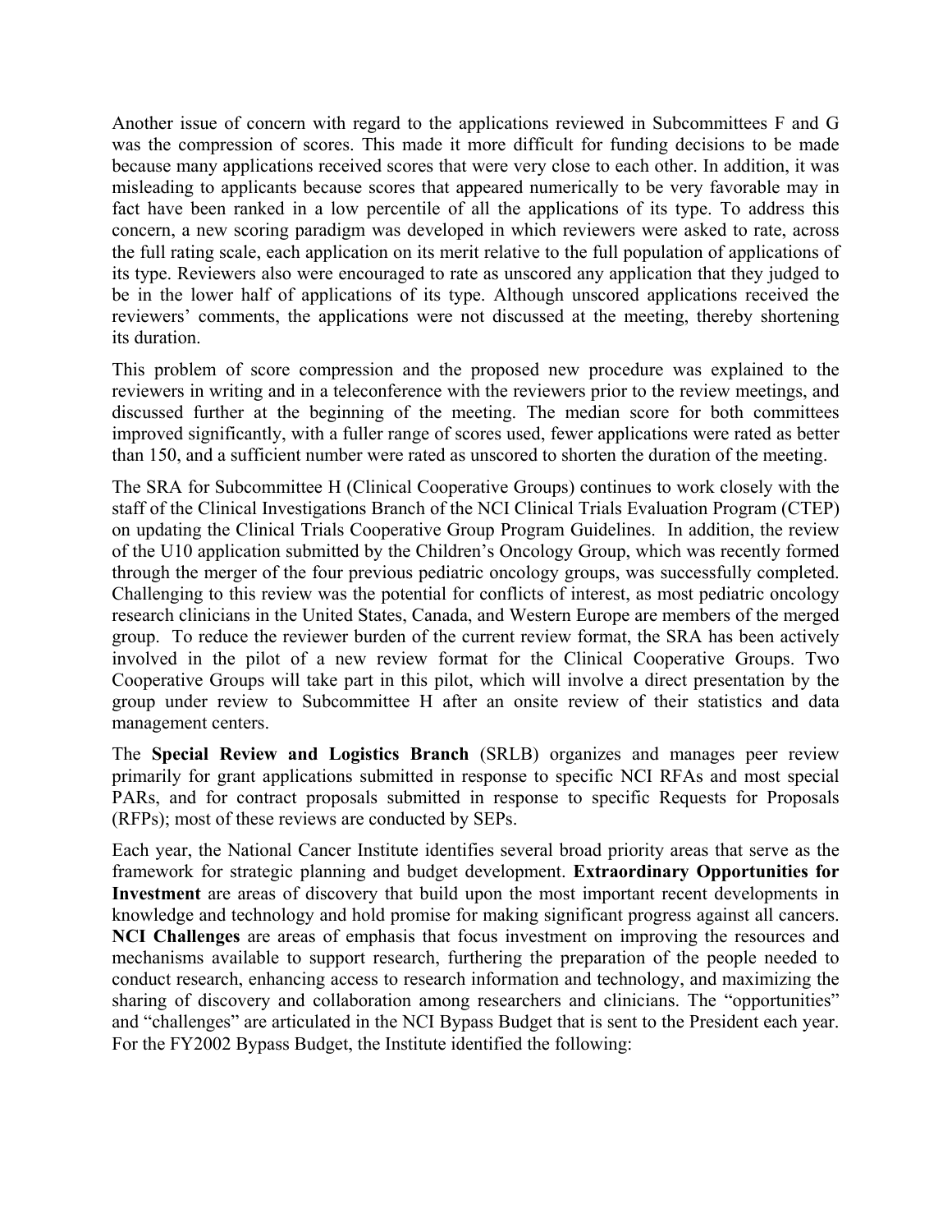Another issue of concern with regard to the applications reviewed in Subcommittees F and G was the compression of scores. This made it more difficult for funding decisions to be made because many applications received scores that were very close to each other. In addition, it was misleading to applicants because scores that appeared numerically to be very favorable may in fact have been ranked in a low percentile of all the applications of its type. To address this concern, a new scoring paradigm was developed in which reviewers were asked to rate, across the full rating scale, each application on its merit relative to the full population of applications of its type. Reviewers also were encouraged to rate as unscored any application that they judged to be in the lower half of applications of its type. Although unscored applications received the reviewers' comments, the applications were not discussed at the meeting, thereby shortening its duration.

This problem of score compression and the proposed new procedure was explained to the reviewers in writing and in a teleconference with the reviewers prior to the review meetings, and discussed further at the beginning of the meeting. The median score for both committees improved significantly, with a fuller range of scores used, fewer applications were rated as better than 150, and a sufficient number were rated as unscored to shorten the duration of the meeting.

The SRA for Subcommittee H (Clinical Cooperative Groups) continues to work closely with the staff of the Clinical Investigations Branch of the NCI Clinical Trials Evaluation Program (CTEP) on updating the Clinical Trials Cooperative Group Program Guidelines. In addition, the review of the U10 application submitted by the Children's Oncology Group, which was recently formed through the merger of the four previous pediatric oncology groups, was successfully completed. Challenging to this review was the potential for conflicts of interest, as most pediatric oncology research clinicians in the United States, Canada, and Western Europe are members of the merged group. To reduce the reviewer burden of the current review format, the SRA has been actively involved in the pilot of a new review format for the Clinical Cooperative Groups. Two Cooperative Groups will take part in this pilot, which will involve a direct presentation by the group under review to Subcommittee H after an onsite review of their statistics and data management centers.

The **Special Review and Logistics Branch** (SRLB) organizes and manages peer review primarily for grant applications submitted in response to specific NCI RFAs and most special PARs, and for contract proposals submitted in response to specific Requests for Proposals (RFPs); most of these reviews are conducted by SEPs.

Each year, the National Cancer Institute identifies several broad priority areas that serve as the framework for strategic planning and budget development. **Extraordinary Opportunities for Investment** are areas of discovery that build upon the most important recent developments in knowledge and technology and hold promise for making significant progress against all cancers. **NCI Challenges** are areas of emphasis that focus investment on improving the resources and mechanisms available to support research, furthering the preparation of the people needed to conduct research, enhancing access to research information and technology, and maximizing the sharing of discovery and collaboration among researchers and clinicians. The "opportunities" and "challenges" are articulated in the NCI Bypass Budget that is sent to the President each year. For the FY2002 Bypass Budget, the Institute identified the following: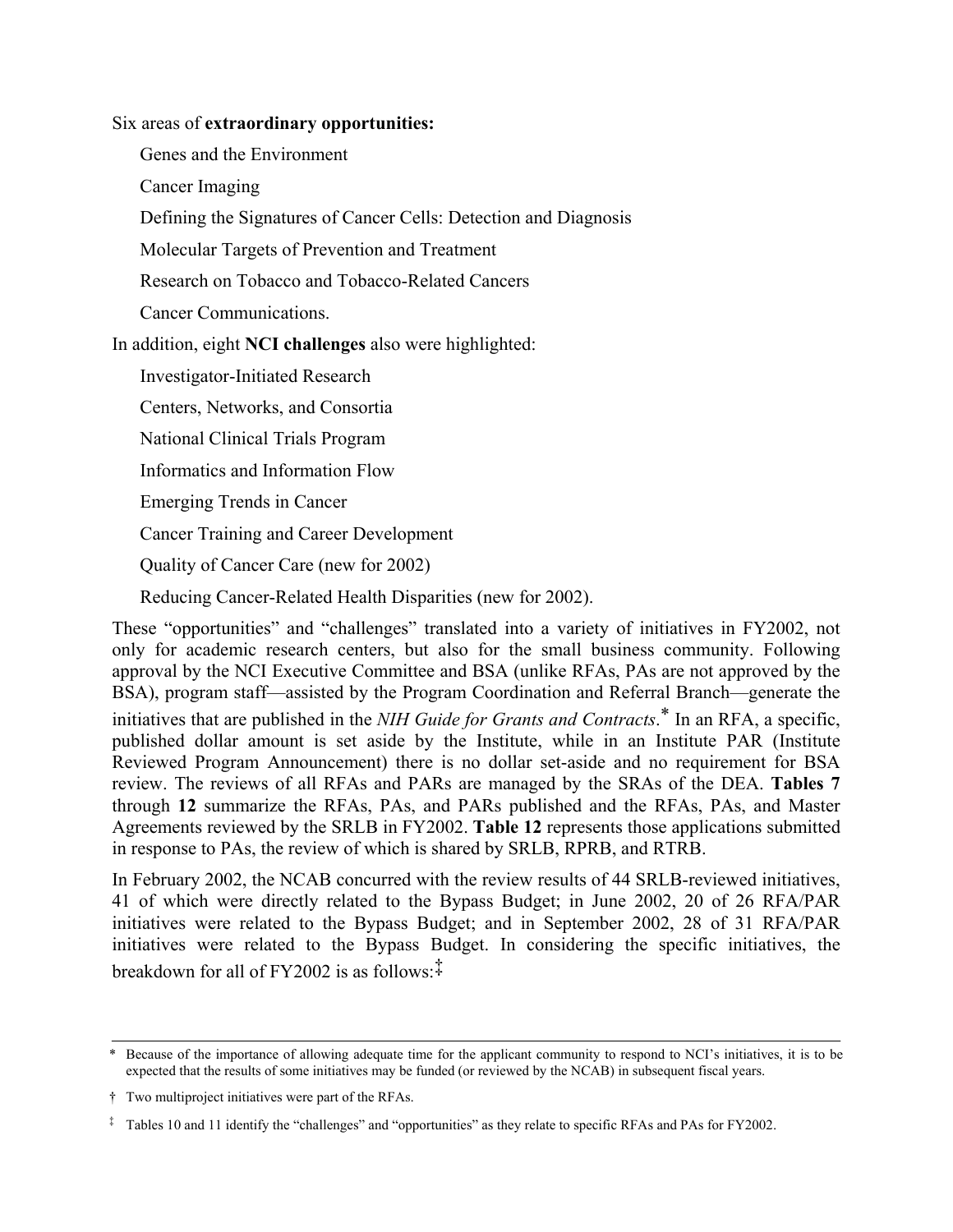Six areas of **extraordinary opportunities:**

Genes and the Environment

Cancer Imaging

Defining the Signatures of Cancer Cells: Detection and Diagnosis

Molecular Targets of Prevention and Treatment

Research on Tobacco and Tobacco-Related Cancers

Cancer Communications.

In addition, eight **NCI challenges** also were highlighted:

Investigator-Initiated Research

Centers, Networks, and Consortia

National Clinical Trials Program

Informatics and Information Flow

Emerging Trends in Cancer

Cancer Training and Career Development

Quality of Cancer Care (new for 2002)

Reducing Cancer-Related Health Disparities (new for 2002).

These "opportunities" and "challenges" translated into a variety of initiatives in FY2002, not only for academic research centers, but also for the small business community. Following approval by the NCI Executive Committee and BSA (unlike RFAs, PAs are not approved by the BSA), program staff—assisted by the Program Coordination and Referral Branch—generate the initiatives that are published in the *NIH Guide for Grants and Contracts*.* In an RFA, a specific, published dollar amount is set aside by the Institute, while in an Institute PAR (Institute Reviewed Program Announcement) there is no dollar set-aside and no requirement for BSA review. The reviews of all RFAs and PARs are managed by the SRAs of the DEA. **Tables 7** through **12** summarize the RFAs, PAs, and PARs published and the RFAs, PAs, and Master Agreements reviewed by the SRLB in FY2002. **Table 12** represents those applications submitted in response to PAs, the review of which is shared by SRLB, RPRB, and RTRB.

In February 2002, the NCAB concurred with the review results of 44 SRLB-reviewed initiatives, 41 of which were directly related to the Bypass Budget; in June 2002, 20 of 26 RFA/PAR initiatives were related to the Bypass Budget; and in September 2002, 28 of 31 RFA/PAR initiatives were related to the Bypass Budget. In considering the specific initiatives, the breakdown for all of FY2002 is as follows:‡

---

\* Because of the importance of allowing adequate time for the applicant community to respond to NCI's initiatives, it is to be expected that the results of some initiatives may be funded (or reviewed by the NCAB) in subsequent fiscal years.

† Two multiproject initiatives were part of the RFAs.

‡ Tables 10 and 11 identify the "challenges" and "opportunities" as they relate to specific RFAs and PAs for FY2002.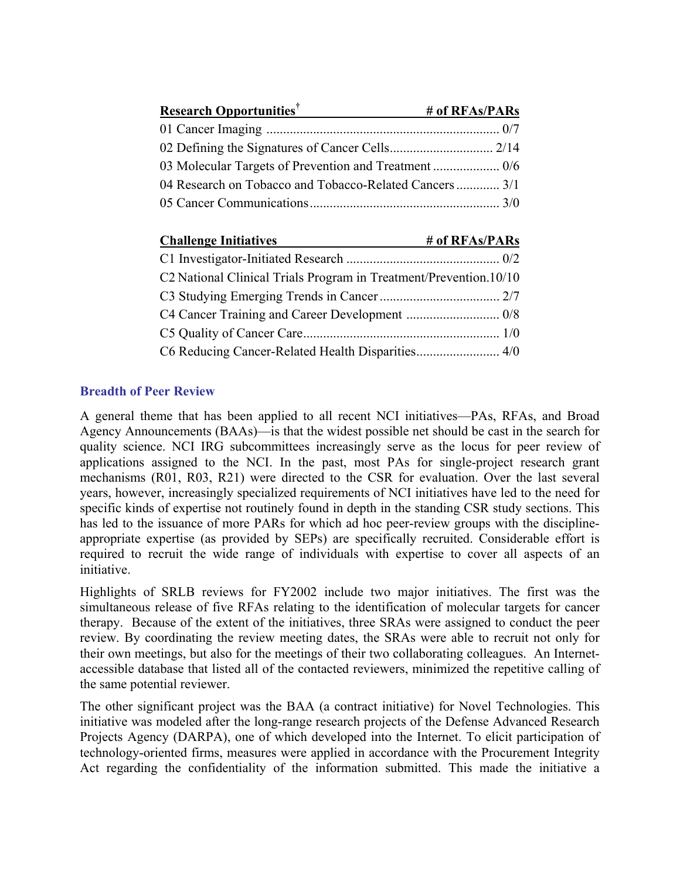| Research Opportunities[†] | # of RFAs/PARs |
|---|---|
| 01 Cancer Imaging | 0/7 |
| 02 Defining the Signatures of Cancer Cells | 2/14 |
| 03 Molecular Targets of Prevention and Treatment | 0/6 |
| 04 Research on Tobacco and Tobacco-Related Cancers | 3/1 |
| 05 Cancer Communications | 3/0 |

| Challenge Initiatives | # of RFAs/PARs |
|---|---|
| C1 Investigator-Initiated Research | 0/2 |
| C2 National Clinical Trials Program in Treatment/Prevention | 10/10 |
| C3 Studying Emerging Trends in Cancer | 2/7 |
| C4 Cancer Training and Career Development | 0/8 |
| C5 Quality of Cancer Care | 1/0 |
| C6 Reducing Cancer-Related Health Disparities | 4/0 |

### Breadth of Peer Review

A general theme that has been applied to all recent NCI initiatives—PAs, RFAs, and Broad Agency Announcements (BAAs)—is that the widest possible net should be cast in the search for quality science. NCI IRG subcommittees increasingly serve as the locus for peer review of applications assigned to the NCI. In the past, most PAs for single-project research grant mechanisms (R01, R03, R21) were directed to the CSR for evaluation. Over the last several years, however, increasingly specialized requirements of NCI initiatives have led to the need for specific kinds of expertise not routinely found in depth in the standing CSR study sections. This has led to the issuance of more PARs for which ad hoc peer-review groups with the discipline-appropriate expertise (as provided by SEPs) are specifically recruited. Considerable effort is required to recruit the wide range of individuals with expertise to cover all aspects of an initiative.

Highlights of SRLB reviews for FY2002 include two major initiatives. The first was the simultaneous release of five RFAs relating to the identification of molecular targets for cancer therapy. Because of the extent of the initiatives, three SRAs were assigned to conduct the peer review. By coordinating the review meeting dates, the SRAs were able to recruit not only for their own meetings, but also for the meetings of their two collaborating colleagues. An Internet-accessible database that listed all of the contacted reviewers, minimized the repetitive calling of the same potential reviewer.

The other significant project was the BAA (a contract initiative) for Novel Technologies. This initiative was modeled after the long-range research projects of the Defense Advanced Research Projects Agency (DARPA), one of which developed into the Internet. To elicit participation of technology-oriented firms, measures were applied in accordance with the Procurement Integrity Act regarding the confidentiality of the information submitted. This made the initiative a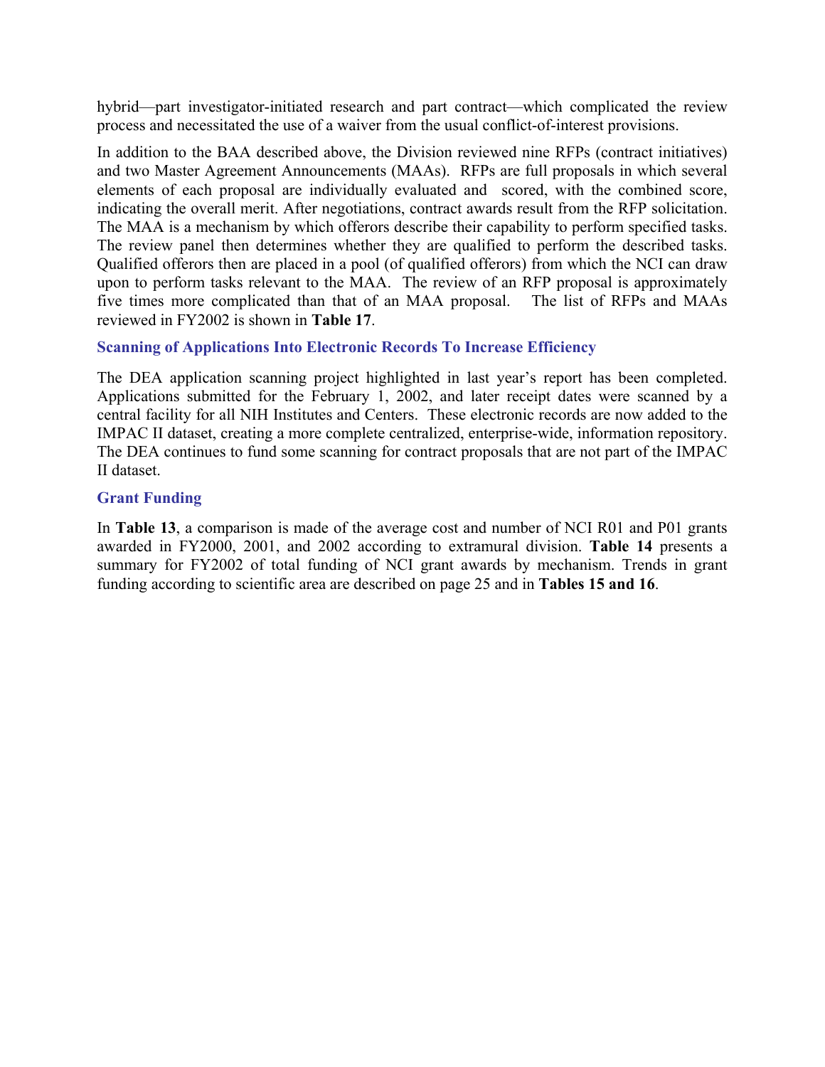hybrid—part investigator-initiated research and part contract—which complicated the review process and necessitated the use of a waiver from the usual conflict-of-interest provisions.

In addition to the BAA described above, the Division reviewed nine RFPs (contract initiatives) and two Master Agreement Announcements (MAAs). RFPs are full proposals in which several elements of each proposal are individually evaluated and scored, with the combined score, indicating the overall merit. After negotiations, contract awards result from the RFP solicitation. The MAA is a mechanism by which offerors describe their capability to perform specified tasks. The review panel then determines whether they are qualified to perform the described tasks. Qualified offerors then are placed in a pool (of qualified offerors) from which the NCI can draw upon to perform tasks relevant to the MAA. The review of an RFP proposal is approximately five times more complicated than that of an MAA proposal. The list of RFPs and MAAs reviewed in FY2002 is shown in **Table 17**.

### Scanning of Applications Into Electronic Records To Increase Efficiency

The DEA application scanning project highlighted in last year's report has been completed. Applications submitted for the February 1, 2002, and later receipt dates were scanned by a central facility for all NIH Institutes and Centers. These electronic records are now added to the IMPAC II dataset, creating a more complete centralized, enterprise-wide, information repository. The DEA continues to fund some scanning for contract proposals that are not part of the IMPAC II dataset.

### Grant Funding

In **Table 13**, a comparison is made of the average cost and number of NCI R01 and P01 grants awarded in FY2000, 2001, and 2002 according to extramural division. **Table 14** presents a summary for FY2002 of total funding of NCI grant awards by mechanism. Trends in grant funding according to scientific area are described on page 25 and in **Tables 15 and 16**.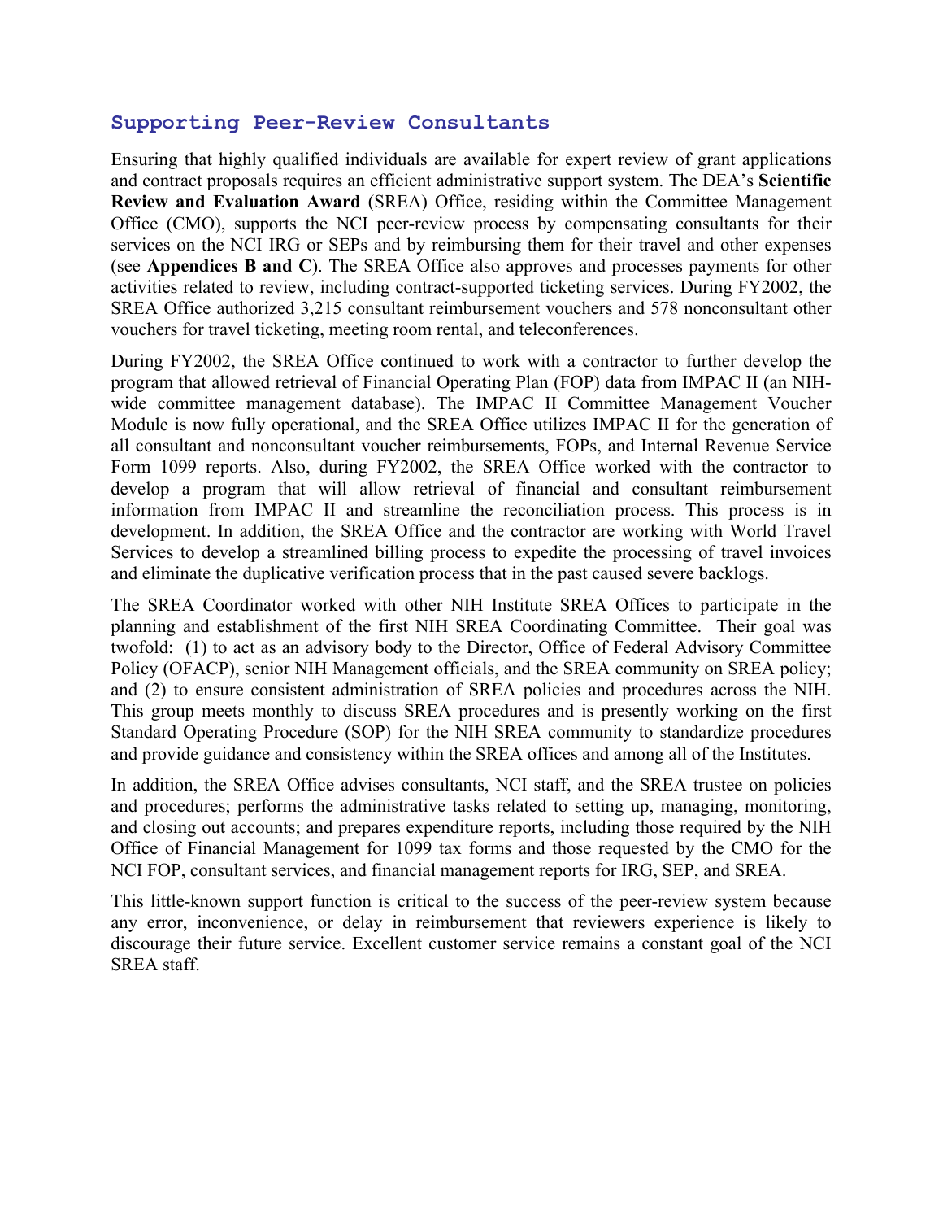## Supporting Peer-Review Consultants

Ensuring that highly qualified individuals are available for expert review of grant applications and contract proposals requires an efficient administrative support system. The DEA's **Scientific Review and Evaluation Award** (SREA) Office, residing within the Committee Management Office (CMO), supports the NCI peer-review process by compensating consultants for their services on the NCI IRG or SEPs and by reimbursing them for their travel and other expenses (see **Appendices B and C**). The SREA Office also approves and processes payments for other activities related to review, including contract-supported ticketing services. During FY2002, the SREA Office authorized 3,215 consultant reimbursement vouchers and 578 nonconsultant other vouchers for travel ticketing, meeting room rental, and teleconferences.

During FY2002, the SREA Office continued to work with a contractor to further develop the program that allowed retrieval of Financial Operating Plan (FOP) data from IMPAC II (an NIH-wide committee management database). The IMPAC II Committee Management Voucher Module is now fully operational, and the SREA Office utilizes IMPAC II for the generation of all consultant and nonconsultant voucher reimbursements, FOPs, and Internal Revenue Service Form 1099 reports. Also, during FY2002, the SREA Office worked with the contractor to develop a program that will allow retrieval of financial and consultant reimbursement information from IMPAC II and streamline the reconciliation process. This process is in development. In addition, the SREA Office and the contractor are working with World Travel Services to develop a streamlined billing process to expedite the processing of travel invoices and eliminate the duplicative verification process that in the past caused severe backlogs.

The SREA Coordinator worked with other NIH Institute SREA Offices to participate in the planning and establishment of the first NIH SREA Coordinating Committee. Their goal was twofold: (1) to act as an advisory body to the Director, Office of Federal Advisory Committee Policy (OFACP), senior NIH Management officials, and the SREA community on SREA policy; and (2) to ensure consistent administration of SREA policies and procedures across the NIH. This group meets monthly to discuss SREA procedures and is presently working on the first Standard Operating Procedure (SOP) for the NIH SREA community to standardize procedures and provide guidance and consistency within the SREA offices and among all of the Institutes.

In addition, the SREA Office advises consultants, NCI staff, and the SREA trustee on policies and procedures; performs the administrative tasks related to setting up, managing, monitoring, and closing out accounts; and prepares expenditure reports, including those required by the NIH Office of Financial Management for 1099 tax forms and those requested by the CMO for the NCI FOP, consultant services, and financial management reports for IRG, SEP, and SREA.

This little-known support function is critical to the success of the peer-review system because any error, inconvenience, or delay in reimbursement that reviewers experience is likely to discourage their future service. Excellent customer service remains a constant goal of the NCI SREA staff.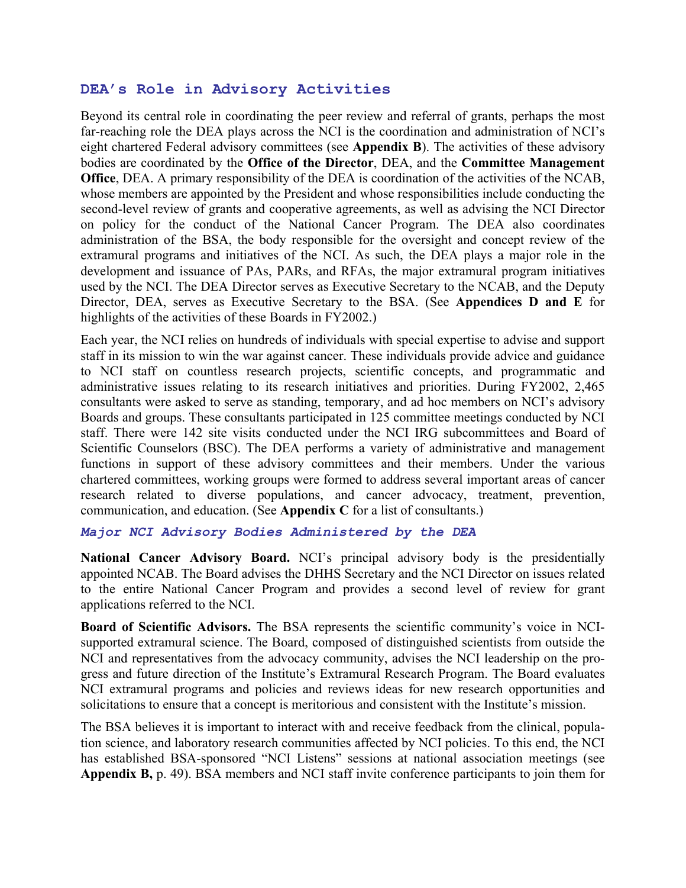## DEA's Role in Advisory Activities

Beyond its central role in coordinating the peer review and referral of grants, perhaps the most far-reaching role the DEA plays across the NCI is the coordination and administration of NCI's eight chartered Federal advisory committees (see **Appendix B**). The activities of these advisory bodies are coordinated by the **Office of the Director**, DEA, and the **Committee Management Office**, DEA. A primary responsibility of the DEA is coordination of the activities of the NCAB, whose members are appointed by the President and whose responsibilities include conducting the second-level review of grants and cooperative agreements, as well as advising the NCI Director on policy for the conduct of the National Cancer Program. The DEA also coordinates administration of the BSA, the body responsible for the oversight and concept review of the extramural programs and initiatives of the NCI. As such, the DEA plays a major role in the development and issuance of PAs, PARs, and RFAs, the major extramural program initiatives used by the NCI. The DEA Director serves as Executive Secretary to the NCAB, and the Deputy Director, DEA, serves as Executive Secretary to the BSA. (See **Appendices D and E** for highlights of the activities of these Boards in FY2002.)

Each year, the NCI relies on hundreds of individuals with special expertise to advise and support staff in its mission to win the war against cancer. These individuals provide advice and guidance to NCI staff on countless research projects, scientific concepts, and programmatic and administrative issues relating to its research initiatives and priorities. During FY2002, 2,465 consultants were asked to serve as standing, temporary, and ad hoc members on NCI's advisory Boards and groups. These consultants participated in 125 committee meetings conducted by NCI staff. There were 142 site visits conducted under the NCI IRG subcommittees and Board of Scientific Counselors (BSC). The DEA performs a variety of administrative and management functions in support of these advisory committees and their members. Under the various chartered committees, working groups were formed to address several important areas of cancer research related to diverse populations, and cancer advocacy, treatment, prevention, communication, and education. (See **Appendix C** for a list of consultants.)

### *Major NCI Advisory Bodies Administered by the DEA*

**National Cancer Advisory Board.** NCI's principal advisory body is the presidentially appointed NCAB. The Board advises the DHHS Secretary and the NCI Director on issues related to the entire National Cancer Program and provides a second level of review for grant applications referred to the NCI.

**Board of Scientific Advisors.** The BSA represents the scientific community's voice in NCI-supported extramural science. The Board, composed of distinguished scientists from outside the NCI and representatives from the advocacy community, advises the NCI leadership on the progress and future direction of the Institute's Extramural Research Program. The Board evaluates NCI extramural programs and policies and reviews ideas for new research opportunities and solicitations to ensure that a concept is meritorious and consistent with the Institute's mission.

The BSA believes it is important to interact with and receive feedback from the clinical, population science, and laboratory research communities affected by NCI policies. To this end, the NCI has established BSA-sponsored "NCI Listens" sessions at national association meetings (see **Appendix B,** p. 49). BSA members and NCI staff invite conference participants to join them for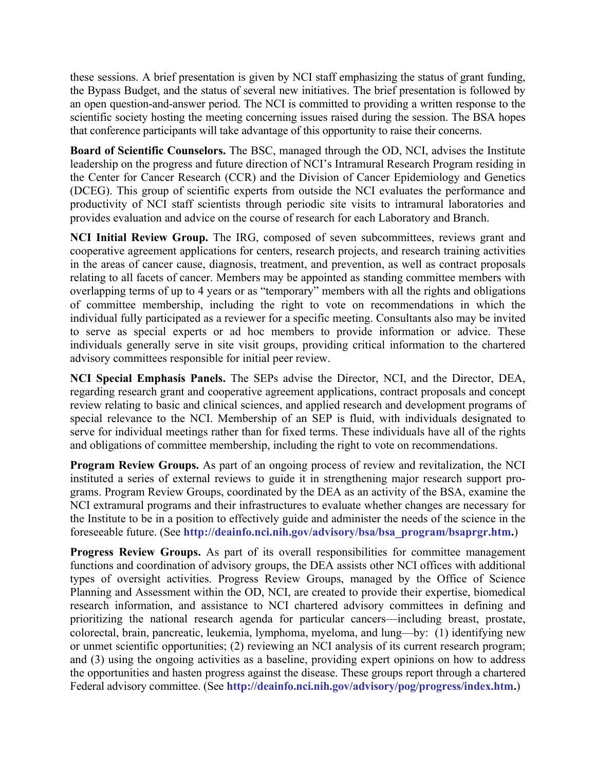these sessions. A brief presentation is given by NCI staff emphasizing the status of grant funding, the Bypass Budget, and the status of several new initiatives. The brief presentation is followed by an open question-and-answer period. The NCI is committed to providing a written response to the scientific society hosting the meeting concerning issues raised during the session. The BSA hopes that conference participants will take advantage of this opportunity to raise their concerns.

**Board of Scientific Counselors.** The BSC, managed through the OD, NCI, advises the Institute leadership on the progress and future direction of NCI's Intramural Research Program residing in the Center for Cancer Research (CCR) and the Division of Cancer Epidemiology and Genetics (DCEG). This group of scientific experts from outside the NCI evaluates the performance and productivity of NCI staff scientists through periodic site visits to intramural laboratories and provides evaluation and advice on the course of research for each Laboratory and Branch.

**NCI Initial Review Group.** The IRG, composed of seven subcommittees, reviews grant and cooperative agreement applications for centers, research projects, and research training activities in the areas of cancer cause, diagnosis, treatment, and prevention, as well as contract proposals relating to all facets of cancer. Members may be appointed as standing committee members with overlapping terms of up to 4 years or as "temporary" members with all the rights and obligations of committee membership, including the right to vote on recommendations in which the individual fully participated as a reviewer for a specific meeting. Consultants also may be invited to serve as special experts or ad hoc members to provide information or advice. These individuals generally serve in site visit groups, providing critical information to the chartered advisory committees responsible for initial peer review.

**NCI Special Emphasis Panels.** The SEPs advise the Director, NCI, and the Director, DEA, regarding research grant and cooperative agreement applications, contract proposals and concept review relating to basic and clinical sciences, and applied research and development programs of special relevance to the NCI. Membership of an SEP is fluid, with individuals designated to serve for individual meetings rather than for fixed terms. These individuals have all of the rights and obligations of committee membership, including the right to vote on recommendations.

**Program Review Groups.** As part of an ongoing process of review and revitalization, the NCI instituted a series of external reviews to guide it in strengthening major research support programs. Program Review Groups, coordinated by the DEA as an activity of the BSA, examine the NCI extramural programs and their infrastructures to evaluate whether changes are necessary for the Institute to be in a position to effectively guide and administer the needs of the science in the foreseeable future. (See **http://deainfo.nci.nih.gov/advisory/bsa/bsa_program/bsaprgr.htm.**)

**Progress Review Groups.** As part of its overall responsibilities for committee management functions and coordination of advisory groups, the DEA assists other NCI offices with additional types of oversight activities. Progress Review Groups, managed by the Office of Science Planning and Assessment within the OD, NCI, are created to provide their expertise, biomedical research information, and assistance to NCI chartered advisory committees in defining and prioritizing the national research agenda for particular cancers—including breast, prostate, colorectal, brain, pancreatic, leukemia, lymphoma, myeloma, and lung—by: (1) identifying new or unmet scientific opportunities; (2) reviewing an NCI analysis of its current research program; and (3) using the ongoing activities as a baseline, providing expert opinions on how to address the opportunities and hasten progress against the disease. These groups report through a chartered Federal advisory committee. (See **http://deainfo.nci.nih.gov/advisory/pog/progress/index.htm.**)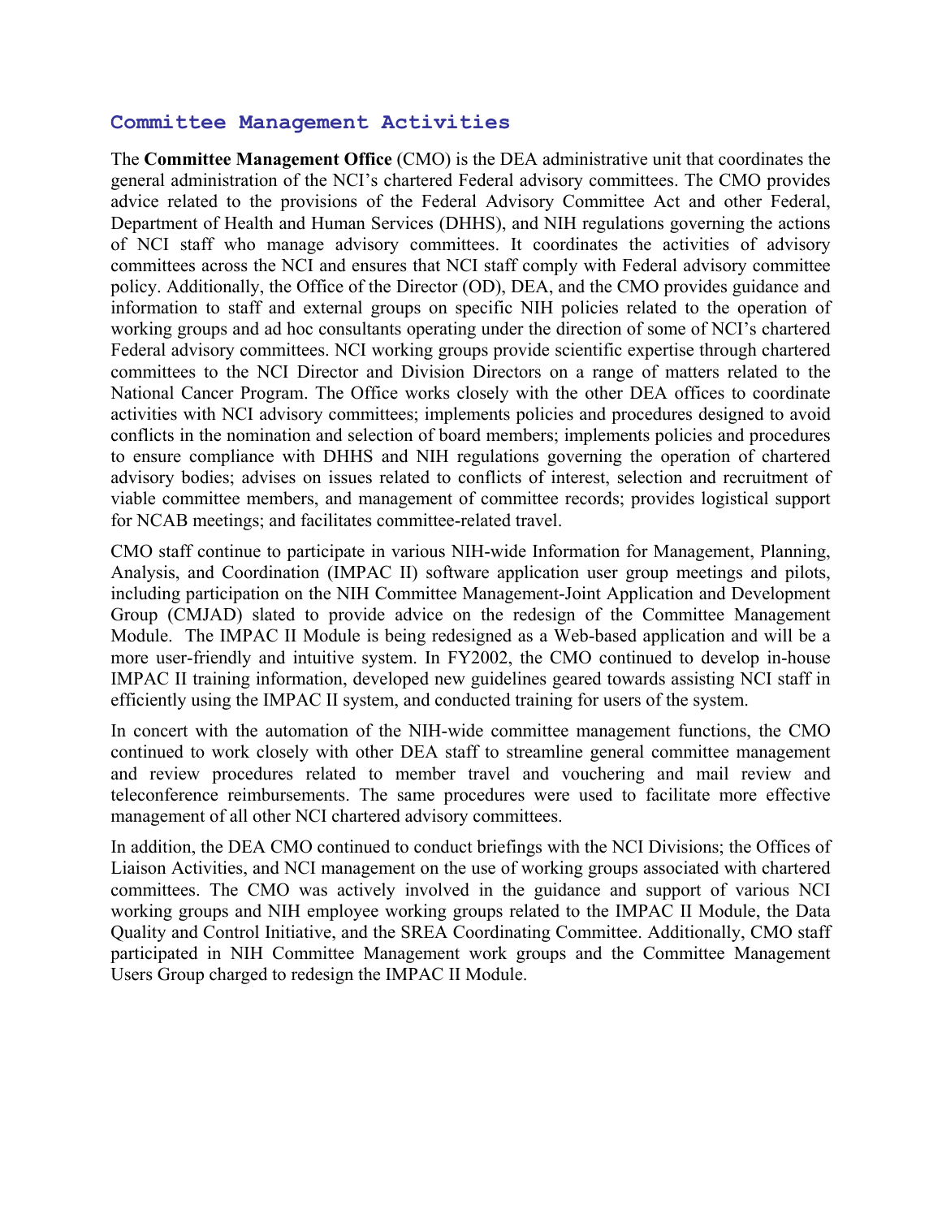## Committee Management Activities

The **Committee Management Office** (CMO) is the DEA administrative unit that coordinates the general administration of the NCI's chartered Federal advisory committees. The CMO provides advice related to the provisions of the Federal Advisory Committee Act and other Federal, Department of Health and Human Services (DHHS), and NIH regulations governing the actions of NCI staff who manage advisory committees. It coordinates the activities of advisory committees across the NCI and ensures that NCI staff comply with Federal advisory committee policy. Additionally, the Office of the Director (OD), DEA, and the CMO provides guidance and information to staff and external groups on specific NIH policies related to the operation of working groups and ad hoc consultants operating under the direction of some of NCI's chartered Federal advisory committees. NCI working groups provide scientific expertise through chartered committees to the NCI Director and Division Directors on a range of matters related to the National Cancer Program. The Office works closely with the other DEA offices to coordinate activities with NCI advisory committees; implements policies and procedures designed to avoid conflicts in the nomination and selection of board members; implements policies and procedures to ensure compliance with DHHS and NIH regulations governing the operation of chartered advisory bodies; advises on issues related to conflicts of interest, selection and recruitment of viable committee members, and management of committee records; provides logistical support for NCAB meetings; and facilitates committee-related travel.

CMO staff continue to participate in various NIH-wide Information for Management, Planning, Analysis, and Coordination (IMPAC II) software application user group meetings and pilots, including participation on the NIH Committee Management-Joint Application and Development Group (CMJAD) slated to provide advice on the redesign of the Committee Management Module. The IMPAC II Module is being redesigned as a Web-based application and will be a more user-friendly and intuitive system. In FY2002, the CMO continued to develop in-house IMPAC II training information, developed new guidelines geared towards assisting NCI staff in efficiently using the IMPAC II system, and conducted training for users of the system.

In concert with the automation of the NIH-wide committee management functions, the CMO continued to work closely with other DEA staff to streamline general committee management and review procedures related to member travel and vouchering and mail review and teleconference reimbursements. The same procedures were used to facilitate more effective management of all other NCI chartered advisory committees.

In addition, the DEA CMO continued to conduct briefings with the NCI Divisions; the Offices of Liaison Activities, and NCI management on the use of working groups associated with chartered committees. The CMO was actively involved in the guidance and support of various NCI working groups and NIH employee working groups related to the IMPAC II Module, the Data Quality and Control Initiative, and the SREA Coordinating Committee. Additionally, CMO staff participated in NIH Committee Management work groups and the Committee Management Users Group charged to redesign the IMPAC II Module.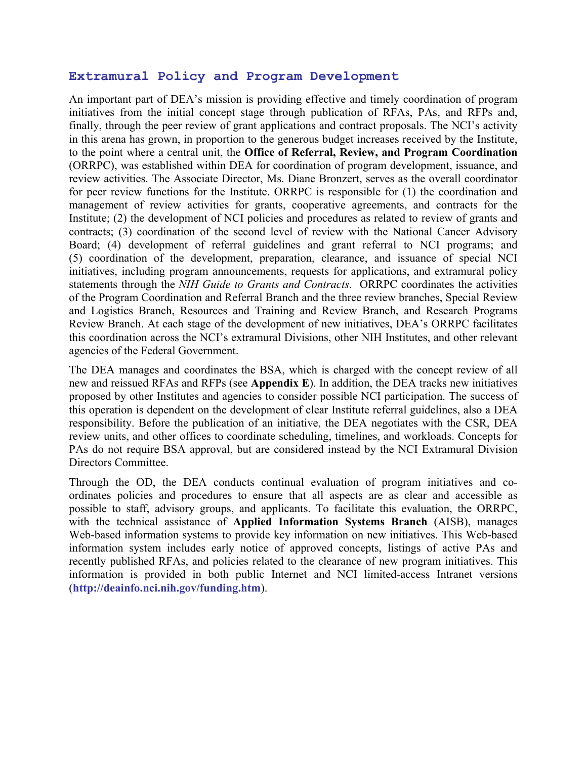## Extramural Policy and Program Development

An important part of DEA's mission is providing effective and timely coordination of program initiatives from the initial concept stage through publication of RFAs, PAs, and RFPs and, finally, through the peer review of grant applications and contract proposals. The NCI's activity in this arena has grown, in proportion to the generous budget increases received by the Institute, to the point where a central unit, the **Office of Referral, Review, and Program Coordination** (ORRPC), was established within DEA for coordination of program development, issuance, and review activities. The Associate Director, Ms. Diane Bronzert, serves as the overall coordinator for peer review functions for the Institute. ORRPC is responsible for (1) the coordination and management of review activities for grants, cooperative agreements, and contracts for the Institute; (2) the development of NCI policies and procedures as related to review of grants and contracts; (3) coordination of the second level of review with the National Cancer Advisory Board; (4) development of referral guidelines and grant referral to NCI programs; and (5) coordination of the development, preparation, clearance, and issuance of special NCI initiatives, including program announcements, requests for applications, and extramural policy statements through the *NIH Guide to Grants and Contracts*. ORRPC coordinates the activities of the Program Coordination and Referral Branch and the three review branches, Special Review and Logistics Branch, Resources and Training and Review Branch, and Research Programs Review Branch. At each stage of the development of new initiatives, DEA's ORRPC facilitates this coordination across the NCI's extramural Divisions, other NIH Institutes, and other relevant agencies of the Federal Government.

The DEA manages and coordinates the BSA, which is charged with the concept review of all new and reissued RFAs and RFPs (see **Appendix E**). In addition, the DEA tracks new initiatives proposed by other Institutes and agencies to consider possible NCI participation. The success of this operation is dependent on the development of clear Institute referral guidelines, also a DEA responsibility. Before the publication of an initiative, the DEA negotiates with the CSR, DEA review units, and other offices to coordinate scheduling, timelines, and workloads. Concepts for PAs do not require BSA approval, but are considered instead by the NCI Extramural Division Directors Committee.

Through the OD, the DEA conducts continual evaluation of program initiatives and co-ordinates policies and procedures to ensure that all aspects are as clear and accessible as possible to staff, advisory groups, and applicants. To facilitate this evaluation, the ORRPC, with the technical assistance of **Applied Information Systems Branch** (AISB), manages Web-based information systems to provide key information on new initiatives. This Web-based information system includes early notice of approved concepts, listings of active PAs and recently published RFAs, and policies related to the clearance of new program initiatives. This information is provided in both public Internet and NCI limited-access Intranet versions (**http://deainfo.nci.nih.gov/funding.htm**).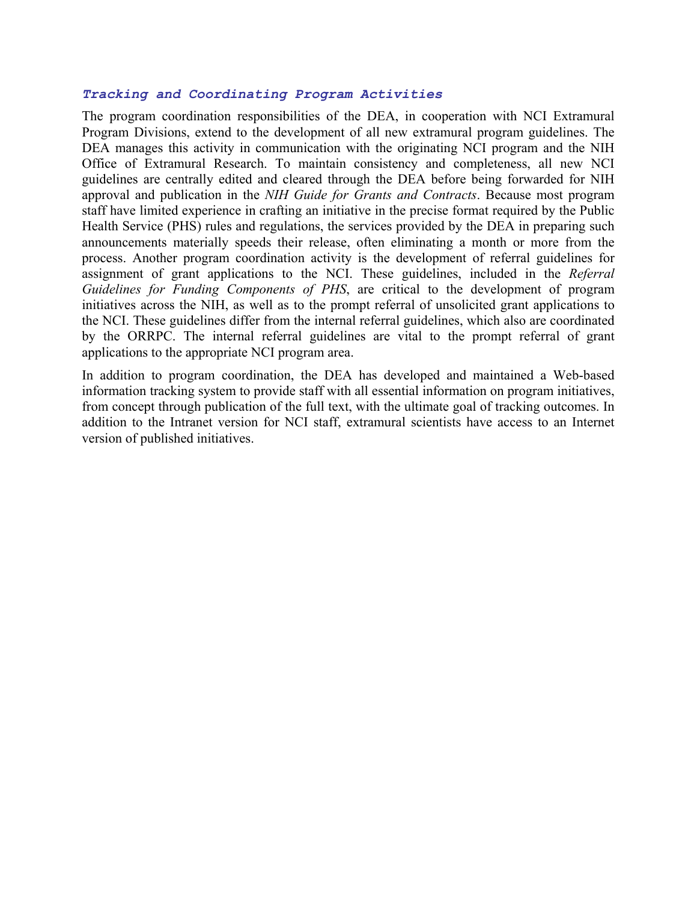### *Tracking and Coordinating Program Activities*

The program coordination responsibilities of the DEA, in cooperation with NCI Extramural Program Divisions, extend to the development of all new extramural program guidelines. The DEA manages this activity in communication with the originating NCI program and the NIH Office of Extramural Research. To maintain consistency and completeness, all new NCI guidelines are centrally edited and cleared through the DEA before being forwarded for NIH approval and publication in the *NIH Guide for Grants and Contracts*. Because most program staff have limited experience in crafting an initiative in the precise format required by the Public Health Service (PHS) rules and regulations, the services provided by the DEA in preparing such announcements materially speeds their release, often eliminating a month or more from the process. Another program coordination activity is the development of referral guidelines for assignment of grant applications to the NCI. These guidelines, included in the *Referral Guidelines for Funding Components of PHS*, are critical to the development of program initiatives across the NIH, as well as to the prompt referral of unsolicited grant applications to the NCI. These guidelines differ from the internal referral guidelines, which also are coordinated by the ORRPC. The internal referral guidelines are vital to the prompt referral of grant applications to the appropriate NCI program area.

In addition to program coordination, the DEA has developed and maintained a Web-based information tracking system to provide staff with all essential information on program initiatives, from concept through publication of the full text, with the ultimate goal of tracking outcomes. In addition to the Intranet version for NCI staff, extramural scientists have access to an Internet version of published initiatives.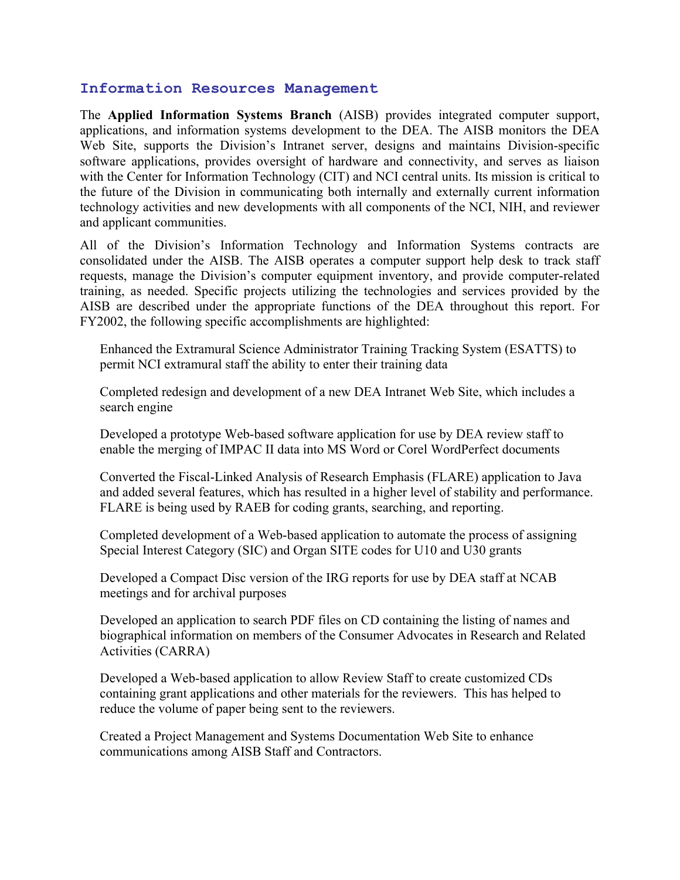## Information Resources Management

The **Applied Information Systems Branch** (AISB) provides integrated computer support, applications, and information systems development to the DEA. The AISB monitors the DEA Web Site, supports the Division's Intranet server, designs and maintains Division-specific software applications, provides oversight of hardware and connectivity, and serves as liaison with the Center for Information Technology (CIT) and NCI central units. Its mission is critical to the future of the Division in communicating both internally and externally current information technology activities and new developments with all components of the NCI, NIH, and reviewer and applicant communities.

All of the Division's Information Technology and Information Systems contracts are consolidated under the AISB. The AISB operates a computer support help desk to track staff requests, manage the Division's computer equipment inventory, and provide computer-related training, as needed. Specific projects utilizing the technologies and services provided by the AISB are described under the appropriate functions of the DEA throughout this report. For FY2002, the following specific accomplishments are highlighted:

Enhanced the Extramural Science Administrator Training Tracking System (ESATTS) to permit NCI extramural staff the ability to enter their training data

Completed redesign and development of a new DEA Intranet Web Site, which includes a search engine

Developed a prototype Web-based software application for use by DEA review staff to enable the merging of IMPAC II data into MS Word or Corel WordPerfect documents

Converted the Fiscal-Linked Analysis of Research Emphasis (FLARE) application to Java and added several features, which has resulted in a higher level of stability and performance. FLARE is being used by RAEB for coding grants, searching, and reporting.

Completed development of a Web-based application to automate the process of assigning Special Interest Category (SIC) and Organ SITE codes for U10 and U30 grants

Developed a Compact Disc version of the IRG reports for use by DEA staff at NCAB meetings and for archival purposes

Developed an application to search PDF files on CD containing the listing of names and biographical information on members of the Consumer Advocates in Research and Related Activities (CARRA)

Developed a Web-based application to allow Review Staff to create customized CDs containing grant applications and other materials for the reviewers. This has helped to reduce the volume of paper being sent to the reviewers.

Created a Project Management and Systems Documentation Web Site to enhance communications among AISB Staff and Contractors.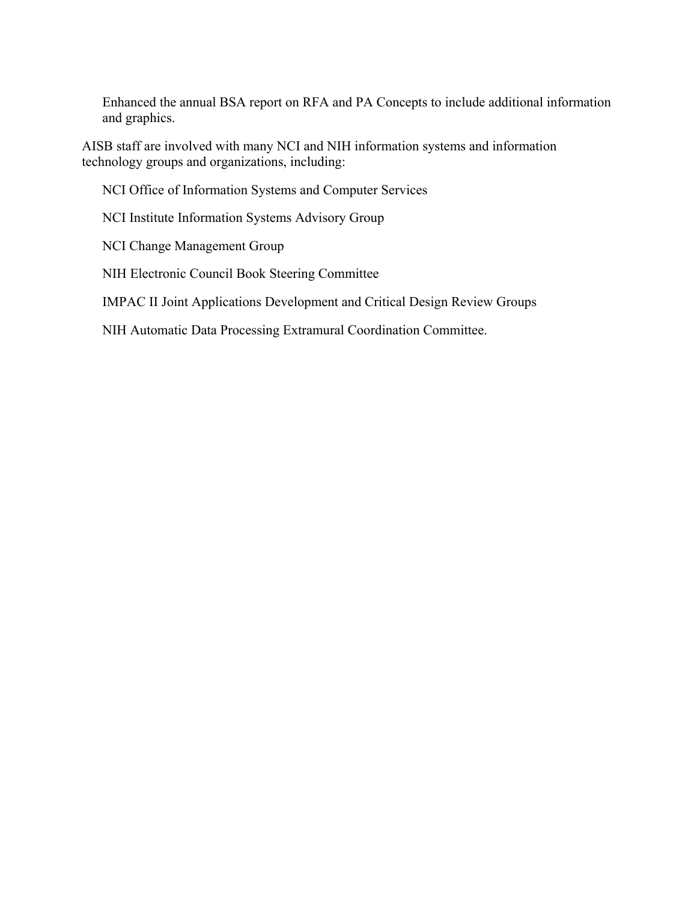- Enhanced the annual BSA report on RFA and PA Concepts to include additional information and graphics.

AISB staff are involved with many NCI and NIH information systems and information technology groups and organizations, including:

- NCI Office of Information Systems and Computer Services
- NCI Institute Information Systems Advisory Group
- NCI Change Management Group
- NIH Electronic Council Book Steering Committee
- IMPAC II Joint Applications Development and Critical Design Review Groups
- NIH Automatic Data Processing Extramural Coordination Committee.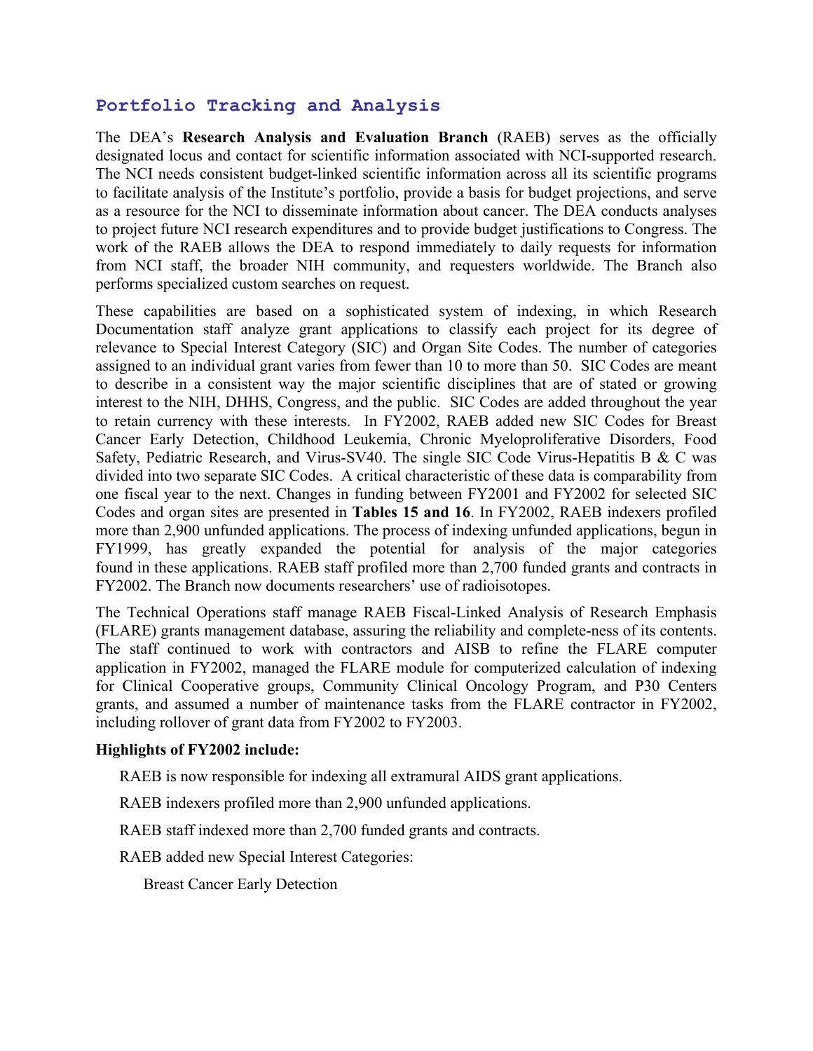## Portfolio Tracking and Analysis

The DEA's **Research Analysis and Evaluation Branch** (RAEB) serves as the officially designated locus and contact for scientific information associated with NCI-supported research. The NCI needs consistent budget-linked scientific information across all its scientific programs to facilitate analysis of the Institute's portfolio, provide a basis for budget projections, and serve as a resource for the NCI to disseminate information about cancer. The DEA conducts analyses to project future NCI research expenditures and to provide budget justifications to Congress. The work of the RAEB allows the DEA to respond immediately to daily requests for information from NCI staff, the broader NIH community, and requesters worldwide. The Branch also performs specialized custom searches on request.

These capabilities are based on a sophisticated system of indexing, in which Research Documentation staff analyze grant applications to classify each project for its degree of relevance to Special Interest Category (SIC) and Organ Site Codes. The number of categories assigned to an individual grant varies from fewer than 10 to more than 50. SIC Codes are meant to describe in a consistent way the major scientific disciplines that are of stated or growing interest to the NIH, DHHS, Congress, and the public. SIC Codes are added throughout the year to retain currency with these interests. In FY2002, RAEB added new SIC Codes for Breast Cancer Early Detection, Childhood Leukemia, Chronic Myeloproliferative Disorders, Food Safety, Pediatric Research, and Virus-SV40. The single SIC Code Virus-Hepatitis B & C was divided into two separate SIC Codes. A critical characteristic of these data is comparability from one fiscal year to the next. Changes in funding between FY2001 and FY2002 for selected SIC Codes and organ sites are presented in **Tables 15 and 16**. In FY2002, RAEB indexers profiled more than 2,900 unfunded applications. The process of indexing unfunded applications, begun in FY1999, has greatly expanded the potential for analysis of the major categories found in these applications. RAEB staff profiled more than 2,700 funded grants and contracts in FY2002. The Branch now documents researchers' use of radioisotopes.

The Technical Operations staff manage RAEB Fiscal-Linked Analysis of Research Emphasis (FLARE) grants management database, assuring the reliability and complete-ness of its contents. The staff continued to work with contractors and AISB to refine the FLARE computer application in FY2002, managed the FLARE module for computerized calculation of indexing for Clinical Cooperative groups, Community Clinical Oncology Program, and P30 Centers grants, and assumed a number of maintenance tasks from the FLARE contractor in FY2002, including rollover of grant data from FY2002 to FY2003.

**Highlights of FY2002 include:**

- RAEB is now responsible for indexing all extramural AIDS grant applications.
- RAEB indexers profiled more than 2,900 unfunded applications.
- RAEB staff indexed more than 2,700 funded grants and contracts.
- RAEB added new Special Interest Categories:
  - Breast Cancer Early Detection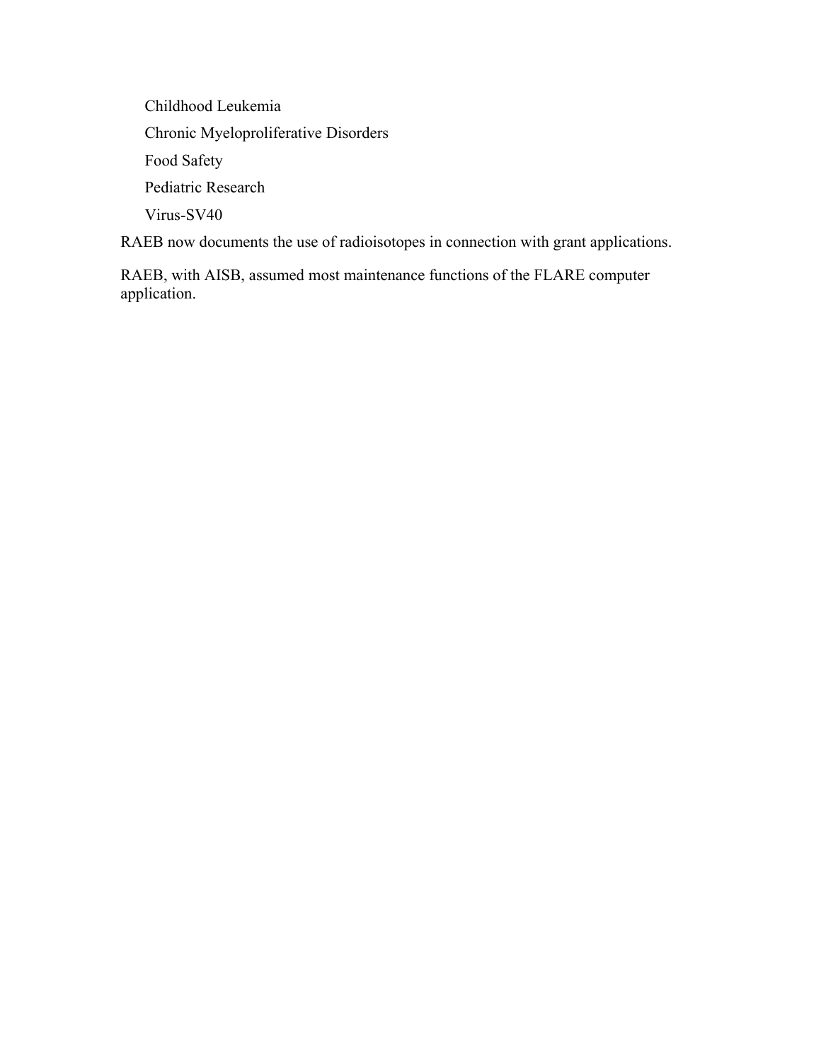- Childhood Leukemia
- Chronic Myeloproliferative Disorders
- Food Safety
- Pediatric Research
- Virus-SV40

RAEB now documents the use of radioisotopes in connection with grant applications.

RAEB, with AISB, assumed most maintenance functions of the FLARE computer application.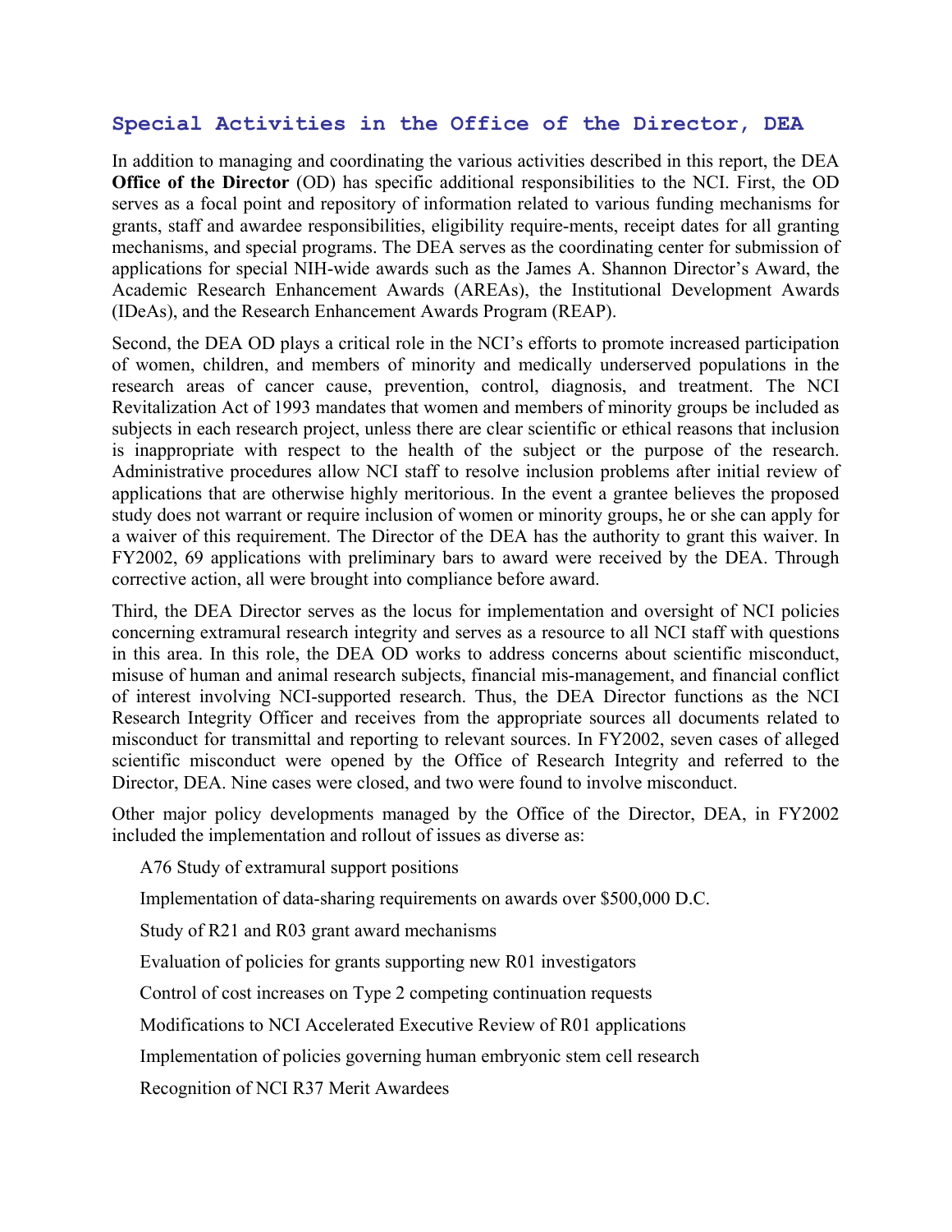## Special Activities in the Office of the Director, DEA

In addition to managing and coordinating the various activities described in this report, the DEA **Office of the Director** (OD) has specific additional responsibilities to the NCI. First, the OD serves as a focal point and repository of information related to various funding mechanisms for grants, staff and awardee responsibilities, eligibility require-ments, receipt dates for all granting mechanisms, and special programs. The DEA serves as the coordinating center for submission of applications for special NIH-wide awards such as the James A. Shannon Director's Award, the Academic Research Enhancement Awards (AREAs), the Institutional Development Awards (IDeAs), and the Research Enhancement Awards Program (REAP).

Second, the DEA OD plays a critical role in the NCI's efforts to promote increased participation of women, children, and members of minority and medically underserved populations in the research areas of cancer cause, prevention, control, diagnosis, and treatment. The NCI Revitalization Act of 1993 mandates that women and members of minority groups be included as subjects in each research project, unless there are clear scientific or ethical reasons that inclusion is inappropriate with respect to the health of the subject or the purpose of the research. Administrative procedures allow NCI staff to resolve inclusion problems after initial review of applications that are otherwise highly meritorious. In the event a grantee believes the proposed study does not warrant or require inclusion of women or minority groups, he or she can apply for a waiver of this requirement. The Director of the DEA has the authority to grant this waiver. In FY2002, 69 applications with preliminary bars to award were received by the DEA. Through corrective action, all were brought into compliance before award.

Third, the DEA Director serves as the locus for implementation and oversight of NCI policies concerning extramural research integrity and serves as a resource to all NCI staff with questions in this area. In this role, the DEA OD works to address concerns about scientific misconduct, misuse of human and animal research subjects, financial mis-management, and financial conflict of interest involving NCI-supported research. Thus, the DEA Director functions as the NCI Research Integrity Officer and receives from the appropriate sources all documents related to misconduct for transmittal and reporting to relevant sources. In FY2002, seven cases of alleged scientific misconduct were opened by the Office of Research Integrity and referred to the Director, DEA. Nine cases were closed, and two were found to involve misconduct.

Other major policy developments managed by the Office of the Director, DEA, in FY2002 included the implementation and rollout of issues as diverse as:

- A76 Study of extramural support positions
- Implementation of data-sharing requirements on awards over $500,000 D.C.
- Study of R21 and R03 grant award mechanisms
- Evaluation of policies for grants supporting new R01 investigators
- Control of cost increases on Type 2 competing continuation requests
- Modifications to NCI Accelerated Executive Review of R01 applications
- Implementation of policies governing human embryonic stem cell research
- Recognition of NCI R37 Merit Awardees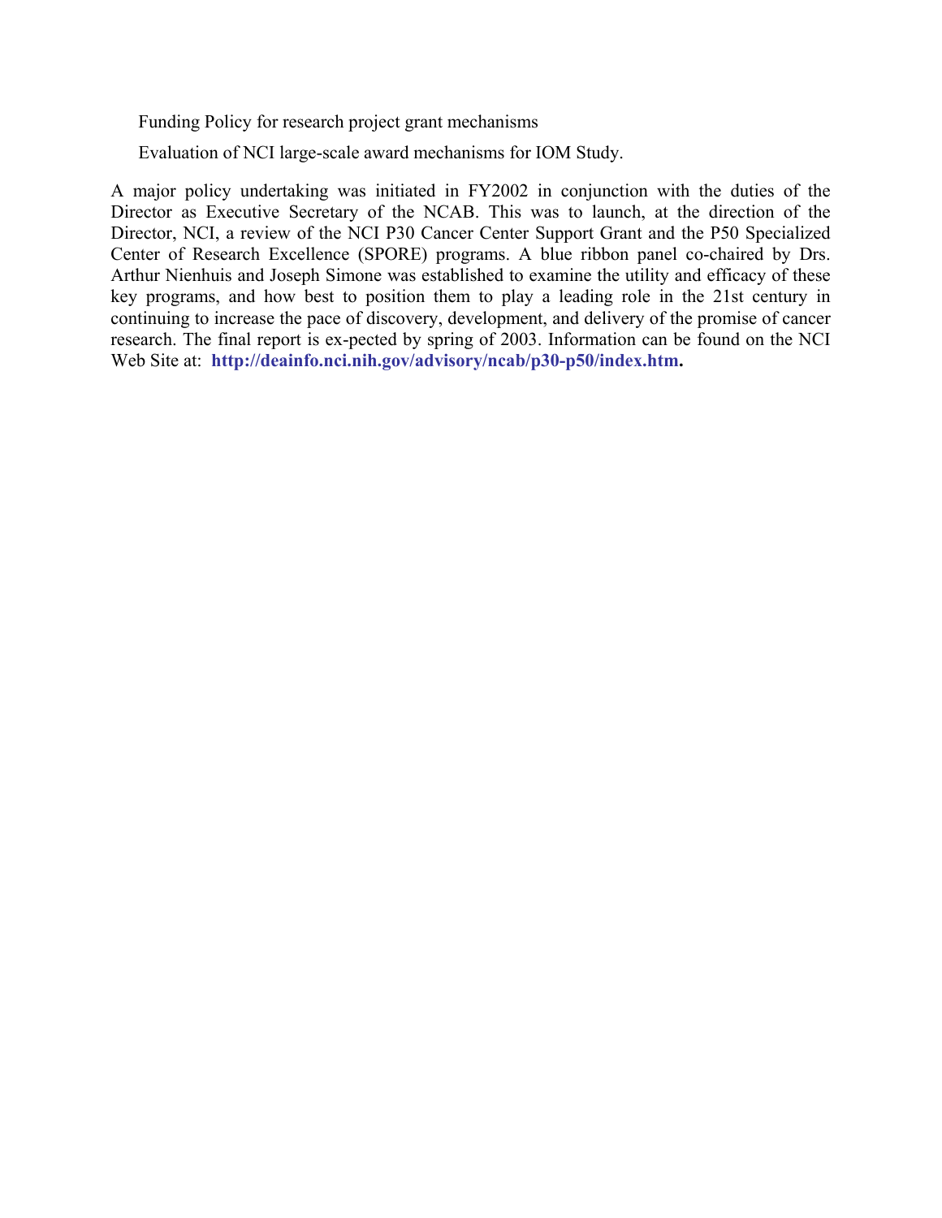Funding Policy for research project grant mechanisms

Evaluation of NCI large-scale award mechanisms for IOM Study.

A major policy undertaking was initiated in FY2002 in conjunction with the duties of the Director as Executive Secretary of the NCAB. This was to launch, at the direction of the Director, NCI, a review of the NCI P30 Cancer Center Support Grant and the P50 Specialized Center of Research Excellence (SPORE) programs. A blue ribbon panel co-chaired by Drs. Arthur Nienhuis and Joseph Simone was established to examine the utility and efficacy of these key programs, and how best to position them to play a leading role in the 21st century in continuing to increase the pace of discovery, development, and delivery of the promise of cancer research. The final report is ex-pected by spring of 2003. Information can be found on the NCI Web Site at: **http://deainfo.nci.nih.gov/advisory/ncab/p30-p50/index.htm.**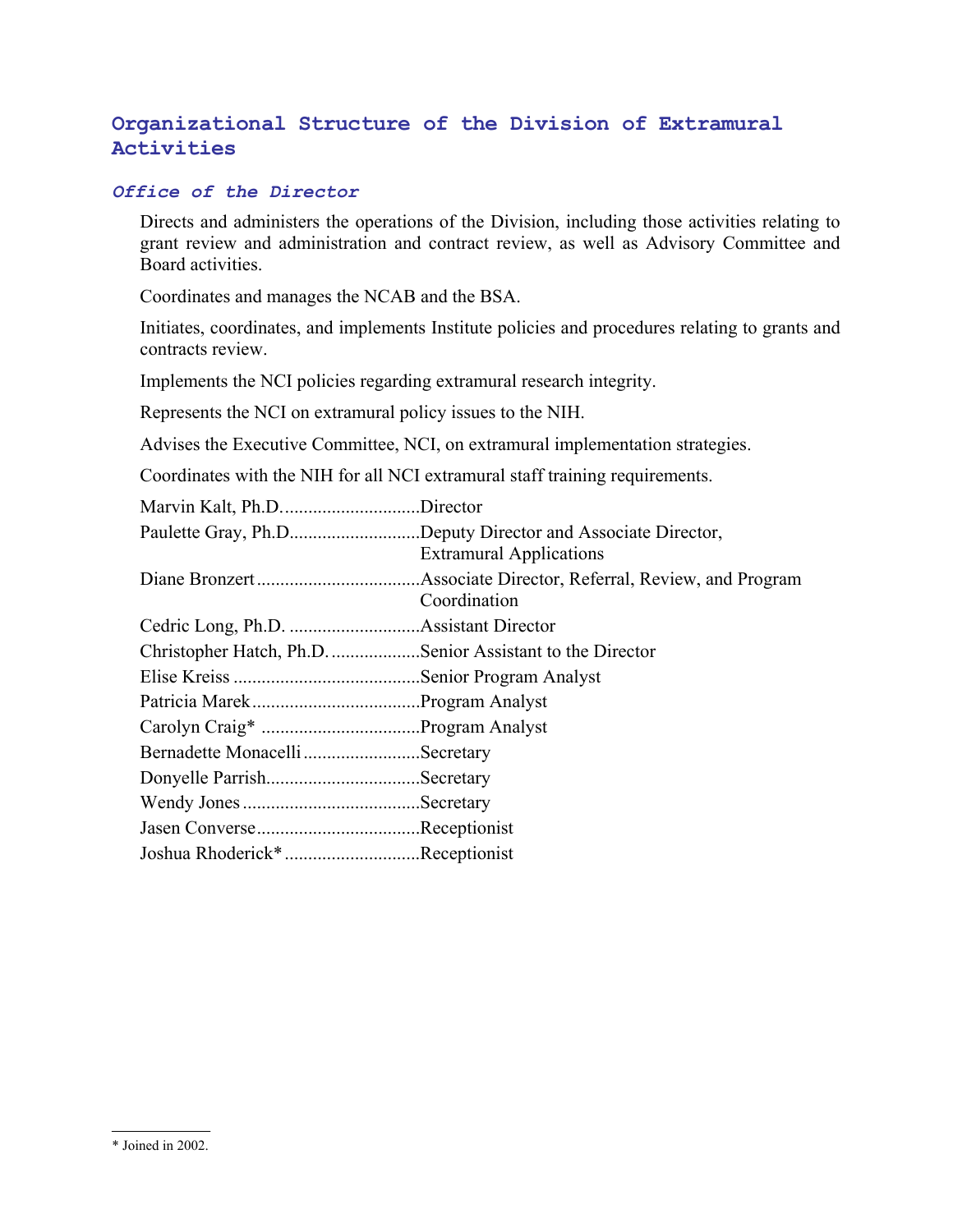## Organizational Structure of the Division of Extramural Activities

### *Office of the Director*

Directs and administers the operations of the Division, including those activities relating to grant review and administration and contract review, as well as Advisory Committee and Board activities.

Coordinates and manages the NCAB and the BSA.

Initiates, coordinates, and implements Institute policies and procedures relating to grants and contracts review.

Implements the NCI policies regarding extramural research integrity.

Represents the NCI on extramural policy issues to the NIH.

Advises the Executive Committee, NCI, on extramural implementation strategies.

Coordinates with the NIH for all NCI extramural staff training requirements.

Marvin Kalt, Ph.D. .............................Director
Paulette Gray, Ph.D. ...........................Deputy Director and Associate Director, Extramural Applications
Diane Bronzert ..................................Associate Director, Referral, Review, and Program Coordination
Cedric Long, Ph.D. ............................Assistant Director
Christopher Hatch, Ph.D. ...................Senior Assistant to the Director
Elise Kreiss ........................................Senior Program Analyst
Patricia Marek ....................................Program Analyst
Carolyn Craig* ..................................Program Analyst
Bernadette Monacelli .........................Secretary
Donyelle Parrish .................................Secretary
Wendy Jones ......................................Secretary
Jasen Converse ...................................Receptionist
Joshua Rhoderick* .............................Receptionist

* Joined in 2002.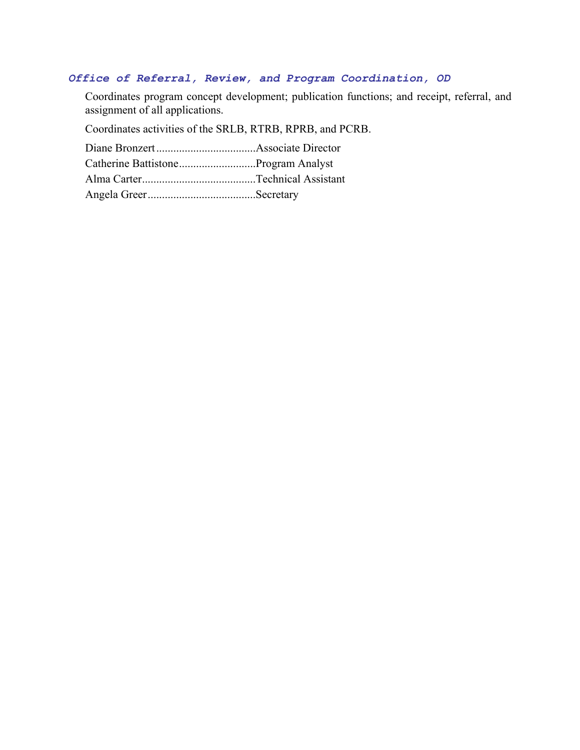### *Office of Referral, Review, and Program Coordination, OD*

Coordinates program concept development; publication functions; and receipt, referral, and assignment of all applications.

Coordinates activities of the SRLB, RTRB, RPRB, and PCRB.

Diane Bronzert...................................Associate Director
Catherine Battistone...........................Program Analyst
Alma Carter........................................Technical Assistant
Angela Greer......................................Secretary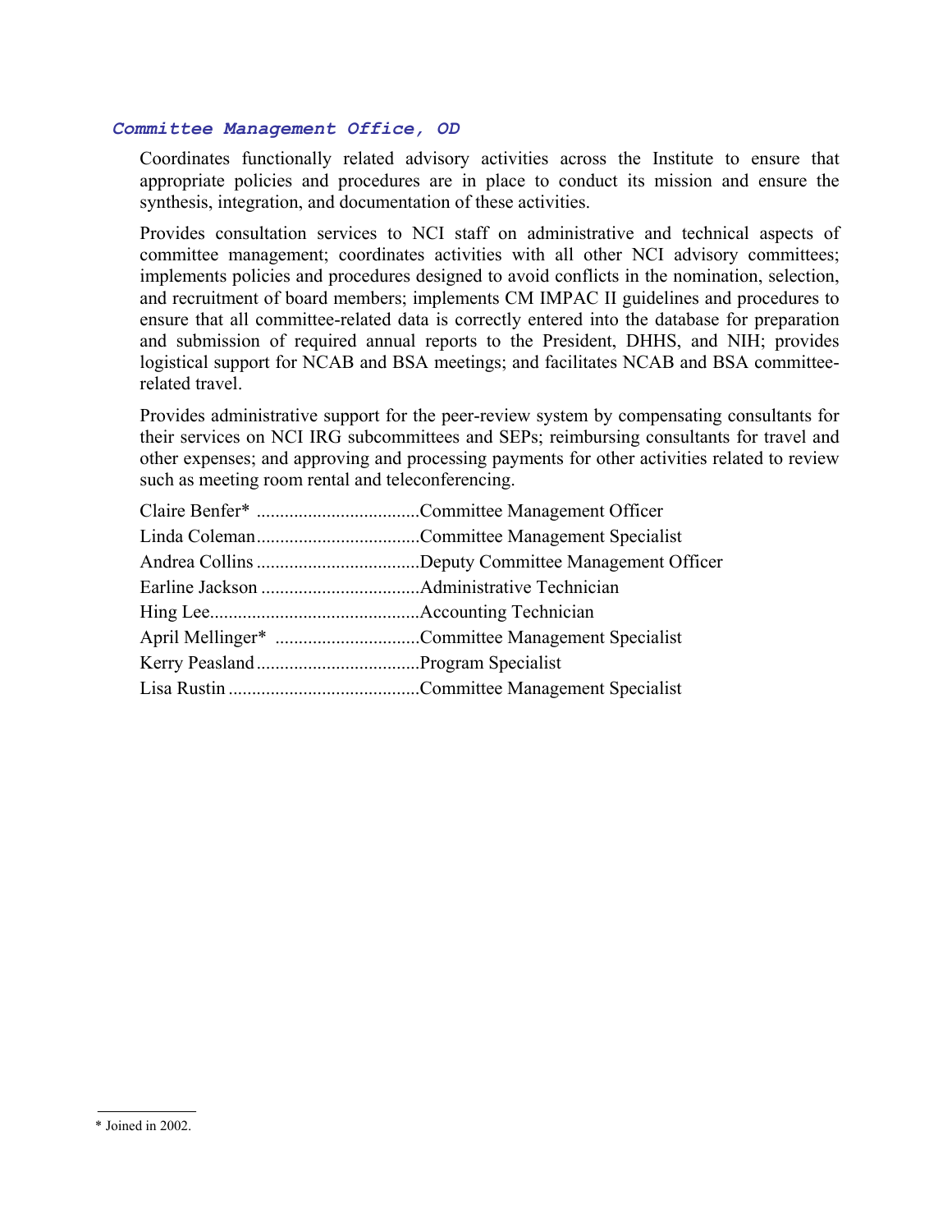### *Committee Management Office, OD*

Coordinates functionally related advisory activities across the Institute to ensure that appropriate policies and procedures are in place to conduct its mission and ensure the synthesis, integration, and documentation of these activities.

Provides consultation services to NCI staff on administrative and technical aspects of committee management; coordinates activities with all other NCI advisory committees; implements policies and procedures designed to avoid conflicts in the nomination, selection, and recruitment of board members; implements CM IMPAC II guidelines and procedures to ensure that all committee-related data is correctly entered into the database for preparation and submission of required annual reports to the President, DHHS, and NIH; provides logistical support for NCAB and BSA meetings; and facilitates NCAB and BSA committee-related travel.

Provides administrative support for the peer-review system by compensating consultants for their services on NCI IRG subcommittees and SEPs; reimbursing consultants for travel and other expenses; and approving and processing payments for other activities related to review such as meeting room rental and teleconferencing.

Claire Benfer* ..................................Committee Management Officer
Linda Coleman..................................Committee Management Specialist
Andrea Collins ..................................Deputy Committee Management Officer
Earline Jackson .................................Administrative Technician
Hing Lee............................................Accounting Technician
April Mellinger* ..............................Committee Management Specialist
Kerry Peasland..................................Program Specialist
Lisa Rustin ........................................Committee Management Specialist

* Joined in 2002.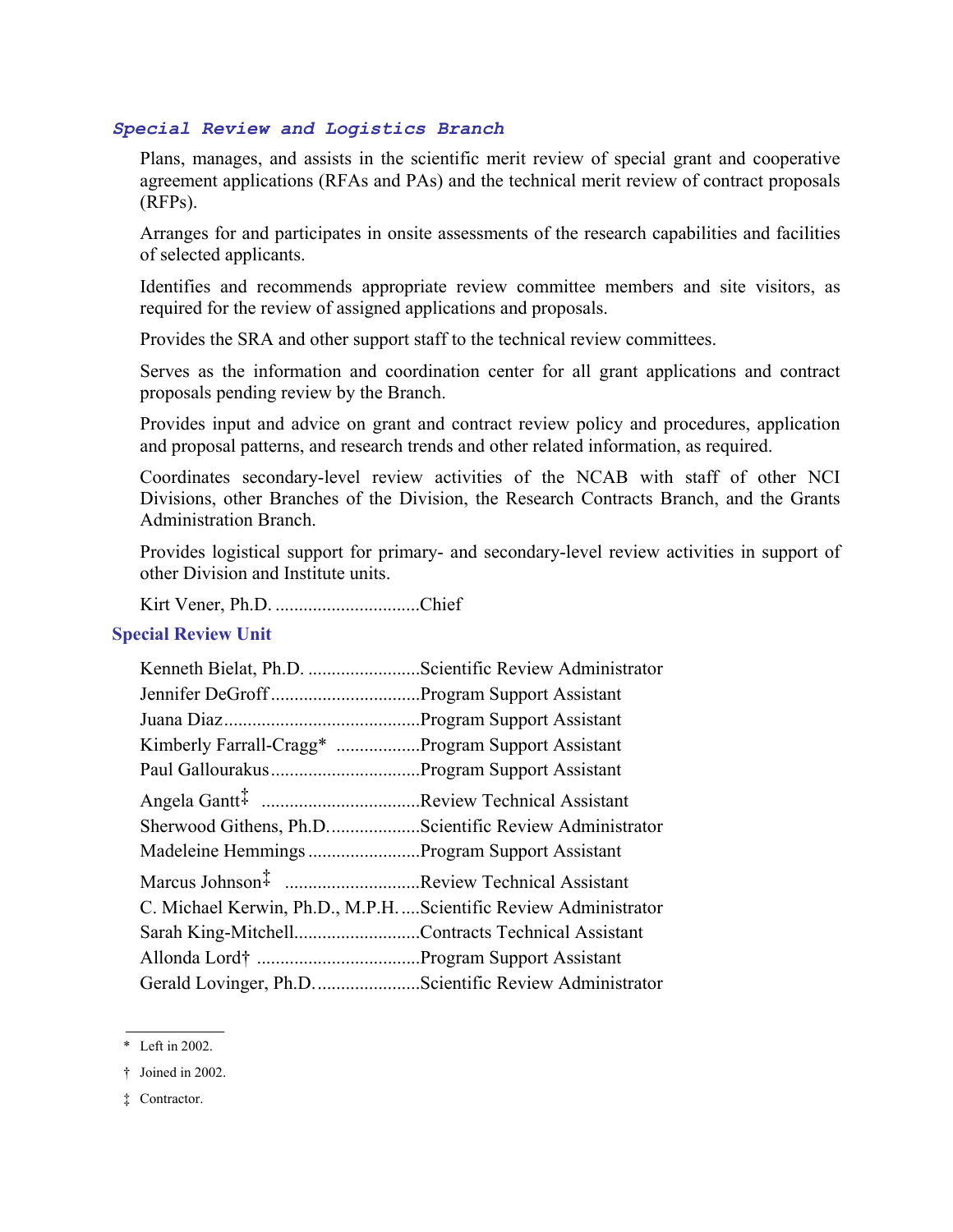### *Special Review and Logistics Branch*

Plans, manages, and assists in the scientific merit review of special grant and cooperative agreement applications (RFAs and PAs) and the technical merit review of contract proposals (RFPs).

Arranges for and participates in onsite assessments of the research capabilities and facilities of selected applicants.

Identifies and recommends appropriate review committee members and site visitors, as required for the review of assigned applications and proposals.

Provides the SRA and other support staff to the technical review committees.

Serves as the information and coordination center for all grant applications and contract proposals pending review by the Branch.

Provides input and advice on grant and contract review policy and procedures, application and proposal patterns, and research trends and other related information, as required.

Coordinates secondary-level review activities of the NCAB with staff of other NCI Divisions, other Branches of the Division, the Research Contracts Branch, and the Grants Administration Branch.

Provides logistical support for primary- and secondary-level review activities in support of other Division and Institute units.

Kirt Vener, Ph.D. ...............................Chief

### Special Review Unit

Kenneth Bielat, Ph.D. ........................Scientific Review Administrator
Jennifer DeGroff ................................Program Support Assistant
Juana Diaz ..........................................Program Support Assistant
Kimberly Farrall-Cragg* ..................Program Support Assistant
Paul Gallourakus ................................Program Support Assistant
Angela Gantt‡ ..................................Review Technical Assistant
Sherwood Githens, Ph.D. ...................Scientific Review Administrator
Madeleine Hemmings ........................Program Support Assistant
Marcus Johnson‡ .............................Review Technical Assistant
C. Michael Kerwin, Ph.D., M.P.H. ....Scientific Review Administrator
Sarah King-Mitchell...........................Contracts Technical Assistant
Allonda Lord† ...................................Program Support Assistant
Gerald Lovinger, Ph.D. ......................Scientific Review Administrator

---

* Left in 2002.

† Joined in 2002.

‡ Contractor.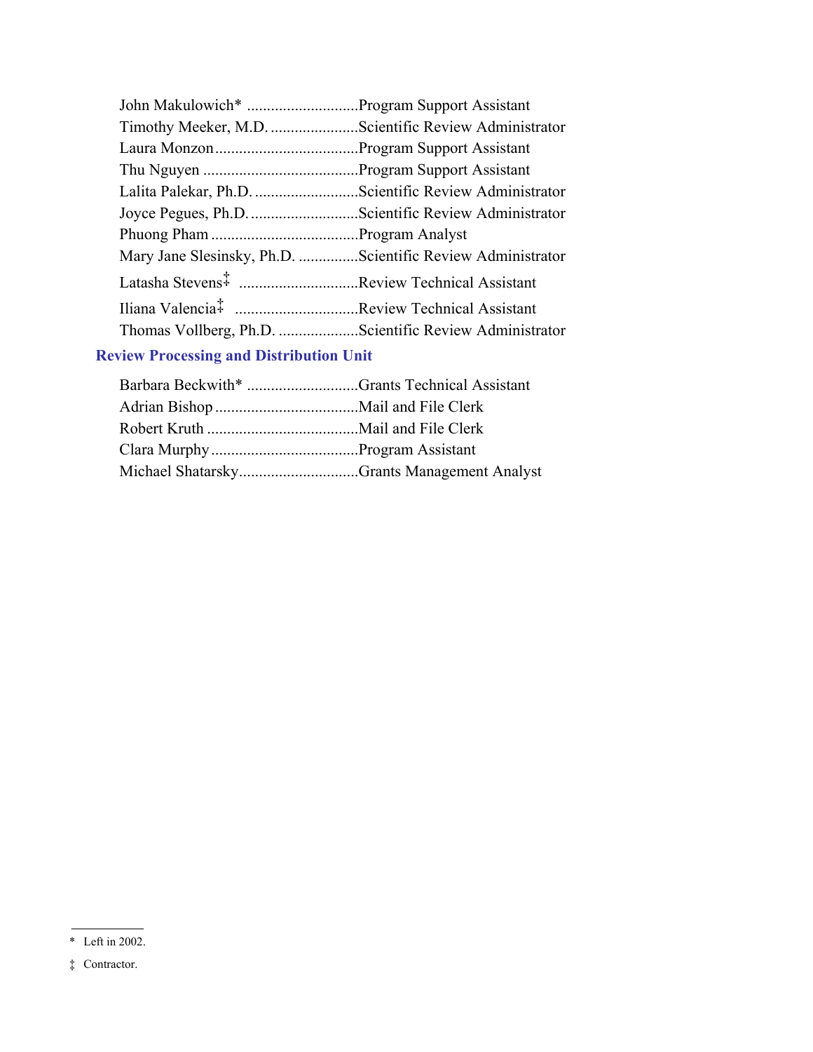John Makulowich* ............................Program Support Assistant
Timothy Meeker, M.D. ......................Scientific Review Administrator
Laura Monzon....................................Program Support Assistant
Thu Nguyen .......................................Program Support Assistant
Lalita Palekar, Ph.D. ..........................Scientific Review Administrator
Joyce Pegues, Ph.D. ...........................Scientific Review Administrator
Phuong Pham .....................................Program Analyst
Mary Jane Slesinsky, Ph.D. ...............Scientific Review Administrator
Latasha Stevens‡ ..............................Review Technical Assistant
Iliana Valencia‡ ...............................Review Technical Assistant
Thomas Vollberg, Ph.D. ....................Scientific Review Administrator

### Review Processing and Distribution Unit

Barbara Beckwith* ............................Grants Technical Assistant
Adrian Bishop ....................................Mail and File Clerk
Robert Kruth ......................................Mail and File Clerk
Clara Murphy .....................................Program Assistant
Michael Shatarsky..............................Grants Management Analyst

---

* Left in 2002.

‡ Contractor.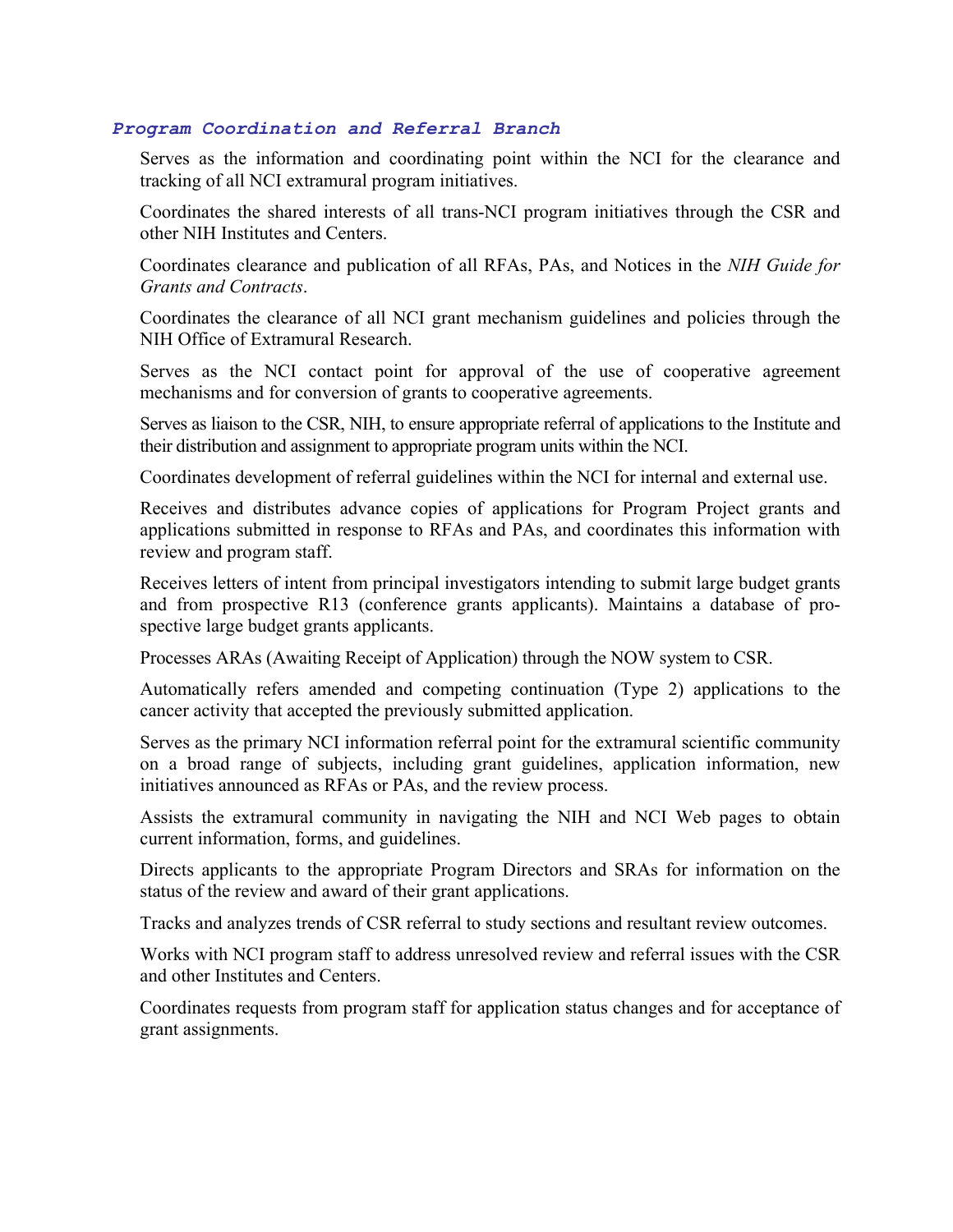### *Program Coordination and Referral Branch*

Serves as the information and coordinating point within the NCI for the clearance and tracking of all NCI extramural program initiatives.

Coordinates the shared interests of all trans-NCI program initiatives through the CSR and other NIH Institutes and Centers.

Coordinates clearance and publication of all RFAs, PAs, and Notices in the *NIH Guide for Grants and Contracts*.

Coordinates the clearance of all NCI grant mechanism guidelines and policies through the NIH Office of Extramural Research.

Serves as the NCI contact point for approval of the use of cooperative agreement mechanisms and for conversion of grants to cooperative agreements.

Serves as liaison to the CSR, NIH, to ensure appropriate referral of applications to the Institute and their distribution and assignment to appropriate program units within the NCI.

Coordinates development of referral guidelines within the NCI for internal and external use.

Receives and distributes advance copies of applications for Program Project grants and applications submitted in response to RFAs and PAs, and coordinates this information with review and program staff.

Receives letters of intent from principal investigators intending to submit large budget grants and from prospective R13 (conference grants applicants). Maintains a database of prospective large budget grants applicants.

Processes ARAs (Awaiting Receipt of Application) through the NOW system to CSR.

Automatically refers amended and competing continuation (Type 2) applications to the cancer activity that accepted the previously submitted application.

Serves as the primary NCI information referral point for the extramural scientific community on a broad range of subjects, including grant guidelines, application information, new initiatives announced as RFAs or PAs, and the review process.

Assists the extramural community in navigating the NIH and NCI Web pages to obtain current information, forms, and guidelines.

Directs applicants to the appropriate Program Directors and SRAs for information on the status of the review and award of their grant applications.

Tracks and analyzes trends of CSR referral to study sections and resultant review outcomes.

Works with NCI program staff to address unresolved review and referral issues with the CSR and other Institutes and Centers.

Coordinates requests from program staff for application status changes and for acceptance of grant assignments.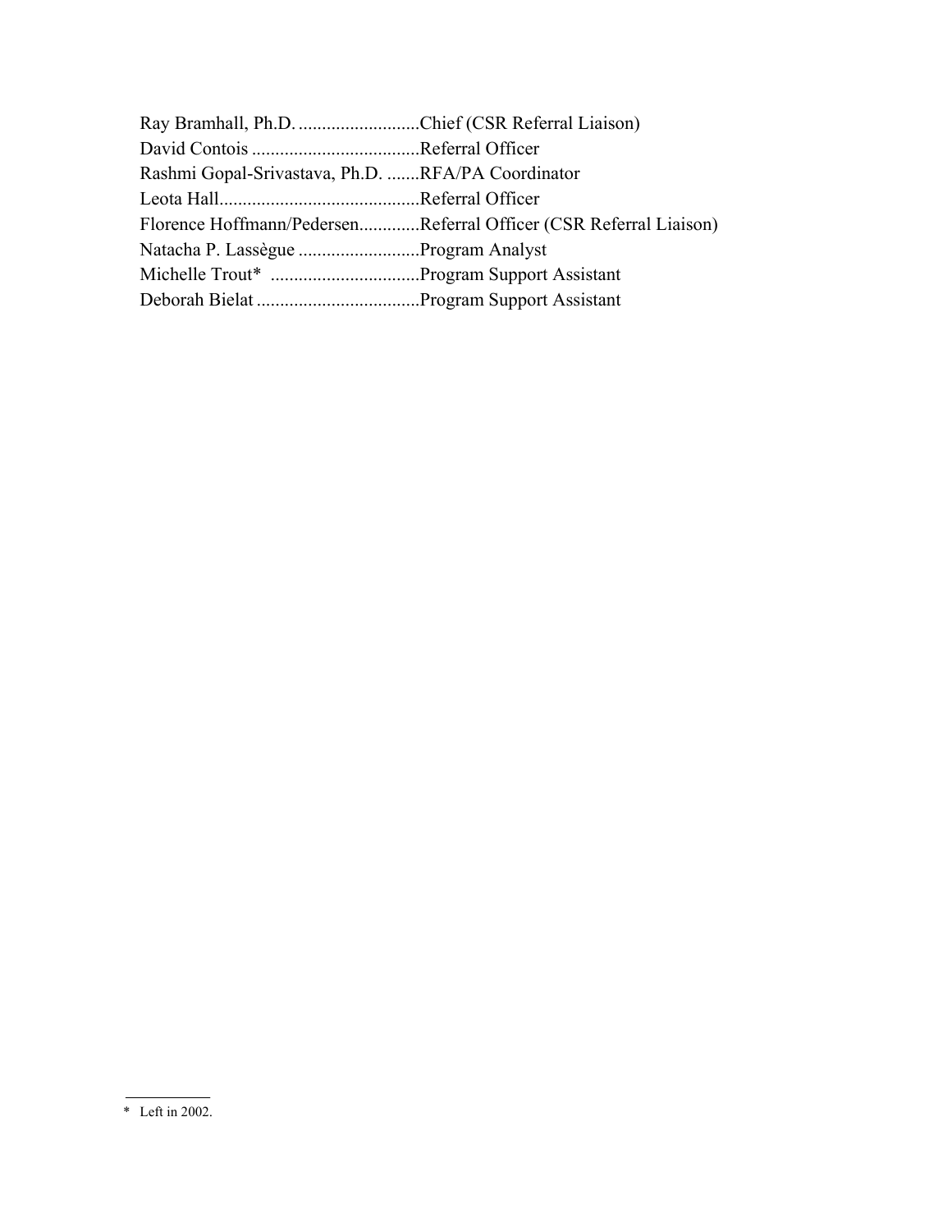Ray Bramhall, Ph.D. ..........................Chief (CSR Referral Liaison)
David Contois ....................................Referral Officer
Rashmi Gopal-Srivastava, Ph.D. .......RFA/PA Coordinator
Leota Hall...........................................Referral Officer
Florence Hoffmann/Pedersen.............Referral Officer (CSR Referral Liaison)
Natacha P. Lassègue ..........................Program Analyst
Michelle Trout* ................................Program Support Assistant
Deborah Bielat ...................................Program Support Assistant

---

* Left in 2002.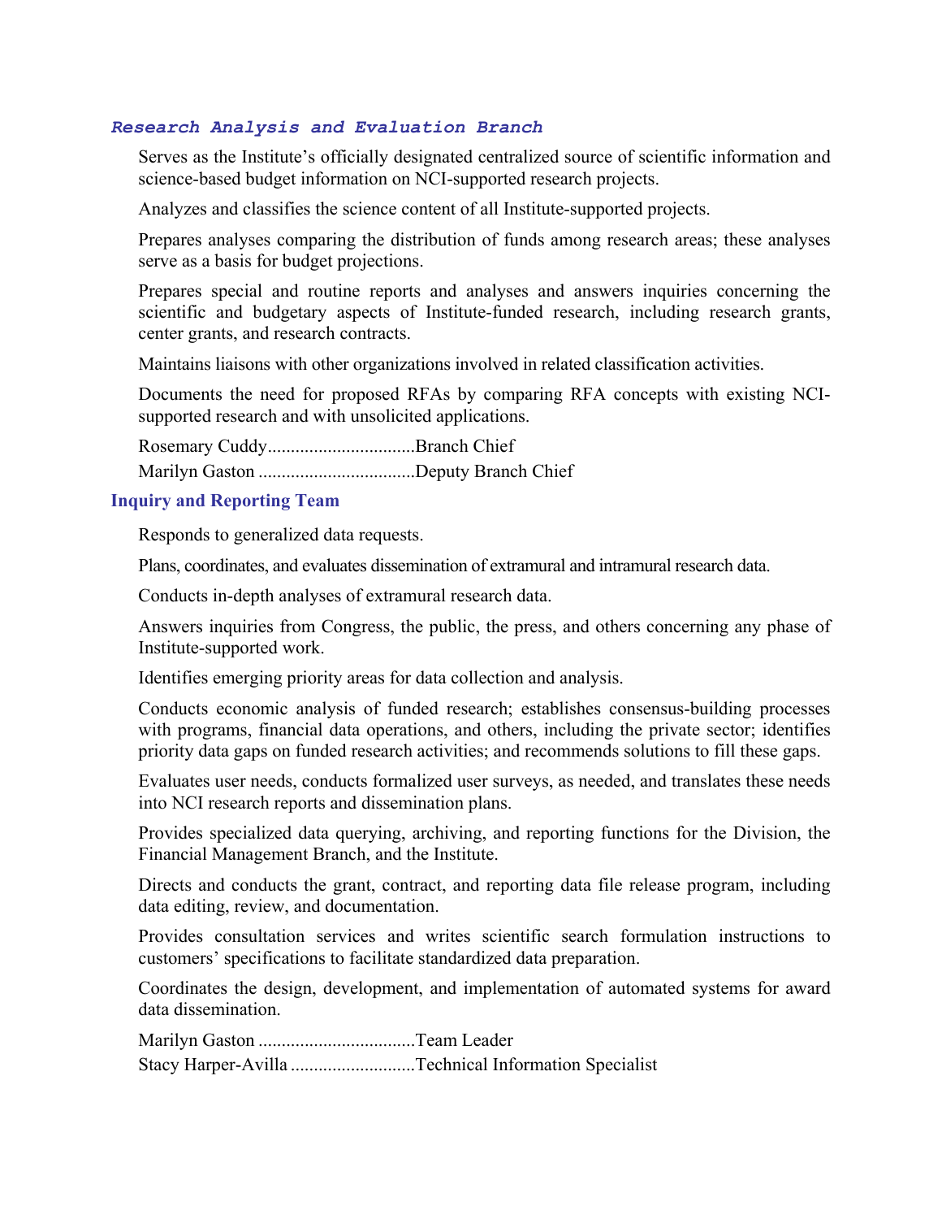### *Research Analysis and Evaluation Branch*

Serves as the Institute's officially designated centralized source of scientific information and science-based budget information on NCI-supported research projects.

Analyzes and classifies the science content of all Institute-supported projects.

Prepares analyses comparing the distribution of funds among research areas; these analyses serve as a basis for budget projections.

Prepares special and routine reports and analyses and answers inquiries concerning the scientific and budgetary aspects of Institute-funded research, including research grants, center grants, and research contracts.

Maintains liaisons with other organizations involved in related classification activities.

Documents the need for proposed RFAs by comparing RFA concepts with existing NCI-supported research and with unsolicited applications.

Rosemary Cuddy................................Branch Chief
Marilyn Gaston .................................Deputy Branch Chief

#### Inquiry and Reporting Team

Responds to generalized data requests.

Plans, coordinates, and evaluates dissemination of extramural and intramural research data.

Conducts in-depth analyses of extramural research data.

Answers inquiries from Congress, the public, the press, and others concerning any phase of Institute-supported work.

Identifies emerging priority areas for data collection and analysis.

Conducts economic analysis of funded research; establishes consensus-building processes with programs, financial data operations, and others, including the private sector; identifies priority data gaps on funded research activities; and recommends solutions to fill these gaps.

Evaluates user needs, conducts formalized user surveys, as needed, and translates these needs into NCI research reports and dissemination plans.

Provides specialized data querying, archiving, and reporting functions for the Division, the Financial Management Branch, and the Institute.

Directs and conducts the grant, contract, and reporting data file release program, including data editing, review, and documentation.

Provides consultation services and writes scientific search formulation instructions to customers' specifications to facilitate standardized data preparation.

Coordinates the design, development, and implementation of automated systems for award data dissemination.

Marilyn Gaston .................................Team Leader
Stacy Harper-Avilla ..........................Technical Information Specialist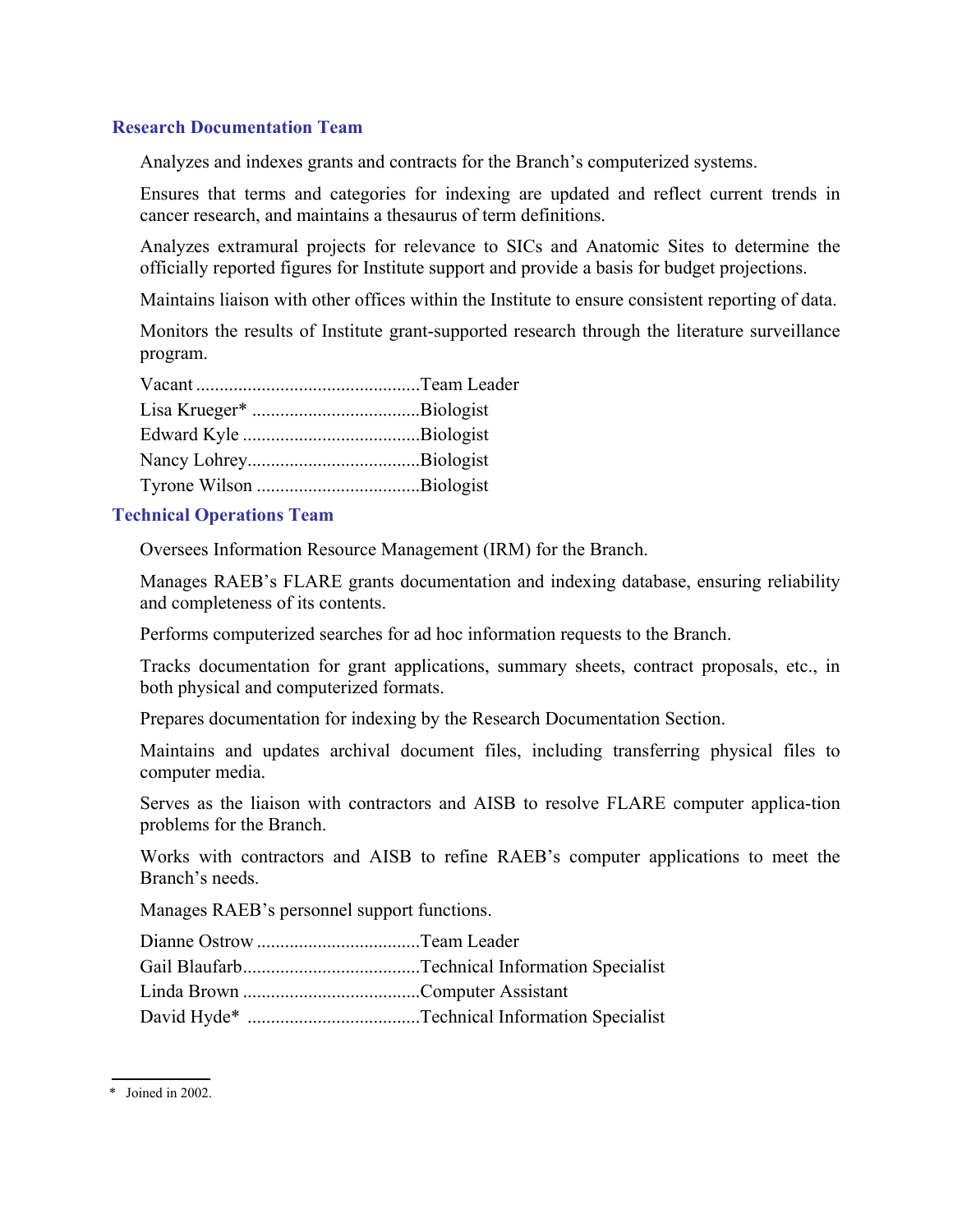### Research Documentation Team

Analyzes and indexes grants and contracts for the Branch's computerized systems.

Ensures that terms and categories for indexing are updated and reflect current trends in cancer research, and maintains a thesaurus of term definitions.

Analyzes extramural projects for relevance to SICs and Anatomic Sites to determine the officially reported figures for Institute support and provide a basis for budget projections.

Maintains liaison with other offices within the Institute to ensure consistent reporting of data.

Monitors the results of Institute grant-supported research through the literature surveillance program.

Vacant ...............................................Team Leader  
Lisa Krueger* ...................................Biologist  
Edward Kyle .....................................Biologist  
Nancy Lohrey....................................Biologist  
Tyrone Wilson ..................................Biologist

### Technical Operations Team

Oversees Information Resource Management (IRM) for the Branch.

Manages RAEB's FLARE grants documentation and indexing database, ensuring reliability and completeness of its contents.

Performs computerized searches for ad hoc information requests to the Branch.

Tracks documentation for grant applications, summary sheets, contract proposals, etc., in both physical and computerized formats.

Prepares documentation for indexing by the Research Documentation Section.

Maintains and updates archival document files, including transferring physical files to computer media.

Serves as the liaison with contractors and AISB to resolve FLARE computer applica-tion problems for the Branch.

Works with contractors and AISB to refine RAEB's computer applications to meet the Branch's needs.

Manages RAEB's personnel support functions.

Dianne Ostrow ..................................Team Leader  
Gail Blaufarb.....................................Technical Information Specialist  
Linda Brown .....................................Computer Assistant  
David Hyde* ....................................Technical Information Specialist

---

* Joined in 2002.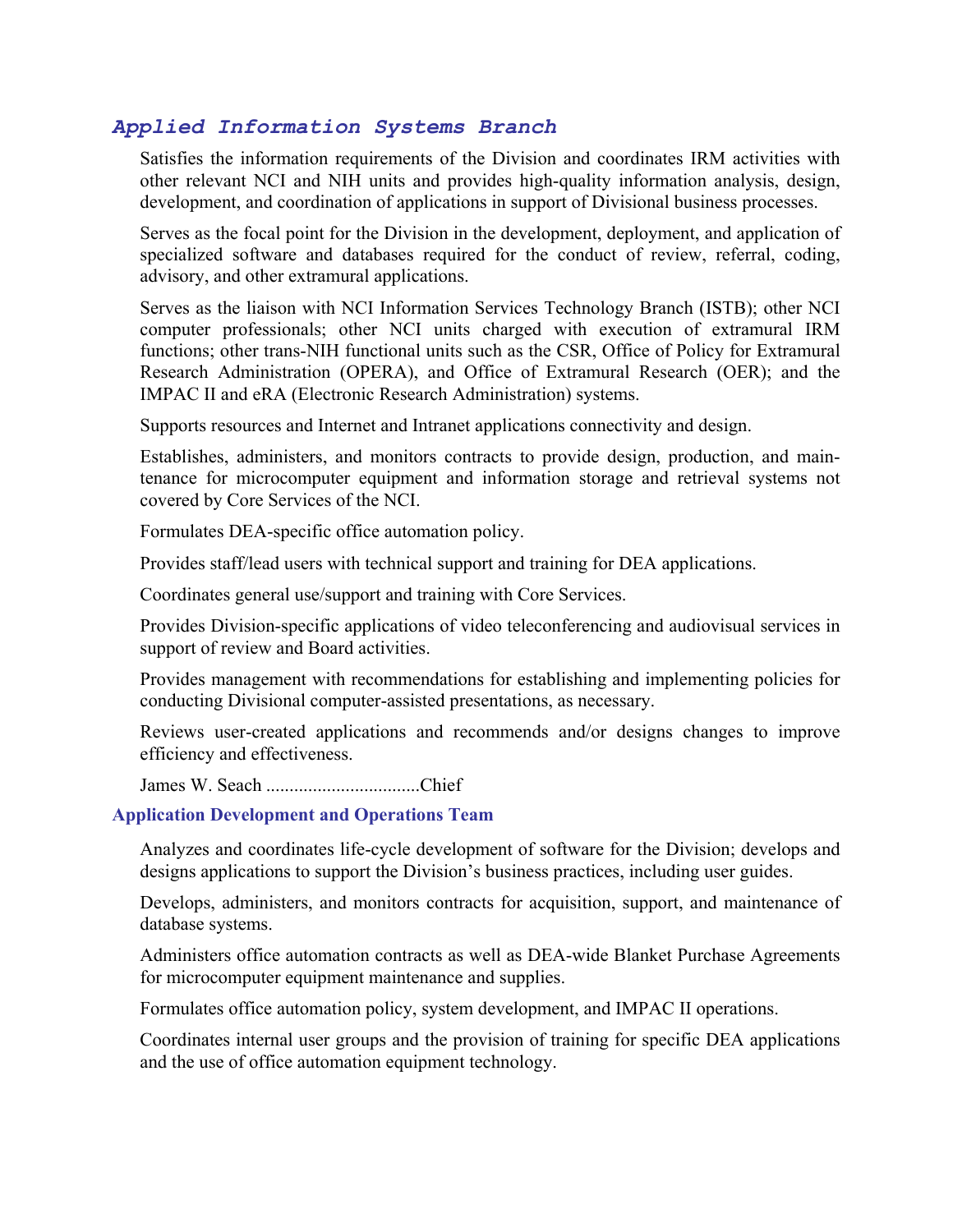## *Applied Information Systems Branch*

Satisfies the information requirements of the Division and coordinates IRM activities with other relevant NCI and NIH units and provides high-quality information analysis, design, development, and coordination of applications in support of Divisional business processes.

Serves as the focal point for the Division in the development, deployment, and application of specialized software and databases required for the conduct of review, referral, coding, advisory, and other extramural applications.

Serves as the liaison with NCI Information Services Technology Branch (ISTB); other NCI computer professionals; other NCI units charged with execution of extramural IRM functions; other trans-NIH functional units such as the CSR, Office of Policy for Extramural Research Administration (OPERA), and Office of Extramural Research (OER); and the IMPAC II and eRA (Electronic Research Administration) systems.

Supports resources and Internet and Intranet applications connectivity and design.

Establishes, administers, and monitors contracts to provide design, production, and maintenance for microcomputer equipment and information storage and retrieval systems not covered by Core Services of the NCI.

Formulates DEA-specific office automation policy.

Provides staff/lead users with technical support and training for DEA applications.

Coordinates general use/support and training with Core Services.

Provides Division-specific applications of video teleconferencing and audiovisual services in support of review and Board activities.

Provides management with recommendations for establishing and implementing policies for conducting Divisional computer-assisted presentations, as necessary.

Reviews user-created applications and recommends and/or designs changes to improve efficiency and effectiveness.

James W. Seach .................................Chief

### Application Development and Operations Team

Analyzes and coordinates life-cycle development of software for the Division; develops and designs applications to support the Division's business practices, including user guides.

Develops, administers, and monitors contracts for acquisition, support, and maintenance of database systems.

Administers office automation contracts as well as DEA-wide Blanket Purchase Agreements for microcomputer equipment maintenance and supplies.

Formulates office automation policy, system development, and IMPAC II operations.

Coordinates internal user groups and the provision of training for specific DEA applications and the use of office automation equipment technology.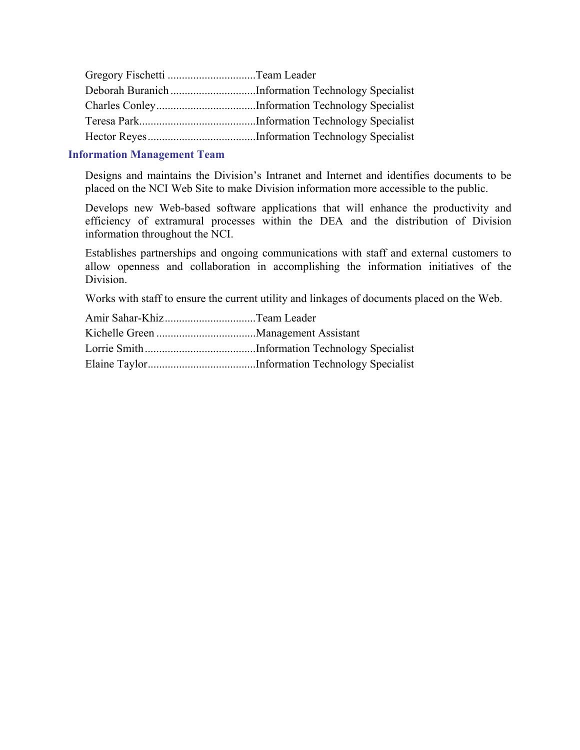Gregory Fischetti ...............................Team Leader
Deborah Buranich .............................Information Technology Specialist
Charles Conley...................................Information Technology Specialist
Teresa Park.........................................Information Technology Specialist
Hector Reyes......................................Information Technology Specialist

### Information Management Team

Designs and maintains the Division's Intranet and Internet and identifies documents to be placed on the NCI Web Site to make Division information more accessible to the public.

Develops new Web-based software applications that will enhance the productivity and efficiency of extramural processes within the DEA and the distribution of Division information throughout the NCI.

Establishes partnerships and ongoing communications with staff and external customers to allow openness and collaboration in accomplishing the information initiatives of the Division.

Works with staff to ensure the current utility and linkages of documents placed on the Web.

Amir Sahar-Khiz................................Team Leader
Kichelle Green ...................................Management Assistant
Lorrie Smith.......................................Information Technology Specialist
Elaine Taylor......................................Information Technology Specialist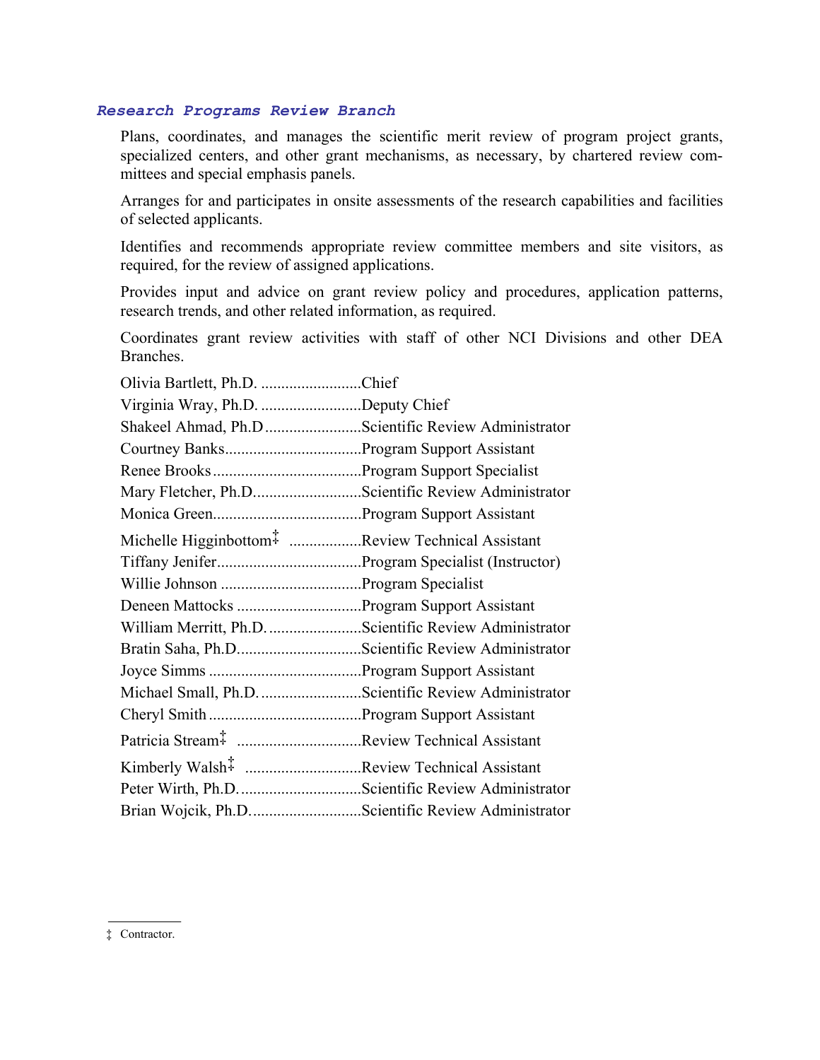### *Research Programs Review Branch*

Plans, coordinates, and manages the scientific merit review of program project grants, specialized centers, and other grant mechanisms, as necessary, by chartered review committees and special emphasis panels.

Arranges for and participates in onsite assessments of the research capabilities and facilities of selected applicants.

Identifies and recommends appropriate review committee members and site visitors, as required, for the review of assigned applications.

Provides input and advice on grant review policy and procedures, application patterns, research trends, and other related information, as required.

Coordinates grant review activities with staff of other NCI Divisions and other DEA Branches.

Olivia Bartlett, Ph.D. .........................Chief
Virginia Wray, Ph.D. .........................Deputy Chief
Shakeel Ahmad, Ph.D ........................Scientific Review Administrator
Courtney Banks..................................Program Support Assistant
Renee Brooks .....................................Program Support Specialist
Mary Fletcher, Ph.D............................Scientific Review Administrator
Monica Green.....................................Program Support Assistant
Michelle Higginbottom‡ ..................Review Technical Assistant
Tiffany Jenifer....................................Program Specialist (Instructor)
Willie Johnson ...................................Program Specialist
Deneen Mattocks ...............................Program Support Assistant
William Merritt, Ph.D. .......................Scientific Review Administrator
Bratin Saha, Ph.D...............................Scientific Review Administrator
Joyce Simms ......................................Program Support Assistant
Michael Small, Ph.D. .........................Scientific Review Administrator
Cheryl Smith ......................................Program Support Assistant
Patricia Stream‡ ...............................Review Technical Assistant
Kimberly Walsh‡ .............................Review Technical Assistant
Peter Wirth, Ph.D. ..............................Scientific Review Administrator
Brian Wojcik, Ph.D. ...........................Scientific Review Administrator

‡ Contractor.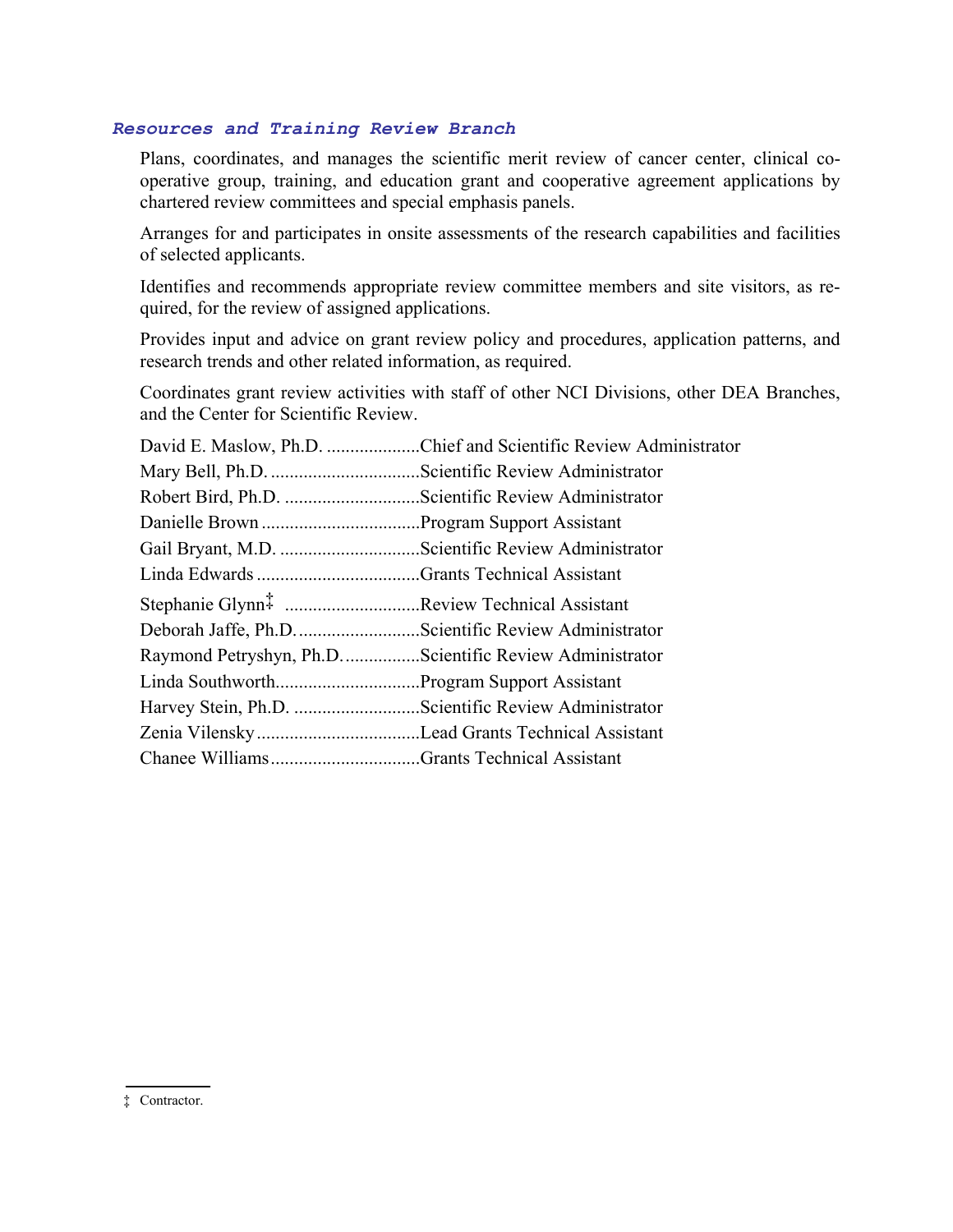### *Resources and Training Review Branch*

Plans, coordinates, and manages the scientific merit review of cancer center, clinical cooperative group, training, and education grant and cooperative agreement applications by chartered review committees and special emphasis panels.

Arranges for and participates in onsite assessments of the research capabilities and facilities of selected applicants.

Identifies and recommends appropriate review committee members and site visitors, as required, for the review of assigned applications.

Provides input and advice on grant review policy and procedures, application patterns, and research trends and other related information, as required.

Coordinates grant review activities with staff of other NCI Divisions, other DEA Branches, and the Center for Scientific Review.

David E. Maslow, Ph.D. ....................Chief and Scientific Review Administrator
Mary Bell, Ph.D. ................................Scientific Review Administrator
Robert Bird, Ph.D. .............................Scientific Review Administrator
Danielle Brown ..................................Program Support Assistant
Gail Bryant, M.D. ..............................Scientific Review Administrator
Linda Edwards ...................................Grants Technical Assistant
Stephanie Glynn‡ .............................Review Technical Assistant
Deborah Jaffe, Ph.D. ..........................Scientific Review Administrator
Raymond Petryshyn, Ph.D. ................Scientific Review Administrator
Linda Southworth...............................Program Support Assistant
Harvey Stein, Ph.D. ...........................Scientific Review Administrator
Zenia Vilensky ...................................Lead Grants Technical Assistant
Chanee Williams ................................Grants Technical Assistant

‡ Contractor.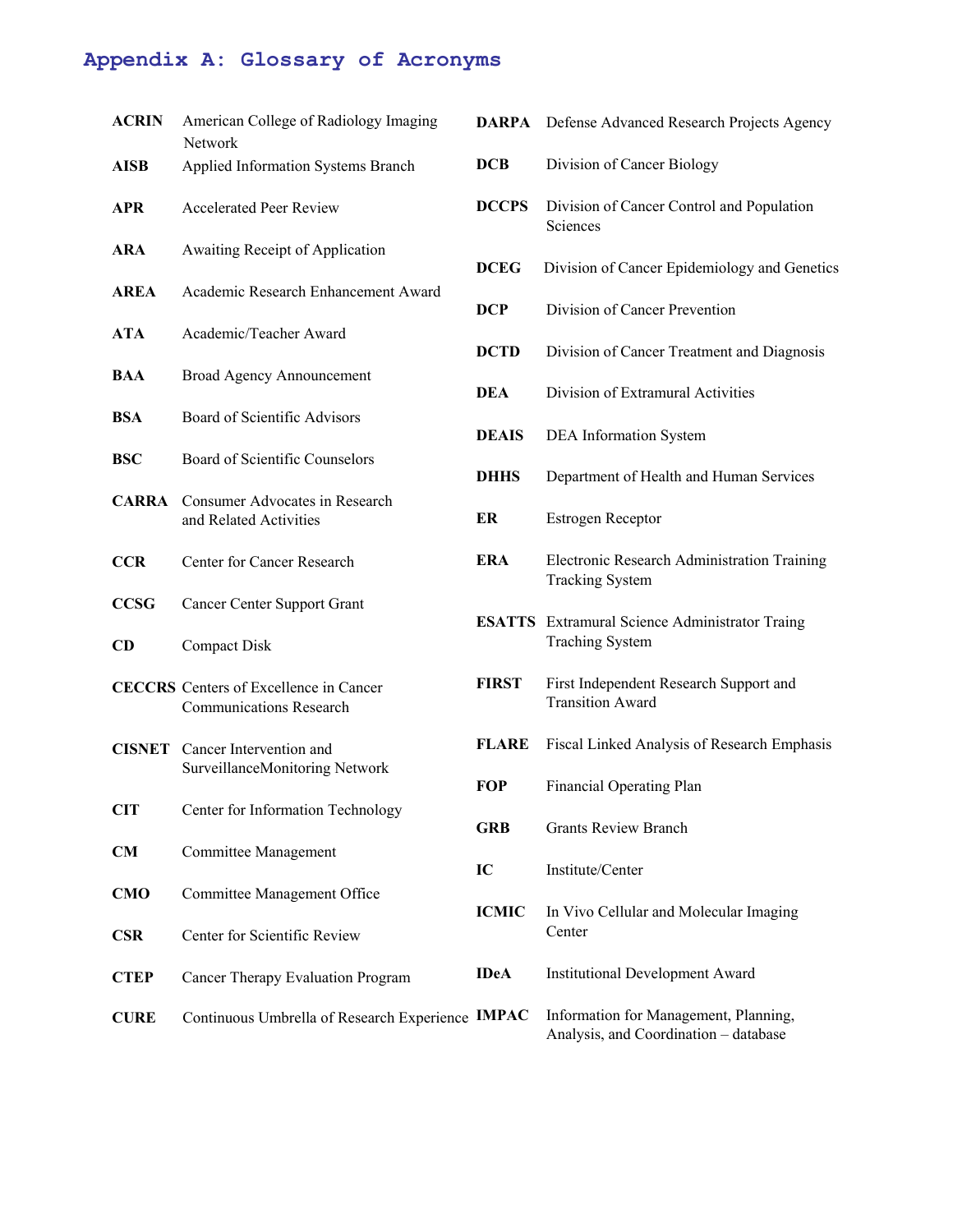## Appendix A: Glossary of Acronyms

| | |
|---|---|
| **ACRIN** | American College of Radiology Imaging Network |
| **AISB** | Applied Information Systems Branch |
| **APR** | Accelerated Peer Review |
| **ARA** | Awaiting Receipt of Application |
| **AREA** | Academic Research Enhancement Award |
| **ATA** | Academic/Teacher Award |
| **BAA** | Broad Agency Announcement |
| **BSA** | Board of Scientific Advisors |
| **BSC** | Board of Scientific Counselors |
| **CARRA** | Consumer Advocates in Research and Related Activities |
| **CCR** | Center for Cancer Research |
| **CCSG** | Cancer Center Support Grant |
| **CD** | Compact Disk |
| **CECCRS** | Centers of Excellence in Cancer Communications Research |
| **CISNET** | Cancer Intervention and SurveillanceMonitoring Network |
| **CIT** | Center for Information Technology |
| **CM** | Committee Management |
| **CMO** | Committee Management Office |
| **CSR** | Center for Scientific Review |
| **CTEP** | Cancer Therapy Evaluation Program |
| **CURE** | Continuous Umbrella of Research Experience |
| **DARPA** | Defense Advanced Research Projects Agency |
| **DCB** | Division of Cancer Biology |
| **DCCPS** | Division of Cancer Control and Population Sciences |
| **DCEG** | Division of Cancer Epidemiology and Genetics |
| **DCP** | Division of Cancer Prevention |
| **DCTD** | Division of Cancer Treatment and Diagnosis |
| **DEA** | Division of Extramural Activities |
| **DEAIS** | DEA Information System |
| **DHHS** | Department of Health and Human Services |
| **ER** | Estrogen Receptor |
| **ERA** | Electronic Research Administration Training Tracking System |
| **ESATTS** | Extramural Science Administrator Traing Traching System |
| **FIRST** | First Independent Research Support and Transition Award |
| **FLARE** | Fiscal Linked Analysis of Research Emphasis |
| **FOP** | Financial Operating Plan |
| **GRB** | Grants Review Branch |
| **IC** | Institute/Center |
| **ICMIC** | In Vivo Cellular and Molecular Imaging Center |
| **IDeA** | Institutional Development Award |
| **IMPAC** | Information for Management, Planning, Analysis, and Coordination – database |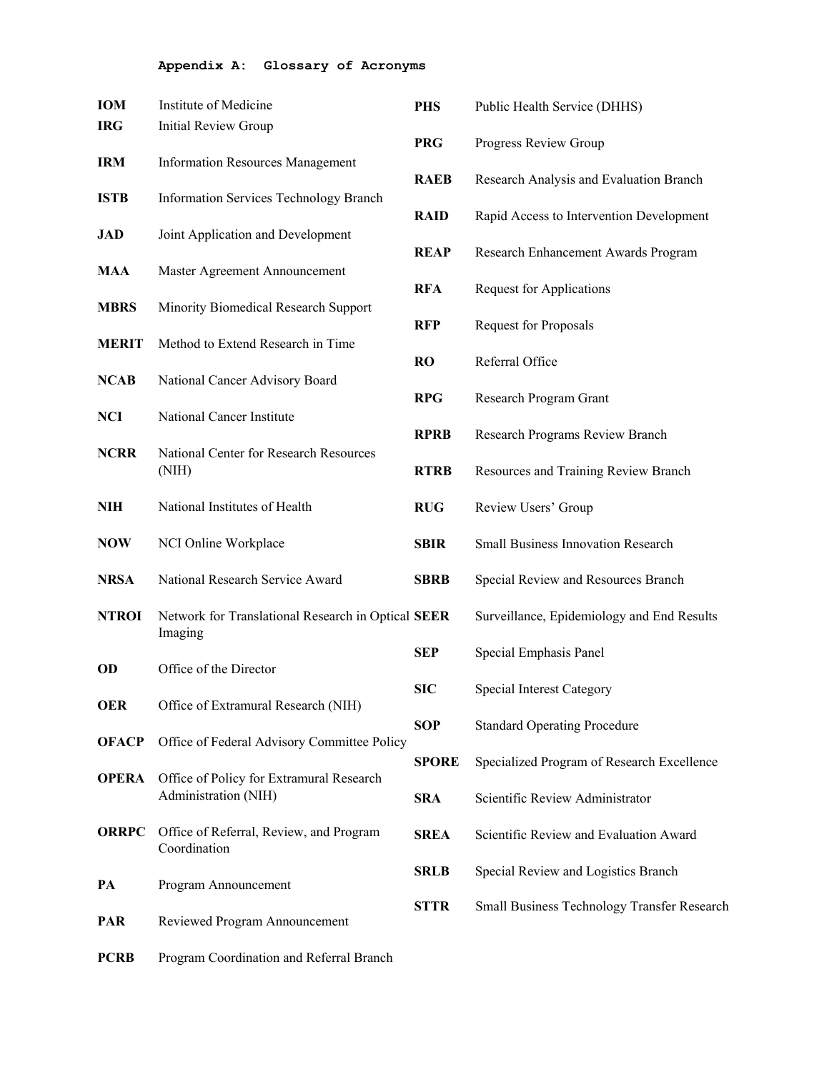## Appendix A: Glossary of Acronyms

| | |
|---|---|
| **IOM** | Institute of Medicine |
| **IRG** | Initial Review Group |
| **IRM** | Information Resources Management |
| **ISTB** | Information Services Technology Branch |
| **JAD** | Joint Application and Development |
| **MAA** | Master Agreement Announcement |
| **MBRS** | Minority Biomedical Research Support |
| **MERIT** | Method to Extend Research in Time |
| **NCAB** | National Cancer Advisory Board |
| **NCI** | National Cancer Institute |
| **NCRR** | National Center for Research Resources (NIH) |
| **NIH** | National Institutes of Health |
| **NOW** | NCI Online Workplace |
| **NRSA** | National Research Service Award |
| **NTROI** | Network for Translational Research in Optical Imaging |
| **OD** | Office of the Director |
| **OER** | Office of Extramural Research (NIH) |
| **OFACP** | Office of Federal Advisory Committee Policy |
| **OPERA** | Office of Policy for Extramural Research Administration (NIH) |
| **ORRPC** | Office of Referral, Review, and Program Coordination |
| **PA** | Program Announcement |
| **PAR** | Reviewed Program Announcement |
| **PCRB** | Program Coordination and Referral Branch |
| **PHS** | Public Health Service (DHHS) |
| **PRG** | Progress Review Group |
| **RAEB** | Research Analysis and Evaluation Branch |
| **RAID** | Rapid Access to Intervention Development |
| **REAP** | Research Enhancement Awards Program |
| **RFA** | Request for Applications |
| **RFP** | Request for Proposals |
| **RO** | Referral Office |
| **RPG** | Research Program Grant |
| **RPRB** | Research Programs Review Branch |
| **RTRB** | Resources and Training Review Branch |
| **RUG** | Review Users' Group |
| **SBIR** | Small Business Innovation Research |
| **SBRB** | Special Review and Resources Branch |
| **SEER** | Surveillance, Epidemiology and End Results |
| **SEP** | Special Emphasis Panel |
| **SIC** | Special Interest Category |
| **SOP** | Standard Operating Procedure |
| **SPORE** | Specialized Program of Research Excellence |
| **SRA** | Scientific Review Administrator |
| **SREA** | Scientific Review and Evaluation Award |
| **SRLB** | Special Review and Logistics Branch |
| **STTR** | Small Business Technology Transfer Research |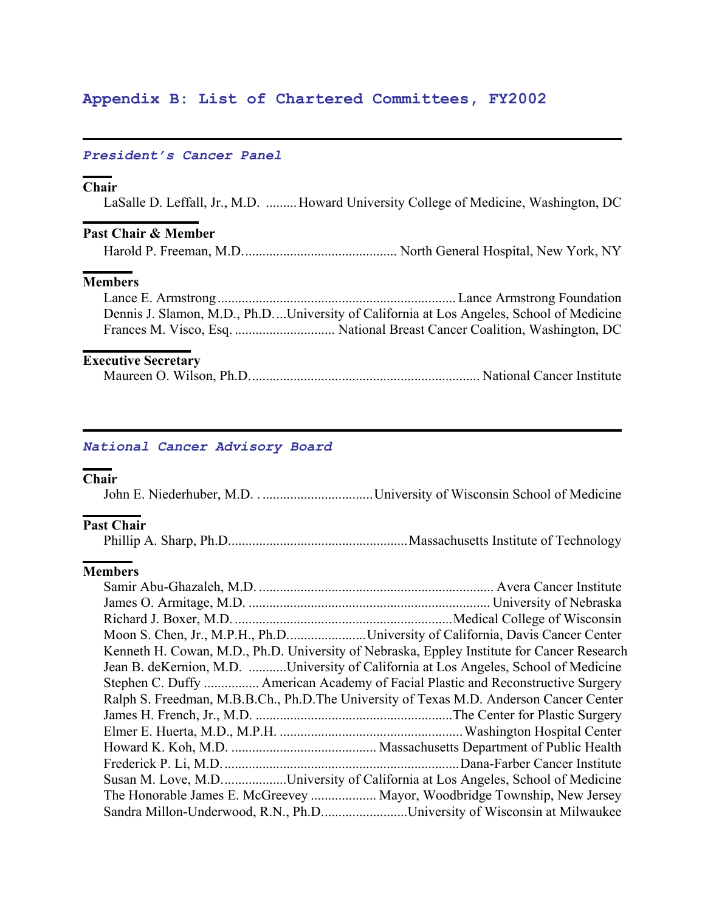## Appendix B: List of Chartered Committees, FY2002

### *President's Cancer Panel*

**Chair**

LaSalle D. Leffall, Jr., M.D. ......... Howard University College of Medicine, Washington, DC

**Past Chair & Member**

Harold P. Freeman, M.D. ............................................ North General Hospital, New York, NY

**Members**

Lance E. Armstrong .................................................................... Lance Armstrong Foundation
Dennis J. Slamon, M.D., Ph.D. ...University of California at Los Angeles, School of Medicine
Frances M. Visco, Esq. ............................ National Breast Cancer Coalition, Washington, DC

**Executive Secretary**

Maureen O. Wilson, Ph.D. ................................................................. National Cancer Institute

### *National Cancer Advisory Board*

**Chair**

John E. Niederhuber, M.D. . ................................University of Wisconsin School of Medicine

**Past Chair**

Phillip A. Sharp, Ph.D. ..................................................Massachusetts Institute of Technology

**Members**

Samir Abu-Ghazaleh, M.D. ................................................................... Avera Cancer Institute
James O. Armitage, M.D. ..................................................................... University of Nebraska
Richard J. Boxer, M.D. ..............................................................Medical College of Wisconsin
Moon S. Chen, Jr., M.P.H., Ph.D. ......................University of California, Davis Cancer Center
Kenneth H. Cowan, M.D., Ph.D. University of Nebraska, Eppley Institute for Cancer Research
Jean B. deKernion, M.D. ...........University of California at Los Angeles, School of Medicine
Stephen C. Duffy ................ American Academy of Facial Plastic and Reconstructive Surgery
Ralph S. Freedman, M.B.B.Ch., Ph.D. The University of Texas M.D. Anderson Cancer Center
James H. French, Jr., M.D. .........................................................The Center for Plastic Surgery
Elmer E. Huerta, M.D., M.P.H. ....................................................Washington Hospital Center
Howard K. Koh, M.D. .......................................... Massachusetts Department of Public Health
Frederick P. Li, M.D. ....................................................................Dana-Farber Cancer Institute
Susan M. Love, M.D. ..................University of California at Los Angeles, School of Medicine
The Honorable James E. McGreevey ................... Mayor, Woodbridge Township, New Jersey
Sandra Millon-Underwood, R.N., Ph.D. ........................University of Wisconsin at Milwaukee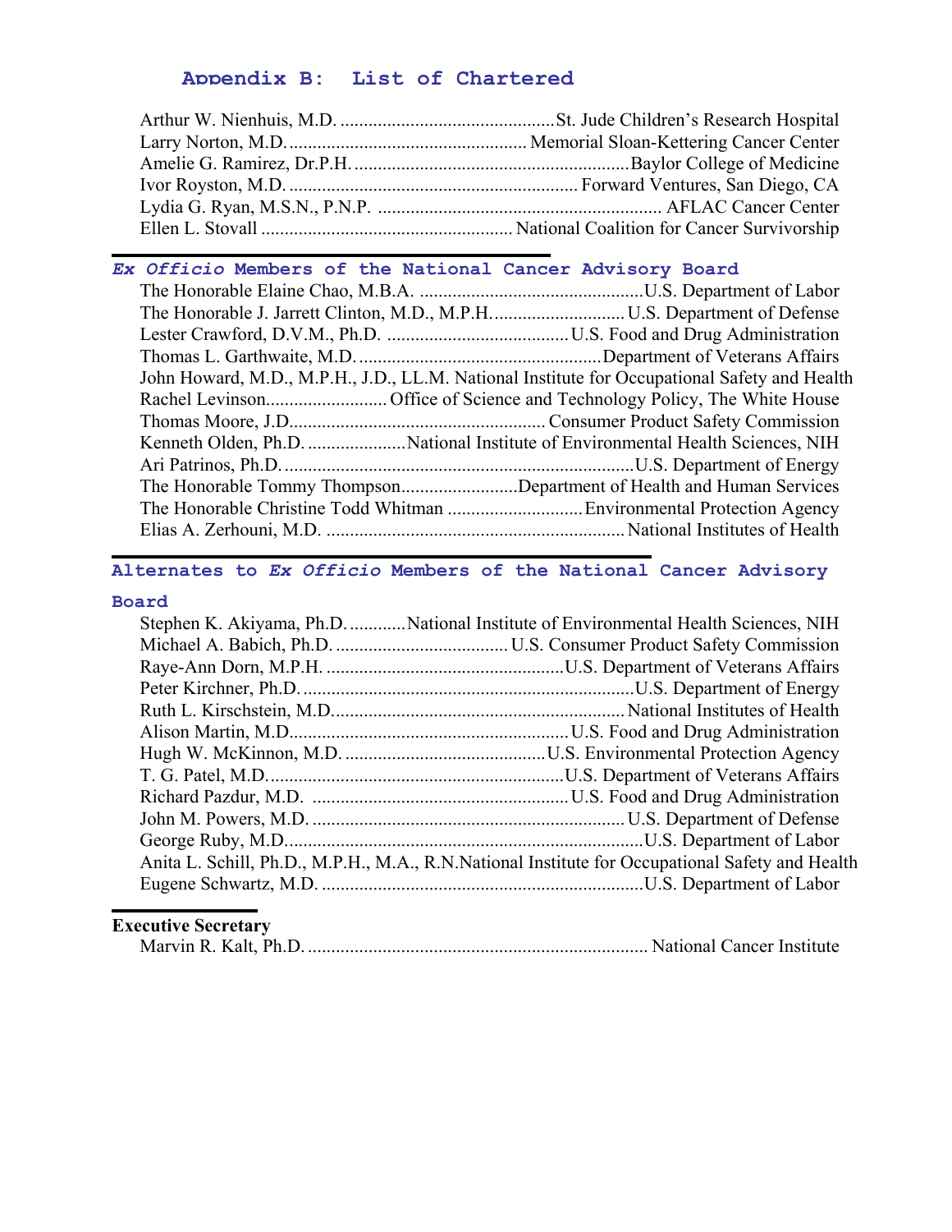## Appendix B: List of Chartered

Arthur W. Nienhuis, M.D. .............................................St. Jude Children's Research Hospital
Larry Norton, M.D. ................................................... Memorial Sloan-Kettering Cancer Center
Amelie G. Ramirez, Dr.P.H. ...........................................................Baylor College of Medicine
Ivor Royston, M.D. ............................................................. Forward Ventures, San Diego, CA
Lydia G. Ryan, M.S.N., P.N.P. ............................................................ AFLAC Cancer Center
Ellen L. Stovall ...................................................... National Coalition for Cancer Survivorship

### *Ex Officio* Members of the National Cancer Advisory Board

The Honorable Elaine Chao, M.B.A. ...............................................U.S. Department of Labor
The Honorable J. Jarrett Clinton, M.D., M.P.H. ............................U.S. Department of Defense
Lester Crawford, D.V.M., Ph.D. .......................................U.S. Food and Drug Administration
Thomas L. Garthwaite, M.D. ....................................................Department of Veterans Affairs
John Howard, M.D., M.P.H., J.D., LL.M. National Institute for Occupational Safety and Health
Rachel Levinson.......................... Office of Science and Technology Policy, The White House
Thomas Moore, J.D...................................................... Consumer Product Safety Commission
Kenneth Olden, Ph.D. .....................National Institute of Environmental Health Sciences, NIH
Ari Patrinos, Ph.D. ...........................................................................U.S. Department of Energy
The Honorable Tommy Thompson.........................Department of Health and Human Services
The Honorable Christine Todd Whitman .............................Environmental Protection Agency
Elias A. Zerhouni, M.D. ................................................................National Institutes of Health

### Alternates to *Ex Officio* Members of the National Cancer Advisory Board

Stephen K. Akiyama, Ph.D. ............National Institute of Environmental Health Sciences, NIH
Michael A. Babich, Ph.D. ..................................... U.S. Consumer Product Safety Commission
Raye-Ann Dorn, M.P.H. ...................................................U.S. Department of Veterans Affairs
Peter Kirchner, Ph.D. .......................................................................U.S. Department of Energy
Ruth L. Kirschstein, M.D...............................................................National Institutes of Health
Alison Martin, M.D............................................................U.S. Food and Drug Administration
Hugh W. McKinnon, M.D. ...........................................U.S. Environmental Protection Agency
T. G. Patel, M.D. ...............................................................U.S. Department of Veterans Affairs
Richard Pazdur, M.D. ......................................................U.S. Food and Drug Administration
John M. Powers, M.D. ...................................................................U.S. Department of Defense
George Ruby, M.D.............................................................................U.S. Department of Labor
Anita L. Schill, Ph.D., M.P.H., M.A., R.N.National Institute for Occupational Safety and Health
Eugene Schwartz, M.D. ....................................................................U.S. Department of Labor

### Executive Secretary

Marvin R. Kalt, Ph.D. ........................................................................ National Cancer Institute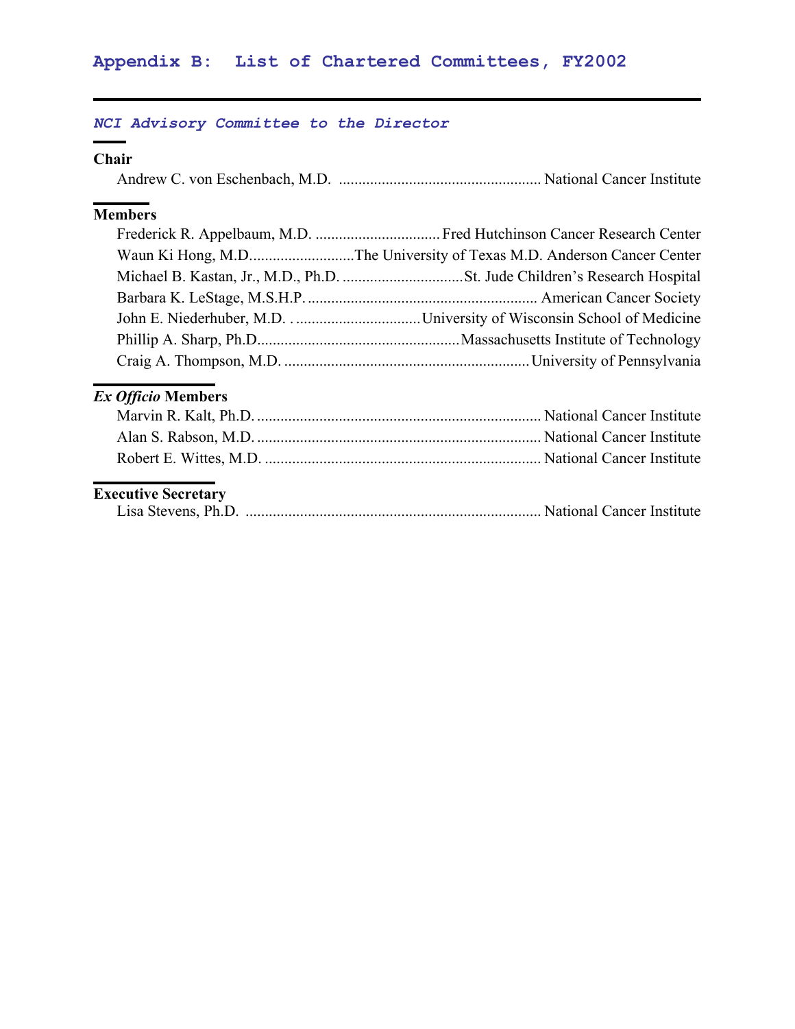# Appendix B: List of Chartered Committees, FY2002

## *NCI Advisory Committee to the Director*

**Chair**

Andrew C. von Eschenbach, M.D. .................................................... National Cancer Institute

**Members**

Frederick R. Appelbaum, M.D. ................................ Fred Hutchinson Cancer Research Center
Waun Ki Hong, M.D........................... The University of Texas M.D. Anderson Cancer Center
Michael B. Kastan, Jr., M.D., Ph.D. ............................... St. Jude Children's Research Hospital
Barbara K. LeStage, M.S.H.P. ........................................................... American Cancer Society
John E. Niederhuber, M.D. . ................................ University of Wisconsin School of Medicine
Phillip A. Sharp, Ph.D.................................................... Massachusetts Institute of Technology
Craig A. Thompson, M.D. ............................................................... University of Pennsylvania

***Ex Officio* Members**

Marvin R. Kalt, Ph.D. ......................................................................... National Cancer Institute
Alan S. Rabson, M.D. ......................................................................... National Cancer Institute
Robert E. Wittes, M.D. ....................................................................... National Cancer Institute

**Executive Secretary**

Lisa Stevens, Ph.D. ............................................................................ National Cancer Institute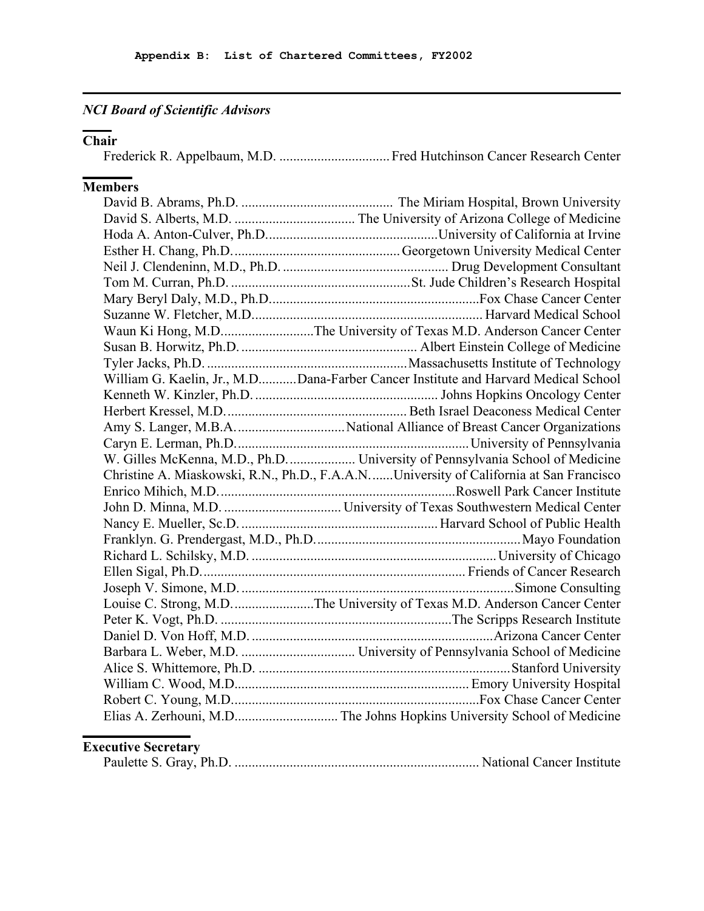## NCI Board of Scientific Advisors

**Chair**

Frederick R. Appelbaum, M.D. ................................ Fred Hutchinson Cancer Research Center

**Members**

David B. Abrams, Ph.D. ............................................ The Miriam Hospital, Brown University
David S. Alberts, M.D. .................................. The University of Arizona College of Medicine
Hoda A. Anton-Culver, Ph.D. ................................................ University of California at Irvine
Esther H. Chang, Ph.D. ................................................ Georgetown University Medical Center
Neil J. Clendeninn, M.D., Ph.D. ............................................... Drug Development Consultant
Tom M. Curran, Ph.D. .................................................... St. Jude Children's Research Hospital
Mary Beryl Daly, M.D., Ph.D. ............................................................ Fox Chase Cancer Center
Suzanne W. Fletcher, M.D. .................................................................. Harvard Medical School
Waun Ki Hong, M.D. .......................... The University of Texas M.D. Anderson Cancer Center
Susan B. Horwitz, Ph.D. .................................................. Albert Einstein College of Medicine
Tyler Jacks, Ph.D. .......................................................... Massachusetts Institute of Technology
William G. Kaelin, Jr., M.D. .......... Dana-Farber Cancer Institute and Harvard Medical School
Kenneth W. Kinzler, Ph.D. .................................................... Johns Hopkins Oncology Center
Herbert Kressel, M.D. .................................................... Beth Israel Deaconess Medical Center
Amy S. Langer, M.B.A. ................................ National Alliance of Breast Cancer Organizations
Caryn E. Lerman, Ph.D. ................................................................... University of Pennsylvania
W. Gilles McKenna, M.D., Ph.D. .................. University of Pennsylvania School of Medicine
Christine A. Miaskowski, R.N., Ph.D., F.A.A.N. ...... University of California at San Francisco
Enrico Mihich, M.D. .................................................................... Roswell Park Cancer Institute
John D. Minna, M.D. .................................. University of Texas Southwestern Medical Center
Nancy E. Mueller, Sc.D. ......................................................... Harvard School of Public Health
Franklyn. G. Prendergast, M.D., Ph.D. .......................................................... Mayo Foundation
Richard L. Schilsky, M.D. ...................................................................... University of Chicago
Ellen Sigal, Ph.D. ............................................................................ Friends of Cancer Research
Joseph V. Simone, M.D. .............................................................................. Simone Consulting
Louise C. Strong, M.D. ....................... The University of Texas M.D. Anderson Cancer Center
Peter K. Vogt, Ph.D. .................................................................. The Scripps Research Institute
Daniel D. Von Hoff, M.D. ..................................................................... Arizona Cancer Center
Barbara L. Weber, M.D. ................................ University of Pennsylvania School of Medicine
Alice S. Whittemore, Ph.D. ......................................................................... Stanford University
William C. Wood, M.D. ................................................................... Emory University Hospital
Robert C. Young, M.D. ....................................................................... Fox Chase Cancer Center
Elias A. Zerhouni, M.D. ............................. The Johns Hopkins University School of Medicine

**Executive Secretary**

Paulette S. Gray, Ph.D. ....................................................................... National Cancer Institute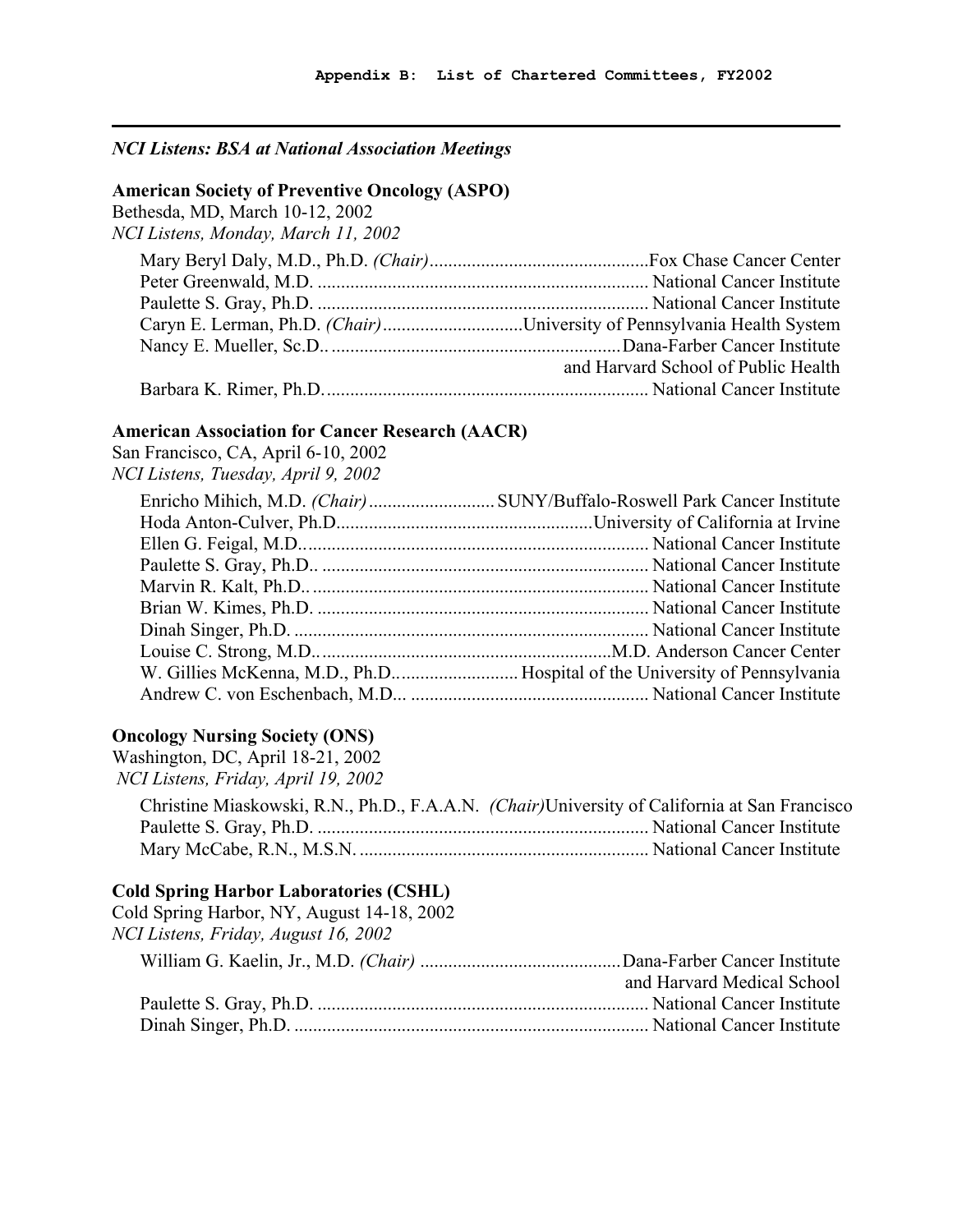*NCI Listens: BSA at National Association Meetings*

**American Society of Preventive Oncology (ASPO)**
Bethesda, MD, March 10-12, 2002
*NCI Listens, Monday, March 11, 2002*

Mary Beryl Daly, M.D., Ph.D. *(Chair)*...............................................Fox Chase Cancer Center
Peter Greenwald, M.D. ....................................................................... National Cancer Institute
Paulette S. Gray, Ph.D. ....................................................................... National Cancer Institute
Caryn E. Lerman, Ph.D. *(Chair)*..............................University of Pennsylvania Health System
Nancy E. Mueller, Sc.D.. ..............................................................Dana-Farber Cancer Institute
and Harvard School of Public Health
Barbara K. Rimer, Ph.D...................................................................... National Cancer Institute

**American Association for Cancer Research (AACR)**
San Francisco, CA, April 6-10, 2002
*NCI Listens, Tuesday, April 9, 2002*

Enricho Mihich, M.D. *(Chair)*........................... SUNY/Buffalo-Roswell Park Cancer Institute
Hoda Anton-Culver, Ph.D......................................................University of California at Irvine
Ellen G. Feigal, M.D.......................................................................... National Cancer Institute
Paulette S. Gray, Ph.D.. ..................................................................... National Cancer Institute
Marvin R. Kalt, Ph.D.. ....................................................................... National Cancer Institute
Brian W. Kimes, Ph.D. ...................................................................... National Cancer Institute
Dinah Singer, Ph.D. ........................................................................... National Cancer Institute
Louise C. Strong, M.D.. .............................................................M.D. Anderson Cancer Center
W. Gillies McKenna, M.D., Ph.D........................... Hospital of the University of Pennsylvania
Andrew C. von Eschenbach, M.D... .................................................. National Cancer Institute

**Oncology Nursing Society (ONS)**
Washington, DC, April 18-21, 2002
*NCI Listens, Friday, April 19, 2002*

Christine Miaskowski, R.N., Ph.D., F.A.A.N. *(Chair)*University of California at San Francisco
Paulette S. Gray, Ph.D. ....................................................................... National Cancer Institute
Mary McCabe, R.N., M.S.N. .............................................................. National Cancer Institute

**Cold Spring Harbor Laboratories (CSHL)**
Cold Spring Harbor, NY, August 14-18, 2002
*NCI Listens, Friday, August 16, 2002*

William G. Kaelin, Jr., M.D. *(Chair)* ...........................................Dana-Farber Cancer Institute
and Harvard Medical School
Paulette S. Gray, Ph.D. ....................................................................... National Cancer Institute
Dinah Singer, Ph.D. ........................................................................... National Cancer Institute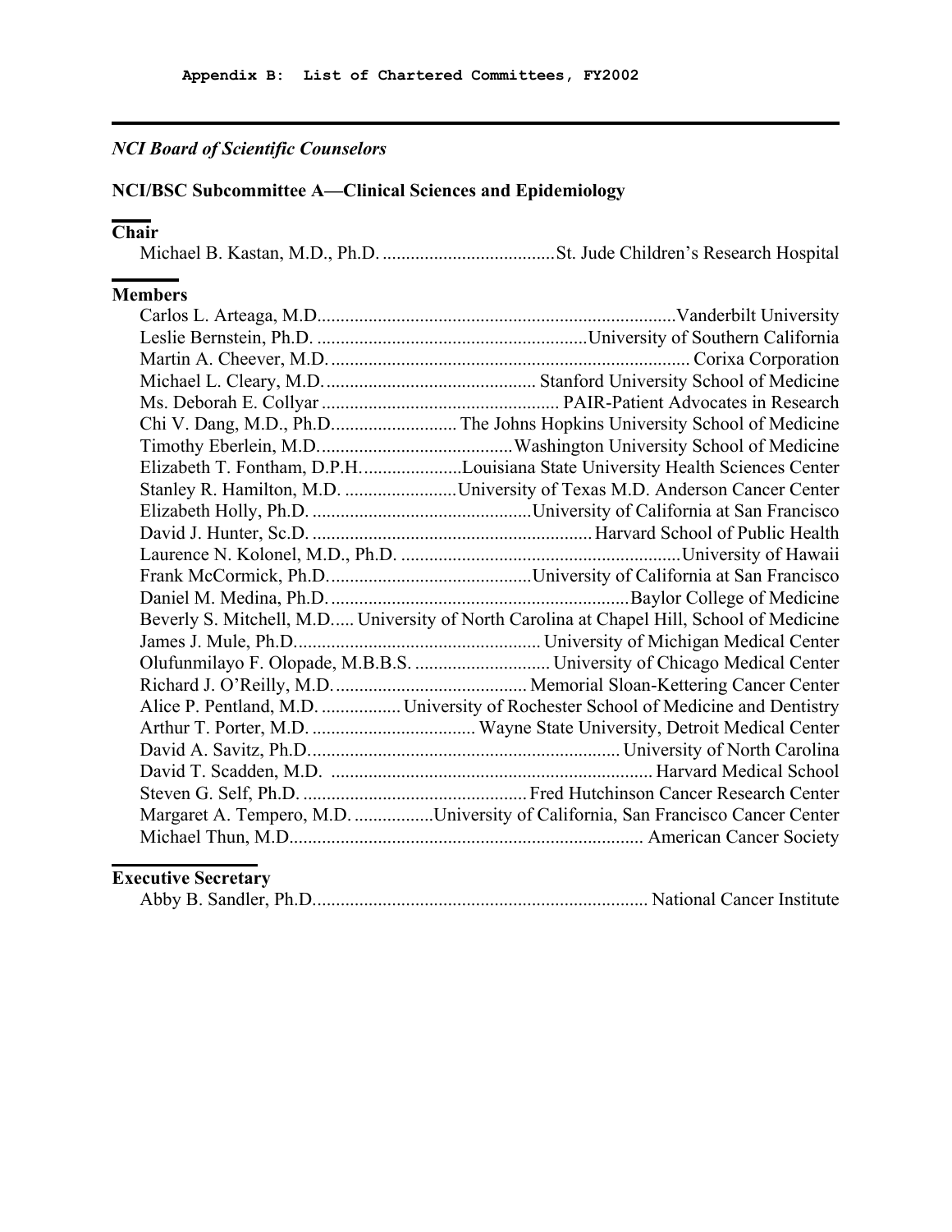*NCI Board of Scientific Counselors*

## NCI/BSC Subcommittee A—Clinical Sciences and Epidemiology

### Chair

Michael B. Kastan, M.D., Ph.D. .....................................St. Jude Children's Research Hospital

### Members

Carlos L. Arteaga, M.D...........................................................................Vanderbilt University
Leslie Bernstein, Ph.D. ..........................................................University of Southern California
Martin A. Cheever, M.D. ............................................................................ Corixa Corporation
Michael L. Cleary, M.D............................................. Stanford University School of Medicine
Ms. Deborah E. Collyar ................................................... PAIR-Patient Advocates in Research
Chi V. Dang, M.D., Ph.D........................... The Johns Hopkins University School of Medicine
Timothy Eberlein, M.D.........................................Washington University School of Medicine
Elizabeth T. Fontham, D.P.H......................Louisiana State University Health Sciences Center
Stanley R. Hamilton, M.D. ........................University of Texas M.D. Anderson Cancer Center
Elizabeth Holly, Ph.D. ...............................................University of California at San Francisco
David J. Hunter, Sc.D. ............................................................Harvard School of Public Health
Laurence N. Kolonel, M.D., Ph.D. ............................................................University of Hawaii
Frank McCormick, Ph.D............................................University of California at San Francisco
Daniel M. Medina, Ph.D. ................................................................Baylor College of Medicine
Beverly S. Mitchell, M.D..... University of North Carolina at Chapel Hill, School of Medicine
James J. Mule, Ph.D.................................................... University of Michigan Medical Center
Olufunmilayo F. Olopade, M.B.B.S. ............................ University of Chicago Medical Center
Richard J. O'Reilly, M.D......................................... Memorial Sloan-Kettering Cancer Center
Alice P. Pentland, M.D. ................. University of Rochester School of Medicine and Dentistry
Arthur T. Porter, M.D. ................................... Wayne State University, Detroit Medical Center
David A. Savitz, Ph.D.................................................................. University of North Carolina
David T. Scadden, M.D. ..................................................................... Harvard Medical School
Steven G. Self, Ph.D. ................................................Fred Hutchinson Cancer Research Center
Margaret A. Tempero, M.D. .................University of California, San Francisco Cancer Center
Michael Thun, M.D........................................................................... American Cancer Society

### Executive Secretary

Abby B. Sandler, Ph.D....................................................................... National Cancer Institute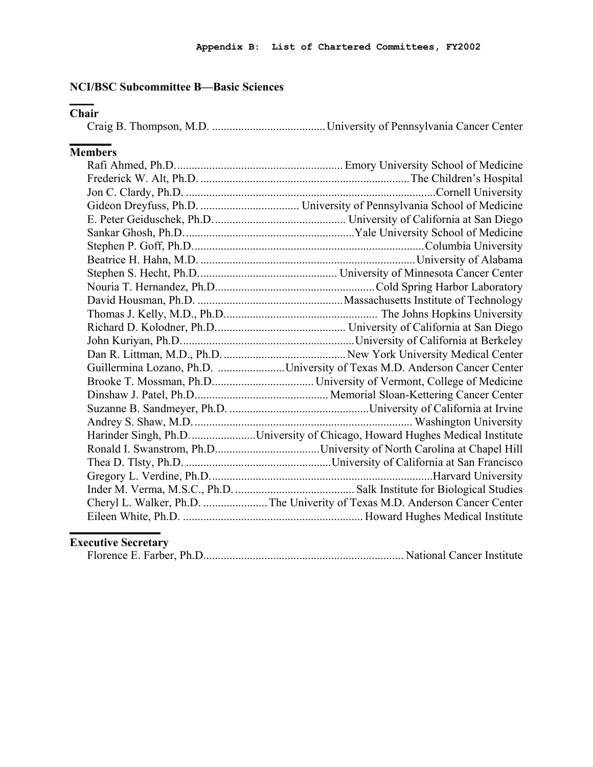## NCI/BSC Subcommittee B—Basic Sciences

### Chair

Craig B. Thompson, M.D. ....................................... University of Pennsylvania Cancer Center

### Members

Rafi Ahmed, Ph.D. ......................................................... Emory University School of Medicine
Frederick W. Alt, Ph.D. ....................................................................... The Children's Hospital
Jon C. Clardy, Ph.D. ..................................................................................... Cornell University
Gideon Dreyfuss, Ph.D. ................................. University of Pennsylvania School of Medicine
E. Peter Geiduschek, Ph.D. ............................................ University of California at San Diego
Sankar Ghosh, Ph.D. .......................................................... Yale University School of Medicine
Stephen P. Goff, Ph.D. .............................................................................. Columbia University
Beatrice H. Hahn, M.D. .......................................................................... University of Alabama
Stephen S. Hecht, Ph.D. ............................................... University of Minnesota Cancer Center
Nouria T. Hernandez, Ph.D. ...................................................... Cold Spring Harbor Laboratory
David Housman, Ph.D. ................................................. Massachusetts Institute of Technology
Thomas J. Kelly, M.D., Ph.D. .................................................... The Johns Hopkins University
Richard D. Kolodner, Ph.D. ........................................... University of California at San Diego
John Kuriyan, Ph.D. ........................................................... University of California at Berkeley
Dan R. Littman, M.D., Ph.D. .......................................... New York University Medical Center
Guillermina Lozano, Ph.D. ....................... University of Texas M.D. Anderson Cancer Center
Brooke T. Mossman, Ph.D. .................................. University of Vermont, College of Medicine
Dinshaw J. Patel, Ph.D. ............................................. Memorial Sloan-Kettering Cancer Center
Suzanne B. Sandmeyer, Ph.D. ............................................... University of California at Irvine
Andrey S. Shaw, M.D. .......................................................................... Washington University
Harinder Singh, Ph.D. ...................... University of Chicago, Howard Hughes Medical Institute
Ronald I. Swanstrom, Ph.D. ................................... University of North Carolina at Chapel Hill
Thea D. Tlsty, Ph.D. ................................................. University of California at San Francisco
Gregory L. Verdine, Ph.D. ............................................................................ Harvard University
Inder M. Verma, M.S.C., Ph.D. ......................................... Salk Institute for Biological Studies
Cheryl L. Walker, Ph.D. ...................... The Univerity of Texas M.D. Anderson Cancer Center
Eileen White, Ph.D. ............................................................. Howard Hughes Medical Institute

### Executive Secretary

Florence E. Farber, Ph.D. .................................................................... National Cancer Institute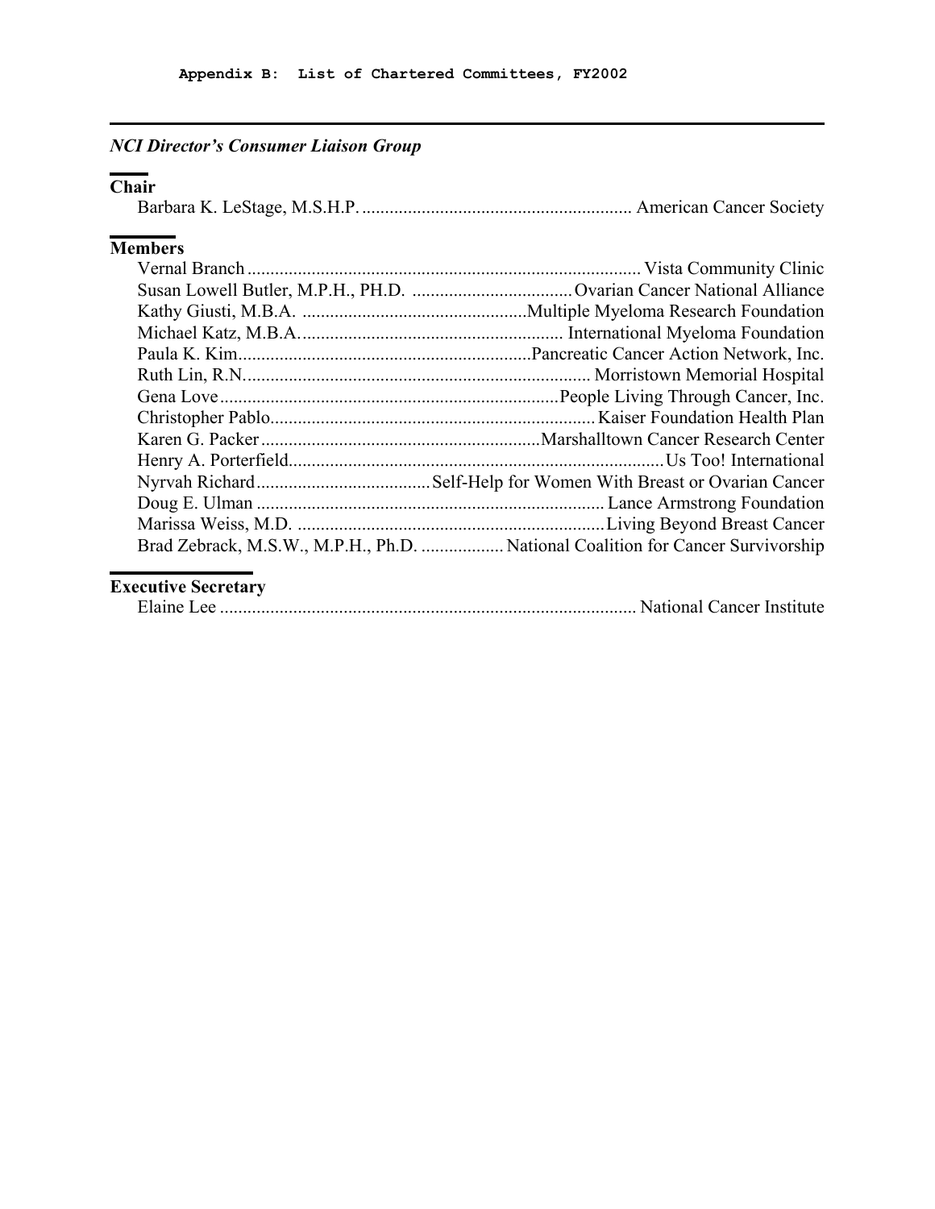## *NCI Director's Consumer Liaison Group*

### Chair

Barbara K. LeStage, M.S.H.P. .......................................................... American Cancer Society

### Members

Vernal Branch ..................................................................................... Vista Community Clinic
Susan Lowell Butler, M.P.H., PH.D. .................................. Ovarian Cancer National Alliance
Kathy Giusti, M.B.A. .................................................Multiple Myeloma Research Foundation
Michael Katz, M.B.A. ........................................................ International Myeloma Foundation
Paula K. Kim................................................................Pancreatic Cancer Action Network, Inc.
Ruth Lin, R.N. ........................................................................... Morristown Memorial Hospital
Gena Love .........................................................................People Living Through Cancer, Inc.
Christopher Pablo...................................................................... Kaiser Foundation Health Plan
Karen G. Packer ............................................................Marshalltown Cancer Research Center
Henry A. Porterfield................................................................................. Us Too! International
Nyrvah Richard ..................................... Self-Help for Women With Breast or Ovarian Cancer
Doug E. Ulman ........................................................................... Lance Armstrong Foundation
Marissa Weiss, M.D. .................................................................. Living Beyond Breast Cancer
Brad Zebrack, M.S.W., M.P.H., Ph.D. ................. National Coalition for Cancer Survivorship

### Executive Secretary

Elaine Lee .......................................................................................... National Cancer Institute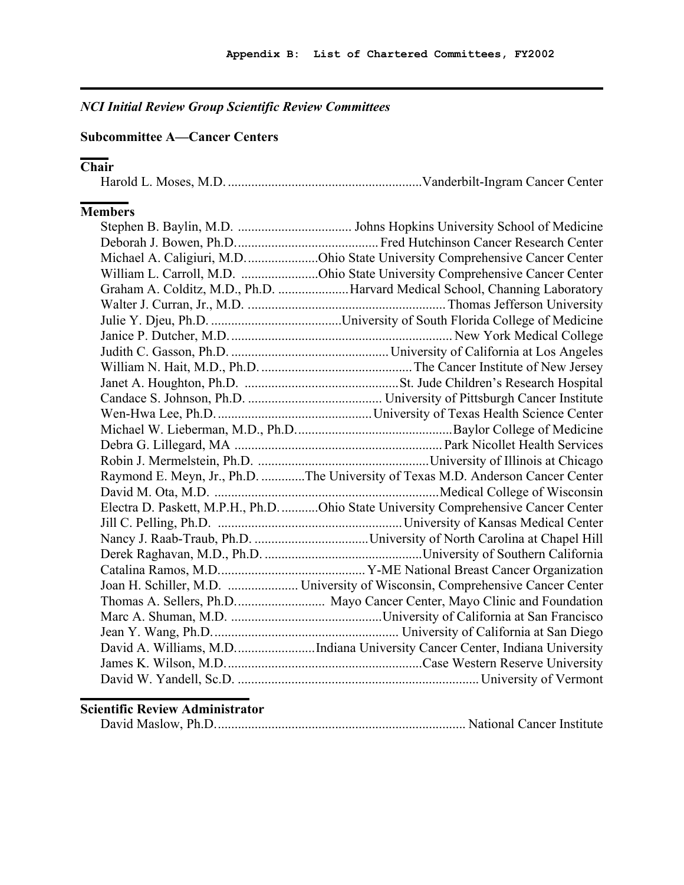*NCI Initial Review Group Scientific Review Committees*

**Subcommittee A—Cancer Centers**

**Chair**

Harold L. Moses, M.D. .......................................................... Vanderbilt-Ingram Cancer Center

**Members**

Stephen B. Baylin, M.D. .................................. Johns Hopkins University School of Medicine
Deborah J. Bowen, Ph.D. .......................................... Fred Hutchinson Cancer Research Center
Michael A. Caligiuri, M.D. ..................... Ohio State University Comprehensive Cancer Center
William L. Carroll, M.D. ....................... Ohio State University Comprehensive Cancer Center
Graham A. Colditz, M.D., Ph.D. ..................... Harvard Medical School, Channing Laboratory
Walter J. Curran, Jr., M.D. ........................................................... Thomas Jefferson University
Julie Y. Djeu, Ph.D. ....................................... University of South Florida College of Medicine
Janice P. Dutcher, M.D. .................................................................. New York Medical College
Judith C. Gasson, Ph.D. ............................................... University of California at Los Angeles
William N. Hait, M.D., Ph.D. ............................................ The Cancer Institute of New Jersey
Janet A. Houghton, Ph.D. .............................................. St. Jude Children's Research Hospital
Candace S. Johnson, Ph.D. ........................................ University of Pittsburgh Cancer Institute
Wen-Hwa Lee, Ph.D. .............................................. University of Texas Health Science Center
Michael W. Lieberman, M.D., Ph.D. .............................................. Baylor College of Medicine
Debra G. Lillegard, MA .............................................................. Park Nicollet Health Services
Robin J. Mermelstein, Ph.D. ................................................... University of Illinois at Chicago
Raymond E. Meyn, Jr., Ph.D. ............ The University of Texas M.D. Anderson Cancer Center
David M. Ota, M.D. ................................................................... Medical College of Wisconsin
Electra D. Paskett, M.P.H., Ph.D. ........... Ohio State University Comprehensive Cancer Center
Jill C. Pelling, Ph.D. ...................................................... University of Kansas Medical Center
Nancy J. Raab-Traub, Ph.D. .................................. University of North Carolina at Chapel Hill
Derek Raghavan, M.D., Ph.D. ............................................... University of Southern California
Catalina Ramos, M.D. ........................................... Y-ME National Breast Cancer Organization
Joan H. Schiller, M.D. ..................... University of Wisconsin, Comprehensive Cancer Center
Thomas A. Sellers, Ph.D. .......................... Mayo Cancer Center, Mayo Clinic and Foundation
Marc A. Shuman, M.D. ............................................. University of California at San Francisco
Jean Y. Wang, Ph.D. ...................................................... University of California at San Diego
David A. Williams, M.D. ....................... Indiana University Cancer Center, Indiana University
James K. Wilson, M.D. ......................................................... Case Western Reserve University
David W. Yandell, Sc.D. ....................................................................... University of Vermont

**Scientific Review Administrator**

David Maslow, Ph.D. ......................................................................... National Cancer Institute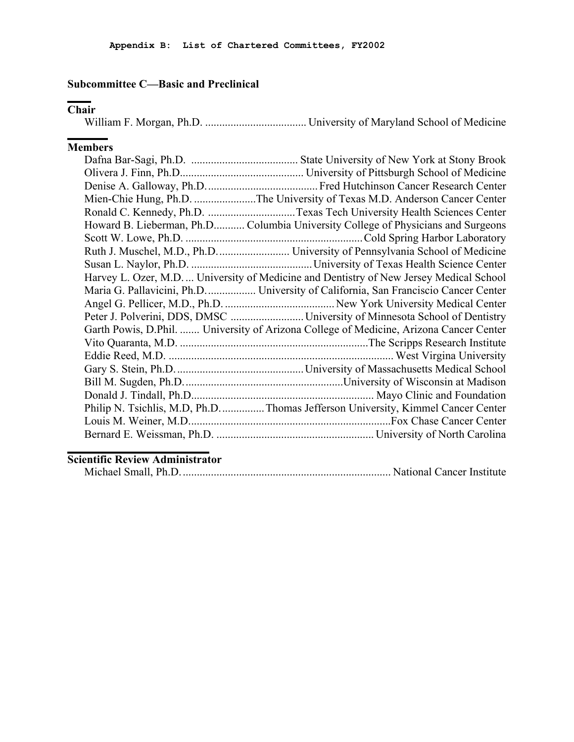## Subcommittee C—Basic and Preclinical

**Chair**

William F. Morgan, Ph.D. .................................... University of Maryland School of Medicine

**Members**

Dafna Bar-Sagi, Ph.D. ...................................... State University of New York at Stony Brook
Olivera J. Finn, Ph.D............................................ University of Pittsburgh School of Medicine
Denise A. Galloway, Ph.D........................................ Fred Hutchinson Cancer Research Center
Mien-Chie Hung, Ph.D. ......................The University of Texas M.D. Anderson Cancer Center
Ronald C. Kennedy, Ph.D. ...............................Texas Tech University Health Sciences Center
Howard B. Lieberman, Ph.D........... Columbia University College of Physicians and Surgeons
Scott W. Lowe, Ph.D. ................................................................Cold Spring Harbor Laboratory
Ruth J. Muschel, M.D., Ph.D.......................... University of Pennsylvania School of Medicine
Susan L. Naylor, Ph.D. ...........................................University of Texas Health Science Center
Harvey L. Ozer, M.D.... University of Medicine and Dentistry of New Jersey Medical School
Maria G. Pallavicini, Ph.D................. University of California, San Franciscio Cancer Center
Angel G. Pellicer, M.D., Ph.D........................................New York University Medical Center
Peter J. Polverini, DDS, DMSC ..........................University of Minnesota School of Dentistry
Garth Powis, D.Phil. ....... University of Arizona College of Medicine, Arizona Cancer Center
Vito Quaranta, M.D. ...................................................................The Scripps Research Institute
Eddie Reed, M.D. ................................................................................ West Virginia University
Gary S. Stein, Ph.D.............................................University of Massachusetts Medical School
Bill M. Sugden, Ph.D.........................................................University of Wisconsin at Madison
Donald J. Tindall, Ph.D................................................................. Mayo Clinic and Foundation
Philip N. Tsichlis, M.D, Ph.D...............Thomas Jefferson University, Kimmel Cancer Center
Louis M. Weiner, M.D........................................................................Fox Chase Cancer Center
Bernard E. Weissman, Ph.D. ........................................................ University of North Carolina

**Scientific Review Administrator**

Michael Small, Ph.D.......................................................................... National Cancer Institute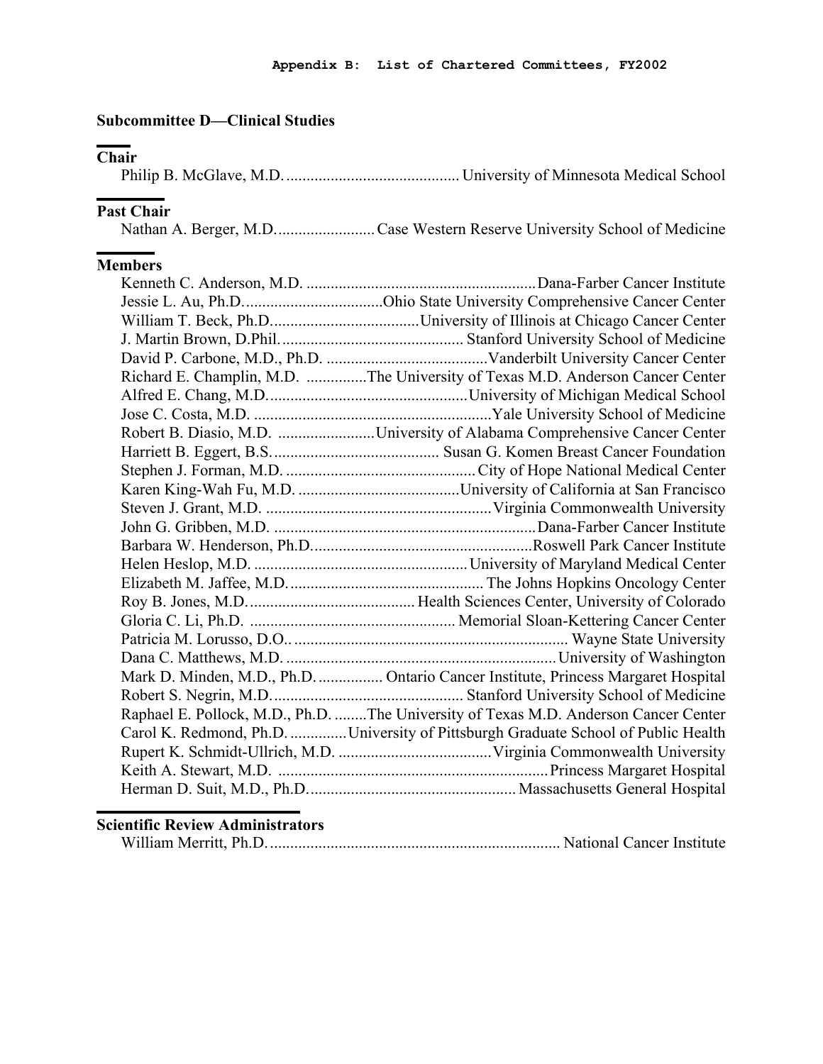### Subcommittee D—Clinical Studies

**Chair**

Philip B. McGlave, M.D. .......................................... University of Minnesota Medical School

**Past Chair**

Nathan A. Berger, M.D. ....................... Case Western Reserve University School of Medicine

**Members**

Kenneth C. Anderson, M.D. ........................................................ Dana-Farber Cancer Institute
Jessie L. Au, Ph.D. .................................. Ohio State University Comprehensive Cancer Center
William T. Beck, Ph.D. .................................... University of Illinois at Chicago Cancer Center
J. Martin Brown, D.Phil. ............................................ Stanford University School of Medicine
David P. Carbone, M.D., Ph.D. ........................................ Vanderbilt University Cancer Center
Richard E. Champlin, M.D. .............. The University of Texas M.D. Anderson Cancer Center
Alfred E. Chang, M.D. ................................................ University of Michigan Medical School
Jose C. Costa, M.D. .......................................................... Yale University School of Medicine
Robert B. Diasio, M.D. ....................... University of Alabama Comprehensive Cancer Center
Harriett B. Eggert, B.S. ......................................... Susan G. Komen Breast Cancer Foundation
Stephen J. Forman, M.D. ............................................... City of Hope National Medical Center
Karen King-Wah Fu, M.D. ........................................ University of California at San Francisco
Steven J. Grant, M.D. ...................................................... Virginia Commonwealth University
John G. Gribben, M.D. ................................................................ Dana-Farber Cancer Institute
Barbara W. Henderson, Ph.D. ...................................................... Roswell Park Cancer Institute
Helen Heslop, M.D. .................................................... University of Maryland Medical Center
Elizabeth M. Jaffee, M.D. ............................................... The Johns Hopkins Oncology Center
Roy B. Jones, M.D. ........................................ Health Sciences Center, University of Colorado
Gloria C. Li, Ph.D. .................................................. Memorial Sloan-Kettering Cancer Center
Patricia M. Lorusso, D.O.. ................................................................... Wayne State University
Dana C. Matthews, M.D. .................................................................. University of Washington
Mark D. Minden, M.D., Ph.D. ................ Ontario Cancer Institute, Princess Margaret Hospital
Robert S. Negrin, M.D. .............................................. Stanford University School of Medicine
Raphael E. Pollock, M.D., Ph.D. ........ The University of Texas M.D. Anderson Cancer Center
Carol K. Redmond, Ph.D. ............. University of Pittsburgh Graduate School of Public Health
Rupert K. Schmidt-Ullrich, M.D. ..................................... Virginia Commonwealth University
Keith A. Stewart, M.D. .................................................................. Princess Margaret Hospital
Herman D. Suit, M.D., Ph.D. .................................................. Massachusetts General Hospital

**Scientific Review Administrators**

William Merritt, Ph.D. ....................................................................... National Cancer Institute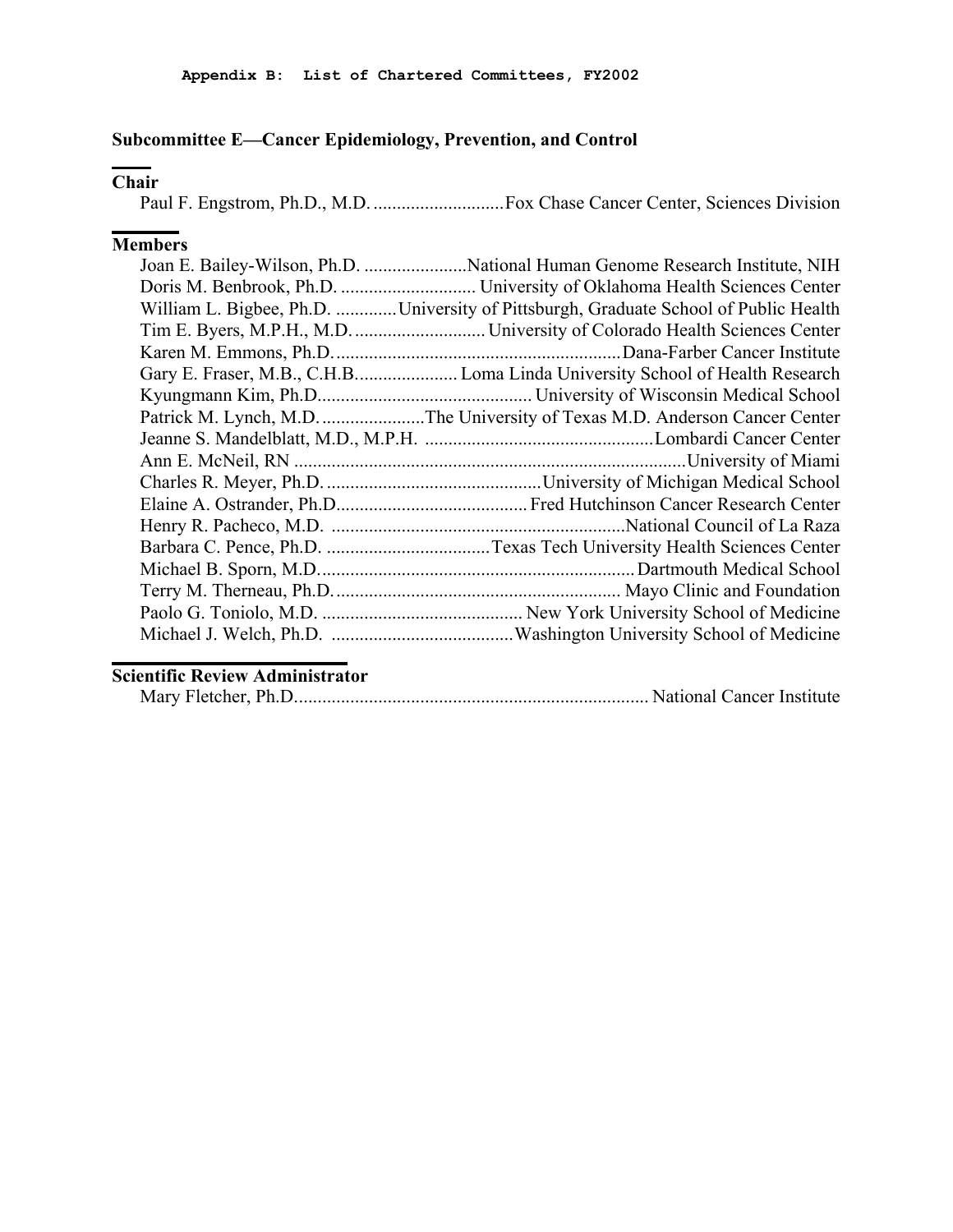## Subcommittee E—Cancer Epidemiology, Prevention, and Control

### Chair

Paul F. Engstrom, Ph.D., M.D. ............................Fox Chase Cancer Center, Sciences Division

### Members

Joan E. Bailey-Wilson, Ph.D. ......................National Human Genome Research Institute, NIH
Doris M. Benbrook, Ph.D. ............................. University of Oklahoma Health Sciences Center
William L. Bigbee, Ph.D. .............University of Pittsburgh, Graduate School of Public Health
Tim E. Byers, M.P.H., M.D. ............................ University of Colorado Health Sciences Center
Karen M. Emmons, Ph.D. .............................................................Dana-Farber Cancer Institute
Gary E. Fraser, M.B., C.H.B...................... Loma Linda University School of Health Research
Kyungmann Kim, Ph.D.............................................. University of Wisconsin Medical School
Patrick M. Lynch, M.D. ......................The University of Texas M.D. Anderson Cancer Center
Jeanne S. Mandelblatt, M.D., M.P.H. .................................................Lombardi Cancer Center
Ann E. McNeil, RN ....................................................................................University of Miami
Charles R. Meyer, Ph.D. ..............................................University of Michigan Medical School
Elaine A. Ostrander, Ph.D......................................... Fred Hutchinson Cancer Research Center
Henry R. Pacheco, M.D. ...............................................................National Council of La Raza
Barbara C. Pence, Ph.D. ...................................Texas Tech University Health Sciences Center
Michael B. Sporn, M.D.....................................................................Dartmouth Medical School
Terry M. Therneau, Ph.D. ............................................................ Mayo Clinic and Foundation
Paolo G. Toniolo, M.D. ........................................... New York University School of Medicine
Michael J. Welch, Ph.D. .......................................Washington University School of Medicine

### Scientific Review Administrator

Mary Fletcher, Ph.D............................................................................ National Cancer Institute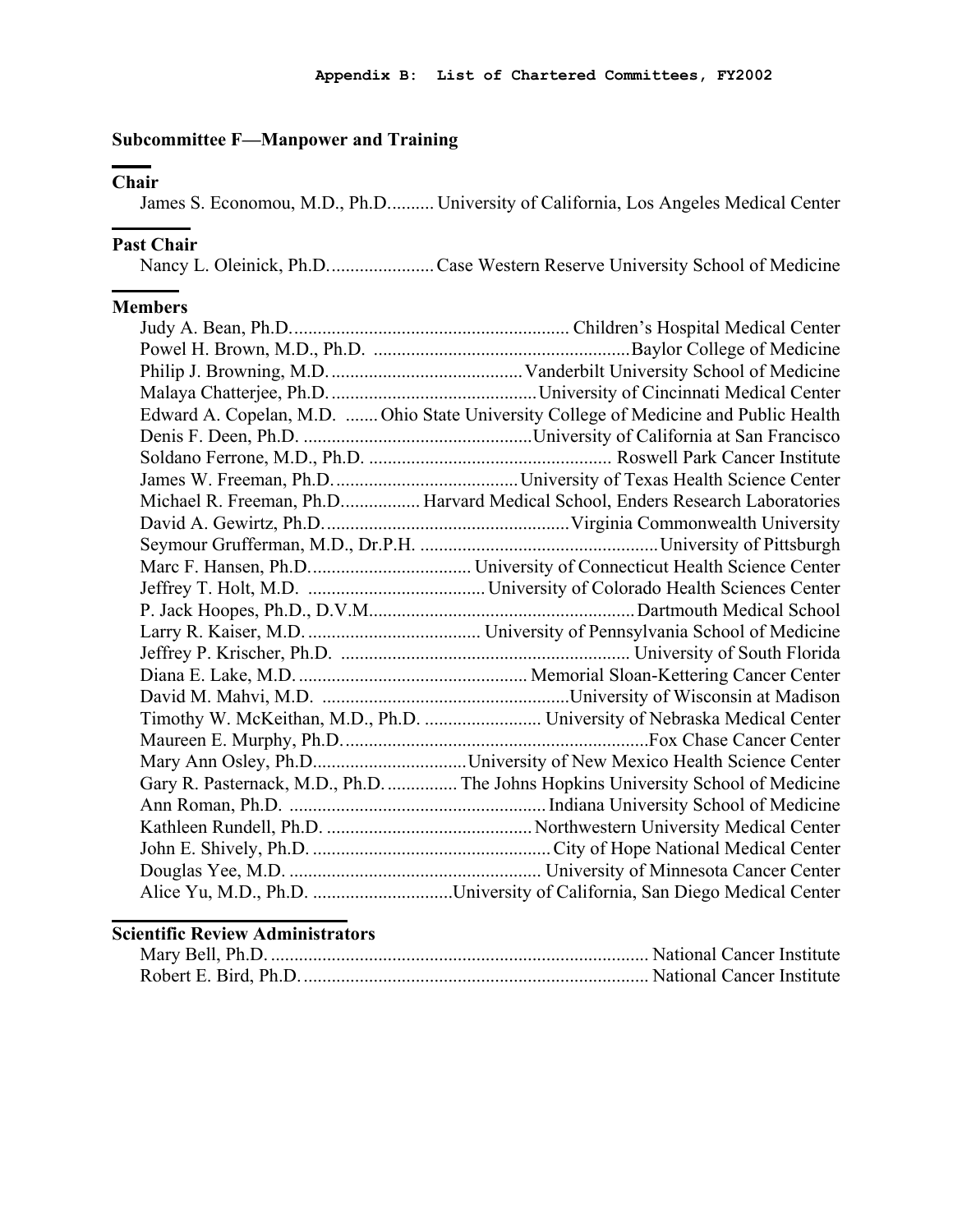## Subcommittee F—Manpower and Training

### Chair

James S. Economou, M.D., Ph.D. .......... University of California, Los Angeles Medical Center

### Past Chair

Nancy L. Oleinick, Ph.D. ...................... Case Western Reserve University School of Medicine

### Members

Judy A. Bean, Ph.D. ........................................................... Children's Hospital Medical Center
Powel H. Brown, M.D., Ph.D. ...................................................... Baylor College of Medicine
Philip J. Browning, M.D. ......................................... Vanderbilt University School of Medicine
Malaya Chatterjee, Ph.D. ............................................ University of Cincinnati Medical Center
Edward A. Copelan, M.D. ....... Ohio State University College of Medicine and Public Health
Denis F. Deen, Ph.D. ................................................. University of California at San Francisco
Soldano Ferrone, M.D., Ph.D. .................................................... Roswell Park Cancer Institute
James W. Freeman, Ph.D. ....................................... University of Texas Health Science Center
Michael R. Freeman, Ph.D. ................ Harvard Medical School, Enders Research Laboratories
David A. Gewirtz, Ph.D. .................................................... Virginia Commonwealth University
Seymour Grufferman, M.D., Dr.P.H. ................................................... University of Pittsburgh
Marc F. Hansen, Ph.D. .................................. University of Connecticut Health Science Center
Jeffrey T. Holt, M.D. ...................................... University of Colorado Health Sciences Center
P. Jack Hoopes, Ph.D., D.V.M. ........................................................ Dartmouth Medical School
Larry R. Kaiser, M.D. ..................................... University of Pennsylvania School of Medicine
Jeffrey P. Krischer, Ph.D. ............................................................. University of South Florida
Diana E. Lake, M.D. ................................................. Memorial Sloan-Kettering Cancer Center
David M. Mahvi, M.D. ..................................................... University of Wisconsin at Madison
Timothy W. McKeithan, M.D., Ph.D. ......................... University of Nebraska Medical Center
Maureen E. Murphy, Ph.D. ................................................................. Fox Chase Cancer Center
Mary Ann Osley, Ph.D. ................................ University of New Mexico Health Science Center
Gary R. Pasternack, M.D., Ph.D. ............... The Johns Hopkins University School of Medicine
Ann Roman, Ph.D. ....................................................... Indiana University School of Medicine
Kathleen Rundell, Ph.D. ............................................ Northwestern University Medical Center
John E. Shively, Ph.D. .................................................. City of Hope National Medical Center
Douglas Yee, M.D. ...................................................... University of Minnesota Cancer Center
Alice Yu, M.D., Ph.D. ............................. University of California, San Diego Medical Center

### Scientific Review Administrators

Mary Bell, Ph.D. ................................................................................. National Cancer Institute
Robert E. Bird, Ph.D. .......................................................................... National Cancer Institute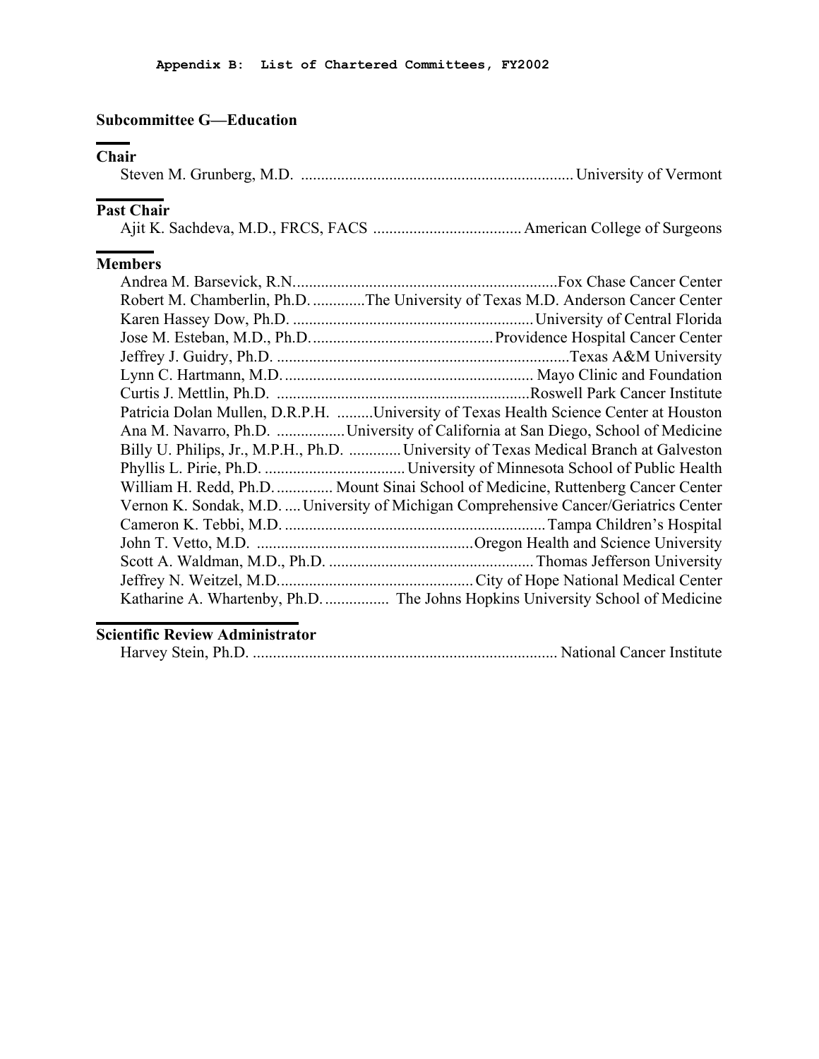## Subcommittee G—Education

### Chair

Steven M. Grunberg, M.D. .................................................................. University of Vermont

### Past Chair

Ajit K. Sachdeva, M.D., FRCS, FACS .................................... American College of Surgeons

### Members

Andrea M. Barsevick, R.N.................................................................Fox Chase Cancer Center
Robert M. Chamberlin, Ph.D. .............The University of Texas M.D. Anderson Cancer Center
Karen Hassey Dow, Ph.D. ...........................................................University of Central Florida
Jose M. Esteban, M.D., Ph.D. ............................................Providence Hospital Cancer Center
Jeffrey J. Guidry, Ph.D. .......................................................................Texas A&M University
Lynn C. Hartmann, M.D. ............................................................. Mayo Clinic and Foundation
Curtis J. Mettlin, Ph.D. ..............................................................Roswell Park Cancer Institute
Patricia Dolan Mullen, D.R.P.H. .........University of Texas Health Science Center at Houston
Ana M. Navarro, Ph.D. .................University of California at San Diego, School of Medicine
Billy U. Philips, Jr., M.P.H., Ph.D. ............University of Texas Medical Branch at Galveston
Phyllis L. Pirie, Ph.D. .................................. University of Minnesota School of Public Health
William H. Redd, Ph.D. .............. Mount Sinai School of Medicine, Ruttenberg Cancer Center
Vernon K. Sondak, M.D. .... University of Michigan Comprehensive Cancer/Geriatrics Center
Cameron K. Tebbi, M.D. ................................................................Tampa Children's Hospital
John T. Vetto, M.D. .....................................................Oregon Health and Science University
Scott A. Waldman, M.D., Ph.D. .................................................. Thomas Jefferson University
Jeffrey N. Weitzel, M.D................................................City of Hope National Medical Center
Katharine A. Whartenby, Ph.D. ................ The Johns Hopkins University School of Medicine

### Scientific Review Administrator

Harvey Stein, Ph.D. ........................................................................... National Cancer Institute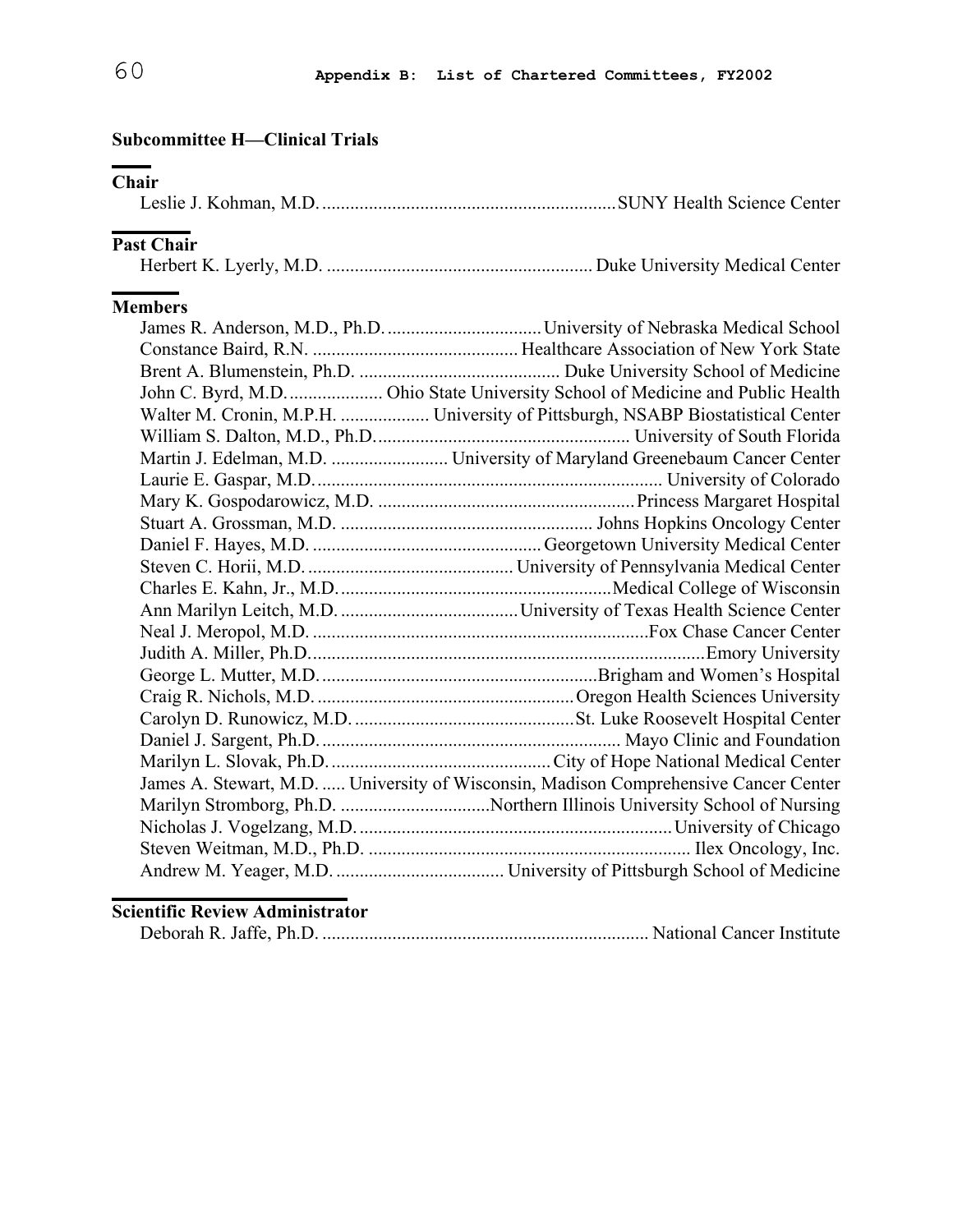### Subcommittee H—Clinical Trials

**Chair**

Leslie J. Kohman, M.D. .............................................................. SUNY Health Science Center

**Past Chair**

Herbert K. Lyerly, M.D. ........................................................ Duke University Medical Center

**Members**

James R. Anderson, M.D., Ph.D. ................................ University of Nebraska Medical School
Constance Baird, R.N. ............................................ Healthcare Association of New York State
Brent A. Blumenstein, Ph.D. .......................................... Duke University School of Medicine
John C. Byrd, M.D. .................... Ohio State University School of Medicine and Public Health
Walter M. Cronin, M.P.H. .................. University of Pittsburgh, NSABP Biostatistical Center
William S. Dalton, M.D., Ph.D. ..................................................... University of South Florida
Martin J. Edelman, M.D. ......................... University of Maryland Greenebaum Cancer Center
Laurie E. Gaspar, M.D. ......................................................................... University of Colorado
Mary K. Gospodarowicz, M.D. ....................................................... Princess Margaret Hospital
Stuart A. Grossman, M.D. ..................................................... Johns Hopkins Oncology Center
Daniel F. Hayes, M.D. ................................................ Georgetown University Medical Center
Steven C. Horii, M.D. ........................................... University of Pennsylvania Medical Center
Charles E. Kahn, Jr., M.D. ......................................................... Medical College of Wisconsin
Ann Marilyn Leitch, M.D. ..................................... University of Texas Health Science Center
Neal J. Meropol, M.D. ....................................................................... Fox Chase Cancer Center
Judith A. Miller, Ph.D. ................................................................................... Emory University
George L. Mutter, M.D. .......................................................... Brigham and Women's Hospital
Craig R. Nichols, M.D. ....................................................... Oregon Health Sciences University
Carolyn D. Runowicz, M.D. ............................................... St. Luke Roosevelt Hospital Center
Daniel J. Sargent, Ph.D. ............................................................... Mayo Clinic and Foundation
Marilyn L. Slovak, Ph.D. .............................................. City of Hope National Medical Center
James A. Stewart, M.D. ..... University of Wisconsin, Madison Comprehensive Cancer Center
Marilyn Stromborg, Ph.D. ................................ Northern Illinois University School of Nursing
Nicholas J. Vogelzang, M.D. .................................................................. University of Chicago
Steven Weitman, M.D., Ph.D. .................................................................... Ilex Oncology, Inc.
Andrew M. Yeager, M.D. .................................. University of Pittsburgh School of Medicine

**Scientific Review Administrator**

Deborah R. Jaffe, Ph.D. ..................................................................... National Cancer Institute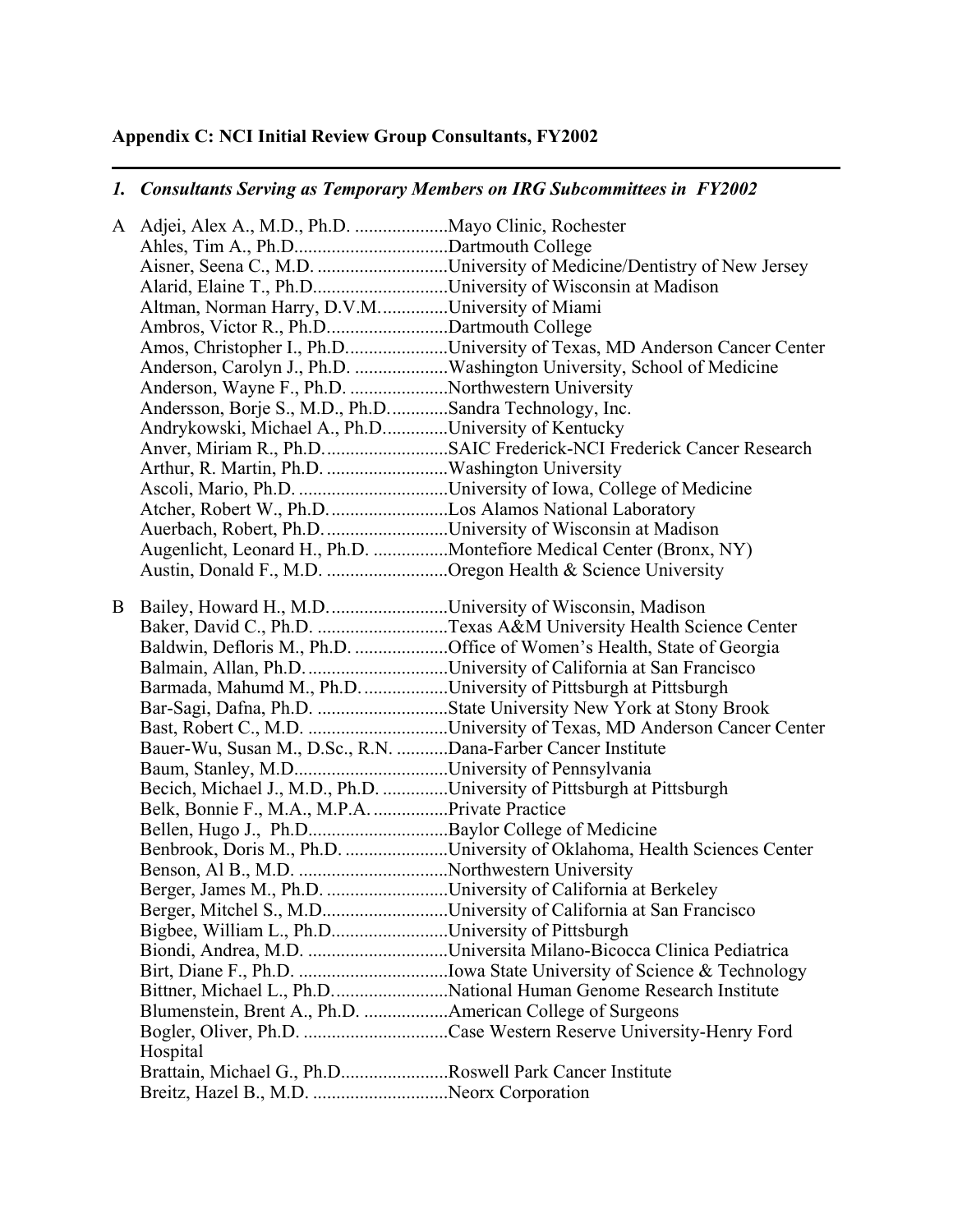## Appendix C: NCI Initial Review Group Consultants, FY2002

### *1. Consultants Serving as Temporary Members on IRG Subcommittees in FY2002*

A Adjei, Alex A., M.D., Ph.D. ....................Mayo Clinic, Rochester
Ahles, Tim A., Ph.D.................................Dartmouth College
Aisner, Seena C., M.D. ............................University of Medicine/Dentistry of New Jersey
Alarid, Elaine T., Ph.D.............................University of Wisconsin at Madison
Altman, Norman Harry, D.V.M..............University of Miami
Ambros, Victor R., Ph.D..........................Dartmouth College
Amos, Christopher I., Ph.D......................University of Texas, MD Anderson Cancer Center
Anderson, Carolyn J., Ph.D. ....................Washington University, School of Medicine
Anderson, Wayne F., Ph.D. .....................Northwestern University
Andersson, Borje S., M.D., Ph.D............Sandra Technology, Inc.
Andrykowski, Michael A., Ph.D.............University of Kentucky
Anver, Miriam R., Ph.D...........................SAIC Frederick-NCI Frederick Cancer Research
Arthur, R. Martin, Ph.D. ..........................Washington University
Ascoli, Mario, Ph.D. ................................University of Iowa, College of Medicine
Atcher, Robert W., Ph.D..........................Los Alamos National Laboratory
Auerbach, Robert, Ph.D...........................University of Wisconsin at Madison
Augenlicht, Leonard H., Ph.D. ................Montefiore Medical Center (Bronx, NY)
Austin, Donald F., M.D. ..........................Oregon Health & Science University

B Bailey, Howard H., M.D..........................University of Wisconsin, Madison
Baker, David C., Ph.D. ............................Texas A&M University Health Science Center
Baldwin, Defloris M., Ph.D. ....................Office of Women's Health, State of Georgia
Balmain, Allan, Ph.D...............................University of California at San Francisco
Barmada, Mahumd M., Ph.D. .................University of Pittsburgh at Pittsburgh
Bar-Sagi, Dafna, Ph.D. ............................State University New York at Stony Brook
Bast, Robert C., M.D. ..............................University of Texas, MD Anderson Cancer Center
Bauer-Wu, Susan M., D.Sc., R.N. ...........Dana-Farber Cancer Institute
Baum, Stanley, M.D.................................University of Pennsylvania
Becich, Michael J., M.D., Ph.D. .............University of Pittsburgh at Pittsburgh
Belk, Bonnie F., M.A., M.P.A. ................Private Practice
Bellen, Hugo J., Ph.D..............................Baylor College of Medicine
Benbrook, Doris M., Ph.D. ......................University of Oklahoma, Health Sciences Center
Benson, Al B., M.D. ................................Northwestern University
Berger, James M., Ph.D. ..........................University of California at Berkeley
Berger, Mitchel S., M.D...........................University of California at San Francisco
Bigbee, William L., Ph.D.........................University of Pittsburgh
Biondi, Andrea, M.D. ..............................Universita Milano-Bicocca Clinica Pediatrica
Birt, Diane F., Ph.D. ................................Iowa State University of Science & Technology
Bittner, Michael L., Ph.D.........................National Human Genome Research Institute
Blumenstein, Brent A., Ph.D. ..................American College of Surgeons
Bogler, Oliver, Ph.D. ...............................Case Western Reserve University-Henry Ford Hospital
Brattain, Michael G., Ph.D.......................Roswell Park Cancer Institute
Breitz, Hazel B., M.D. .............................Neorx Corporation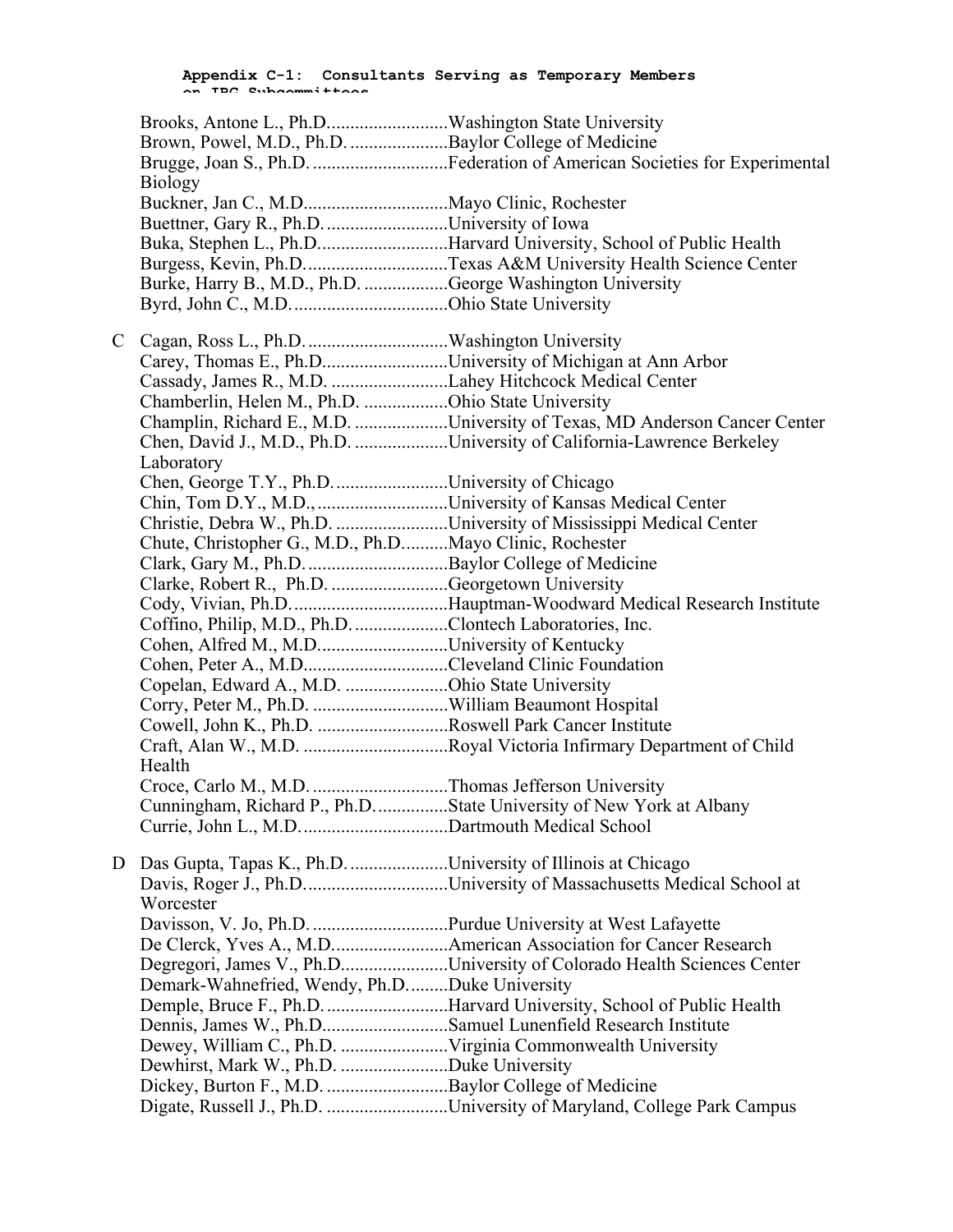**Appendix C-1: Consultants Serving as Temporary Members on IRG Subcommittees**

Brooks, Antone L., Ph.D. .......................... Washington State University
Brown, Powel, M.D., Ph.D. ..................... Baylor College of Medicine
Brugge, Joan S., Ph.D. ............................. Federation of American Societies for Experimental Biology
Buckner, Jan C., M.D. .............................. Mayo Clinic, Rochester
Buettner, Gary R., Ph.D. .......................... University of Iowa
Buka, Stephen L., Ph.D. ........................... Harvard University, School of Public Health
Burgess, Kevin, Ph.D. .............................. Texas A&M University Health Science Center
Burke, Harry B., M.D., Ph.D. .................. George Washington University
Byrd, John C., M.D. ................................. Ohio State University

C Cagan, Ross L., Ph.D. .............................. Washington University
Carey, Thomas E., Ph.D. .......................... University of Michigan at Ann Arbor
Cassady, James R., M.D. ......................... Lahey Hitchcock Medical Center
Chamberlin, Helen M., Ph.D. .................. Ohio State University
Champlin, Richard E., M.D. .................... University of Texas, MD Anderson Cancer Center
Chen, David J., M.D., Ph.D. .................... University of California-Lawrence Berkeley Laboratory
Chen, George T.Y., Ph.D. ........................ University of Chicago
Chin, Tom D.Y., M.D., ............................ University of Kansas Medical Center
Christie, Debra W., Ph.D. ........................ University of Mississippi Medical Center
Chute, Christopher G., M.D., Ph.D. ......... Mayo Clinic, Rochester
Clark, Gary M., Ph.D. .............................. Baylor College of Medicine
Clarke, Robert R., Ph.D. ......................... Georgetown University
Cody, Vivian, Ph.D. ................................. Hauptman-Woodward Medical Research Institute
Coffino, Philip, M.D., Ph.D. .................... Clontech Laboratories, Inc.
Cohen, Alfred M., M.D. ........................... University of Kentucky
Cohen, Peter A., M.D. .............................. Cleveland Clinic Foundation
Copelan, Edward A., M.D. ...................... Ohio State University
Corry, Peter M., Ph.D. ............................. William Beaumont Hospital
Cowell, John K., Ph.D. ............................ Roswell Park Cancer Institute
Craft, Alan W., M.D. ............................... Royal Victoria Infirmary Department of Child Health
Croce, Carlo M., M.D. ............................. Thomas Jefferson University
Cunningham, Richard P., Ph.D. ............... State University of New York at Albany
Currie, John L., M.D. ............................... Dartmouth Medical School

D Das Gupta, Tapas K., Ph.D. ..................... University of Illinois at Chicago
Davis, Roger J., Ph.D. .............................. University of Massachusetts Medical School at Worcester
Davisson, V. Jo, Ph.D. ............................. Purdue University at West Lafayette
De Clerck, Yves A., M.D. ........................ American Association for Cancer Research
Degregori, James V., Ph.D. ...................... University of Colorado Health Sciences Center
Demark-Wahnefried, Wendy, Ph.D. ......... Duke University
Demple, Bruce F., Ph.D. .......................... Harvard University, School of Public Health
Dennis, James W., Ph.D. .......................... Samuel Lunenfield Research Institute
Dewey, William C., Ph.D. ....................... Virginia Commonwealth University
Dewhirst, Mark W., Ph.D. ....................... Duke University
Dickey, Burton F., M.D. .......................... Baylor College of Medicine
Digate, Russell J., Ph.D. .......................... University of Maryland, College Park Campus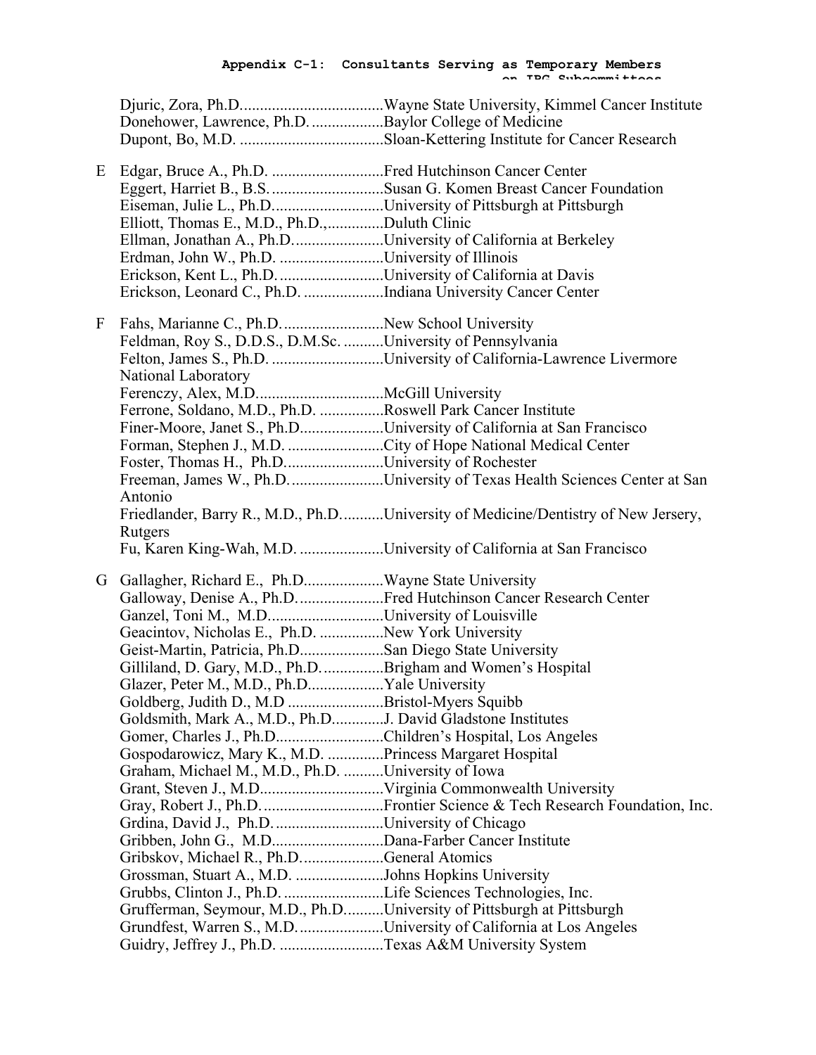**Appendix C-1: Consultants Serving as Temporary Members on IRG Subcommittees**

Djuric, Zora, Ph.D....................................Wayne State University, Kimmel Cancer Institute
Donehower, Lawrence, Ph.D. ..................Baylor College of Medicine
Dupont, Bo, M.D. ....................................Sloan-Kettering Institute for Cancer Research

E Edgar, Bruce A., Ph.D. ............................Fred Hutchinson Cancer Center
Eggert, Harriet B., B.S.............................Susan G. Komen Breast Cancer Foundation
Eiseman, Julie L., Ph.D............................University of Pittsburgh at Pittsburgh
Elliott, Thomas E., M.D., Ph.D.,..............Duluth Clinic
Ellman, Jonathan A., Ph.D.......................University of California at Berkeley
Erdman, John W., Ph.D. ..........................University of Illinois
Erickson, Kent L., Ph.D...........................University of California at Davis
Erickson, Leonard C., Ph.D. ....................Indiana University Cancer Center

F Fahs, Marianne C., Ph.D.........................New School University
Feldman, Roy S., D.D.S., D.M.Sc. ..........University of Pennsylvania
Felton, James S., Ph.D. ............................University of California-Lawrence Livermore National Laboratory
Ferenczy, Alex, M.D................................McGill University
Ferrone, Soldano, M.D., Ph.D. ................Roswell Park Cancer Institute
Finer-Moore, Janet S., Ph.D.....................University of California at San Francisco
Forman, Stephen J., M.D. ........................City of Hope National Medical Center
Foster, Thomas H., Ph.D.........................University of Rochester
Freeman, James W., Ph.D.......................University of Texas Health Sciences Center at San Antonio
Friedlander, Barry R., M.D., Ph.D...........University of Medicine/Dentistry of New Jersery, Rutgers
Fu, Karen King-Wah, M.D. .....................University of California at San Francisco

G Gallagher, Richard E., Ph.D....................Wayne State University
Galloway, Denise A., Ph.D......................Fred Hutchinson Cancer Research Center
Ganzel, Toni M., M.D.............................University of Louisville
Geacintov, Nicholas E., Ph.D. ................New York University
Geist-Martin, Patricia, Ph.D.....................San Diego State University
Gilliland, D. Gary, M.D., Ph.D................Brigham and Women's Hospital
Glazer, Peter M., M.D., Ph.D...................Yale University
Goldberg, Judith D., M.D ........................Bristol-Myers Squibb
Goldsmith, Mark A., M.D., Ph.D.............J. David Gladstone Institutes
Gomer, Charles J., Ph.D...........................Children's Hospital, Los Angeles
Gospodarowicz, Mary K., M.D. ..............Princess Margaret Hospital
Graham, Michael M., M.D., Ph.D. ..........University of Iowa
Grant, Steven J., M.D...............................Virginia Commonwealth University
Gray, Robert J., Ph.D...............................Frontier Science & Tech Research Foundation, Inc.
Grdina, David J., Ph.D............................University of Chicago
Gribben, John G., M.D............................Dana-Farber Cancer Institute
Gribskov, Michael R., Ph.D.....................General Atomics
Grossman, Stuart A., M.D. ......................Johns Hopkins University
Grubbs, Clinton J., Ph.D. .........................Life Sciences Technologies, Inc.
Grufferman, Seymour, M.D., Ph.D..........University of Pittsburgh at Pittsburgh
Grundfest, Warren S., M.D......................University of California at Los Angeles
Guidry, Jeffrey J., Ph.D. ..........................Texas A&M University System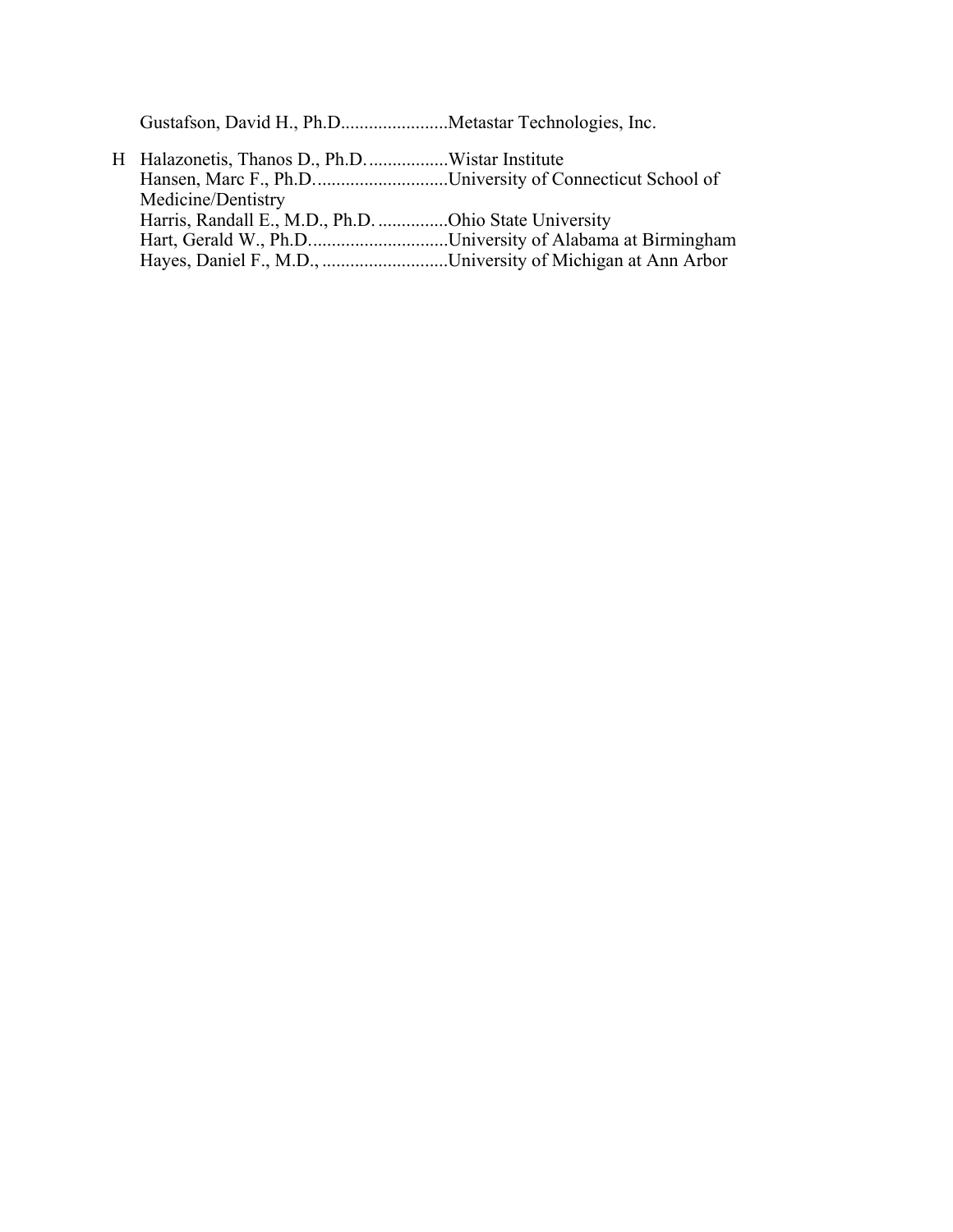Gustafson, David H., Ph.D.......................Metastar Technologies, Inc.

H Halazonetis, Thanos D., Ph.D. .................Wistar Institute
Hansen, Marc F., Ph.D. ............................University of Connecticut School of Medicine/Dentistry
Harris, Randall E., M.D., Ph.D. ...............Ohio State University
Hart, Gerald W., Ph.D..............................University of Alabama at Birmingham
Hayes, Daniel F., M.D., ...........................University of Michigan at Ann Arbor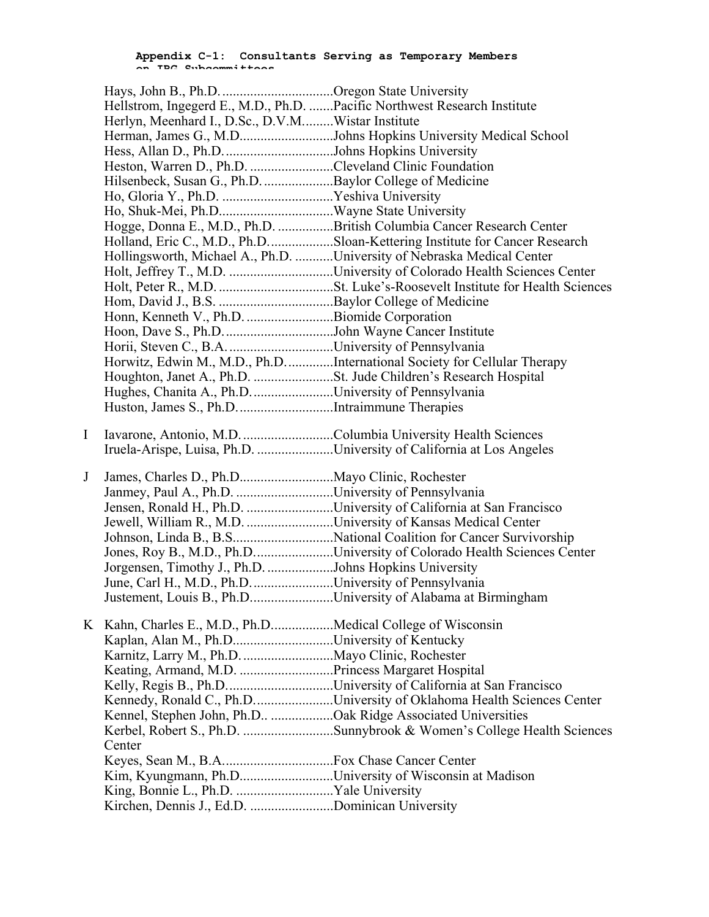**Appendix C-1: Consultants Serving as Temporary Members on IBC Subcommittees**

Hays, John B., Ph.D. ................................Oregon State University
Hellstrom, Ingegerd E., M.D., Ph.D. .......Pacific Northwest Research Institute
Herlyn, Meenhard I., D.Sc., D.V.M.........Wistar Institute
Herman, James G., M.D...........................Johns Hopkins University Medical School
Hess, Allan D., Ph.D. ...............................Johns Hopkins University
Heston, Warren D., Ph.D. ........................Cleveland Clinic Foundation
Hilsenbeck, Susan G., Ph.D. ....................Baylor College of Medicine
Ho, Gloria Y., Ph.D. ................................Yeshiva University
Ho, Shuk-Mei, Ph.D.................................Wayne State University
Hogge, Donna E., M.D., Ph.D. ................British Columbia Cancer Research Center
Holland, Eric C., M.D., Ph.D. ..................Sloan-Kettering Institute for Cancer Research
Hollingsworth, Michael A., Ph.D. ...........University of Nebraska Medical Center
Holt, Jeffrey T., M.D. .............................University of Colorado Health Sciences Center
Holt, Peter R., M.D. .................................St. Luke's-Roosevelt Institute for Health Sciences
Hom, David J., B.S. .................................Baylor College of Medicine
Honn, Kenneth V., Ph.D. .........................Biomide Corporation
Hoon, Dave S., Ph.D. ...............................John Wayne Cancer Institute
Horii, Steven C., B.A. ..............................University of Pennsylvania
Horwitz, Edwin M., M.D., Ph.D. .............International Society for Cellular Therapy
Houghton, Janet A., Ph.D. .......................St. Jude Children's Research Hospital
Hughes, Chanita A., Ph.D. .......................University of Pennsylvania
Huston, James S., Ph.D. ...........................Intraimmune Therapies

I Iavarone, Antonio, M.D. ..........................Columbia University Health Sciences
Iruela-Arispe, Luisa, Ph.D. ......................University of California at Los Angeles

J James, Charles D., Ph.D...........................Mayo Clinic, Rochester
Janmey, Paul A., Ph.D. ............................University of Pennsylvania
Jensen, Ronald H., Ph.D. .........................University of California at San Francisco
Jewell, William R., M.D. .........................University of Kansas Medical Center
Johnson, Linda B., B.S.............................National Coalition for Cancer Survivorship
Jones, Roy B., M.D., Ph.D.......................University of Colorado Health Sciences Center
Jorgensen, Timothy J., Ph.D. ...................Johns Hopkins University
June, Carl H., M.D., Ph.D. .......................University of Pennsylvania
Justement, Louis B., Ph.D........................University of Alabama at Birmingham

K Kahn, Charles E., M.D., Ph.D.................Medical College of Wisconsin
Kaplan, Alan M., Ph.D............................University of Kentucky
Karnitz, Larry M., Ph.D. ..........................Mayo Clinic, Rochester
Keating, Armand, M.D. ...........................Princess Margaret Hospital
Kelly, Regis B., Ph.D...............................University of California at San Francisco
Kennedy, Ronald C., Ph.D.......................University of Oklahoma Health Sciences Center
Kennel, Stephen John, Ph.D.. ..................Oak Ridge Associated Universities
Kerbel, Robert S., Ph.D. ..........................Sunnybrook & Women's College Health Sciences Center
Keyes, Sean M., B.A................................Fox Chase Cancer Center
Kim, Kyungmann, Ph.D...........................University of Wisconsin at Madison
King, Bonnie L., Ph.D. ............................Yale University
Kirchen, Dennis J., Ed.D. ........................Dominican University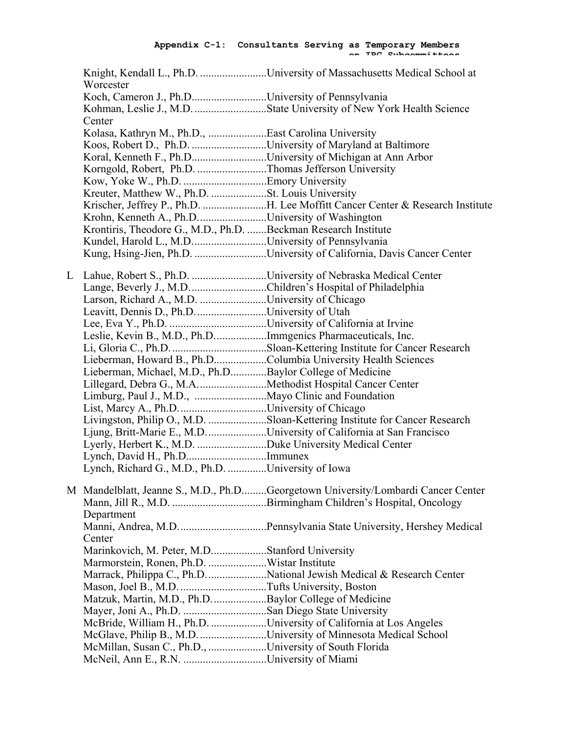Knight, Kendall L., Ph.D. ........................University of Massachusetts Medical School at Worcester
Koch, Cameron J., Ph.D...........................University of Pennsylvania
Kohman, Leslie J., M.D. ..........................State University of New York Health Science Center
Kolasa, Kathryn M., Ph.D., .....................East Carolina University
Koos, Robert D., Ph.D. ...........................University of Maryland at Baltimore
Koral, Kenneth F., Ph.D...........................University of Michigan at Ann Arbor
Korngold, Robert, Ph.D. .........................Thomas Jefferson University
Kow, Yoke W., Ph.D. ..............................Emory University
Kreuter, Matthew W., Ph.D. ....................St. Louis University
Krischer, Jeffrey P., Ph.D. .......................H. Lee Moffitt Cancer Center & Research Institute
Krohn, Kenneth A., Ph.D.........................University of Washington
Krontiris, Theodore G., M.D., Ph.D. .......Beckman Research Institute
Kundel, Harold L., M.D...........................University of Pennsylvania
Kung, Hsing-Jien, Ph.D. ..........................University of California, Davis Cancer Center

L Lahue, Robert S., Ph.D. ...........................University of Nebraska Medical Center
Lange, Beverly J., M.D............................Children's Hospital of Philadelphia
Larson, Richard A., M.D. ........................University of Chicago
Leavitt, Dennis D., Ph.D..........................University of Utah
Lee, Eva Y., Ph.D. ...................................University of California at Irvine
Leslie, Kevin B., M.D., Ph.D...................Immgenics Pharmaceuticals, Inc.
Li, Gloria C., Ph.D...................................Sloan-Kettering Institute for Cancer Research
Lieberman, Howard B., Ph.D...................Columbia University Health Sciences
Lieberman, Michael, M.D., Ph.D.............Baylor College of Medicine
Lillegard, Debra G., M.A.........................Methodist Hospital Cancer Center
Limburg, Paul J., M.D., ..........................Mayo Clinic and Foundation
List, Marcy A., Ph.D................................University of Chicago
Livingston, Philip O., M.D. .....................Sloan-Kettering Institute for Cancer Research
Ljung, Britt-Marie E., M.D......................University of California at San Francisco
Lyerly, Herbert K., M.D. .........................Duke University Medical Center
Lynch, David H., Ph.D.............................Immunex
Lynch, Richard G., M.D., Ph.D. ..............University of Iowa

M Mandelblatt, Jeanne S., M.D., Ph.D.........Georgetown University/Lombardi Cancer Center
Mann, Jill R., M.D. ..................................Birmingham Children's Hospital, Oncology Department
Manni, Andrea, M.D................................Pennsylvania State University, Hershey Medical Center
Marinkovich, M. Peter, M.D....................Stanford University
Marmorstein, Ronen, Ph.D. .....................Wistar Institute
Marrack, Philippa C., Ph.D......................National Jewish Medical & Research Center
Mason, Joel B., M.D. ...............................Tufts University, Boston
Matzuk, Martin, M.D., Ph.D....................Baylor College of Medicine
Mayer, Joni A., Ph.D. ..............................San Diego State University
McBride, William H., Ph.D. ....................University of California at Los Angeles
McGlave, Philip B., M.D.........................University of Minnesota Medical School
McMillan, Susan C., Ph.D., .....................University of South Florida
McNeil, Ann E., R.N. ..............................University of Miami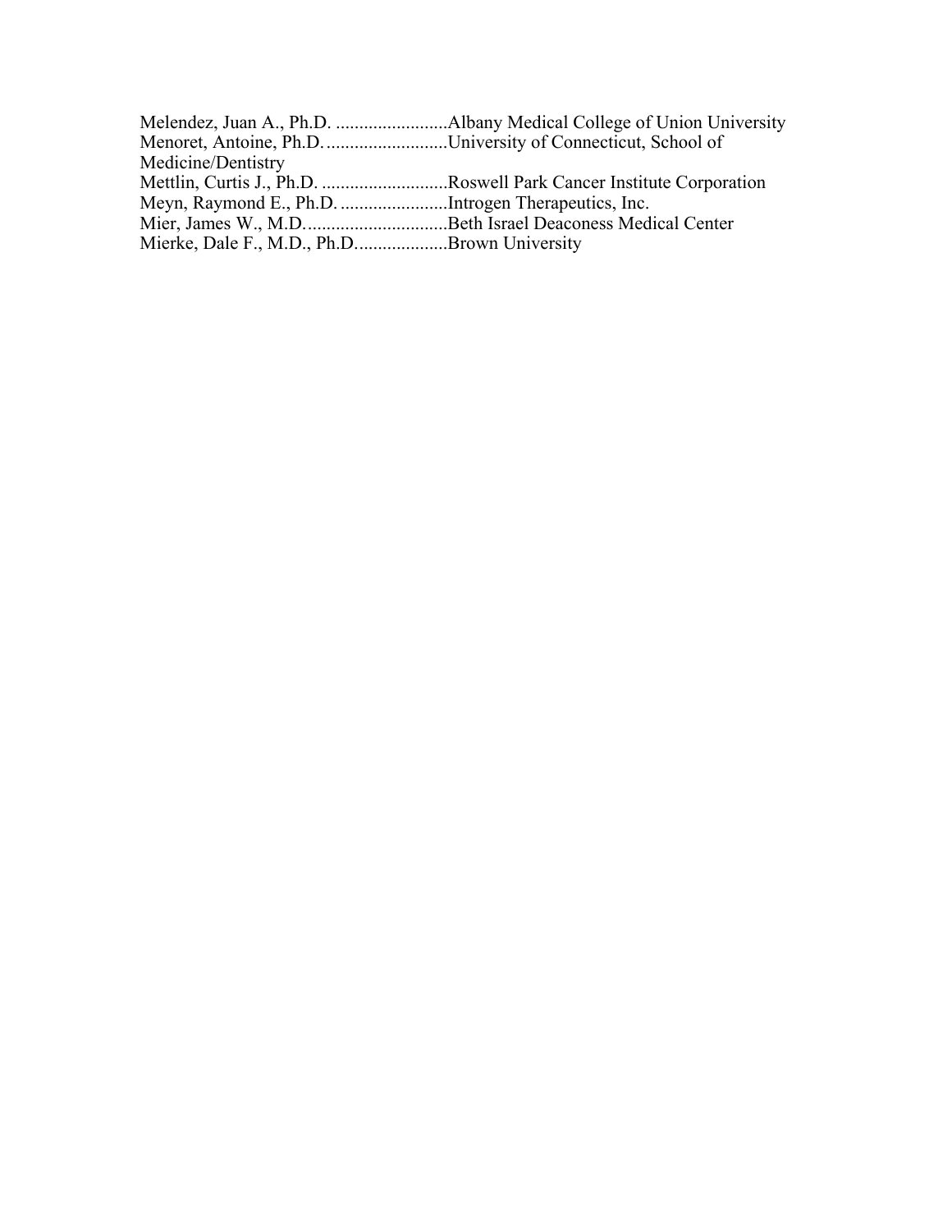Melendez, Juan A., Ph.D. ........................Albany Medical College of Union University
Menoret, Antoine, Ph.D. ..........................University of Connecticut, School of Medicine/Dentistry
Mettlin, Curtis J., Ph.D. ...........................Roswell Park Cancer Institute Corporation
Meyn, Raymond E., Ph.D. .......................Introgen Therapeutics, Inc.
Mier, James W., M.D. ..............................Beth Israel Deaconess Medical Center
Mierke, Dale F., M.D., Ph.D....................Brown University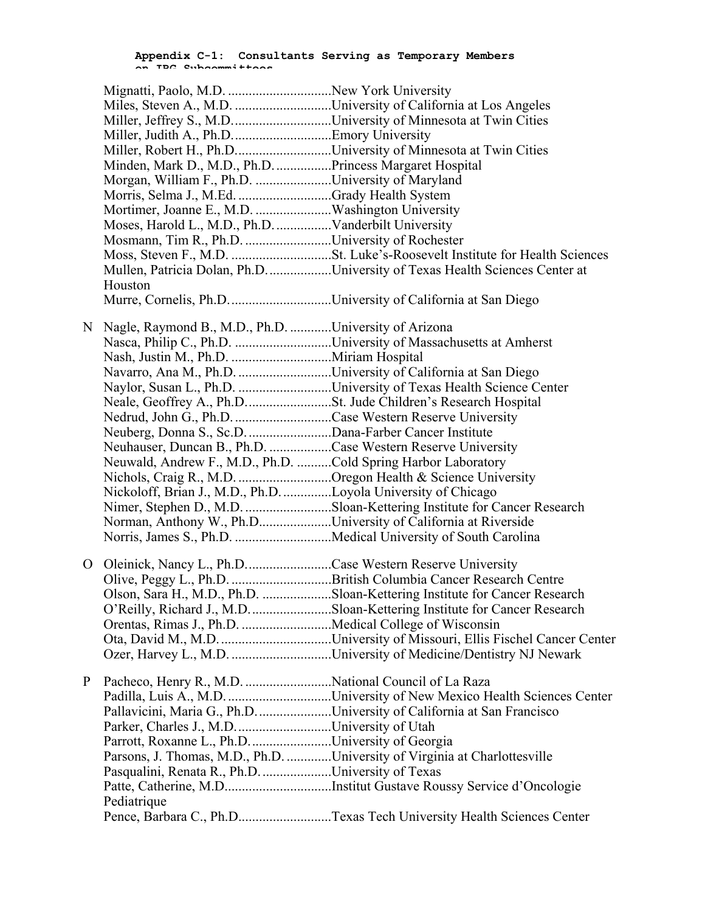**Appendix C-1: Consultants Serving as Temporary Members on IBC Subcommittees**

Mignatti, Paolo, M.D. ..............................New York University
Miles, Steven A., M.D. ............................University of California at Los Angeles
Miller, Jeffrey S., M.D. ............................University of Minnesota at Twin Cities
Miller, Judith A., Ph.D. ............................Emory University
Miller, Robert H., Ph.D. ...........................University of Minnesota at Twin Cities
Minden, Mark D., M.D., Ph.D. ................Princess Margaret Hospital
Morgan, William F., Ph.D. ......................University of Maryland
Morris, Selma J., M.Ed. ...........................Grady Health System
Mortimer, Joanne E., M.D. ......................Washington University
Moses, Harold L., M.D., Ph.D. ................Vanderbilt University
Mosmann, Tim R., Ph.D. .........................University of Rochester
Moss, Steven F., M.D. .............................St. Luke's-Roosevelt Institute for Health Sciences
Mullen, Patricia Dolan, Ph.D. ..................University of Texas Health Sciences Center at Houston
Murre, Cornelis, Ph.D. .............................University of California at San Diego

N Nagle, Raymond B., M.D., Ph.D. ............University of Arizona
Nasca, Philip C., Ph.D. ............................University of Massachusetts at Amherst
Nash, Justin M., Ph.D. .............................Miriam Hospital
Navarro, Ana M., Ph.D. ...........................University of California at San Diego
Naylor, Susan L., Ph.D. ...........................University of Texas Health Science Center
Neale, Geoffrey A., Ph.D. .........................St. Jude Children's Research Hospital
Nedrud, John G., Ph.D. ............................Case Western Reserve University
Neuberg, Donna S., Sc.D. ........................Dana-Farber Cancer Institute
Neuhauser, Duncan B., Ph.D. ..................Case Western Reserve University
Neuwald, Andrew F., M.D., Ph.D. ..........Cold Spring Harbor Laboratory
Nichols, Craig R., M.D. ...........................Oregon Health & Science University
Nickoloff, Brian J., M.D., Ph.D. ..............Loyola University of Chicago
Nimer, Stephen D., M.D. .........................Sloan-Kettering Institute for Cancer Research
Norman, Anthony W., Ph.D. ....................University of California at Riverside
Norris, James S., Ph.D. ............................Medical University of South Carolina

O Oleinick, Nancy L., Ph.D. ........................Case Western Reserve University
Olive, Peggy L., Ph.D. .............................British Columbia Cancer Research Centre
Olson, Sara H., M.D., Ph.D. ....................Sloan-Kettering Institute for Cancer Research
O'Reilly, Richard J., M.D. .......................Sloan-Kettering Institute for Cancer Research
Orentas, Rimas J., Ph.D. ..........................Medical College of Wisconsin
Ota, David M., M.D. ................................University of Missouri, Ellis Fischel Cancer Center
Ozer, Harvey L., M.D. .............................University of Medicine/Dentistry NJ Newark

P Pacheco, Henry R., M.D. .........................National Council of La Raza
Padilla, Luis A., M.D. ..............................University of New Mexico Health Sciences Center
Pallavicini, Maria G., Ph.D. .....................University of California at San Francisco
Parker, Charles J., M.D. ...........................University of Utah
Parrott, Roxanne L., Ph.D. .......................University of Georgia
Parsons, J. Thomas, M.D., Ph.D. .............University of Virginia at Charlottesville
Pasqualini, Renata R., Ph.D. ....................University of Texas
Patte, Catherine, M.D. ..............................Institut Gustave Roussy Service d'Oncologie Pediatrique
Pence, Barbara C., Ph.D. ..........................Texas Tech University Health Sciences Center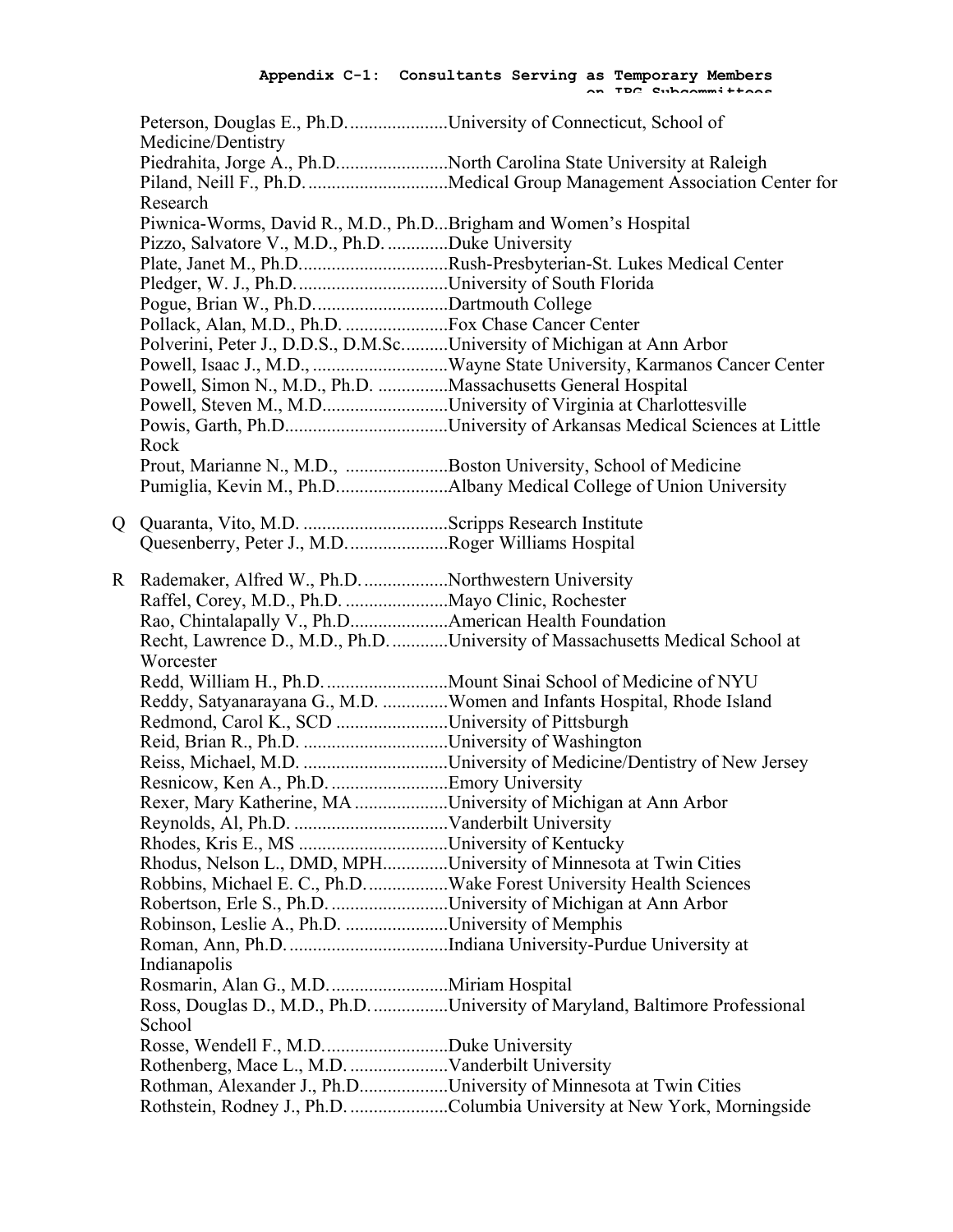Peterson, Douglas E., Ph.D......................University of Connecticut, School of Medicine/Dentistry
Piedrahita, Jorge A., Ph.D........................North Carolina State University at Raleigh
Piland, Neill F., Ph.D...............................Medical Group Management Association Center for Research
Piwnica-Worms, David R., M.D., Ph.D...Brigham and Women's Hospital
Pizzo, Salvatore V., M.D., Ph.D. .............Duke University
Plate, Janet M., Ph.D................................Rush-Presbyterian-St. Lukes Medical Center
Pledger, W. J., Ph.D.................................University of South Florida
Pogue, Brian W., Ph.D.............................Dartmouth College
Pollack, Alan, M.D., Ph.D. ......................Fox Chase Cancer Center
Polverini, Peter J., D.D.S., D.M.Sc..........University of Michigan at Ann Arbor
Powell, Isaac J., M.D., ............................Wayne State University, Karmanos Cancer Center
Powell, Simon N., M.D., Ph.D. ...............Massachusetts General Hospital
Powell, Steven M., M.D...........................University of Virginia at Charlottesville
Powis, Garth, Ph.D...................................University of Arkansas Medical Sciences at Little Rock
Prout, Marianne N., M.D., ......................Boston University, School of Medicine
Pumiglia, Kevin M., Ph.D........................Albany Medical College of Union University

Q Quaranta, Vito, M.D. ...............................Scripps Research Institute
Quesenberry, Peter J., M.D......................Roger Williams Hospital

R Rademaker, Alfred W., Ph.D..................Northwestern University
Raffel, Corey, M.D., Ph.D. ......................Mayo Clinic, Rochester
Rao, Chintalapally V., Ph.D.....................American Health Foundation
Recht, Lawrence D., M.D., Ph.D............University of Massachusetts Medical School at Worcester
Redd, William H., Ph.D...........................Mount Sinai School of Medicine of NYU
Reddy, Satyanarayana G., M.D. ..............Women and Infants Hospital, Rhode Island
Redmond, Carol K., SCD ........................University of Pittsburgh
Reid, Brian R., Ph.D. ...............................University of Washington
Reiss, Michael, M.D. ...............................University of Medicine/Dentistry of New Jersey
Resnicow, Ken A., Ph.D. .........................Emory University
Rexer, Mary Katherine, MA ....................University of Michigan at Ann Arbor
Reynolds, Al, Ph.D. .................................Vanderbilt University
Rhodes, Kris E., MS ................................University of Kentucky
Rhodus, Nelson L., DMD, MPH.............University of Minnesota at Twin Cities
Robbins, Michael E. C., Ph.D.................Wake Forest University Health Sciences
Robertson, Erle S., Ph.D. .........................University of Michigan at Ann Arbor
Robinson, Leslie A., Ph.D. ......................University of Memphis
Roman, Ann, Ph.D...................................Indiana University-Purdue University at Indianapolis
Rosmarin, Alan G., M.D..........................Miriam Hospital
Ross, Douglas D., M.D., Ph.D................University of Maryland, Baltimore Professional School
Rosse, Wendell F., M.D...........................Duke University
Rothenberg, Mace L., M.D. .....................Vanderbilt University
Rothman, Alexander J., Ph.D...................University of Minnesota at Twin Cities
Rothstein, Rodney J., Ph.D. .....................Columbia University at New York, Morningside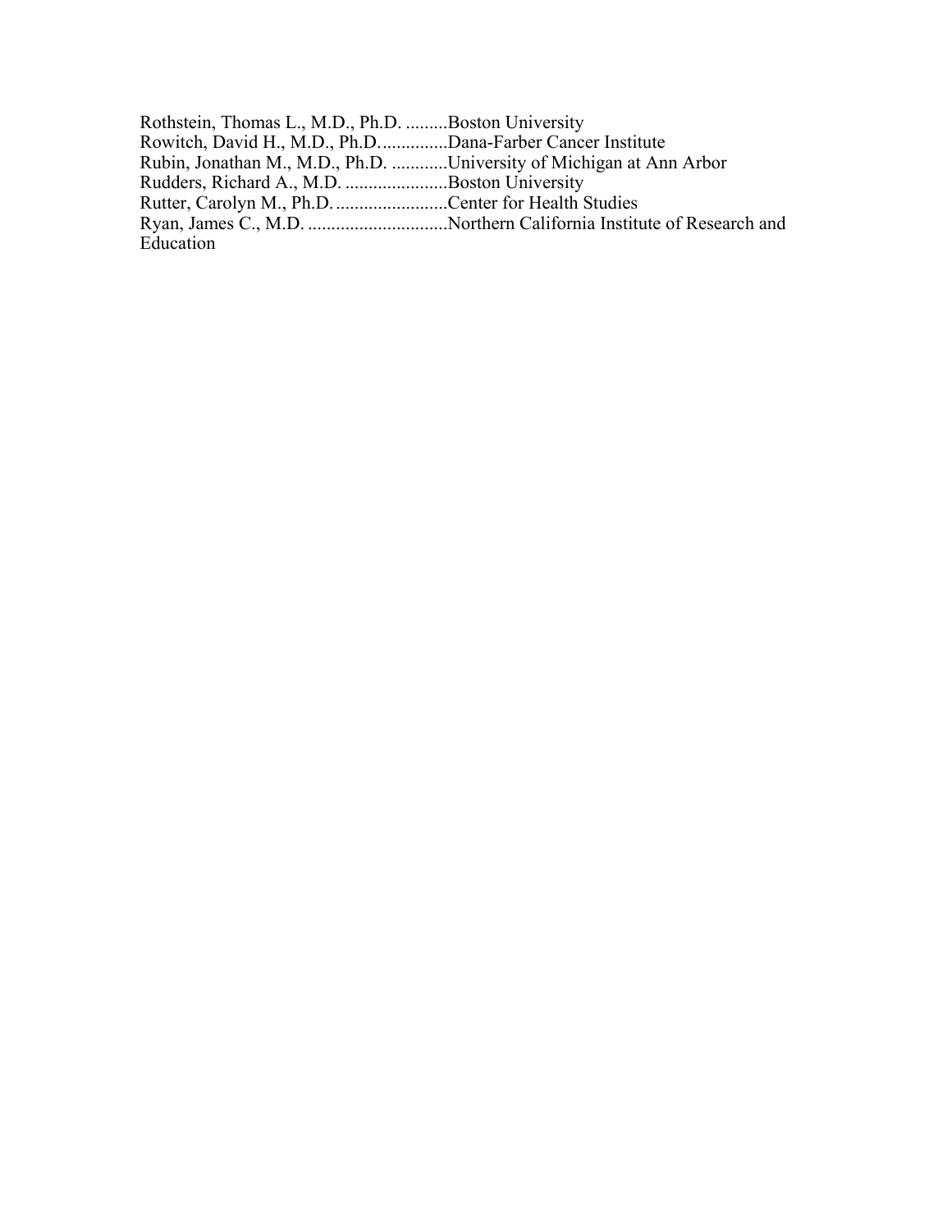Rothstein, Thomas L., M.D., Ph.D. .........Boston University
Rowitch, David H., M.D., Ph.D. ..............Dana-Farber Cancer Institute
Rubin, Jonathan M., M.D., Ph.D. ............University of Michigan at Ann Arbor
Rudders, Richard A., M.D. ......................Boston University
Rutter, Carolyn M., Ph.D. ........................Center for Health Studies
Ryan, James C., M.D. ..............................Northern California Institute of Research and Education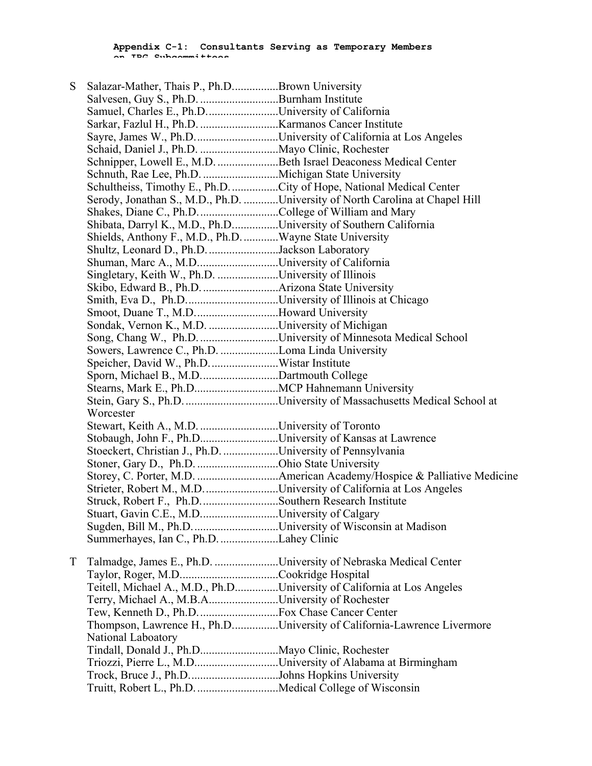**Appendix C-1: Consultants Serving as Temporary Members on IRG Subcommittees**

S Salazar-Mather, Thais P., Ph.D................Brown University
Salvesen, Guy S., Ph.D. ...........................Burnham Institute
Samuel, Charles E., Ph.D.........................University of California
Sarkar, Fazlul H., Ph.D. ...........................Karmanos Cancer Institute
Sayre, James W., Ph.D.............................University of California at Los Angeles
Schaid, Daniel J., Ph.D. ...........................Mayo Clinic, Rochester
Schnipper, Lowell E., M.D. .....................Beth Israel Deaconess Medical Center
Schnuth, Rae Lee, Ph.D. ..........................Michigan State University
Schultheiss, Timothy E., Ph.D. ................City of Hope, National Medical Center
Serody, Jonathan S., M.D., Ph.D. ............University of North Carolina at Chapel Hill
Shakes, Diane C., Ph.D............................College of William and Mary
Shibata, Darryl K., M.D., Ph.D...............University of Southern California
Shields, Anthony F., M.D., Ph.D. ............Wayne State University
Shultz, Leonard D., Ph.D.........................Jackson Laboratory
Shuman, Marc A., M.D...........................University of California
Singletary, Keith W., Ph.D. .....................University of Illinois
Skibo, Edward B., Ph.D. ..........................Arizona State University
Smith, Eva D., Ph.D................................University of Illinois at Chicago
Smoot, Duane T., M.D.............................Howard University
Sondak, Vernon K., M.D. ........................University of Michigan
Song, Chang W., Ph.D. ...........................University of Minnesota Medical School
Sowers, Lawrence C., Ph.D. ....................Loma Linda University
Speicher, David W., Ph.D. .......................Wistar Institute
Sporn, Michael B., M.D...........................Dartmouth College
Stearns, Mark E., Ph.D.............................MCP Hahnemann University
Stein, Gary S., Ph.D. ...............................University of Massachusetts Medical School at Worcester
Stewart, Keith A., M.D. ...........................University of Toronto
Stobaugh, John F., Ph.D...........................University of Kansas at Lawrence
Stoeckert, Christian J., Ph.D. ...................University of Pennsylvania
Stoner, Gary D., Ph.D. ............................Ohio State University
Storey, C. Porter, M.D. ............................American Academy/Hospice & Palliative Medicine
Strieter, Robert M., M.D..........................University of California at Los Angeles
Struck, Robert F., Ph.D. ..........................Southern Research Institute
Stuart, Gavin C.E., M.D..........................University of Calgary
Sugden, Bill M., Ph.D. .............................University of Wisconsin at Madison
Summerhayes, Ian C., Ph.D. ....................Lahey Clinic

T Talmadge, James E., Ph.D. ......................University of Nebraska Medical Center
Taylor, Roger, M.D..................................Cookridge Hospital
Teitell, Michael A., M.D., Ph.D...............University of California at Los Angeles
Terry, Michael A., M.B.A........................University of Rochester
Tew, Kenneth D., Ph.D. ...........................Fox Chase Cancer Center
Thompson, Lawrence H., Ph.D...............University of California-Lawrence Livermore National Laboatory
Tindall, Donald J., Ph.D...........................Mayo Clinic, Rochester
Triozzi, Pierre L., M.D.............................University of Alabama at Birmingham
Trock, Bruce J., Ph.D...............................Johns Hopkins University
Truitt, Robert L., Ph.D. ............................Medical College of Wisconsin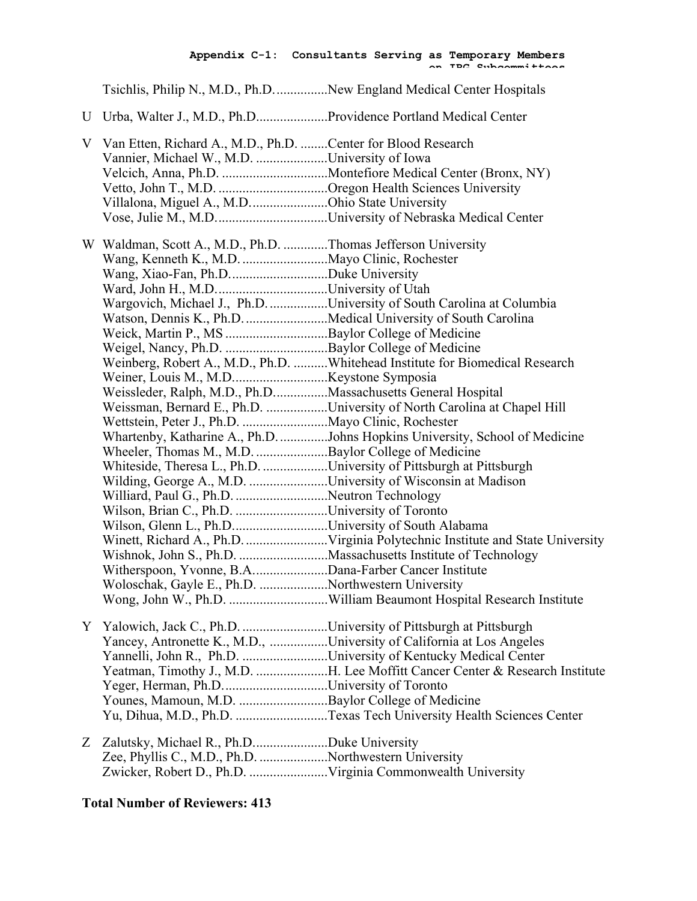Tsichlis, Philip N., M.D., Ph.D. ............... New England Medical Center Hospitals

U Urba, Walter J., M.D., Ph.D. .................... Providence Portland Medical Center

V Van Etten, Richard A., M.D., Ph.D. ........ Center for Blood Research
Vannier, Michael W., M.D. .................... University of Iowa
Velcich, Anna, Ph.D. .............................. Montefiore Medical Center (Bronx, NY)
Vetto, John T., M.D. ................................ Oregon Health Sciences University
Villalona, Miguel A., M.D. ...................... Ohio State University
Vose, Julie M., M.D. ................................ University of Nebraska Medical Center

W Waldman, Scott A., M.D., Ph.D. ............. Thomas Jefferson University
Wang, Kenneth K., M.D. ......................... Mayo Clinic, Rochester
Wang, Xiao-Fan, Ph.D. ............................ Duke University
Ward, John H., M.D. ................................ University of Utah
Wargovich, Michael J., Ph.D. ................. University of South Carolina at Columbia
Watson, Dennis K., Ph.D. ........................ Medical University of South Carolina
Weick, Martin P., MS ............................. Baylor College of Medicine
Weigel, Nancy, Ph.D. .............................. Baylor College of Medicine
Weinberg, Robert A., M.D., Ph.D. .......... Whitehead Institute for Biomedical Research
Weiner, Louis M., M.D. ........................... Keystone Symposia
Weissleder, Ralph, M.D., Ph.D. ............... Massachusetts General Hospital
Weissman, Bernard E., Ph.D. .................. University of North Carolina at Chapel Hill
Wettstein, Peter J., Ph.D. ......................... Mayo Clinic, Rochester
Whartenby, Katharine A., Ph.D. .............. Johns Hopkins University, School of Medicine
Wheeler, Thomas M., M.D. ..................... Baylor College of Medicine
Whiteside, Theresa L., Ph.D. .................. University of Pittsburgh at Pittsburgh
Wilding, George A., M.D. ....................... University of Wisconsin at Madison
Williard, Paul G., Ph.D. ........................... Neutron Technology
Wilson, Brian C., Ph.D. ........................... University of Toronto
Wilson, Glenn L., Ph.D. ........................... University of South Alabama
Winett, Richard A., Ph.D. ........................ Virginia Polytechnic Institute and State University
Wishnok, John S., Ph.D. .......................... Massachusetts Institute of Technology
Witherspoon, Yvonne, B.A. ..................... Dana-Farber Cancer Institute
Woloschak, Gayle E., Ph.D. .................... Northwestern University
Wong, John W., Ph.D. ............................. William Beaumont Hospital Research Institute

Y Yalowich, Jack C., Ph.D. ......................... University of Pittsburgh at Pittsburgh
Yancey, Antronette K., M.D., ................. University of California at Los Angeles
Yannelli, John R., Ph.D. ......................... University of Kentucky Medical Center
Yeatman, Timothy J., M.D. ..................... H. Lee Moffitt Cancer Center & Research Institute
Yeger, Herman, Ph.D. .............................. University of Toronto
Younes, Mamoun, M.D. .......................... Baylor College of Medicine
Yu, Dihua, M.D., Ph.D. ........................... Texas Tech University Health Sciences Center

Z Zalutsky, Michael R., Ph.D. ..................... Duke University
Zee, Phyllis C., M.D., Ph.D. .................... Northwestern University
Zwicker, Robert D., Ph.D. ....................... Virginia Commonwealth University

**Total Number of Reviewers: 413**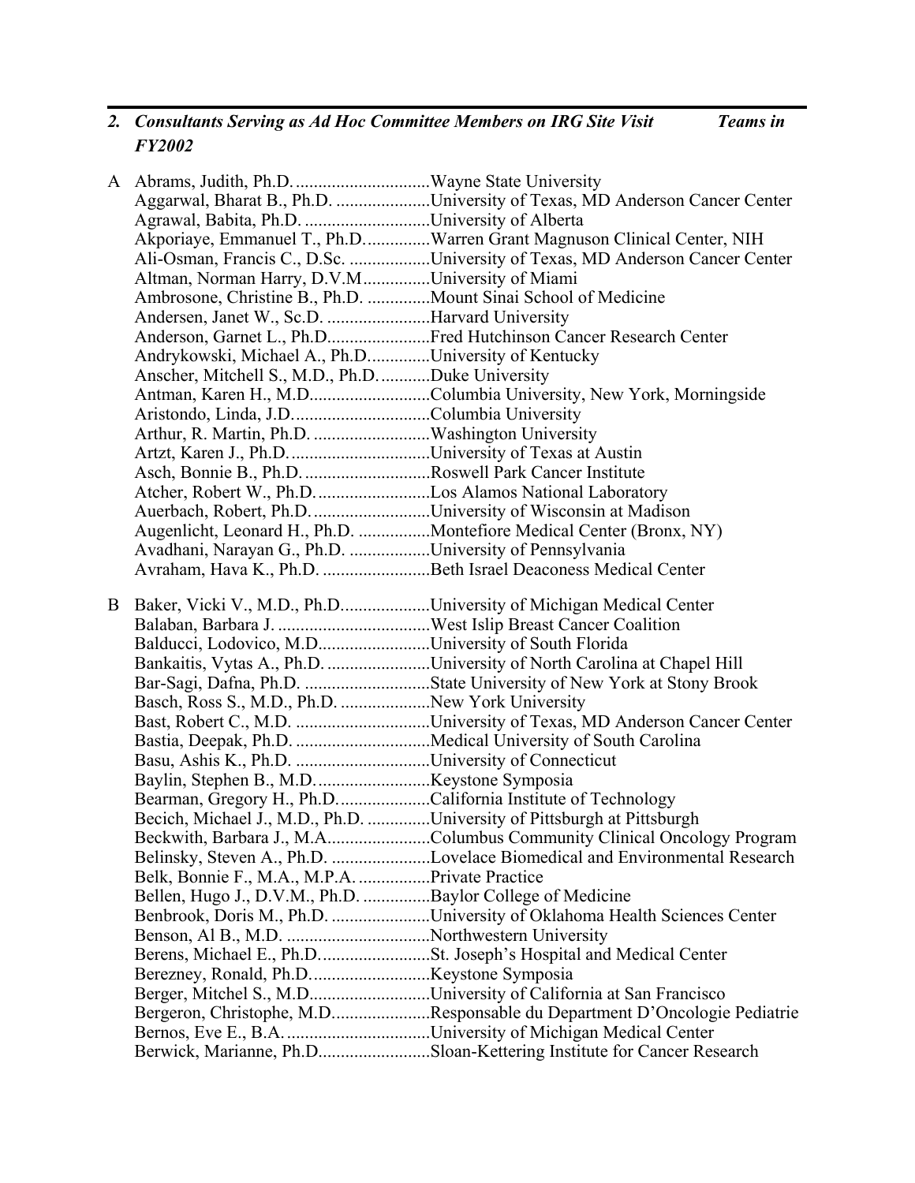## 2. *Consultants Serving as Ad Hoc Committee Members on IRG Site Visit Teams in FY2002*

A
Abrams, Judith, Ph.D. .............................Wayne State University
Aggarwal, Bharat B., Ph.D. .....................University of Texas, MD Anderson Cancer Center
Agrawal, Babita, Ph.D. ...........................University of Alberta
Akporiaye, Emmanuel T., Ph.D..............Warren Grant Magnuson Clinical Center, NIH
Ali-Osman, Francis C., D.Sc. ..................University of Texas, MD Anderson Cancer Center
Altman, Norman Harry, D.V.M...............University of Miami
Ambrosone, Christine B., Ph.D. ..............Mount Sinai School of Medicine
Andersen, Janet W., Sc.D. .......................Harvard University
Anderson, Garnet L., Ph.D.......................Fred Hutchinson Cancer Research Center
Andrykowski, Michael A., Ph.D.............University of Kentucky
Anscher, Mitchell S., M.D., Ph.D. ...........Duke University
Antman, Karen H., M.D..........................Columbia University, New York, Morningside
Aristondo, Linda, J.D..............................Columbia University
Arthur, R. Martin, Ph.D. ..........................Washington University
Artzt, Karen J., Ph.D. ...............................University of Texas at Austin
Asch, Bonnie B., Ph.D. ............................Roswell Park Cancer Institute
Atcher, Robert W., Ph.D. .........................Los Alamos National Laboratory
Auerbach, Robert, Ph.D. ..........................University of Wisconsin at Madison
Augenlicht, Leonard H., Ph.D. ................Montefiore Medical Center (Bronx, NY)
Avadhani, Narayan G., Ph.D. .................University of Pennsylvania
Avraham, Hava K., Ph.D. ........................Beth Israel Deaconess Medical Center

B
Baker, Vicki V., M.D., Ph.D....................University of Michigan Medical Center
Balaban, Barbara J. ..................................West Islip Breast Cancer Coalition
Balducci, Lodovico, M.D.........................University of South Florida
Bankaitis, Vytas A., Ph.D. .......................University of North Carolina at Chapel Hill
Bar-Sagi, Dafna, Ph.D. ............................State University of New York at Stony Brook
Basch, Ross S., M.D., Ph.D. ....................New York University
Bast, Robert C., M.D. ..............................University of Texas, MD Anderson Cancer Center
Bastia, Deepak, Ph.D. ..............................Medical University of South Carolina
Basu, Ashis K., Ph.D. ..............................University of Connecticut
Baylin, Stephen B., M.D. .........................Keystone Symposia
Bearman, Gregory H., Ph.D.....................California Institute of Technology
Becich, Michael J., M.D., Ph.D. ..............University of Pittsburgh at Pittsburgh
Beckwith, Barbara J., M.A.......................Columbus Community Clinical Oncology Program
Belinsky, Steven A., Ph.D. ......................Lovelace Biomedical and Environmental Research
Belk, Bonnie F., M.A., M.P.A. ................Private Practice
Bellen, Hugo J., D.V.M., Ph.D. ...............Baylor College of Medicine
Benbrook, Doris M., Ph.D. ......................University of Oklahoma Health Sciences Center
Benson, Al B., M.D. ................................Northwestern University
Berens, Michael E., Ph.D.........................St. Joseph's Hospital and Medical Center
Berezney, Ronald, Ph.D. ..........................Keystone Symposia
Berger, Mitchel S., M.D...........................University of California at San Francisco
Bergeron, Christophe, M.D......................Responsable du Department D'Oncologie Pediatrie
Bernos, Eve E., B.A. ................................University of Michigan Medical Center
Berwick, Marianne, Ph.D.........................Sloan-Kettering Institute for Cancer Research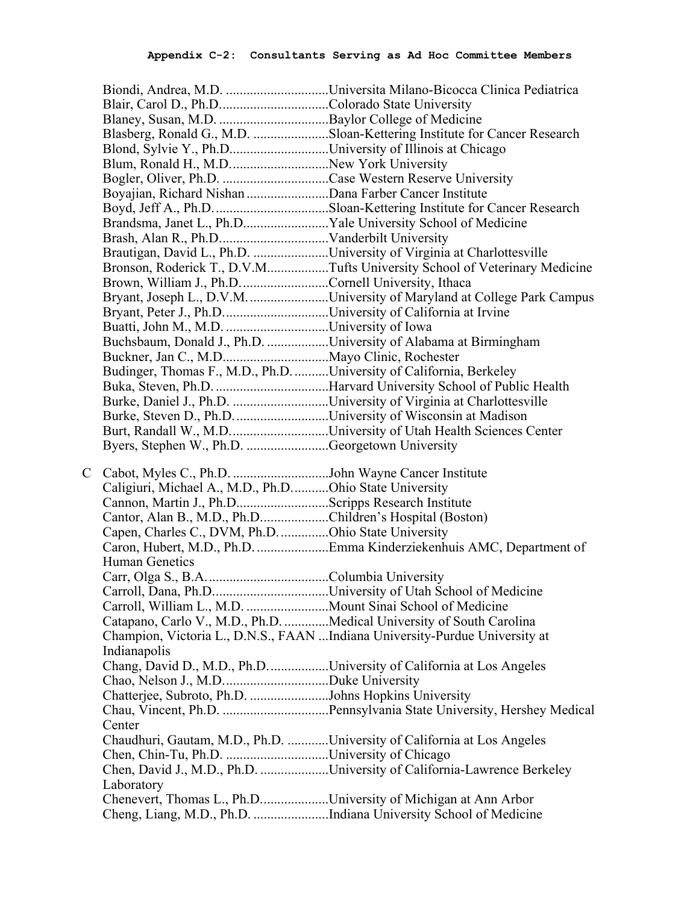**Appendix C-2: Consultants Serving as Ad Hoc Committee Members**

Biondi, Andrea, M.D. ..............................Universita Milano-Bicocca Clinica Pediatrica
Blair, Carol D., Ph.D................................Colorado State University
Blaney, Susan, M.D. ................................Baylor College of Medicine
Blasberg, Ronald G., M.D. ......................Sloan-Kettering Institute for Cancer Research
Blond, Sylvie Y., Ph.D............................University of Illinois at Chicago
Blum, Ronald H., M.D............................New York University
Bogler, Oliver, Ph.D. ...............................Case Western Reserve University
Boyajian, Richard Nishan .......................Dana Farber Cancer Institute
Boyd, Jeff A., Ph.D. .................................Sloan-Kettering Institute for Cancer Research
Brandsma, Janet L., Ph.D........................Yale University School of Medicine
Brash, Alan R., Ph.D................................Vanderbilt University
Brautigan, David L., Ph.D. ......................University of Virginia at Charlottesville
Bronson, Roderick T., D.V.M.................Tufts University School of Veterinary Medicine
Brown, William J., Ph.D. .........................Cornell University, Ithaca
Bryant, Joseph L., D.V.M. .......................University of Maryland at College Park Campus
Bryant, Peter J., Ph.D..............................University of California at Irvine
Buatti, John M., M.D. ..............................University of Iowa
Buchsbaum, Donald J., Ph.D. ..................University of Alabama at Birmingham
Buckner, Jan C., M.D..............................Mayo Clinic, Rochester
Budinger, Thomas F., M.D., Ph.D. ..........University of California, Berkeley
Buka, Steven, Ph.D. .................................Harvard University School of Public Health
Burke, Daniel J., Ph.D. ............................University of Virginia at Charlottesville
Burke, Steven D., Ph.D. ...........................University of Wisconsin at Madison
Burt, Randall W., M.D.............................University of Utah Health Sciences Center
Byers, Stephen W., Ph.D. ........................Georgetown University

C Cabot, Myles C., Ph.D. ............................John Wayne Cancer Institute
Caligiuri, Michael A., M.D., Ph.D..........Ohio State University
Cannon, Martin J., Ph.D...........................Scripps Research Institute
Cantor, Alan B., M.D., Ph.D...................Children's Hospital (Boston)
Capen, Charles C., DVM, Ph.D. ..............Ohio State University
Caron, Hubert, M.D., Ph.D. .....................Emma Kinderziekenhuis AMC, Department of Human Genetics
Carr, Olga S., B.A....................................Columbia University
Carroll, Dana, Ph.D..................................University of Utah School of Medicine
Carroll, William L., M.D. ........................Mount Sinai School of Medicine
Catapano, Carlo V., M.D., Ph.D. .............Medical University of South Carolina
Champion, Victoria L., D.N.S., FAAN ...Indiana University-Purdue University at Indianapolis
Chang, David D., M.D., Ph.D. .................University of California at Los Angeles
Chao, Nelson J., M.D..............................Duke University
Chatterjee, Subroto, Ph.D. .......................Johns Hopkins University
Chau, Vincent, Ph.D. ...............................Pennsylvania State University, Hershey Medical Center
Chaudhuri, Gautam, M.D., Ph.D. ............University of California at Los Angeles
Chen, Chin-Tu, Ph.D. .............................University of Chicago
Chen, David J., M.D., Ph.D. ....................University of California-Lawrence Berkeley Laboratory
Chenevert, Thomas L., Ph.D...................University of Michigan at Ann Arbor
Cheng, Liang, M.D., Ph.D. ......................Indiana University School of Medicine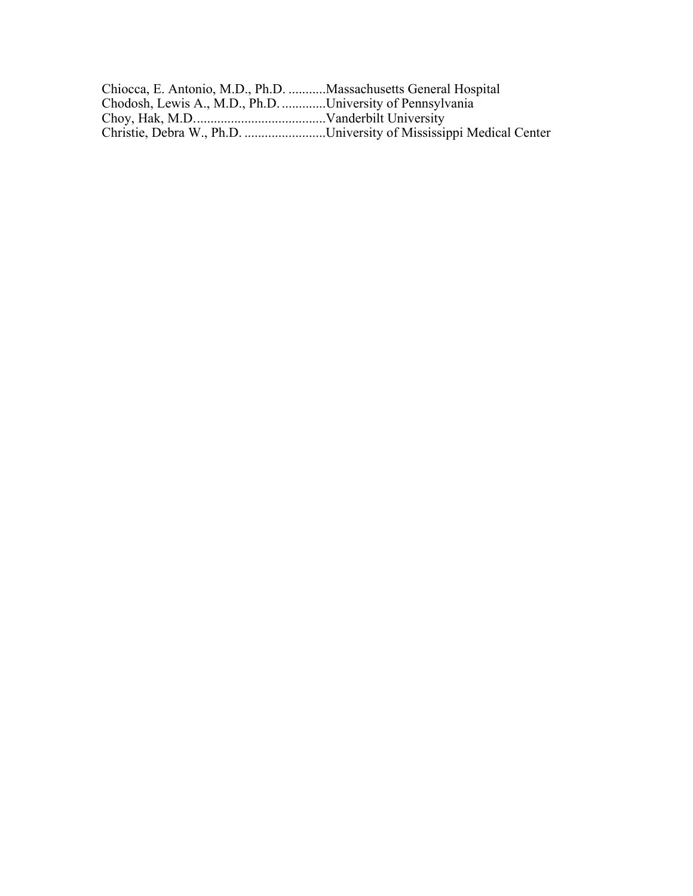Chiocca, E. Antonio, M.D., Ph.D. ...........Massachusetts General Hospital
Chodosh, Lewis A., M.D., Ph.D. .............University of Pennsylvania
Choy, Hak, M.D.......................................Vanderbilt University
Christie, Debra W., Ph.D. ........................University of Mississippi Medical Center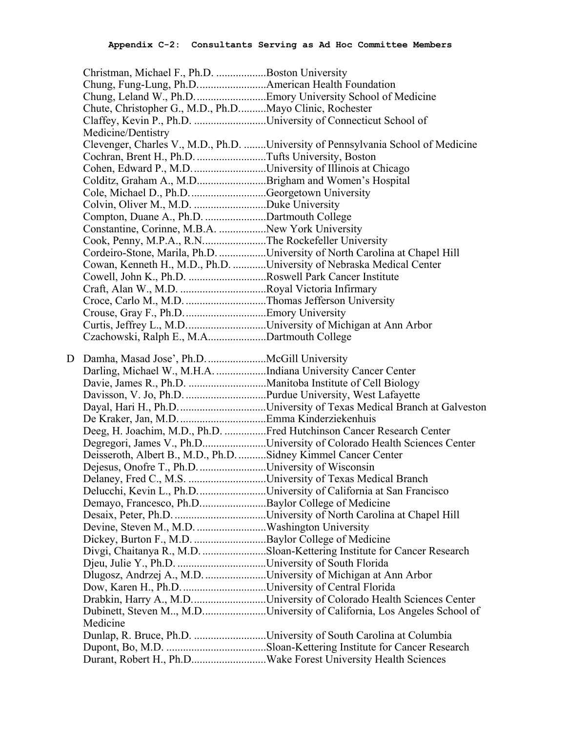## Appendix C-2: Consultants Serving as Ad Hoc Committee Members

Christman, Michael F., Ph.D. ..................Boston University
Chung, Fung-Lung, Ph.D.........................American Health Foundation
Chung, Leland W., Ph.D..........................Emory University School of Medicine
Chute, Christopher G., M.D., Ph.D..........Mayo Clinic, Rochester
Claffey, Kevin P., Ph.D. ..........................University of Connecticut School of Medicine/Dentistry
Clevenger, Charles V., M.D., Ph.D. ........University of Pennsylvania School of Medicine
Cochran, Brent H., Ph.D. .........................Tufts University, Boston
Cohen, Edward P., M.D...........................University of Illinois at Chicago
Colditz, Graham A., M.D.........................Brigham and Women's Hospital
Cole, Michael D., Ph.D............................Georgetown University
Colvin, Oliver M., M.D. ..........................Duke University
Compton, Duane A., Ph.D. ......................Dartmouth College
Constantine, Corinne, M.B.A. .................New York University
Cook, Penny, M.P.A., R.N.......................The Rockefeller University
Cordeiro-Stone, Marila, Ph.D. .................University of North Carolina at Chapel Hill
Cowan, Kenneth H., M.D., Ph.D. ............University of Nebraska Medical Center
Cowell, John K., Ph.D. ............................Roswell Park Cancer Institute
Craft, Alan W., M.D. ...............................Royal Victoria Infirmary
Croce, Carlo M., M.D. .............................Thomas Jefferson University
Crouse, Gray F., Ph.D. .............................Emory University
Curtis, Jeffrey L., M.D.............................University of Michigan at Ann Arbor
Czachowski, Ralph E., M.A.....................Dartmouth College

D Damha, Masad Jose', Ph.D. .....................McGill University
Darling, Michael W., M.H.A. ..................Indiana University Cancer Center
Davie, James R., Ph.D. ............................Manitoba Institute of Cell Biology
Davisson, V. Jo, Ph.D. .............................Purdue University, West Lafayette
Dayal, Hari H., Ph.D. ...............................University of Texas Medical Branch at Galveston
De Kraker, Jan, M.D. ...............................Emma Kinderziekenhuis
Deeg, H. Joachim, M.D., Ph.D. ...............Fred Hutchinson Cancer Research Center
Degregori, James V., Ph.D.......................University of Colorado Health Sciences Center
Deisseroth, Albert B., M.D., Ph.D. ..........Sidney Kimmel Cancer Center
Dejesus, Onofre T., Ph.D. ........................University of Wisconsin
Delaney, Fred C., M.S. ............................University of Texas Medical Branch
Delucchi, Kevin L., Ph.D.........................University of California at San Francisco
Demayo, Francesco, Ph.D........................Baylor College of Medicine
Desaix, Peter, Ph.D. .................................University of North Carolina at Chapel Hill
Devine, Steven M., M.D. .........................Washington University
Dickey, Burton F., M.D. ..........................Baylor College of Medicine
Divgi, Chaitanya R., M.D. .......................Sloan-Kettering Institute for Cancer Research
Djeu, Julie Y., Ph.D. ................................University of South Florida
Dlugosz, Andrzej A., M.D. ......................University of Michigan at Ann Arbor
Dow, Karen H., Ph.D. ..............................University of Central Florida
Drabkin, Harry A., M.D...........................University of Colorado Health Sciences Center
Dubinett, Steven M.., M.D.......................University of California, Los Angeles School of Medicine
Dunlap, R. Bruce, Ph.D. ..........................University of South Carolina at Columbia
Dupont, Bo, M.D. ....................................Sloan-Kettering Institute for Cancer Research
Durant, Robert H., Ph.D...........................Wake Forest University Health Sciences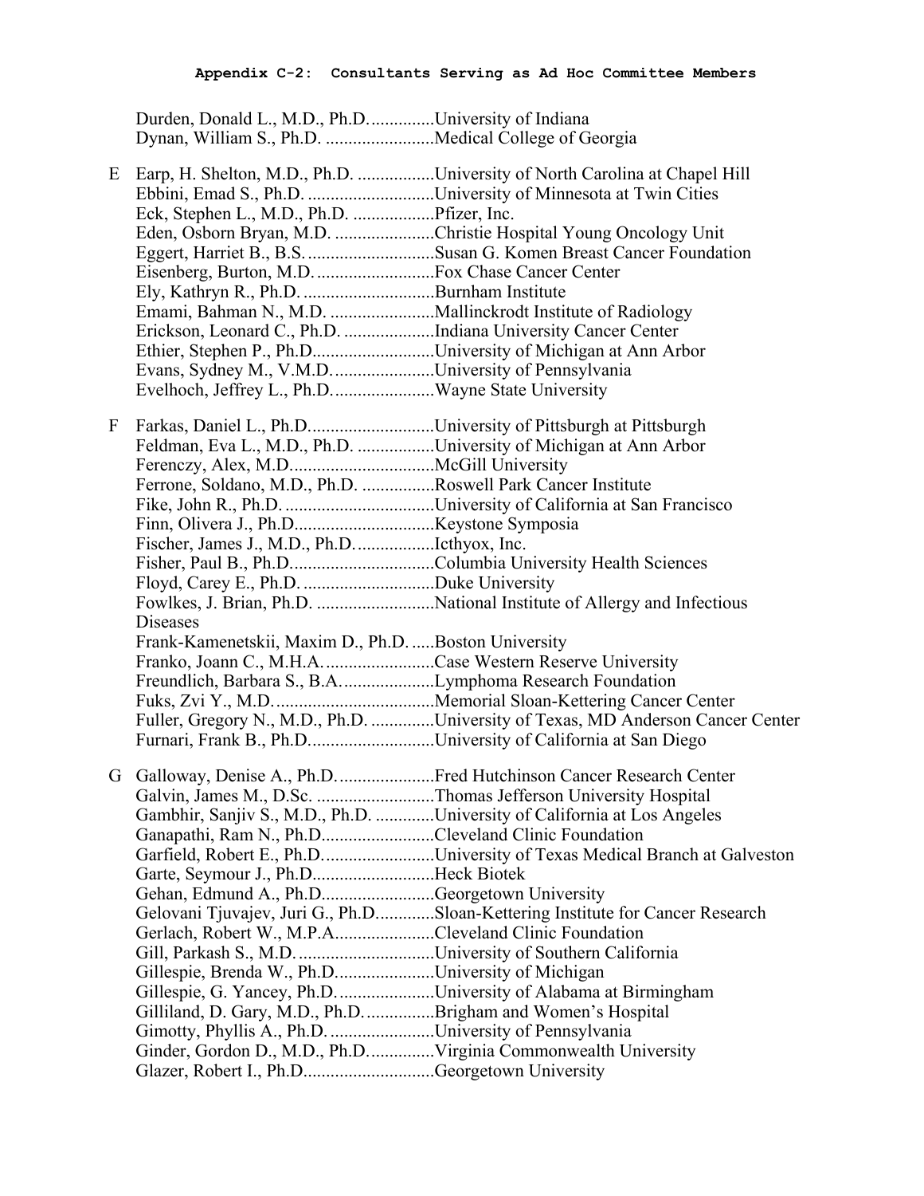### Appendix C-2: Consultants Serving as Ad Hoc Committee Members

Durden, Donald L., M.D., Ph.D..............University of Indiana
Dynan, William S., Ph.D. ........................Medical College of Georgia

E Earp, H. Shelton, M.D., Ph.D. .................University of North Carolina at Chapel Hill
Ebbini, Emad S., Ph.D. ............................University of Minnesota at Twin Cities
Eck, Stephen L., M.D., Ph.D. ..................Pfizer, Inc.
Eden, Osborn Bryan, M.D. ......................Christie Hospital Young Oncology Unit
Eggert, Harriet B., B.S. ............................Susan G. Komen Breast Cancer Foundation
Eisenberg, Burton, M.D. ..........................Fox Chase Cancer Center
Ely, Kathryn R., Ph.D. .............................Burnham Institute
Emami, Bahman N., M.D. .......................Mallinckrodt Institute of Radiology
Erickson, Leonard C., Ph.D. ....................Indiana University Cancer Center
Ethier, Stephen P., Ph.D...........................University of Michigan at Ann Arbor
Evans, Sydney M., V.M.D. ......................University of Pennsylvania
Evelhoch, Jeffrey L., Ph.D.......................Wayne State University

F Farkas, Daniel L., Ph.D...........................University of Pittsburgh at Pittsburgh
Feldman, Eva L., M.D., Ph.D. .................University of Michigan at Ann Arbor
Ferenczy, Alex, M.D................................McGill University
Ferrone, Soldano, M.D., Ph.D. ................Roswell Park Cancer Institute
Fike, John R., Ph.D. .................................University of California at San Francisco
Finn, Olivera J., Ph.D...............................Keystone Symposia
Fischer, James J., M.D., Ph.D..................Icthyox, Inc.
Fisher, Paul B., Ph.D................................Columbia University Health Sciences
Floyd, Carey E., Ph.D. .............................Duke University
Fowlkes, J. Brian, Ph.D. ..........................National Institute of Allergy and Infectious Diseases
Frank-Kamenetskii, Maxim D., Ph.D. .....Boston University
Franko, Joann C., M.H.A. ........................Case Western Reserve University
Freundlich, Barbara S., B.A. ....................Lymphoma Research Foundation
Fuks, Zvi Y., M.D. ...................................Memorial Sloan-Kettering Cancer Center
Fuller, Gregory N., M.D., Ph.D. .............University of Texas, MD Anderson Cancer Center
Furnari, Frank B., Ph.D............................University of California at San Diego

G Galloway, Denise A., Ph.D......................Fred Hutchinson Cancer Research Center
Galvin, James M., D.Sc. ..........................Thomas Jefferson University Hospital
Gambhir, Sanjiv S., M.D., Ph.D. .............University of California at Los Angeles
Ganapathi, Ram N., Ph.D.........................Cleveland Clinic Foundation
Garfield, Robert E., Ph.D.........................University of Texas Medical Branch at Galveston
Garte, Seymour J., Ph.D...........................Heck Biotek
Gehan, Edmund A., Ph.D.........................Georgetown University
Gelovani Tjuvajev, Juri G., Ph.D............Sloan-Kettering Institute for Cancer Research
Gerlach, Robert W., M.P.A......................Cleveland Clinic Foundation
Gill, Parkash S., M.D. ..............................University of Southern California
Gillespie, Brenda W., Ph.D......................University of Michigan
Gillespie, G. Yancey, Ph.D......................University of Alabama at Birmingham
Gilliland, D. Gary, M.D., Ph.D. ...............Brigham and Women's Hospital
Gimotty, Phyllis A., Ph.D. .......................University of Pennsylvania
Ginder, Gordon D., M.D., Ph.D...............Virginia Commonwealth University
Glazer, Robert I., Ph.D.............................Georgetown University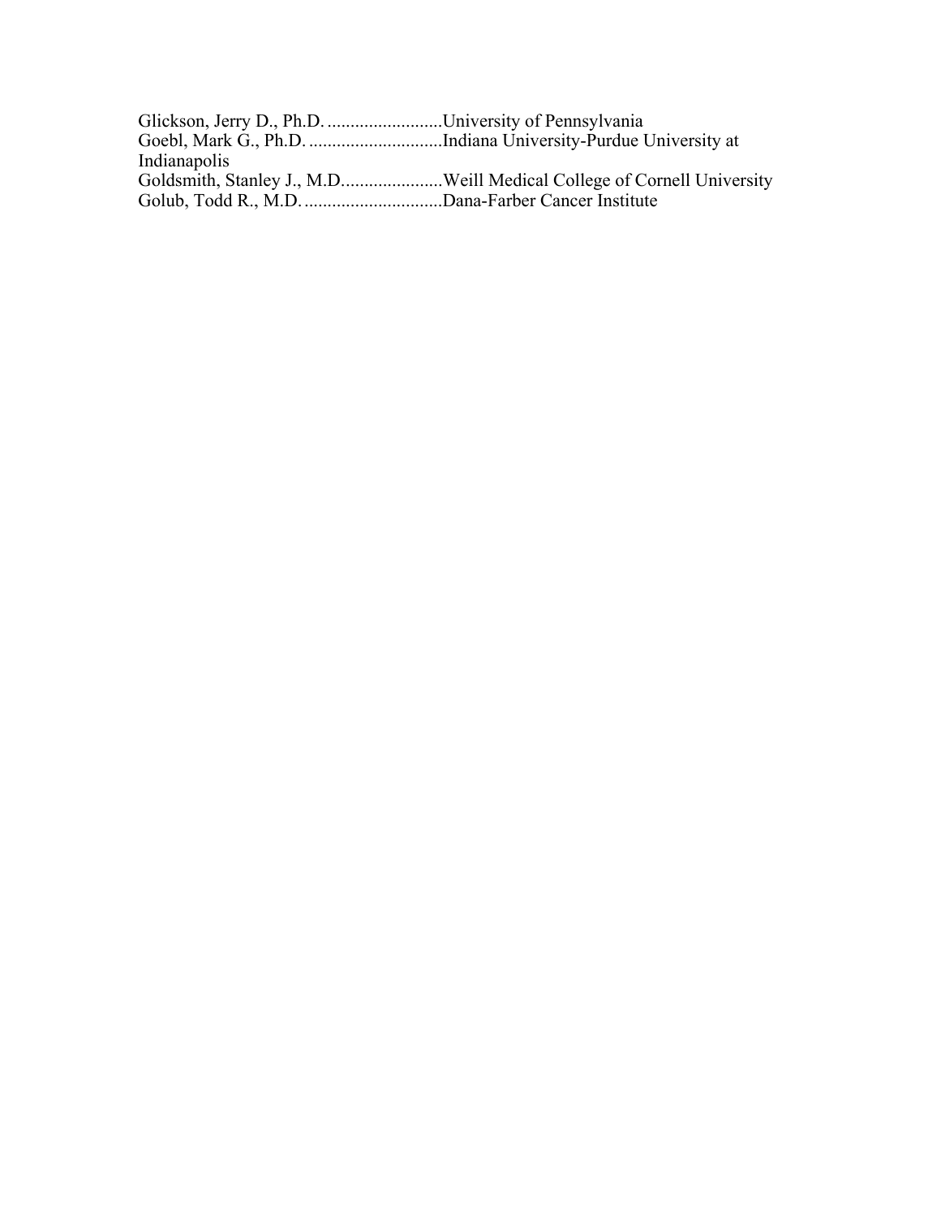Glickson, Jerry D., Ph.D. .........................University of Pennsylvania
Goebl, Mark G., Ph.D. .............................Indiana University-Purdue University at Indianapolis
Goldsmith, Stanley J., M.D......................Weill Medical College of Cornell University
Golub, Todd R., M.D. ..............................Dana-Farber Cancer Institute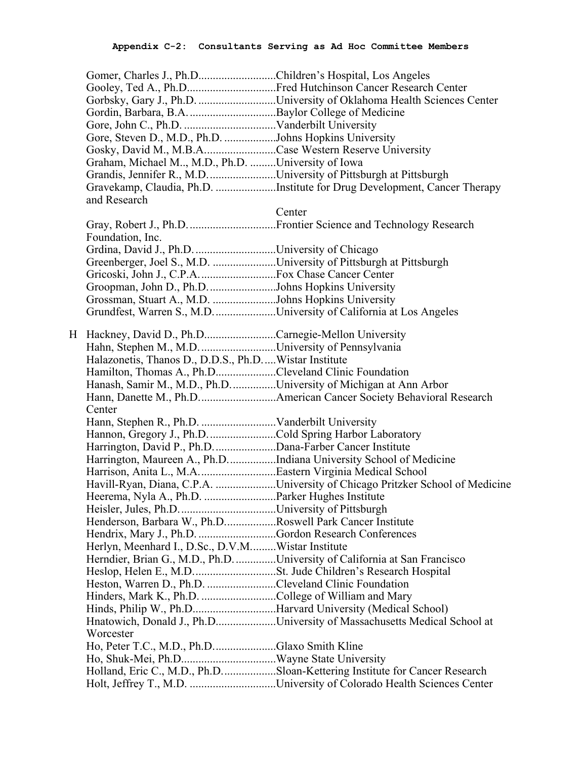**Appendix C-2: Consultants Serving as Ad Hoc Committee Members**

Gomer, Charles J., Ph.D. .......................... Children's Hospital, Los Angeles
Gooley, Ted A., Ph.D. .............................. Fred Hutchinson Cancer Research Center
Gorbsky, Gary J., Ph.D. ........................... University of Oklahoma Health Sciences Center
Gordin, Barbara, B.A. ............................. Baylor College of Medicine
Gore, John C., Ph.D. ................................ Vanderbilt University
Gore, Steven D., M.D., Ph.D. .................. Johns Hopkins University
Gosky, David M., M.B.A. ......................... Case Western Reserve University
Graham, Michael M.., M.D., Ph.D. ......... University of Iowa
Grandis, Jennifer R., M.D. ....................... University of Pittsburgh at Pittsburgh
Gravekamp, Claudia, Ph.D. ..................... Institute for Drug Development, Cancer Therapy and Research Center
Gray, Robert J., Ph.D. .............................. Frontier Science and Technology Research Foundation, Inc.
Grdina, David J., Ph.D. ............................ University of Chicago
Greenberger, Joel S., M.D. ...................... University of Pittsburgh at Pittsburgh
Gricoski, John J., C.P.A. .......................... Fox Chase Cancer Center
Groopman, John D., Ph.D. ....................... Johns Hopkins University
Grossman, Stuart A., M.D. ...................... Johns Hopkins University
Grundfest, Warren S., M.D. ..................... University of California at Los Angeles

H Hackney, David D., Ph.D. ......................... Carnegie-Mellon University
Hahn, Stephen M., M.D. .......................... University of Pennsylvania
Halazonetis, Thanos D., D.D.S., Ph.D. .... Wistar Institute
Hamilton, Thomas A., Ph.D. .................... Cleveland Clinic Foundation
Hanash, Samir M., M.D., Ph.D. ............... University of Michigan at Ann Arbor
Hann, Danette M., Ph.D. .......................... American Cancer Society Behavioral Research Center
Hann, Stephen R., Ph.D. .......................... Vanderbilt University
Hannon, Gregory J., Ph.D. ....................... Cold Spring Harbor Laboratory
Harrington, David P., Ph.D. ..................... Dana-Farber Cancer Institute
Harrington, Maureen A., Ph.D. ................ Indiana University School of Medicine
Harrison, Anita L., M.A. .......................... Eastern Virginia Medical School
Havill-Ryan, Diana, C.P.A. ..................... University of Chicago Pritzker School of Medicine
Heerema, Nyla A., Ph.D. ......................... Parker Hughes Institute
Heisler, Jules, Ph.D. ................................. University of Pittsburgh
Henderson, Barbara W., Ph.D. ................. Roswell Park Cancer Institute
Hendrix, Mary J., Ph.D. ........................... Gordon Research Conferences
Herlyn, Meenhard I., D.Sc., D.V.M. ......... Wistar Institute
Herndier, Brian G., M.D., Ph.D. .............. University of California at San Francisco
Heslop, Helen E., M.D. ............................ St. Jude Children's Research Hospital
Heston, Warren D., Ph.D. ........................ Cleveland Clinic Foundation
Hinders, Mark K., Ph.D. .......................... College of William and Mary
Hinds, Philip W., Ph.D. ............................ Harvard University (Medical School)
Hnatowich, Donald J., Ph.D. .................... University of Massachusetts Medical School at Worcester
Ho, Peter T.C., M.D., Ph.D. ..................... Glaxo Smith Kline
Ho, Shuk-Mei, Ph.D. ................................ Wayne State University
Holland, Eric C., M.D., Ph.D. .................. Sloan-Kettering Institute for Cancer Research
Holt, Jeffrey T., M.D. ............................. University of Colorado Health Sciences Center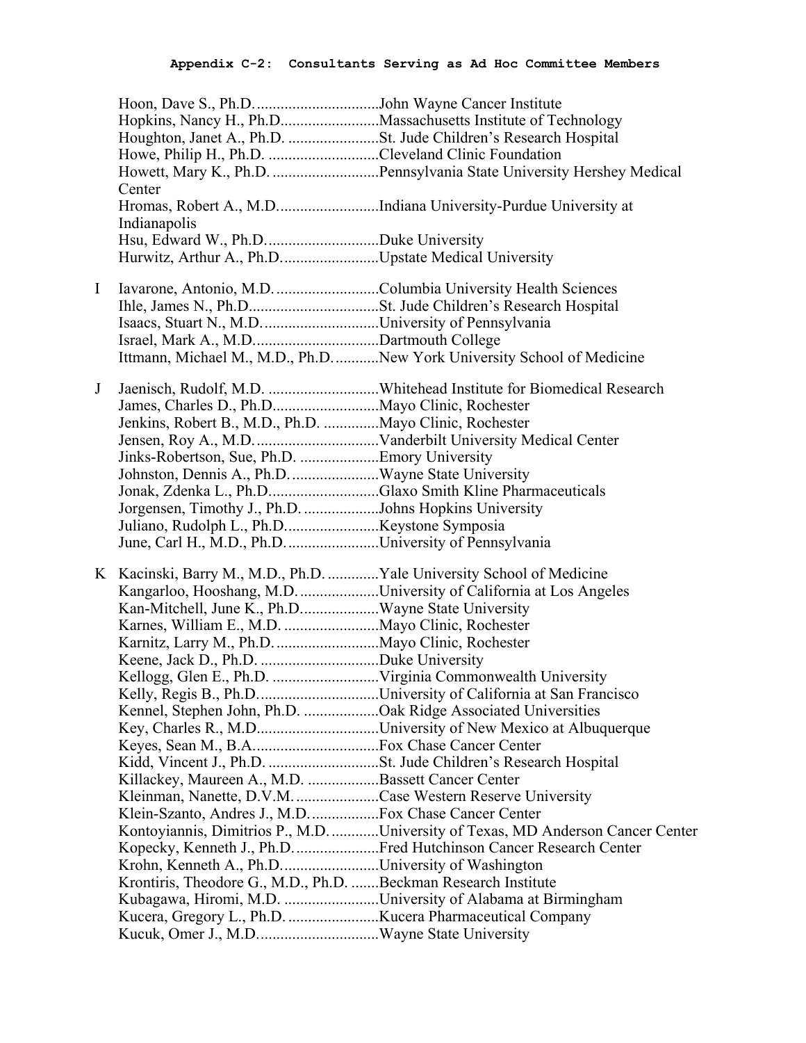## Appendix C-2: Consultants Serving as Ad Hoc Committee Members

| | Name | Institution |
|---|---|---|
| | Hoon, Dave S., Ph.D. | John Wayne Cancer Institute |
| | Hopkins, Nancy H., Ph.D. | Massachusetts Institute of Technology |
| | Houghton, Janet A., Ph.D. | St. Jude Children's Research Hospital |
| | Howe, Philip H., Ph.D. | Cleveland Clinic Foundation |
| | Howett, Mary K., Ph.D. | Pennsylvania State University Hershey Medical Center |
| | Hromas, Robert A., M.D. | Indiana University-Purdue University at Indianapolis |
| | Hsu, Edward W., Ph.D. | Duke University |
| | Hurwitz, Arthur A., Ph.D. | Upstate Medical University |
| I | Iavarone, Antonio, M.D. | Columbia University Health Sciences |
| | Ihle, James N., Ph.D. | St. Jude Children's Research Hospital |
| | Isaacs, Stuart N., M.D. | University of Pennsylvania |
| | Israel, Mark A., M.D. | Dartmouth College |
| | Ittmann, Michael M., M.D., Ph.D. | New York University School of Medicine |
| J | Jaenisch, Rudolf, M.D. | Whitehead Institute for Biomedical Research |
| | James, Charles D., Ph.D. | Mayo Clinic, Rochester |
| | Jenkins, Robert B., M.D., Ph.D. | Mayo Clinic, Rochester |
| | Jensen, Roy A., M.D. | Vanderbilt University Medical Center |
| | Jinks-Robertson, Sue, Ph.D. | Emory University |
| | Johnston, Dennis A., Ph.D. | Wayne State University |
| | Jonak, Zdenka L., Ph.D. | Glaxo Smith Kline Pharmaceuticals |
| | Jorgensen, Timothy J., Ph.D. | Johns Hopkins University |
| | Juliano, Rudolph L., Ph.D. | Keystone Symposia |
| | June, Carl H., M.D., Ph.D. | University of Pennsylvania |
| K | Kacinski, Barry M., M.D., Ph.D. | Yale University School of Medicine |
| | Kangarloo, Hooshang, M.D. | University of California at Los Angeles |
| | Kan-Mitchell, June K., Ph.D. | Wayne State University |
| | Karnes, William E., M.D. | Mayo Clinic, Rochester |
| | Karnitz, Larry M., Ph.D. | Mayo Clinic, Rochester |
| | Keene, Jack D., Ph.D. | Duke University |
| | Kellogg, Glen E., Ph.D. | Virginia Commonwealth University |
| | Kelly, Regis B., Ph.D. | University of California at San Francisco |
| | Kennel, Stephen John, Ph.D. | Oak Ridge Associated Universities |
| | Key, Charles R., M.D. | University of New Mexico at Albuquerque |
| | Keyes, Sean M., B.A. | Fox Chase Cancer Center |
| | Kidd, Vincent J., Ph.D. | St. Jude Children's Research Hospital |
| | Killackey, Maureen A., M.D. | Bassett Cancer Center |
| | Kleinman, Nanette, D.V.M. | Case Western Reserve University |
| | Klein-Szanto, Andres J., M.D. | Fox Chase Cancer Center |
| | Kontoyiannis, Dimitrios P., M.D. | University of Texas, MD Anderson Cancer Center |
| | Kopecky, Kenneth J., Ph.D. | Fred Hutchinson Cancer Research Center |
| | Krohn, Kenneth A., Ph.D. | University of Washington |
| | Krontiris, Theodore G., M.D., Ph.D. | Beckman Research Institute |
| | Kubagawa, Hiromi, M.D. | University of Alabama at Birmingham |
| | Kucera, Gregory L., Ph.D. | Kucera Pharmaceutical Company |
| | Kucuk, Omer J., M.D. | Wayne State University |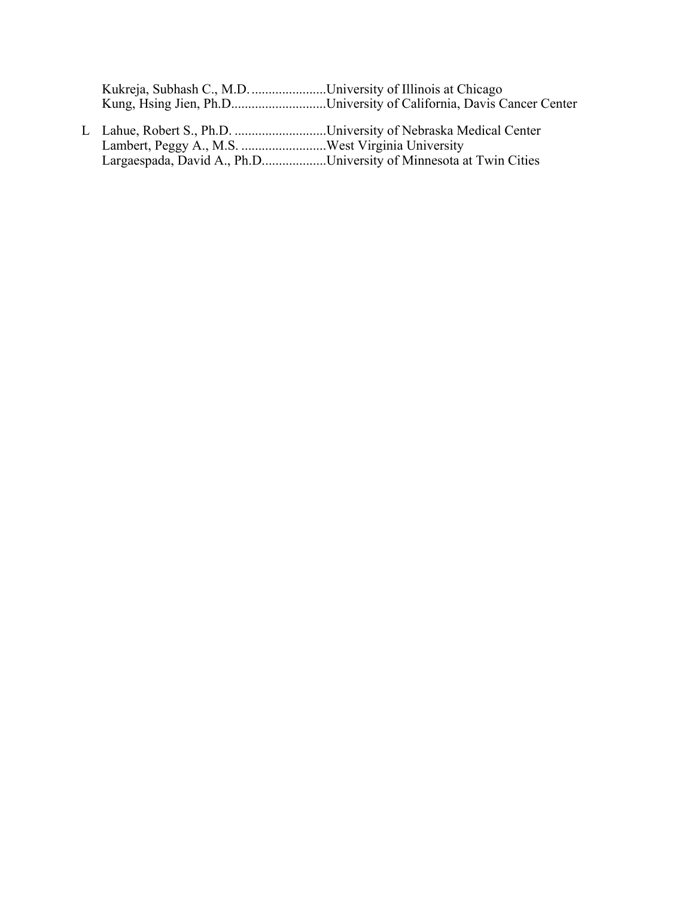Kukreja, Subhash C., M.D. ......................University of Illinois at Chicago
Kung, Hsing Jien, Ph.D............................University of California, Davis Cancer Center

L Lahue, Robert S., Ph.D. ...........................University of Nebraska Medical Center
Lambert, Peggy A., M.S. .........................West Virginia University
Largaespada, David A., Ph.D...................University of Minnesota at Twin Cities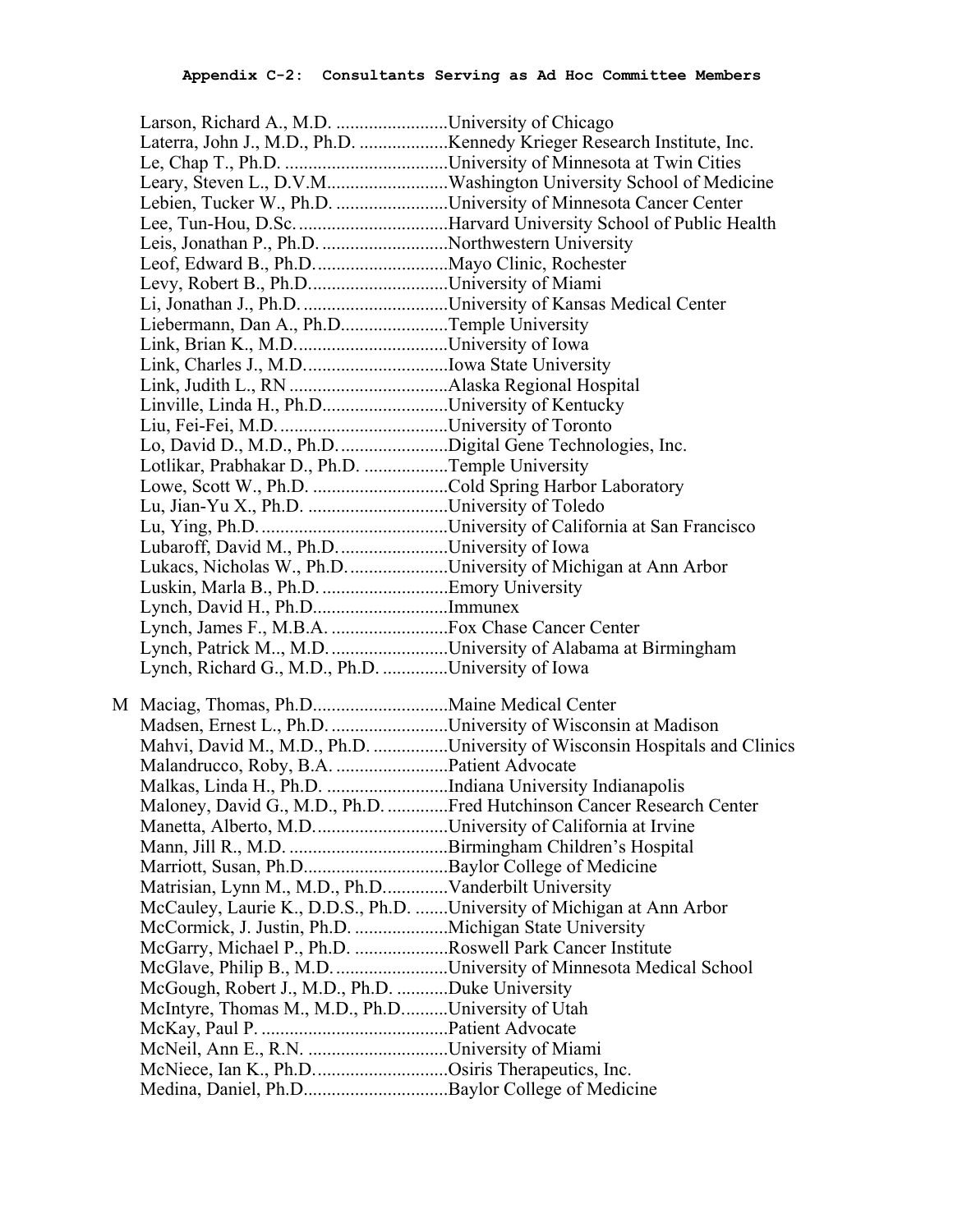**Appendix C-2: Consultants Serving as Ad Hoc Committee Members**

Larson, Richard A., M.D. ........................University of Chicago
Laterra, John J., M.D., Ph.D. ...................Kennedy Krieger Research Institute, Inc.
Le, Chap T., Ph.D. ...................................University of Minnesota at Twin Cities
Leary, Steven L., D.V.M...........................Washington University School of Medicine
Lebien, Tucker W., Ph.D. ........................University of Minnesota Cancer Center
Lee, Tun-Hou, D.Sc.................................Harvard University School of Public Health
Leis, Jonathan P., Ph.D. ...........................Northwestern University
Leof, Edward B., Ph.D.............................Mayo Clinic, Rochester
Levy, Robert B., Ph.D..............................University of Miami
Li, Jonathan J., Ph.D. ...............................University of Kansas Medical Center
Liebermann, Dan A., Ph.D.......................Temple University
Link, Brian K., M.D.................................University of Iowa
Link, Charles J., M.D...............................Iowa State University
Link, Judith L., RN ..................................Alaska Regional Hospital
Linville, Linda H., Ph.D...........................University of Kentucky
Liu, Fei-Fei, M.D.....................................University of Toronto
Lo, David D., M.D., Ph.D........................Digital Gene Technologies, Inc.
Lotlikar, Prabhakar D., Ph.D. ..................Temple University
Lowe, Scott W., Ph.D. .............................Cold Spring Harbor Laboratory
Lu, Jian-Yu X., Ph.D. ..............................University of Toledo
Lu, Ying, Ph.D. ........................................University of California at San Francisco
Lubaroff, David M., Ph.D........................University of Iowa
Lukacs, Nicholas W., Ph.D......................University of Michigan at Ann Arbor
Luskin, Marla B., Ph.D. ...........................Emory University
Lynch, David H., Ph.D.............................Immunex
Lynch, James F., M.B.A. .........................Fox Chase Cancer Center
Lynch, Patrick M.., M.D. .........................University of Alabama at Birmingham
Lynch, Richard G., M.D., Ph.D. ..............University of Iowa

M Maciag, Thomas, Ph.D.............................Maine Medical Center
Madsen, Ernest L., Ph.D. .........................University of Wisconsin at Madison
Mahvi, David M., M.D., Ph.D. ................University of Wisconsin Hospitals and Clinics
Malandrucco, Roby, B.A. ........................Patient Advocate
Malkas, Linda H., Ph.D. ..........................Indiana University Indianapolis
Maloney, David G., M.D., Ph.D. .............Fred Hutchinson Cancer Research Center
Manetta, Alberto, M.D.............................University of California at Irvine
Mann, Jill R., M.D. ..................................Birmingham Children's Hospital
Marriott, Susan, Ph.D...............................Baylor College of Medicine
Matrisian, Lynn M., M.D., Ph.D.............Vanderbilt University
McCauley, Laurie K., D.D.S., Ph.D. .......University of Michigan at Ann Arbor
McCormick, J. Justin, Ph.D. ....................Michigan State University
McGarry, Michael P., Ph.D. ....................Roswell Park Cancer Institute
McGlave, Philip B., M.D.........................University of Minnesota Medical School
McGough, Robert J., M.D., Ph.D. ...........Duke University
McIntyre, Thomas M., M.D., Ph.D..........University of Utah
McKay, Paul P. ........................................Patient Advocate
McNeil, Ann E., R.N. ..............................University of Miami
McNiece, Ian K., Ph.D.............................Osiris Therapeutics, Inc.
Medina, Daniel, Ph.D...............................Baylor College of Medicine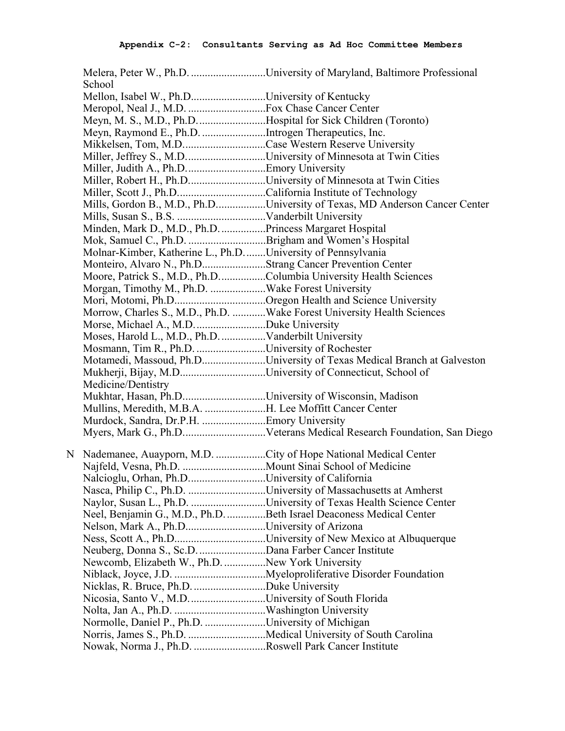## Appendix C-2: Consultants Serving as Ad Hoc Committee Members

Melera, Peter W., Ph.D. ..........................University of Maryland, Baltimore Professional School
Mellon, Isabel W., Ph.D...........................University of Kentucky
Meropol, Neal J., M.D. ............................Fox Chase Cancer Center
Meyn, M. S., M.D., Ph.D.........................Hospital for Sick Children (Toronto)
Meyn, Raymond E., Ph.D. .......................Introgen Therapeutics, Inc.
Mikkelsen, Tom, M.D..............................Case Western Reserve University
Miller, Jeffrey S., M.D.............................University of Minnesota at Twin Cities
Miller, Judith A., Ph.D.............................Emory University
Miller, Robert H., Ph.D............................University of Minnesota at Twin Cities
Miller, Scott J., Ph.D................................California Institute of Technology
Mills, Gordon B., M.D., Ph.D..................University of Texas, MD Anderson Cancer Center
Mills, Susan S., B.S. ................................Vanderbilt University
Minden, Mark D., M.D., Ph.D. ................Princess Margaret Hospital
Mok, Samuel C., Ph.D. ............................Brigham and Women's Hospital
Molnar-Kimber, Katherine L., Ph.D........University of Pennsylvania
Monteiro, Alvaro N., Ph.D.......................Strang Cancer Prevention Center
Moore, Patrick S., M.D., Ph.D.................Columbia University Health Sciences
Morgan, Timothy M., Ph.D. ....................Wake Forest University
Mori, Motomi, Ph.D.................................Oregon Health and Science University
Morrow, Charles S., M.D., Ph.D. ............Wake Forest University Health Sciences
Morse, Michael A., M.D..........................Duke University
Moses, Harold L., M.D., Ph.D. ................Vanderbilt University
Mosmann, Tim R., Ph.D. .........................University of Rochester
Motamedi, Massoud, Ph.D.......................University of Texas Medical Branch at Galveston
Mukherji, Bijay, M.D...............................University of Connecticut, School of Medicine/Dentistry
Mukhtar, Hasan, Ph.D..............................University of Wisconsin, Madison
Mullins, Meredith, M.B.A. ......................H. Lee Moffitt Cancer Center
Murdock, Sandra, Dr.P.H. .......................Emory University
Myers, Mark G., Ph.D..............................Veterans Medical Research Foundation, San Diego

N

Nademanee, Auayporn, M.D. ..................City of Hope National Medical Center
Najfeld, Vesna, Ph.D. ..............................Mount Sinai School of Medicine
Nalcioglu, Orhan, Ph.D............................University of California
Nasca, Philip C., Ph.D. ............................University of Massachusetts at Amherst
Naylor, Susan L., Ph.D. ...........................University of Texas Health Science Center
Neel, Benjamin G., M.D., Ph.D. ..............Beth Israel Deaconess Medical Center
Nelson, Mark A., Ph.D.............................University of Arizona
Ness, Scott A., Ph.D.................................University of New Mexico at Albuquerque
Neuberg, Donna S., Sc.D. ........................Dana Farber Cancer Institute
Newcomb, Elizabeth W., Ph.D. ...............New York University
Niblack, Joyce, J.D. .................................Myeloproliferative Disorder Foundation
Nicklas, R. Bruce, Ph.D. ..........................Duke University
Nicosia, Santo V., M.D............................University of South Florida
Nolta, Jan A., Ph.D. .................................Washington University
Normolle, Daniel P., Ph.D. ......................University of Michigan
Norris, James S., Ph.D. ............................Medical University of South Carolina
Nowak, Norma J., Ph.D. ..........................Roswell Park Cancer Institute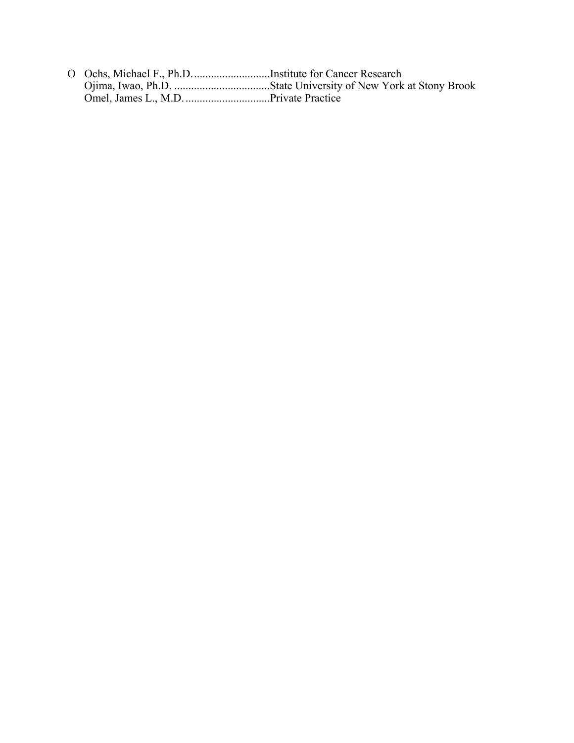O Ochs, Michael F., Ph.D.............................Institute for Cancer Research
Ojima, Iwao, Ph.D. ...................................State University of New York at Stony Brook
Omel, James L., M.D. ..............................Private Practice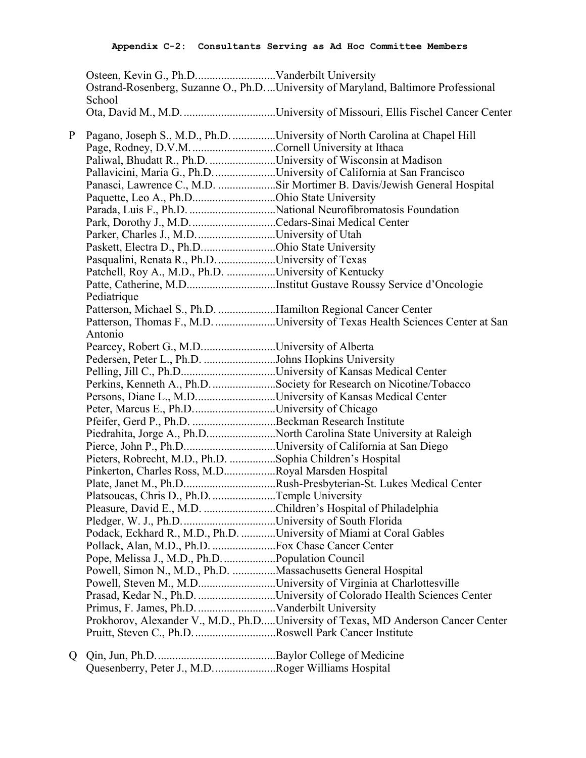**Appendix C-2: Consultants Serving as Ad Hoc Committee Members**

Osteen, Kevin G., Ph.D............................Vanderbilt University
Ostrand-Rosenberg, Suzanne O., Ph.D....University of Maryland, Baltimore Professional School
Ota, David M., M.D. ................................University of Missouri, Ellis Fischel Cancer Center

P Pagano, Joseph S., M.D., Ph.D. ...............University of North Carolina at Chapel Hill
Page, Rodney, D.V.M. .............................Cornell University at Ithaca
Paliwal, Bhudatt R., Ph.D. .......................University of Wisconsin at Madison
Pallavicini, Maria G., Ph.D. .....................University of California at San Francisco
Panasci, Lawrence C., M.D. ....................Sir Mortimer B. Davis/Jewish General Hospital
Paquette, Leo A., Ph.D.............................Ohio State University
Parada, Luis F., Ph.D. ..............................National Neurofibromatosis Foundation
Park, Dorothy J., M.D. .............................Cedars-Sinai Medical Center
Parker, Charles J., M.D. ...........................University of Utah
Paskett, Electra D., Ph.D..........................Ohio State University
Pasqualini, Renata R., Ph.D. ....................University of Texas
Patchell, Roy A., M.D., Ph.D. .................University of Kentucky
Patte, Catherine, M.D...............................Institut Gustave Roussy Service d'Oncologie Pediatrique
Patterson, Michael S., Ph.D. ....................Hamilton Regional Cancer Center
Patterson, Thomas F., M.D. .....................University of Texas Health Sciences Center at San Antonio
Pearcey, Robert G., M.D..........................University of Alberta
Pedersen, Peter L., Ph.D. .........................Johns Hopkins University
Pelling, Jill C., Ph.D.................................University of Kansas Medical Center
Perkins, Kenneth A., Ph.D. ......................Society for Research on Nicotine/Tobacco
Persons, Diane L., M.D............................University of Kansas Medical Center
Peter, Marcus E., Ph.D. ............................University of Chicago
Pfeifer, Gerd P., Ph.D. .............................Beckman Research Institute
Piedrahita, Jorge A., Ph.D........................North Carolina State University at Raleigh
Pierce, John P., Ph.D................................University of California at San Diego
Pieters, Robrecht, M.D., Ph.D. ................Sophia Children's Hospital
Pinkerton, Charles Ross, M.D..................Royal Marsden Hospital
Plate, Janet M., Ph.D................................Rush-Presbyterian-St. Lukes Medical Center
Platsoucas, Chris D., Ph.D. ......................Temple University
Pleasure, David E., M.D. .........................Children's Hospital of Philadelphia
Pledger, W. J., Ph.D. ................................University of South Florida
Podack, Eckhard R., M.D., Ph.D. ............University of Miami at Coral Gables
Pollack, Alan, M.D., Ph.D. ......................Fox Chase Cancer Center
Pope, Melissa J., M.D., Ph.D. ..................Population Council
Powell, Simon N., M.D., Ph.D. ...............Massachusetts General Hospital
Powell, Steven M., M.D...........................University of Virginia at Charlottesville
Prasad, Kedar N., Ph.D. ...........................University of Colorado Health Sciences Center
Primus, F. James, Ph.D. ...........................Vanderbilt University
Prokhorov, Alexander V., M.D., Ph.D.....University of Texas, MD Anderson Cancer Center
Pruitt, Steven C., Ph.D. ............................Roswell Park Cancer Institute

Q Qin, Jun, Ph.D..........................................Baylor College of Medicine
Quesenberry, Peter J., M.D......................Roger Williams Hospital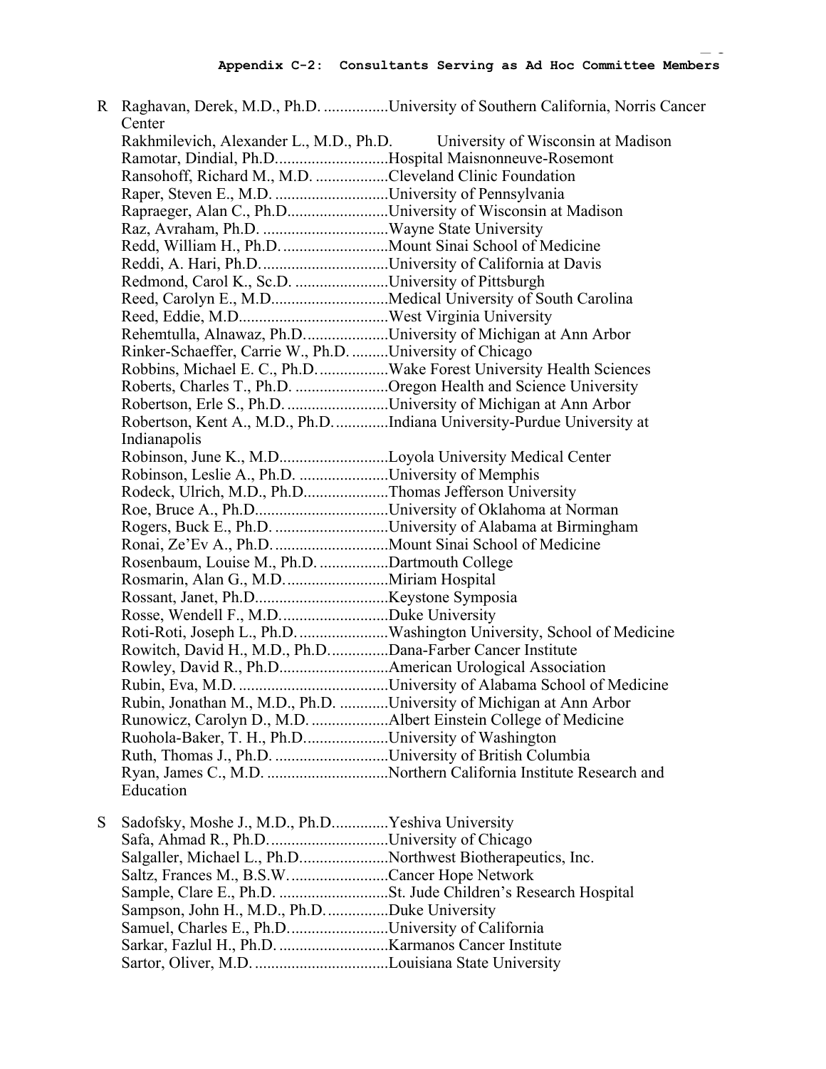**Appendix C-2: Consultants Serving as Ad Hoc Committee Members**

R Raghavan, Derek, M.D., Ph.D. ................University of Southern California, Norris Cancer Center
Rakhmilevich, Alexander L., M.D., Ph.D. University of Wisconsin at Madison
Ramotar, Dindial, Ph.D...........................Hospital Maisnonneuve-Rosemont
Ransohoff, Richard M., M.D. ..................Cleveland Clinic Foundation
Raper, Steven E., M.D. ............................University of Pennsylvania
Rapraeger, Alan C., Ph.D.........................University of Wisconsin at Madison
Raz, Avraham, Ph.D. ...............................Wayne State University
Redd, William H., Ph.D. ..........................Mount Sinai School of Medicine
Reddi, A. Hari, Ph.D. ...............................University of California at Davis
Redmond, Carol K., Sc.D. .......................University of Pittsburgh
Reed, Carolyn E., M.D.............................Medical University of South Carolina
Reed, Eddie, M.D.....................................West Virginia University
Rehemtulla, Alnawaz, Ph.D.....................University of Michigan at Ann Arbor
Rinker-Schaeffer, Carrie W., Ph.D. .........University of Chicago
Robbins, Michael E. C., Ph.D. .................Wake Forest University Health Sciences
Roberts, Charles T., Ph.D. .......................Oregon Health and Science University
Robertson, Erle S., Ph.D. .........................University of Michigan at Ann Arbor
Robertson, Kent A., M.D., Ph.D. .............Indiana University-Purdue University at Indianapolis
Robinson, June K., M.D...........................Loyola University Medical Center
Robinson, Leslie A., Ph.D. ......................University of Memphis
Rodeck, Ulrich, M.D., Ph.D.....................Thomas Jefferson University
Roe, Bruce A., Ph.D.................................University of Oklahoma at Norman
Rogers, Buck E., Ph.D. ............................University of Alabama at Birmingham
Ronai, Ze'Ev A., Ph.D. ............................Mount Sinai School of Medicine
Rosenbaum, Louise M., Ph.D. .................Dartmouth College
Rosmarin, Alan G., M.D. .........................Miriam Hospital
Rossant, Janet, Ph.D.................................Keystone Symposia
Rosse, Wendell F., M.D. ..........................Duke University
Roti-Roti, Joseph L., Ph.D. ......................Washington University, School of Medicine
Rowitch, David H., M.D., Ph.D. ..............Dana-Farber Cancer Institute
Rowley, David R., Ph.D...........................American Urological Association
Rubin, Eva, M.D. .....................................University of Alabama School of Medicine
Rubin, Jonathan M., M.D., Ph.D. ............University of Michigan at Ann Arbor
Runowicz, Carolyn D., M.D. ...................Albert Einstein College of Medicine
Ruohola-Baker, T. H., Ph.D.....................University of Washington
Ruth, Thomas J., Ph.D. ............................University of British Columbia
Ryan, James C., M.D. ..............................Northern California Institute Research and Education

S Sadofsky, Moshe J., M.D., Ph.D.............Yeshiva University
Safa, Ahmad R., Ph.D. .............................University of Chicago
Salgaller, Michael L., Ph.D......................Northwest Biotherapeutics, Inc.
Saltz, Frances M., B.S.W. ........................Cancer Hope Network
Sample, Clare E., Ph.D. ...........................St. Jude Children's Research Hospital
Sampson, John H., M.D., Ph.D. ...............Duke University
Samuel, Charles E., Ph.D.........................University of California
Sarkar, Fazlul H., Ph.D. ...........................Karmanos Cancer Institute
Sartor, Oliver, M.D. .................................Louisiana State University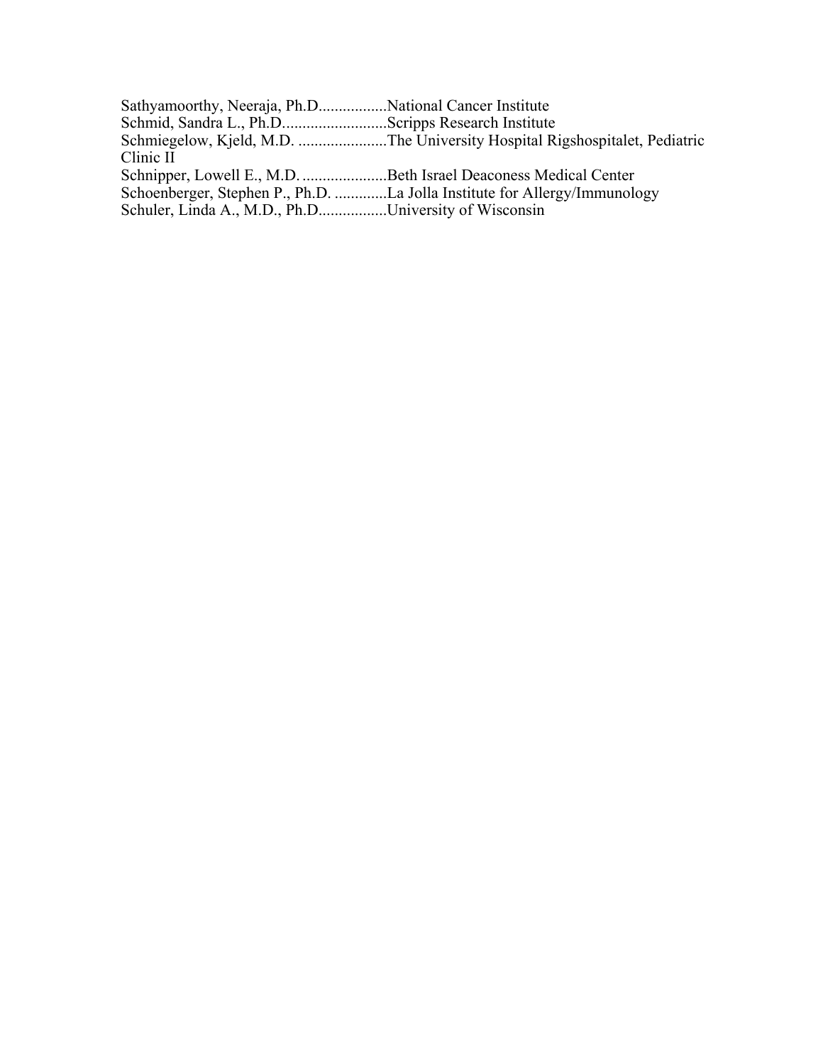Sathyamoorthy, Neeraja, Ph.D.................National Cancer Institute
Schmid, Sandra L., Ph.D..........................Scripps Research Institute
Schmiegelow, Kjeld, M.D. ......................The University Hospital Rigshospitalet, Pediatric Clinic II
Schnipper, Lowell E., M.D. .....................Beth Israel Deaconess Medical Center
Schoenberger, Stephen P., Ph.D. .............La Jolla Institute for Allergy/Immunology
Schuler, Linda A., M.D., Ph.D.................University of Wisconsin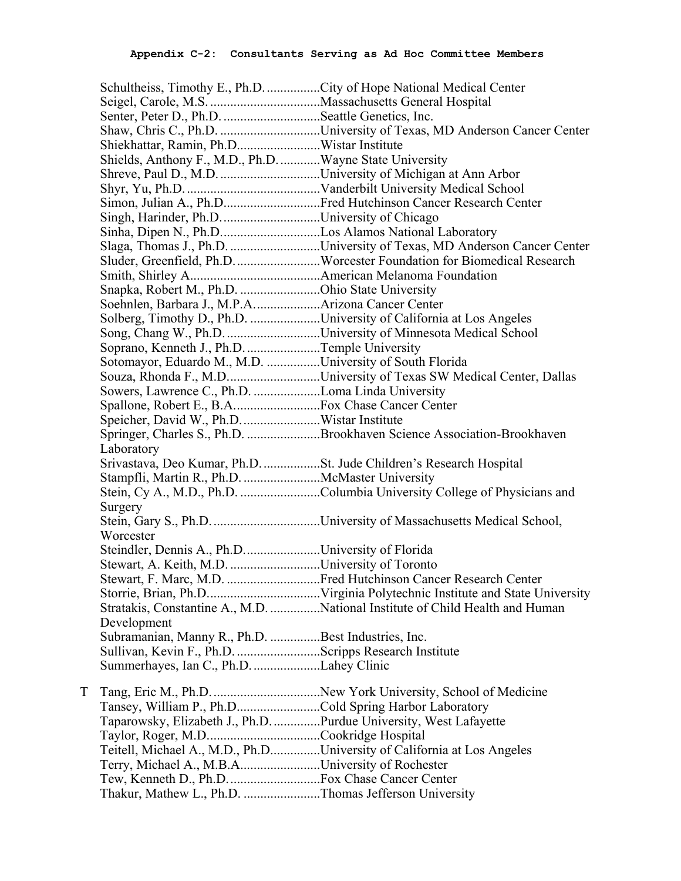**Appendix C-2: Consultants Serving as Ad Hoc Committee Members**

Schultheiss, Timothy E., Ph.D. ................City of Hope National Medical Center
Seigel, Carole, M.S. .................................Massachusetts General Hospital
Senter, Peter D., Ph.D. .............................Seattle Genetics, Inc.
Shaw, Chris C., Ph.D. .............................University of Texas, MD Anderson Cancer Center
Shiekhattar, Ramin, Ph.D.........................Wistar Institute
Shields, Anthony F., M.D., Ph.D. ............Wayne State University
Shreve, Paul D., M.D. ..............................University of Michigan at Ann Arbor
Shyr, Yu, Ph.D. ........................................Vanderbilt University Medical School
Simon, Julian A., Ph.D.............................Fred Hutchinson Cancer Research Center
Singh, Harinder, Ph.D. .............................University of Chicago
Sinha, Dipen N., Ph.D..............................Los Alamos National Laboratory
Slaga, Thomas J., Ph.D. ...........................University of Texas, MD Anderson Cancer Center
Sluder, Greenfield, Ph.D. .........................Worcester Foundation for Biomedical Research
Smith, Shirley A.......................................American Melanoma Foundation
Snapka, Robert M., Ph.D. ........................Ohio State University
Soehnlen, Barbara J., M.P.A. ...................Arizona Cancer Center
Solberg, Timothy D., Ph.D. .....................University of California at Los Angeles
Song, Chang W., Ph.D. ............................University of Minnesota Medical School
Soprano, Kenneth J., Ph.D. ......................Temple University
Sotomayor, Eduardo M., M.D. ................University of South Florida
Souza, Rhonda F., M.D............................University of Texas SW Medical Center, Dallas
Sowers, Lawrence C., Ph.D. ....................Loma Linda University
Spallone, Robert E., B.A..........................Fox Chase Cancer Center
Speicher, David W., Ph.D. .......................Wistar Institute
Springer, Charles S., Ph.D. ......................Brookhaven Science Association-Brookhaven Laboratory
Srivastava, Deo Kumar, Ph.D. .................St. Jude Children's Research Hospital
Stampfli, Martin R., Ph.D. .......................McMaster University
Stein, Cy A., M.D., Ph.D. ........................Columbia University College of Physicians and Surgery
Stein, Gary S., Ph.D. ................................University of Massachusetts Medical School, Worcester
Steindler, Dennis A., Ph.D.......................University of Florida
Stewart, A. Keith, M.D. ...........................University of Toronto
Stewart, F. Marc, M.D. ............................Fred Hutchinson Cancer Research Center
Storrie, Brian, Ph.D..................................Virginia Polytechnic Institute and State University
Stratakis, Constantine A., M.D. ...............National Institute of Child Health and Human Development
Subramanian, Manny R., Ph.D. ...............Best Industries, Inc.
Sullivan, Kevin F., Ph.D. .........................Scripps Research Institute
Summerhayes, Ian C., Ph.D. ....................Lahey Clinic

T

Tang, Eric M., Ph.D. ................................New York University, School of Medicine
Tansey, William P., Ph.D.........................Cold Spring Harbor Laboratory
Taparowsky, Elizabeth J., Ph.D. ..............Purdue University, West Lafayette
Taylor, Roger, M.D..................................Cookridge Hospital
Teitell, Michael A., M.D., Ph.D...............University of California at Los Angeles
Terry, Michael A., M.B.A........................University of Rochester
Tew, Kenneth D., Ph.D. ...........................Fox Chase Cancer Center
Thakur, Mathew L., Ph.D. .......................Thomas Jefferson University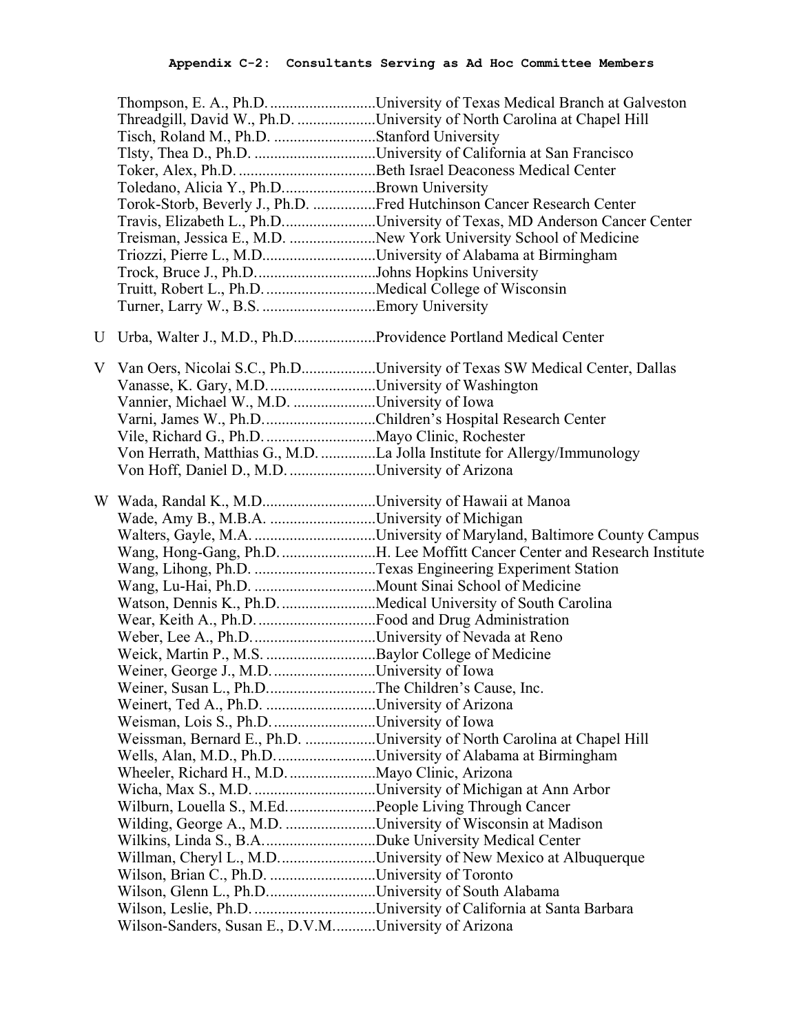**Appendix C-2: Consultants Serving as Ad Hoc Committee Members**

| | Name | Institution |
|---|---|---|
| | Thompson, E. A., Ph.D. | University of Texas Medical Branch at Galveston |
| | Threadgill, David W., Ph.D. | University of North Carolina at Chapel Hill |
| | Tisch, Roland M., Ph.D. | Stanford University |
| | Tlsty, Thea D., Ph.D. | University of California at San Francisco |
| | Toker, Alex, Ph.D. | Beth Israel Deaconess Medical Center |
| | Toledano, Alicia Y., Ph.D. | Brown University |
| | Torok-Storb, Beverly J., Ph.D. | Fred Hutchinson Cancer Research Center |
| | Travis, Elizabeth L., Ph.D. | University of Texas, MD Anderson Cancer Center |
| | Treisman, Jessica E., M.D. | New York University School of Medicine |
| | Triozzi, Pierre L., M.D. | University of Alabama at Birmingham |
| | Trock, Bruce J., Ph.D. | Johns Hopkins University |
| | Truitt, Robert L., Ph.D. | Medical College of Wisconsin |
| | Turner, Larry W., B.S. | Emory University |
| U | Urba, Walter J., M.D., Ph.D. | Providence Portland Medical Center |
| V | Van Oers, Nicolai S.C., Ph.D. | University of Texas SW Medical Center, Dallas |
| | Vanasse, K. Gary, M.D. | University of Washington |
| | Vannier, Michael W., M.D. | University of Iowa |
| | Varni, James W., Ph.D. | Children's Hospital Research Center |
| | Vile, Richard G., Ph.D. | Mayo Clinic, Rochester |
| | Von Herrath, Matthias G., M.D. | La Jolla Institute for Allergy/Immunology |
| | Von Hoff, Daniel D., M.D. | University of Arizona |
| W | Wada, Randal K., M.D. | University of Hawaii at Manoa |
| | Wade, Amy B., M.B.A. | University of Michigan |
| | Walters, Gayle, M.A. | University of Maryland, Baltimore County Campus |
| | Wang, Hong-Gang, Ph.D. | H. Lee Moffitt Cancer Center and Research Institute |
| | Wang, Lihong, Ph.D. | Texas Engineering Experiment Station |
| | Wang, Lu-Hai, Ph.D. | Mount Sinai School of Medicine |
| | Watson, Dennis K., Ph.D. | Medical University of South Carolina |
| | Wear, Keith A., Ph.D. | Food and Drug Administration |
| | Weber, Lee A., Ph.D. | University of Nevada at Reno |
| | Weick, Martin P., M.S. | Baylor College of Medicine |
| | Weiner, George J., M.D. | University of Iowa |
| | Weiner, Susan L., Ph.D. | The Children's Cause, Inc. |
| | Weinert, Ted A., Ph.D. | University of Arizona |
| | Weisman, Lois S., Ph.D. | University of Iowa |
| | Weissman, Bernard E., Ph.D. | University of North Carolina at Chapel Hill |
| | Wells, Alan, M.D., Ph.D. | University of Alabama at Birmingham |
| | Wheeler, Richard H., M.D. | Mayo Clinic, Arizona |
| | Wicha, Max S., M.D. | University of Michigan at Ann Arbor |
| | Wilburn, Louella S., M.Ed. | People Living Through Cancer |
| | Wilding, George A., M.D. | University of Wisconsin at Madison |
| | Wilkins, Linda S., B.A. | Duke University Medical Center |
| | Willman, Cheryl L., M.D. | University of New Mexico at Albuquerque |
| | Wilson, Brian C., Ph.D. | University of Toronto |
| | Wilson, Glenn L., Ph.D. | University of South Alabama |
| | Wilson, Leslie, Ph.D. | University of California at Santa Barbara |
| | Wilson-Sanders, Susan E., D.V.M. | University of Arizona |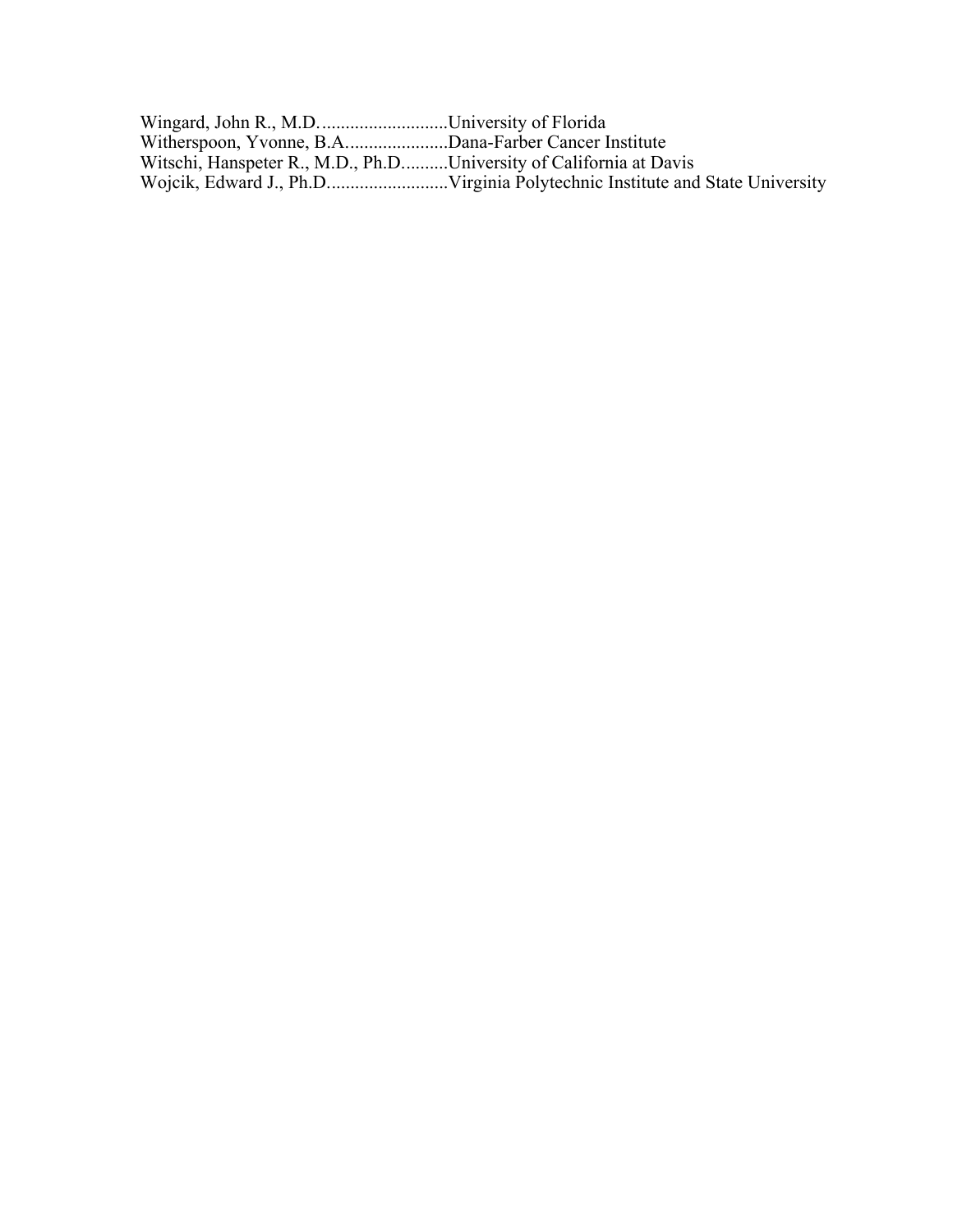Wingard, John R., M.D............................University of Florida
Witherspoon, Yvonne, B.A......................Dana-Farber Cancer Institute
Witschi, Hanspeter R., M.D., Ph.D..........University of California at Davis
Wojcik, Edward J., Ph.D..........................Virginia Polytechnic Institute and State University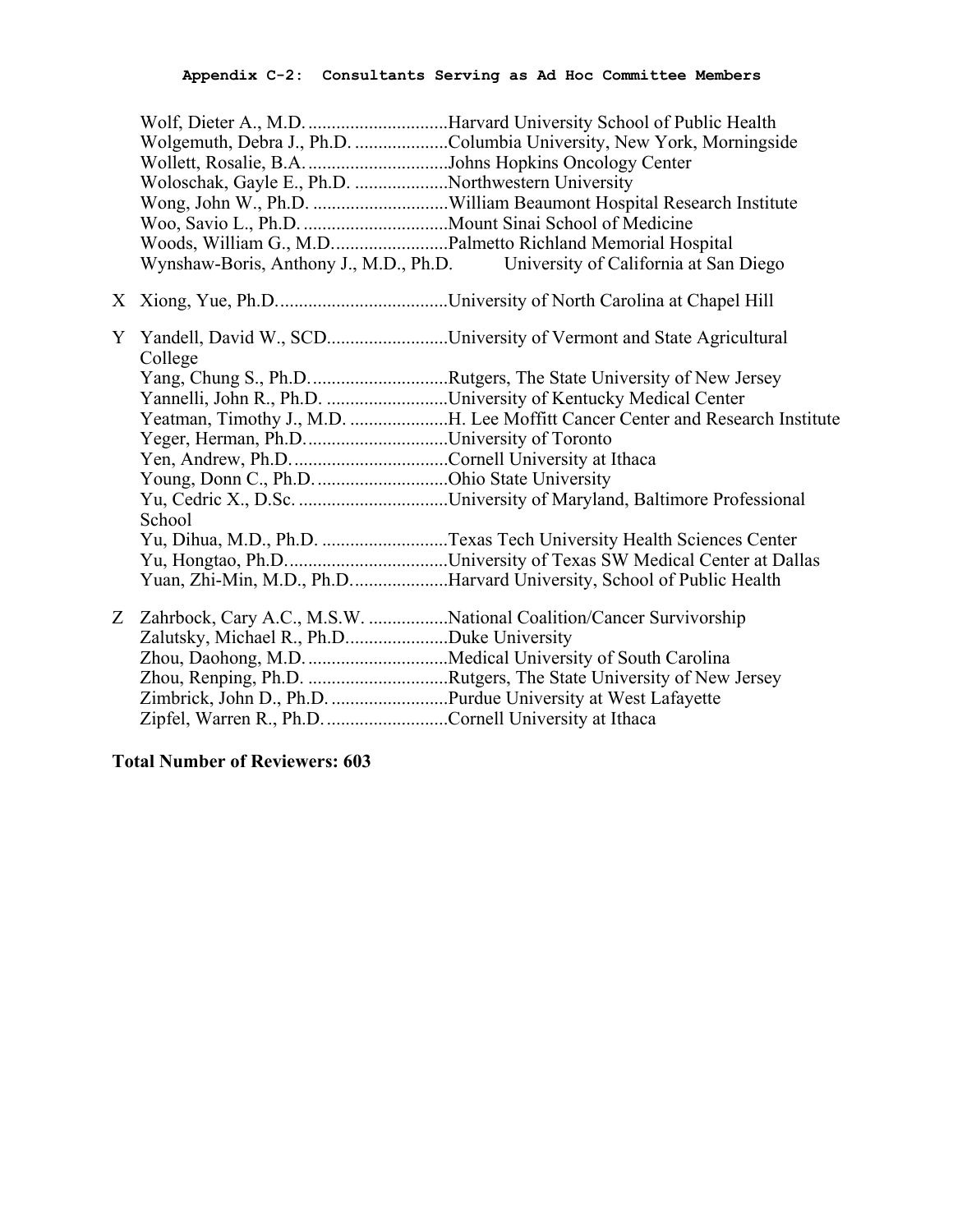**Appendix C-2: Consultants Serving as Ad Hoc Committee Members**

Wolf, Dieter A., M.D. ..............................Harvard University School of Public Health
Wolgemuth, Debra J., Ph.D. ....................Columbia University, New York, Morningside
Wollett, Rosalie, B.A. ..............................Johns Hopkins Oncology Center
Woloschak, Gayle E., Ph.D. ....................Northwestern University
Wong, John W., Ph.D. .............................William Beaumont Hospital Research Institute
Woo, Savio L., Ph.D. ...............................Mount Sinai School of Medicine
Woods, William G., M.D.........................Palmetto Richland Memorial Hospital
Wynshaw-Boris, Anthony J., M.D., Ph.D. University of California at San Diego

X Xiong, Yue, Ph.D.....................................University of North Carolina at Chapel Hill

Y Yandell, David W., SCD..........................University of Vermont and State Agricultural College
Yang, Chung S., Ph.D. .............................Rutgers, The State University of New Jersey
Yannelli, John R., Ph.D. ..........................University of Kentucky Medical Center
Yeatman, Timothy J., M.D. .....................H. Lee Moffitt Cancer Center and Research Institute
Yeger, Herman, Ph.D. ..............................University of Toronto
Yen, Andrew, Ph.D. .................................Cornell University at Ithaca
Young, Donn C., Ph.D. ............................Ohio State University
Yu, Cedric X., D.Sc. ................................University of Maryland, Baltimore Professional School
Yu, Dihua, M.D., Ph.D. ...........................Texas Tech University Health Sciences Center
Yu, Hongtao, Ph.D...................................University of Texas SW Medical Center at Dallas
Yuan, Zhi-Min, M.D., Ph.D....................Harvard University, School of Public Health

Z Zahrbock, Cary A.C., M.S.W. .................National Coalition/Cancer Survivorship
Zalutsky, Michael R., Ph.D......................Duke University
Zhou, Daohong, M.D. ..............................Medical University of South Carolina
Zhou, Renping, Ph.D. ..............................Rutgers, The State University of New Jersey
Zimbrick, John D., Ph.D. .........................Purdue University at West Lafayette
Zipfel, Warren R., Ph.D. ..........................Cornell University at Ithaca

**Total Number of Reviewers: 603**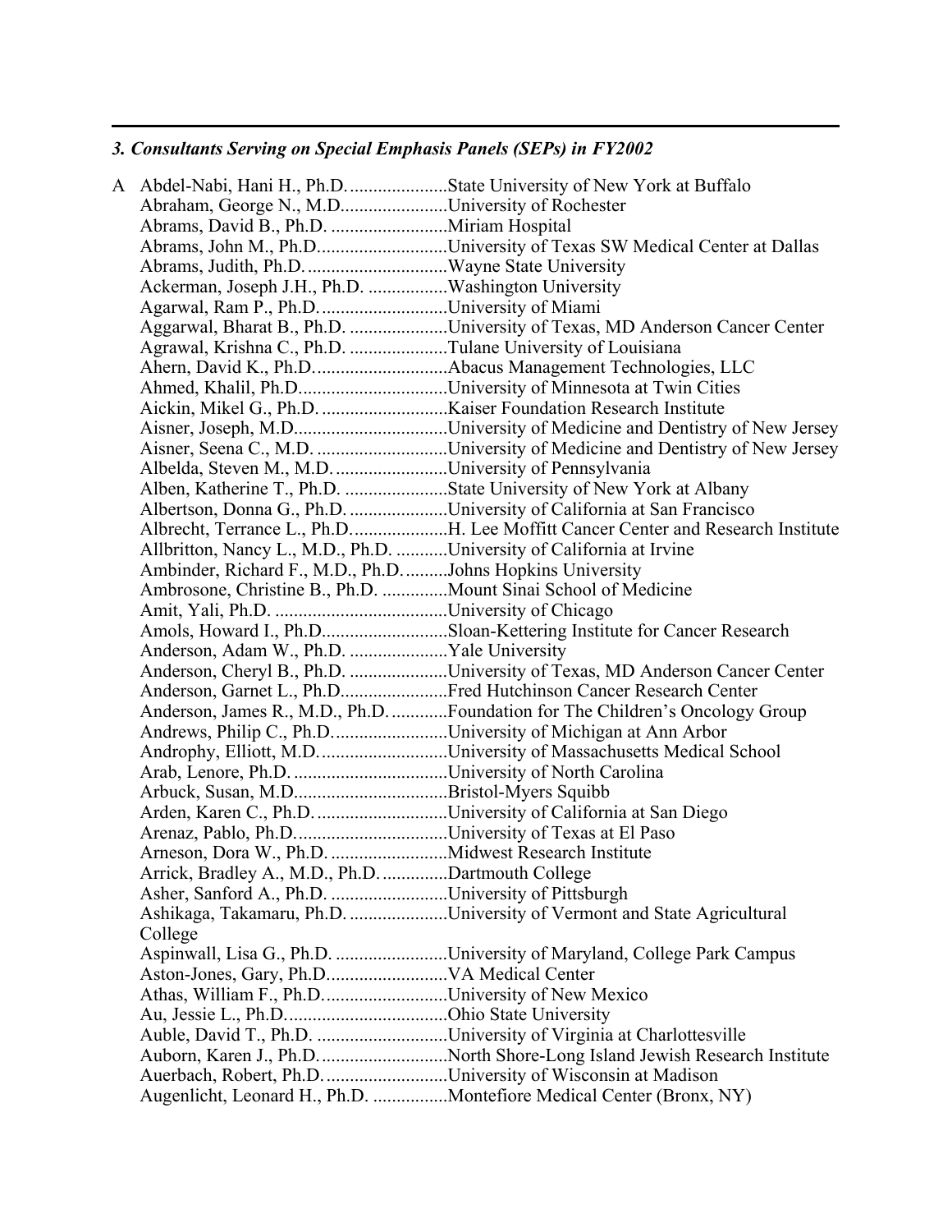### *3. Consultants Serving on Special Emphasis Panels (SEPs) in FY2002*

A Abdel-Nabi, Hani H., Ph.D. .....................State University of New York at Buffalo
Abraham, George N., M.D......................University of Rochester
Abrams, David B., Ph.D. .........................Miriam Hospital
Abrams, John M., Ph.D...........................University of Texas SW Medical Center at Dallas
Abrams, Judith, Ph.D. ..............................Wayne State University
Ackerman, Joseph J.H., Ph.D. .................Washington University
Agarwal, Ram P., Ph.D. ..........................University of Miami
Aggarwal, Bharat B., Ph.D. .....................University of Texas, MD Anderson Cancer Center
Agrawal, Krishna C., Ph.D. .....................Tulane University of Louisiana
Ahern, David K., Ph.D. ............................Abacus Management Technologies, LLC
Ahmed, Khalil, Ph.D................................University of Minnesota at Twin Cities
Aickin, Mikel G., Ph.D. ...........................Kaiser Foundation Research Institute
Aisner, Joseph, M.D.................................University of Medicine and Dentistry of New Jersey
Aisner, Seena C., M.D. ............................University of Medicine and Dentistry of New Jersey
Albelda, Steven M., M.D. ........................University of Pennsylvania
Alben, Katherine T., Ph.D. ......................State University of New York at Albany
Albertson, Donna G., Ph.D. .....................University of California at San Francisco
Albrecht, Terrance L., Ph.D.....................H. Lee Moffitt Cancer Center and Research Institute
Allbritton, Nancy L., M.D., Ph.D. ...........University of California at Irvine
Ambinder, Richard F., M.D., Ph.D. .........Johns Hopkins University
Ambrosone, Christine B., Ph.D. ..............Mount Sinai School of Medicine
Amit, Yali, Ph.D. .....................................University of Chicago
Amols, Howard I., Ph.D...........................Sloan-Kettering Institute for Cancer Research
Anderson, Adam W., Ph.D. .....................Yale University
Anderson, Cheryl B., Ph.D. .....................University of Texas, MD Anderson Cancer Center
Anderson, Garnet L., Ph.D.......................Fred Hutchinson Cancer Research Center
Anderson, James R., M.D., Ph.D. ............Foundation for The Children's Oncology Group
Andrews, Philip C., Ph.D. ........................University of Michigan at Ann Arbor
Androphy, Elliott, M.D. ...........................University of Massachusetts Medical School
Arab, Lenore, Ph.D. .................................University of North Carolina
Arbuck, Susan, M.D.................................Bristol-Myers Squibb
Arden, Karen C., Ph.D. ............................University of California at San Diego
Arenaz, Pablo, Ph.D.................................University of Texas at El Paso
Arneson, Dora W., Ph.D. .........................Midwest Research Institute
Arrick, Bradley A., M.D., Ph.D. ..............Dartmouth College
Asher, Sanford A., Ph.D. .........................University of Pittsburgh
Ashikaga, Takamaru, Ph.D. .....................University of Vermont and State Agricultural College
Aspinwall, Lisa G., Ph.D. ........................University of Maryland, College Park Campus
Aston-Jones, Gary, Ph.D..........................VA Medical Center
Athas, William F., Ph.D. ..........................University of New Mexico
Au, Jessie L., Ph.D. ..................................Ohio State University
Auble, David T., Ph.D. ............................University of Virginia at Charlottesville
Auborn, Karen J., Ph.D. ...........................North Shore-Long Island Jewish Research Institute
Auerbach, Robert, Ph.D. ..........................University of Wisconsin at Madison
Augenlicht, Leonard H., Ph.D. ................Montefiore Medical Center (Bronx, NY)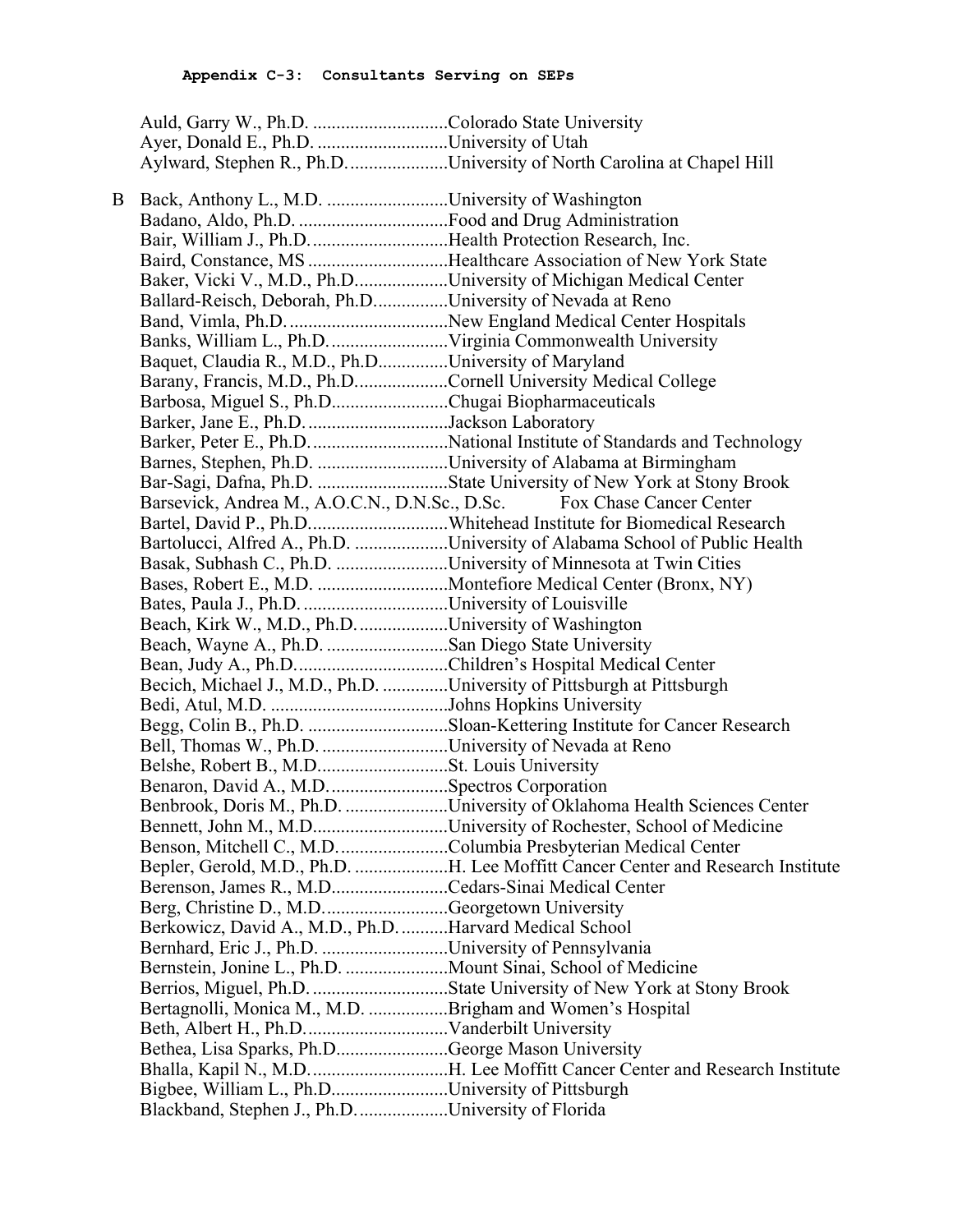#### Appendix C-3: Consultants Serving on SEPs

Auld, Garry W., Ph.D. ............................Colorado State University
Ayer, Donald E., Ph.D. ............................University of Utah
Aylward, Stephen R., Ph.D......................University of North Carolina at Chapel Hill

B Back, Anthony L., M.D. ..........................University of Washington
Badano, Aldo, Ph.D. ................................Food and Drug Administration
Bair, William J., Ph.D..............................Health Protection Research, Inc.
Baird, Constance, MS ..............................Healthcare Association of New York State
Baker, Vicki V., M.D., Ph.D....................University of Michigan Medical Center
Ballard-Reisch, Deborah, Ph.D................University of Nevada at Reno
Band, Vimla, Ph.D...................................New England Medical Center Hospitals
Banks, William L., Ph.D..........................Virginia Commonwealth University
Baquet, Claudia R., M.D., Ph.D..............University of Maryland
Barany, Francis, M.D., Ph.D...................Cornell University Medical College
Barbosa, Miguel S., Ph.D.........................Chugai Biopharmaceuticals
Barker, Jane E., Ph.D...............................Jackson Laboratory
Barker, Peter E., Ph.D..............................National Institute of Standards and Technology
Barnes, Stephen, Ph.D. ............................University of Alabama at Birmingham
Bar-Sagi, Dafna, Ph.D. ............................State University of New York at Stony Brook
Barsevick, Andrea M., A.O.C.N., D.N.Sc., D.Sc. Fox Chase Cancer Center
Bartel, David P., Ph.D..............................Whitehead Institute for Biomedical Research
Bartolucci, Alfred A., Ph.D. ....................University of Alabama School of Public Health
Basak, Subhash C., Ph.D. ........................University of Minnesota at Twin Cities
Bases, Robert E., M.D. ............................Montefiore Medical Center (Bronx, NY)
Bates, Paula J., Ph.D. ...............................University of Louisville
Beach, Kirk W., M.D., Ph.D...................University of Washington
Beach, Wayne A., Ph.D. ..........................San Diego State University
Bean, Judy A., Ph.D.................................Children's Hospital Medical Center
Becich, Michael J., M.D., Ph.D. .............University of Pittsburgh at Pittsburgh
Bedi, Atul, M.D. ......................................Johns Hopkins University
Begg, Colin B., Ph.D. ..............................Sloan-Kettering Institute for Cancer Research
Bell, Thomas W., Ph.D. ...........................University of Nevada at Reno
Belshe, Robert B., M.D............................St. Louis University
Benaron, David A., M.D..........................Spectros Corporation
Benbrook, Doris M., Ph.D. ......................University of Oklahoma Health Sciences Center
Bennett, John M., M.D.............................University of Rochester, School of Medicine
Benson, Mitchell C., M.D........................Columbia Presbyterian Medical Center
Bepler, Gerold, M.D., Ph.D. ....................H. Lee Moffitt Cancer Center and Research Institute
Berenson, James R., M.D.........................Cedars-Sinai Medical Center
Berg, Christine D., M.D...........................Georgetown University
Berkowicz, David A., M.D., Ph.D. ..........Harvard Medical School
Bernhard, Eric J., Ph.D. ...........................University of Pennsylvania
Bernstein, Jonine L., Ph.D. ......................Mount Sinai, School of Medicine
Berrios, Miguel, Ph.D. .............................State University of New York at Stony Brook
Bertagnolli, Monica M., M.D. .................Brigham and Women's Hospital
Beth, Albert H., Ph.D...............................Vanderbilt University
Bethea, Lisa Sparks, Ph.D........................George Mason University
Bhalla, Kapil N., M.D..............................H. Lee Moffitt Cancer Center and Research Institute
Bigbee, William L., Ph.D.........................University of Pittsburgh
Blackband, Stephen J., Ph.D....................University of Florida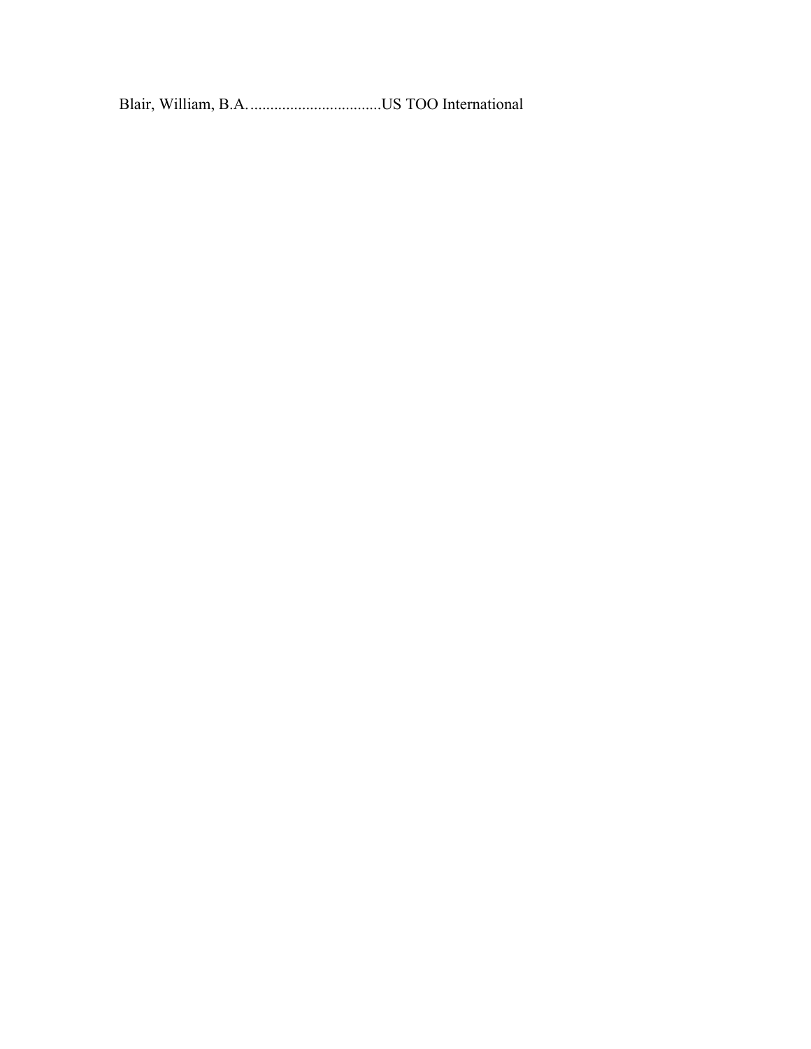Blair, William, B.A. .................................US TOO International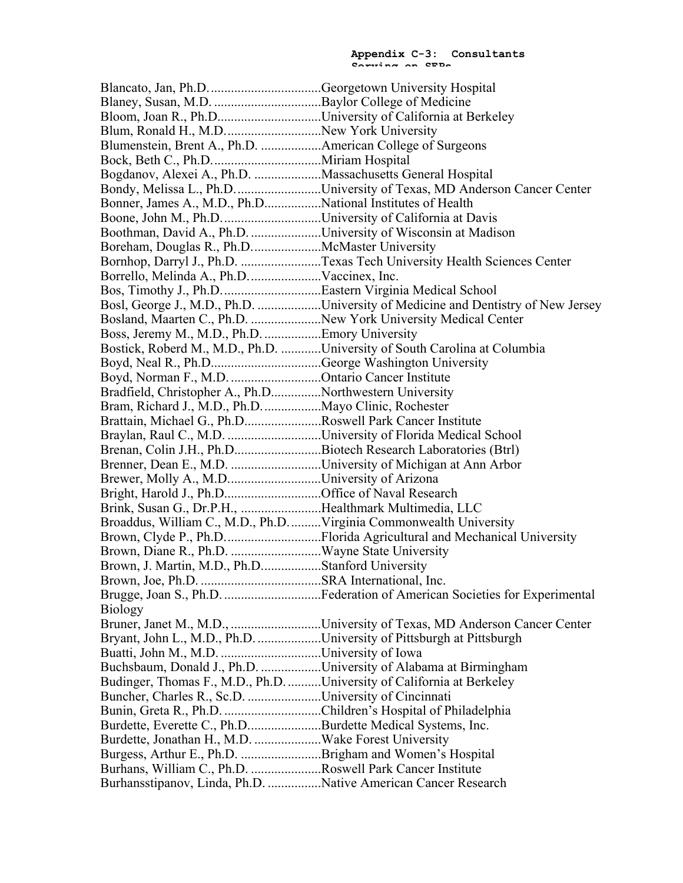Blancato, Jan, Ph.D. ................................Georgetown University Hospital
Blaney, Susan, M.D. ................................Baylor College of Medicine
Bloom, Joan R., Ph.D...............................University of California at Berkeley
Blum, Ronald H., M.D. ............................New York University
Blumenstein, Brent A., Ph.D. ..................American College of Surgeons
Bock, Beth C., Ph.D. ...............................Miriam Hospital
Bogdanov, Alexei A., Ph.D. ....................Massachusetts General Hospital
Bondy, Melissa L., Ph.D. .........................University of Texas, MD Anderson Cancer Center
Bonner, James A., M.D., Ph.D. ...............National Institutes of Health
Boone, John M., Ph.D. ............................University of California at Davis
Boothman, David A., Ph.D. .....................University of Wisconsin at Madison
Boreham, Douglas R., Ph.D. ....................McMaster University
Bornhop, Darryl J., Ph.D. ........................Texas Tech University Health Sciences Center
Borrello, Melinda A., Ph.D. .....................Vaccinex, Inc.
Bos, Timothy J., Ph.D. .............................Eastern Virginia Medical School
Bosl, George J., M.D., Ph.D. ...................University of Medicine and Dentistry of New Jersey
Bosland, Maarten C., Ph.D. .....................New York University Medical Center
Boss, Jeremy M., M.D., Ph.D. .................Emory University
Bostick, Roberd M., M.D., Ph.D. ............University of South Carolina at Columbia
Boyd, Neal R., Ph.D. ................................George Washington University
Boyd, Norman F., M.D. ...........................Ontario Cancer Institute
Bradfield, Christopher A., Ph.D. ..............Northwestern University
Bram, Richard J., M.D., Ph.D. .................Mayo Clinic, Rochester
Brattain, Michael G., Ph.D. ......................Roswell Park Cancer Institute
Braylan, Raul C., M.D. ............................University of Florida Medical School
Brenan, Colin J.H., Ph.D. .........................Biotech Research Laboratories (Btrl)
Brenner, Dean E., M.D. ...........................University of Michigan at Ann Arbor
Brewer, Molly A., M.D. ...........................University of Arizona
Bright, Harold J., Ph.D. ............................Office of Naval Research
Brink, Susan G., Dr.P.H., ........................Healthmark Multimedia, LLC
Broaddus, William C., M.D., Ph.D. .........Virginia Commonwealth University
Brown, Clyde P., Ph.D. ............................Florida Agricultural and Mechanical University
Brown, Diane R., Ph.D. ...........................Wayne State University
Brown, J. Martin, M.D., Ph.D. .................Stanford University
Brown, Joe, Ph.D. ....................................SRA International, Inc.
Brugge, Joan S., Ph.D. .............................Federation of American Societies for Experimental Biology
Bruner, Janet M., M.D., ...........................University of Texas, MD Anderson Cancer Center
Bryant, John L., M.D., Ph.D. ...................University of Pittsburgh at Pittsburgh
Buatti, John M., M.D. ..............................University of Iowa
Buchsbaum, Donald J., Ph.D. ..................University of Alabama at Birmingham
Budinger, Thomas F., M.D., Ph.D. ..........University of California at Berkeley
Buncher, Charles R., Sc.D. ......................University of Cincinnati
Bunin, Greta R., Ph.D. .............................Children's Hospital of Philadelphia
Burdette, Everette C., Ph.D. .....................Burdette Medical Systems, Inc.
Burdette, Jonathan H., M.D. ....................Wake Forest University
Burgess, Arthur E., Ph.D. ........................Brigham and Women's Hospital
Burhans, William C., Ph.D. .....................Roswell Park Cancer Institute
Burhansstipanov, Linda, Ph.D. ................Native American Cancer Research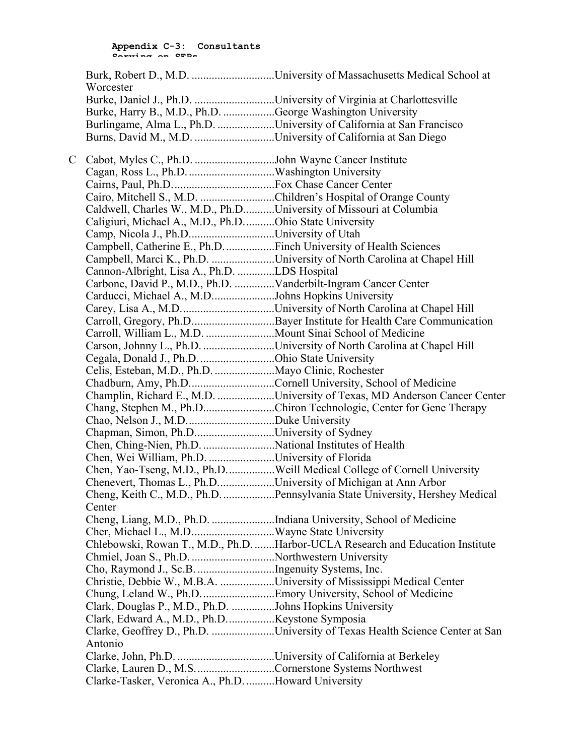**Appendix C-3: Consultants Serving on SEPs**

Burk, Robert D., M.D. ............................University of Massachusetts Medical School at Worcester
Burke, Daniel J., Ph.D. ............................University of Virginia at Charlottesville
Burke, Harry B., M.D., Ph.D. ..................George Washington University
Burlingame, Alma L., Ph.D. ....................University of California at San Francisco
Burns, David M., M.D. ............................University of California at San Diego

C Cabot, Myles C., Ph.D. ............................John Wayne Cancer Institute
Cagan, Ross L., Ph.D. ..............................Washington University
Cairns, Paul, Ph.D. ...................................Fox Chase Cancer Center
Cairo, Mitchell S., M.D. ..........................Children's Hospital of Orange County
Caldwell, Charles W., M.D., Ph.D. ..........University of Missouri at Columbia
Caligiuri, Michael A., M.D., Ph.D. ..........Ohio State University
Camp, Nicola J., Ph.D. .............................University of Utah
Campbell, Catherine E., Ph.D. .................Finch University of Health Sciences
Campbell, Marci K., Ph.D. ......................University of North Carolina at Chapel Hill
Cannon-Albright, Lisa A., Ph.D. .............LDS Hospital
Carbone, David P., M.D., Ph.D. ..............Vanderbilt-Ingram Cancer Center
Carducci, Michael A., M.D. .....................Johns Hopkins University
Carey, Lisa A., M.D. ................................University of North Carolina at Chapel Hill
Carroll, Gregory, Ph.D. ............................Bayer Institute for Health Care Communication
Carroll, William L., M.D. ........................Mount Sinai School of Medicine
Carson, Johnny L., Ph.D. .........................University of North Carolina at Chapel Hill
Cegala, Donald J., Ph.D. ..........................Ohio State University
Celis, Esteban, M.D., Ph.D. .....................Mayo Clinic, Rochester
Chadburn, Amy, Ph.D. .............................Cornell University, School of Medicine
Champlin, Richard E., M.D. ....................University of Texas, MD Anderson Cancer Center
Chang, Stephen M., Ph.D. ........................Chiron Technologie, Center for Gene Therapy
Chao, Nelson J., M.D. ..............................Duke University
Chapman, Simon, Ph.D. ...........................University of Sydney
Chen, Ching-Nien, Ph.D. .........................National Institutes of Health
Chen, Wei William, Ph.D. .......................University of Florida
Chen, Yao-Tseng, M.D., Ph.D. ................Weill Medical College of Cornell University
Chenevert, Thomas L., Ph.D. ...................University of Michigan at Ann Arbor
Cheng, Keith C., M.D., Ph.D. ..................Pennsylvania State University, Hershey Medical Center
Cheng, Liang, M.D., Ph.D. ......................Indiana University, School of Medicine
Cher, Michael L., M.D. ............................Wayne State University
Chlebowski, Rowan T., M.D., Ph.D. .......Harbor-UCLA Research and Education Institute
Chmiel, Joan S., Ph.D. .............................Northwestern University
Cho, Raymond J., Sc.B. ...........................Ingenuity Systems, Inc.
Christie, Debbie W., M.B.A. ...................University of Mississippi Medical Center
Chung, Leland W., Ph.D. ..........................Emory University, School of Medicine
Clark, Douglas P., M.D., Ph.D. ...............Johns Hopkins University
Clark, Edward A., M.D., Ph.D. ................Keystone Symposia
Clarke, Geoffrey D., Ph.D. ......................University of Texas Health Science Center at San Antonio
Clarke, John, Ph.D. ..................................University of California at Berkeley
Clarke, Lauren D., M.S. ...........................Cornerstone Systems Northwest
Clarke-Tasker, Veronica A., Ph.D. ..........Howard University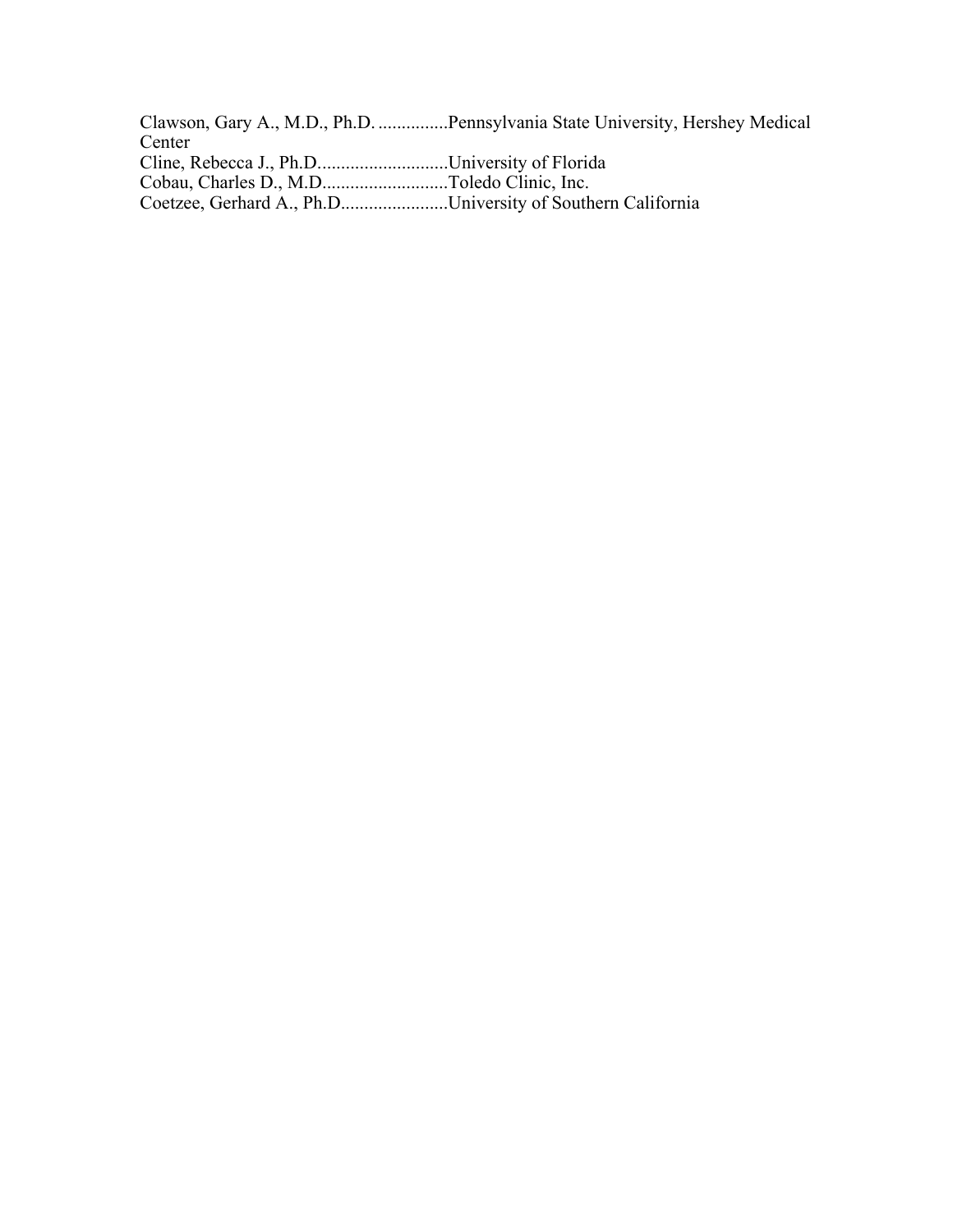Clawson, Gary A., M.D., Ph.D. ...............Pennsylvania State University, Hershey Medical Center
Cline, Rebecca J., Ph.D............................University of Florida
Cobau, Charles D., M.D...........................Toledo Clinic, Inc.
Coetzee, Gerhard A., Ph.D.......................University of Southern California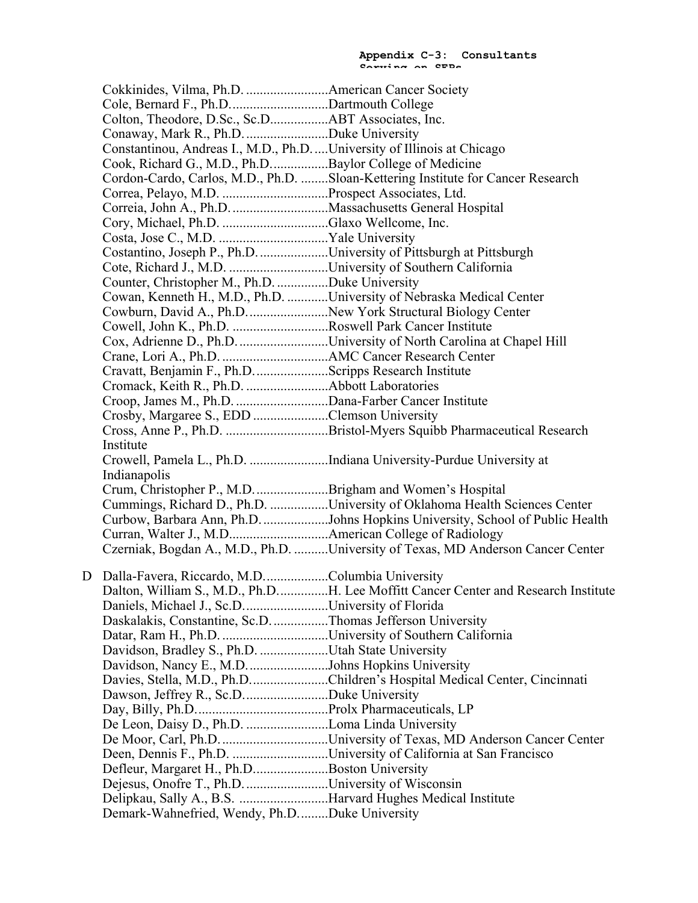**Appendix C-3: Consultants Serving on SEPs**

Cokkinides, Vilma, Ph.D. ........................American Cancer Society
Cole, Bernard F., Ph.D. ............................Dartmouth College
Colton, Theodore, D.Sc., Sc.D.................ABT Associates, Inc.
Conaway, Mark R., Ph.D. ........................Duke University
Constantinou, Andreas I., M.D., Ph.D. ....University of Illinois at Chicago
Cook, Richard G., M.D., Ph.D. ................Baylor College of Medicine
Cordon-Cardo, Carlos, M.D., Ph.D. ........Sloan-Kettering Institute for Cancer Research
Correa, Pelayo, M.D. ...............................Prospect Associates, Ltd.
Correia, John A., Ph.D. ............................Massachusetts General Hospital
Cory, Michael, Ph.D. ...............................Glaxo Wellcome, Inc.
Costa, Jose C., M.D. ................................Yale University
Costantino, Joseph P., Ph.D. ....................University of Pittsburgh at Pittsburgh
Cote, Richard J., M.D. .............................University of Southern California
Counter, Christopher M., Ph.D. ...............Duke University
Cowan, Kenneth H., M.D., Ph.D. ............University of Nebraska Medical Center
Cowburn, David A., Ph.D. .......................New York Structural Biology Center
Cowell, John K., Ph.D. ............................Roswell Park Cancer Institute
Cox, Adrienne D., Ph.D. ..........................University of North Carolina at Chapel Hill
Crane, Lori A., Ph.D. ...............................AMC Cancer Research Center
Cravatt, Benjamin F., Ph.D. .....................Scripps Research Institute
Cromack, Keith R., Ph.D. ........................Abbott Laboratories
Croop, James M., Ph.D. ...........................Dana-Farber Cancer Institute
Crosby, Margaree S., EDD ......................Clemson University
Cross, Anne P., Ph.D. ..............................Bristol-Myers Squibb Pharmaceutical Research Institute
Crowell, Pamela L., Ph.D. .......................Indiana University-Purdue University at Indianapolis
Crum, Christopher P., M.D. .....................Brigham and Women's Hospital
Cummings, Richard D., Ph.D. .................University of Oklahoma Health Sciences Center
Curbow, Barbara Ann, Ph.D. ...................Johns Hopkins University, School of Public Health
Curran, Walter J., M.D. ............................American College of Radiology
Czerniak, Bogdan A., M.D., Ph.D. ..........University of Texas, MD Anderson Cancer Center

D Dalla-Favera, Riccardo, M.D. ..................Columbia University
Dalton, William S., M.D., Ph.D. ..............H. Lee Moffitt Cancer Center and Research Institute
Daniels, Michael J., Sc.D. ........................University of Florida
Daskalakis, Constantine, Sc.D. ................Thomas Jefferson University
Datar, Ram H., Ph.D. ...............................University of Southern California
Davidson, Bradley S., Ph.D. ....................Utah State University
Davidson, Nancy E., M.D. .......................Johns Hopkins University
Davies, Stella, M.D., Ph.D. ......................Children's Hospital Medical Center, Cincinnati
Dawson, Jeffrey R., Sc.D. ........................Duke University
Day, Billy, Ph.D. ......................................Prolx Pharmaceuticals, LP
De Leon, Daisy D., Ph.D. ........................Loma Linda University
De Moor, Carl, Ph.D. ...............................University of Texas, MD Anderson Cancer Center
Deen, Dennis F., Ph.D. ............................University of California at San Francisco
Defleur, Margaret H., Ph.D. .....................Boston University
Dejesus, Onofre T., Ph.D. ........................University of Wisconsin
Delipkau, Sally A., B.S. ..........................Harvard Hughes Medical Institute
Demark-Wahnefried, Wendy, Ph.D. .........Duke University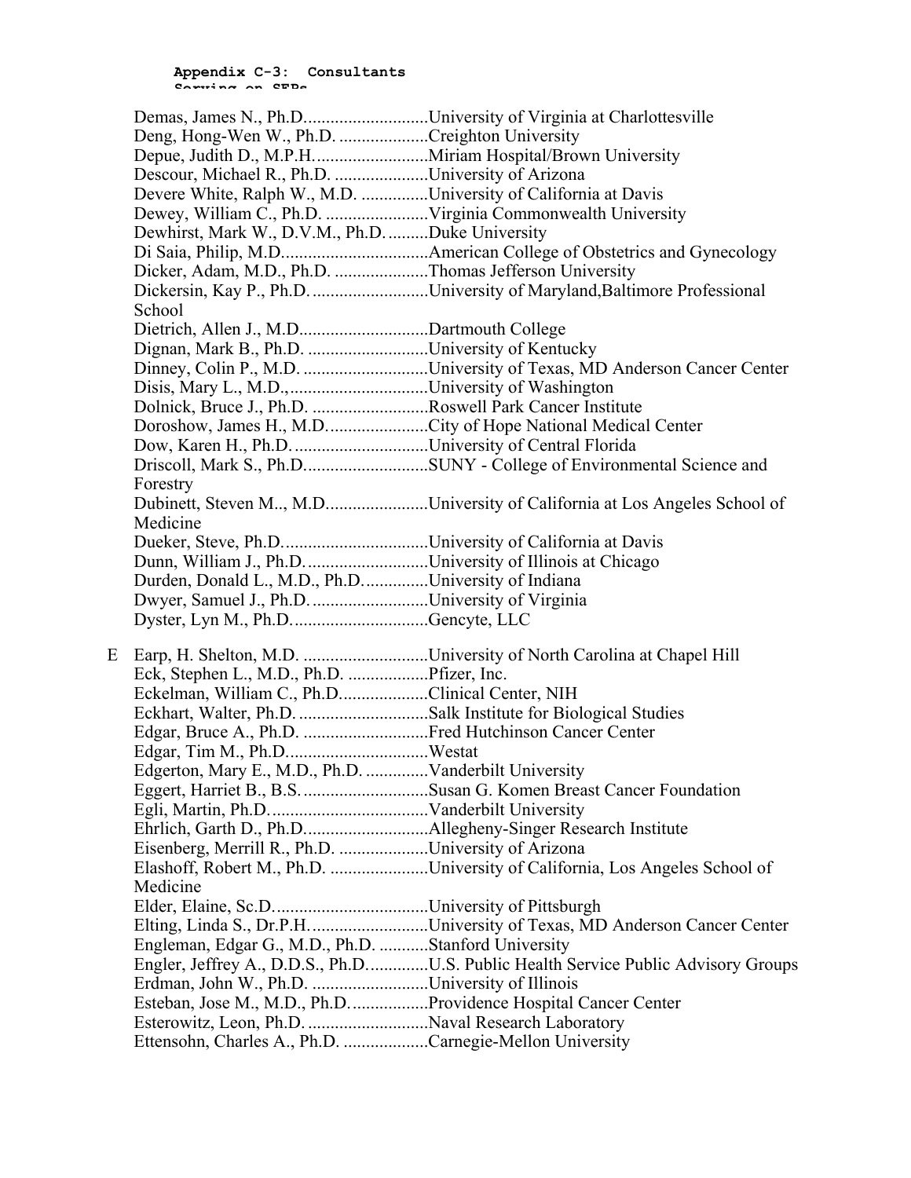**Appendix C-3: Consultants Serving on SEPs**

Demas, James N., Ph.D...........................University of Virginia at Charlottesville
Deng, Hong-Wen W., Ph.D. ....................Creighton University
Depue, Judith D., M.P.H..........................Miriam Hospital/Brown University
Descour, Michael R., Ph.D. .....................University of Arizona
Devere White, Ralph W., M.D. ...............University of California at Davis
Dewey, William C., Ph.D. .......................Virginia Commonwealth University
Dewhirst, Mark W., D.V.M., Ph.D. .........Duke University
Di Saia, Philip, M.D.................................American College of Obstetrics and Gynecology
Dicker, Adam, M.D., Ph.D. .....................Thomas Jefferson University
Dickersin, Kay P., Ph.D. ..........................University of Maryland,Baltimore Professional School
Dietrich, Allen J., M.D.............................Dartmouth College
Dignan, Mark B., Ph.D. ...........................University of Kentucky
Dinney, Colin P., M.D. ............................University of Texas, MD Anderson Cancer Center
Disis, Mary L., M.D.,...............................University of Washington
Dolnick, Bruce J., Ph.D. ..........................Roswell Park Cancer Institute
Doroshow, James H., M.D.......................City of Hope National Medical Center
Dow, Karen H., Ph.D. ..............................University of Central Florida
Driscoll, Mark S., Ph.D............................SUNY - College of Environmental Science and Forestry
Dubinett, Steven M.., M.D.......................University of California at Los Angeles School of Medicine
Dueker, Steve, Ph.D.................................University of California at Davis
Dunn, William J., Ph.D. ...........................University of Illinois at Chicago
Durden, Donald L., M.D., Ph.D. ..............University of Indiana
Dwyer, Samuel J., Ph.D. ..........................University of Virginia
Dyster, Lyn M., Ph.D...............................Gencyte, LLC

E Earp, H. Shelton, M.D. ............................University of North Carolina at Chapel Hill
Eck, Stephen L., M.D., Ph.D. ..................Pfizer, Inc.
Eckelman, William C., Ph.D....................Clinical Center, NIH
Eckhart, Walter, Ph.D. .............................Salk Institute for Biological Studies
Edgar, Bruce A., Ph.D. ............................Fred Hutchinson Cancer Center
Edgar, Tim M., Ph.D................................Westat
Edgerton, Mary E., M.D., Ph.D. ..............Vanderbilt University
Eggert, Harriet B., B.S. ............................Susan G. Komen Breast Cancer Foundation
Egli, Martin, Ph.D....................................Vanderbilt University
Ehrlich, Garth D., Ph.D............................Allegheny-Singer Research Institute
Eisenberg, Merrill R., Ph.D. ....................University of Arizona
Elashoff, Robert M., Ph.D. ......................University of California, Los Angeles School of Medicine
Elder, Elaine, Sc.D...................................University of Pittsburgh
Elting, Linda S., Dr.P.H...........................University of Texas, MD Anderson Cancer Center
Engleman, Edgar G., M.D., Ph.D. ...........Stanford University
Engler, Jeffrey A., D.D.S., Ph.D. .............U.S. Public Health Service Public Advisory Groups
Erdman, John W., Ph.D. ..........................University of Illinois
Esteban, Jose M., M.D., Ph.D. .................Providence Hospital Cancer Center
Esterowitz, Leon, Ph.D. ...........................Naval Research Laboratory
Ettensohn, Charles A., Ph.D. ...................Carnegie-Mellon University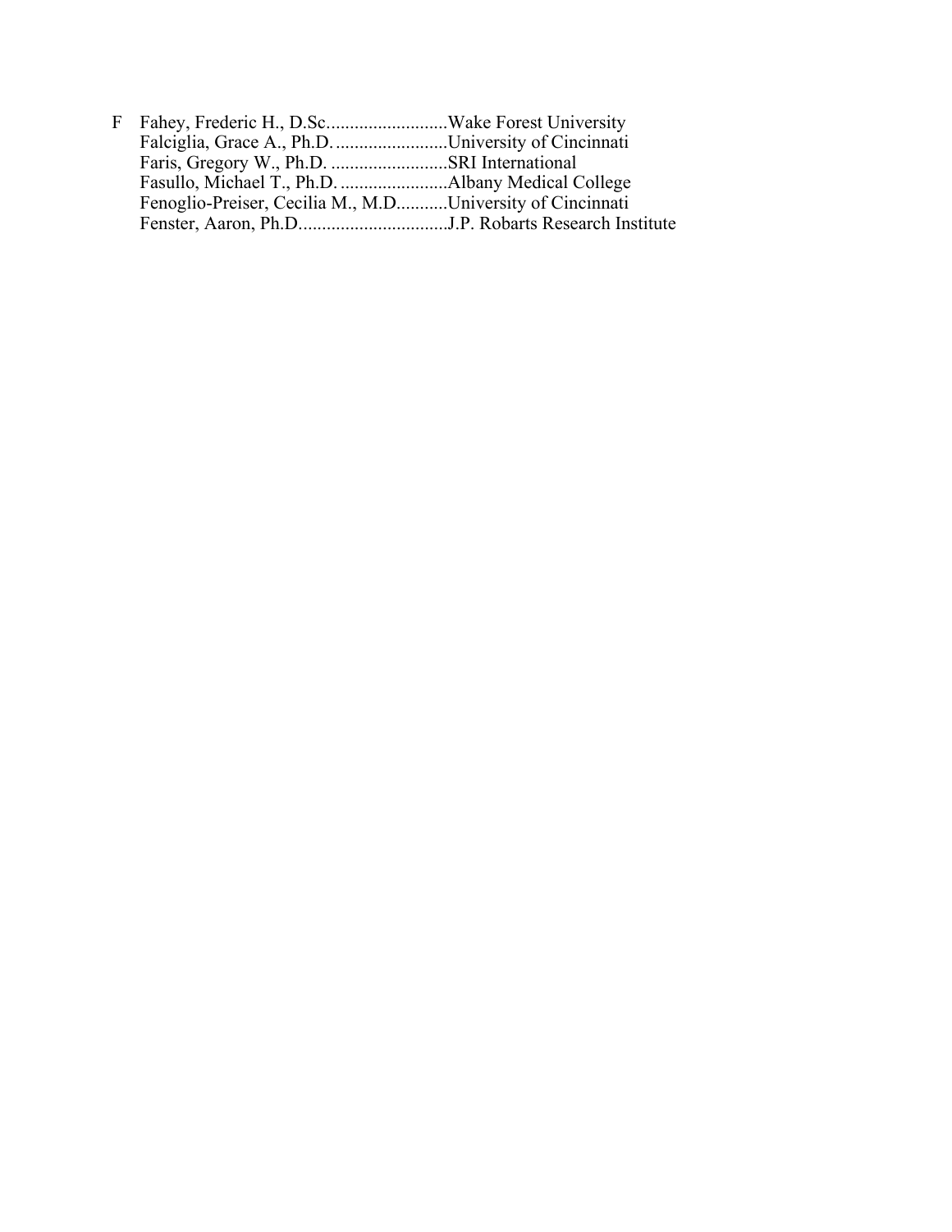F Fahey, Frederic H., D.Sc..........................Wake Forest University
Falciglia, Grace A., Ph.D. ........................University of Cincinnati
Faris, Gregory W., Ph.D. .........................SRI International
Fasullo, Michael T., Ph.D. .......................Albany Medical College
Fenoglio-Preiser, Cecilia M., M.D..........University of Cincinnati
Fenster, Aaron, Ph.D................................J.P. Robarts Research Institute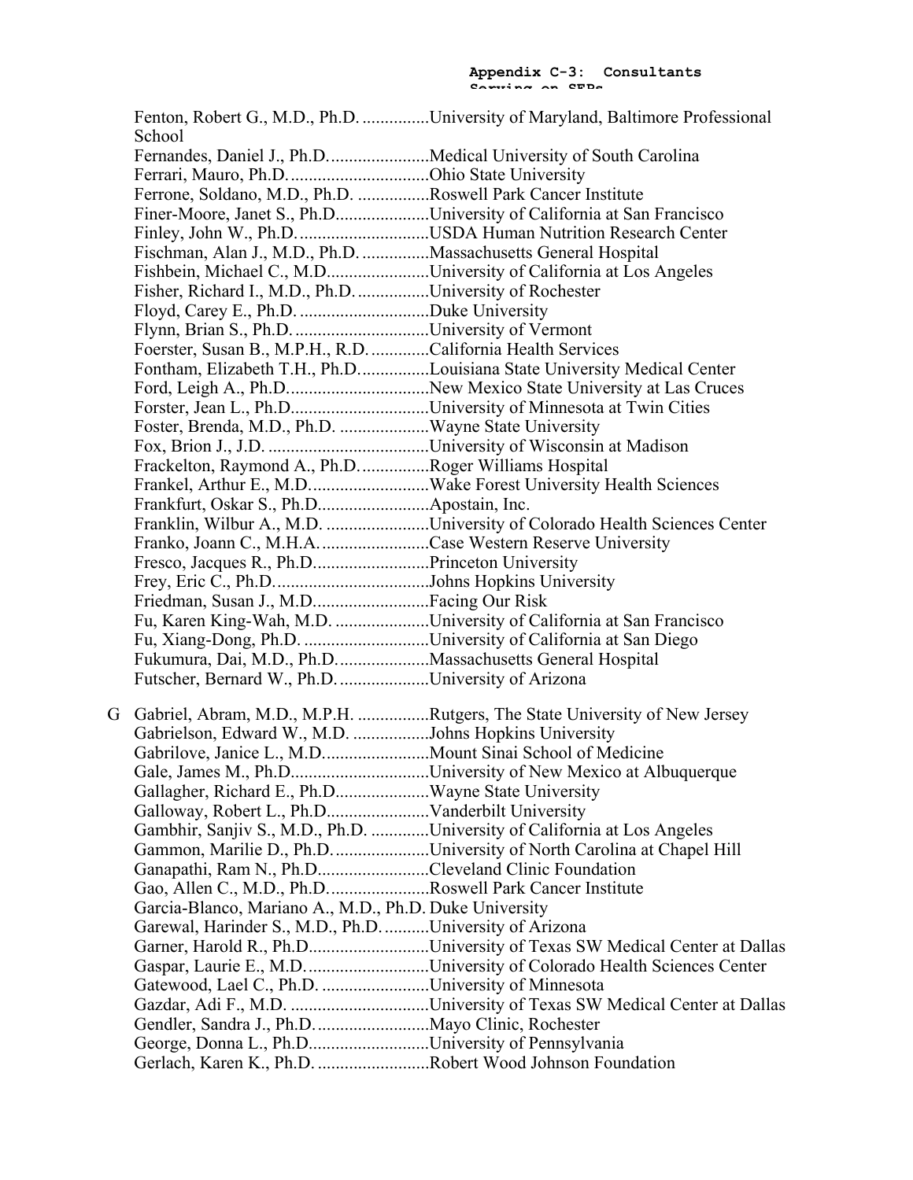Fenton, Robert G., M.D., Ph.D. ...............University of Maryland, Baltimore Professional School
Fernandes, Daniel J., Ph.D.......................Medical University of South Carolina
Ferrari, Mauro, Ph.D................................Ohio State University
Ferrone, Soldano, M.D., Ph.D. ................Roswell Park Cancer Institute
Finer-Moore, Janet S., Ph.D.....................University of California at San Francisco
Finley, John W., Ph.D.............................USDA Human Nutrition Research Center
Fischman, Alan J., M.D., Ph.D. ...............Massachusetts General Hospital
Fishbein, Michael C., M.D.......................University of California at Los Angeles
Fisher, Richard I., M.D., Ph.D. ................University of Rochester
Floyd, Carey E., Ph.D. .............................Duke University
Flynn, Brian S., Ph.D. ..............................University of Vermont
Foerster, Susan B., M.P.H., R.D. .............California Health Services
Fontham, Elizabeth T.H., Ph.D................Louisiana State University Medical Center
Ford, Leigh A., Ph.D................................New Mexico State University at Las Cruces
Forster, Jean L., Ph.D...............................University of Minnesota at Twin Cities
Foster, Brenda, M.D., Ph.D. ....................Wayne State University
Fox, Brion J., J.D. ....................................University of Wisconsin at Madison
Frackelton, Raymond A., Ph.D................Roger Williams Hospital
Frankel, Arthur E., M.D...........................Wake Forest University Health Sciences
Frankfurt, Oskar S., Ph.D.........................Apostain, Inc.
Franklin, Wilbur A., M.D. .......................University of Colorado Health Sciences Center
Franko, Joann C., M.H.A. ........................Case Western Reserve University
Fresco, Jacques R., Ph.D..........................Princeton University
Frey, Eric C., Ph.D...................................Johns Hopkins University
Friedman, Susan J., M.D..........................Facing Our Risk
Fu, Karen King-Wah, M.D. .....................University of California at San Francisco
Fu, Xiang-Dong, Ph.D. ............................University of California at San Diego
Fukumura, Dai, M.D., Ph.D.....................Massachusetts General Hospital
Futscher, Bernard W., Ph.D. ....................University of Arizona

G Gabriel, Abram, M.D., M.P.H. ................Rutgers, The State University of New Jersey
Gabrielson, Edward W., M.D. .................Johns Hopkins University
Gabrilove, Janice L., M.D........................Mount Sinai School of Medicine
Gale, James M., Ph.D...............................University of New Mexico at Albuquerque
Gallagher, Richard E., Ph.D.....................Wayne State University
Galloway, Robert L., Ph.D.......................Vanderbilt University
Gambhir, Sanjiv S., M.D., Ph.D. .............University of California at Los Angeles
Gammon, Marilie D., Ph.D. .....................University of North Carolina at Chapel Hill
Ganapathi, Ram N., Ph.D.........................Cleveland Clinic Foundation
Gao, Allen C., M.D., Ph.D.......................Roswell Park Cancer Institute
Garcia-Blanco, Mariano A., M.D., Ph.D. Duke University
Garewal, Harinder S., M.D., Ph.D. ..........University of Arizona
Garner, Harold R., Ph.D...........................University of Texas SW Medical Center at Dallas
Gaspar, Laurie E., M.D............................University of Colorado Health Sciences Center
Gatewood, Lael C., Ph.D. ........................University of Minnesota
Gazdar, Adi F., M.D. ...............................University of Texas SW Medical Center at Dallas
Gendler, Sandra J., Ph.D. .........................Mayo Clinic, Rochester
George, Donna L., Ph.D...........................University of Pennsylvania
Gerlach, Karen K., Ph.D. .........................Robert Wood Johnson Foundation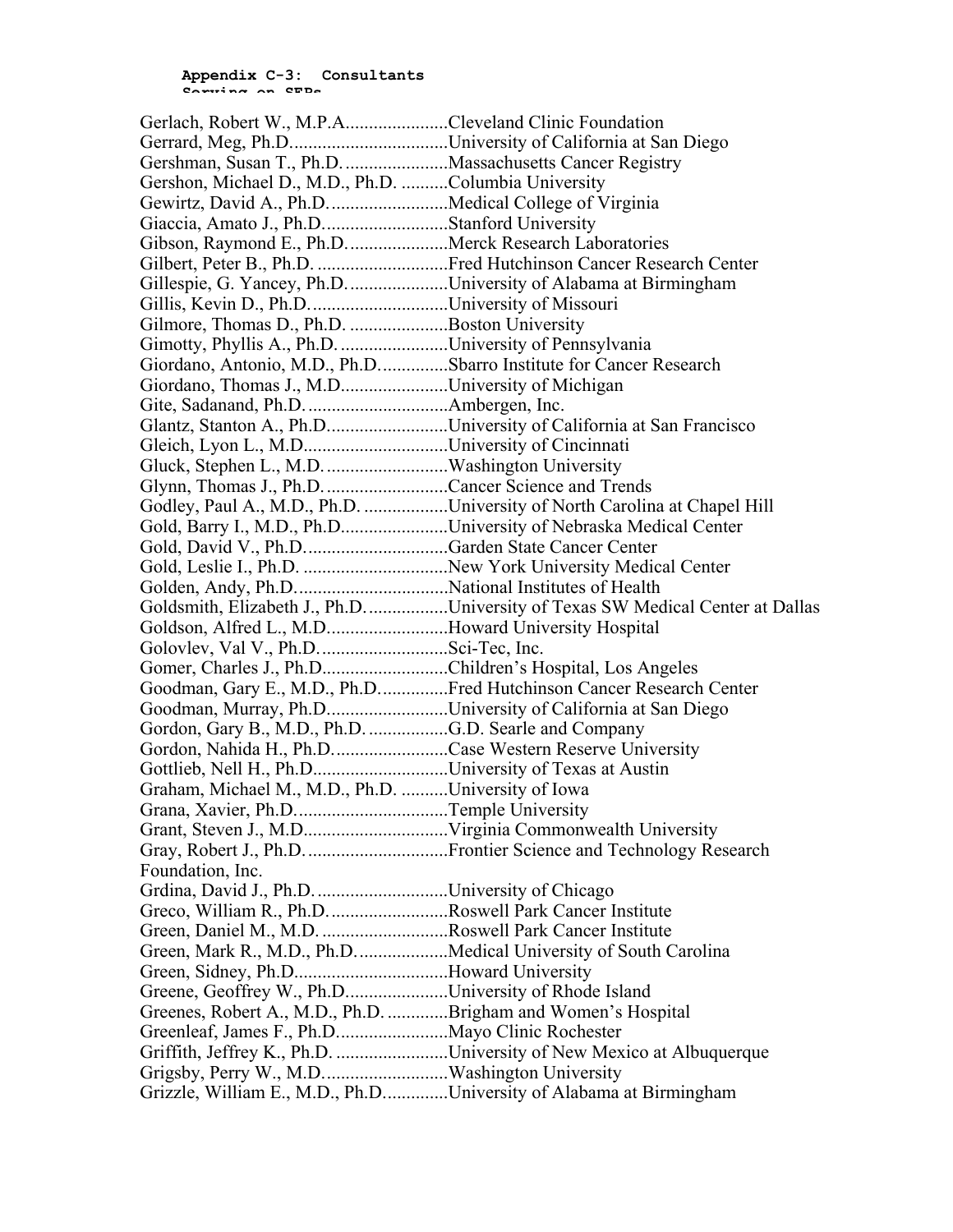**Appendix C-3: Consultants Serving on SEPs**

Gerlach, Robert W., M.P.A.......................Cleveland Clinic Foundation
Gerrard, Meg, Ph.D..................................University of California at San Diego
Gershman, Susan T., Ph.D.......................Massachusetts Cancer Registry
Gershon, Michael D., M.D., Ph.D. ..........Columbia University
Gewirtz, David A., Ph.D..........................Medical College of Virginia
Giaccia, Amato J., Ph.D...........................Stanford University
Gibson, Raymond E., Ph.D......................Merck Research Laboratories
Gilbert, Peter B., Ph.D. ............................Fred Hutchinson Cancer Research Center
Gillespie, G. Yancey, Ph.D......................University of Alabama at Birmingham
Gillis, Kevin D., Ph.D...............................University of Missouri
Gilmore, Thomas D., Ph.D. .....................Boston University
Gimotty, Phyllis A., Ph.D. .......................University of Pennsylvania
Giordano, Antonio, M.D., Ph.D...............Sbarro Institute for Cancer Research
Giordano, Thomas J., M.D.......................University of Michigan
Gite, Sadanand, Ph.D...............................Ambergen, Inc.
Glantz, Stanton A., Ph.D..........................University of California at San Francisco
Gleich, Lyon L., M.D...............................University of Cincinnati
Gluck, Stephen L., M.D...........................Washington University
Glynn, Thomas J., Ph.D...........................Cancer Science and Trends
Godley, Paul A., M.D., Ph.D. ..................University of North Carolina at Chapel Hill
Gold, Barry I., M.D., Ph.D.......................University of Nebraska Medical Center
Gold, David V., Ph.D...............................Garden State Cancer Center
Gold, Leslie I., Ph.D. ...............................New York University Medical Center
Golden, Andy, Ph.D.................................National Institutes of Health
Goldsmith, Elizabeth J., Ph.D..................University of Texas SW Medical Center at Dallas
Goldson, Alfred L., M.D..........................Howard University Hospital
Golovlev, Val V., Ph.D............................Sci-Tec, Inc.
Gomer, Charles J., Ph.D...........................Children's Hospital, Los Angeles
Goodman, Gary E., M.D., Ph.D...............Fred Hutchinson Cancer Research Center
Goodman, Murray, Ph.D..........................University of California at San Diego
Gordon, Gary B., M.D., Ph.D. .................G.D. Searle and Company
Gordon, Nahida H., Ph.D.........................Case Western Reserve University
Gottlieb, Nell H., Ph.D.............................University of Texas at Austin
Graham, Michael M., M.D., Ph.D. ..........University of Iowa
Grana, Xavier, Ph.D.................................Temple University
Grant, Steven J., M.D...............................Virginia Commonwealth University
Gray, Robert J., Ph.D. ..............................Frontier Science and Technology Research Foundation, Inc.
Grdina, David J., Ph.D. ............................University of Chicago
Greco, William R., Ph.D..........................Roswell Park Cancer Institute
Green, Daniel M., M.D. ...........................Roswell Park Cancer Institute
Green, Mark R., M.D., Ph.D....................Medical University of South Carolina
Green, Sidney, Ph.D.................................Howard University
Greene, Geoffrey W., Ph.D......................University of Rhode Island
Greenes, Robert A., M.D., Ph.D. .............Brigham and Women's Hospital
Greenleaf, James F., Ph.D........................Mayo Clinic Rochester
Griffith, Jeffrey K., Ph.D. ........................University of New Mexico at Albuquerque
Grigsby, Perry W., M.D...........................Washington University
Grizzle, William E., M.D., Ph.D..............University of Alabama at Birmingham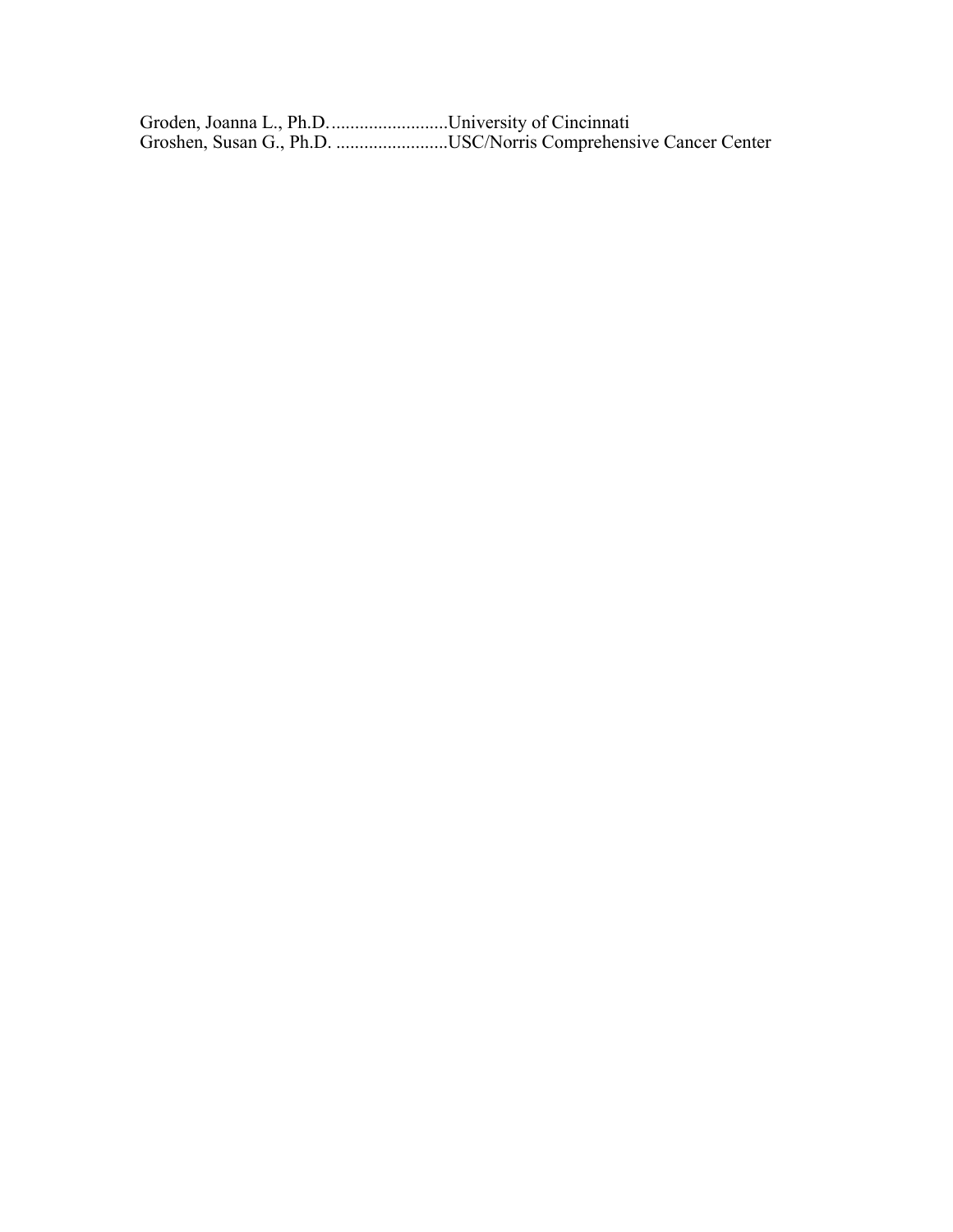Groden, Joanna L., Ph.D. .........................University of Cincinnati
Groshen, Susan G., Ph.D. ........................USC/Norris Comprehensive Cancer Center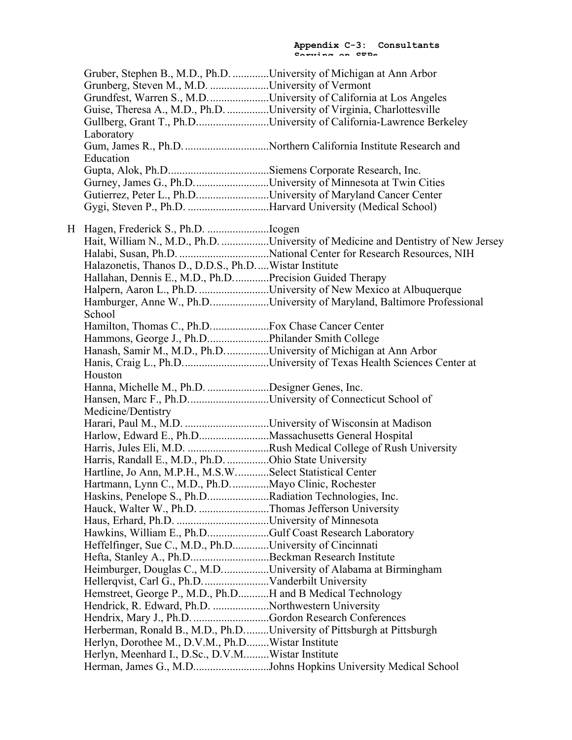Gruber, Stephen B., M.D., Ph.D. .............University of Michigan at Ann Arbor
Grunberg, Steven M., M.D. .....................University of Vermont
Grundfest, Warren S., M.D......................University of California at Los Angeles
Guise, Theresa A., M.D., Ph.D. ...............University of Virginia, Charlottesville
Gullberg, Grant T., Ph.D..........................University of California-Lawrence Berkeley Laboratory
Gum, James R., Ph.D. ..............................Northern California Institute Research and Education
Gupta, Alok, Ph.D....................................Siemens Corporate Research, Inc.
Gurney, James G., Ph.D...........................University of Minnesota at Twin Cities
Gutierrez, Peter L., Ph.D..........................University of Maryland Cancer Center
Gygi, Steven P., Ph.D. .............................Harvard University (Medical School)

H Hagen, Frederick S., Ph.D. ......................Icogen
Hait, William N., M.D., Ph.D. .................University of Medicine and Dentistry of New Jersey
Halabi, Susan, Ph.D. ................................National Center for Research Resources, NIH
Halazonetis, Thanos D., D.D.S., Ph.D.....Wistar Institute
Hallahan, Dennis E., M.D., Ph.D.............Precision Guided Therapy
Halpern, Aaron L., Ph.D. .........................University of New Mexico at Albuquerque
Hamburger, Anne W., Ph.D.....................University of Maryland, Baltimore Professional School
Hamilton, Thomas C., Ph.D.....................Fox Chase Cancer Center
Hammons, George J., Ph.D......................Philander Smith College
Hanash, Samir M., M.D., Ph.D. ...............University of Michigan at Ann Arbor
Hanis, Craig L., Ph.D...............................University of Texas Health Sciences Center at Houston
Hanna, Michelle M., Ph.D. ......................Designer Genes, Inc.
Hansen, Marc F., Ph.D.............................University of Connecticut School of Medicine/Dentistry
Harari, Paul M., M.D. ..............................University of Wisconsin at Madison
Harlow, Edward E., Ph.D.........................Massachusetts General Hospital
Harris, Jules Eli, M.D. .............................Rush Medical College of Rush University
Harris, Randall E., M.D., Ph.D. ...............Ohio State University
Hartline, Jo Ann, M.P.H., M.S.W............Select Statistical Center
Hartmann, Lynn C., M.D., Ph.D. .............Mayo Clinic, Rochester
Haskins, Penelope S., Ph.D......................Radiation Technologies, Inc.
Hauck, Walter W., Ph.D. .........................Thomas Jefferson University
Haus, Erhard, Ph.D. .................................University of Minnesota
Hawkins, William E., Ph.D......................Gulf Coast Research Laboratory
Heffelfinger, Sue C., M.D., Ph.D............University of Cincinnati
Hefta, Stanley A., Ph.D............................Beckman Research Institute
Heimburger, Douglas C., M.D.................University of Alabama at Birmingham
Hellerqvist, Carl G., Ph.D........................Vanderbilt University
Hemstreet, George P., M.D., Ph.D...........H and B Medical Technology
Hendrick, R. Edward, Ph.D. ....................Northwestern University
Hendrix, Mary J., Ph.D. ...........................Gordon Research Conferences
Herberman, Ronald B., M.D., Ph.D.........University of Pittsburgh at Pittsburgh
Herlyn, Dorothee M., D.V.M., Ph.D........Wistar Institute
Herlyn, Meenhard I., D.Sc., D.V.M.........Wistar Institute
Herman, James G., M.D...........................Johns Hopkins University Medical School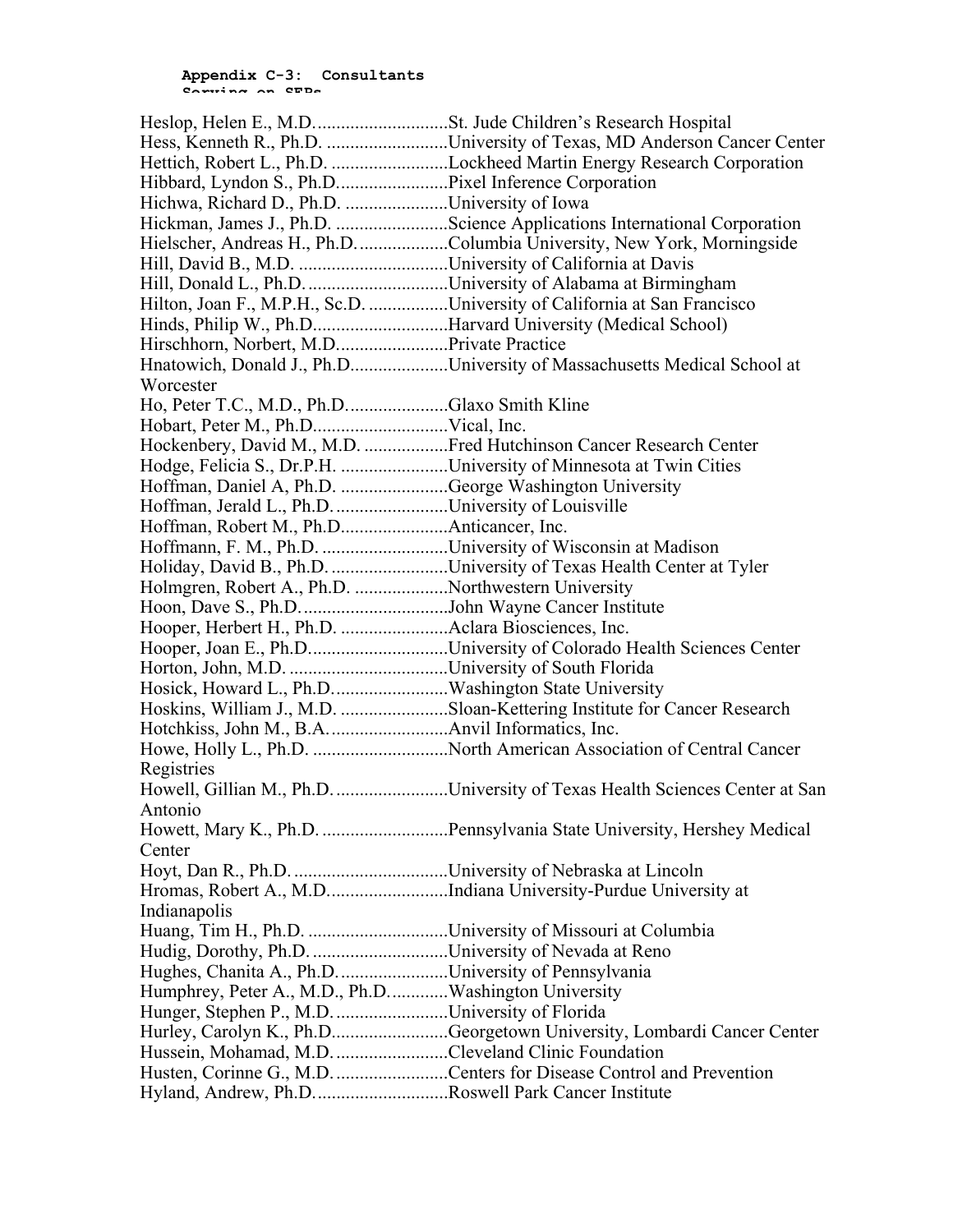**Appendix C-3: Consultants Serving on SEPs**

Heslop, Helen E., M.D.............................St. Jude Children's Research Hospital
Hess, Kenneth R., Ph.D. ..........................University of Texas, MD Anderson Cancer Center
Hettich, Robert L., Ph.D. .........................Lockheed Martin Energy Research Corporation
Hibbard, Lyndon S., Ph.D.......................Pixel Inference Corporation
Hichwa, Richard D., Ph.D. ......................University of Iowa
Hickman, James J., Ph.D. ........................Science Applications International Corporation
Hielscher, Andreas H., Ph.D....................Columbia University, New York, Morningside
Hill, David B., M.D. ................................University of California at Davis
Hill, Donald L., Ph.D...............................University of Alabama at Birmingham
Hilton, Joan F., M.P.H., Sc.D. .................University of California at San Francisco
Hinds, Philip W., Ph.D.............................Harvard University (Medical School)
Hirschhorn, Norbert, M.D........................Private Practice
Hnatowich, Donald J., Ph.D.....................University of Massachusetts Medical School at Worcester
Ho, Peter T.C., M.D., Ph.D......................Glaxo Smith Kline
Hobart, Peter M., Ph.D.............................Vical, Inc.
Hockenbery, David M., M.D. ..................Fred Hutchinson Cancer Research Center
Hodge, Felicia S., Dr.P.H. .......................University of Minnesota at Twin Cities
Hoffman, Daniel A, Ph.D. .......................George Washington University
Hoffman, Jerald L., Ph.D.........................University of Louisville
Hoffman, Robert M., Ph.D.......................Anticancer, Inc.
Hoffmann, F. M., Ph.D. ...........................University of Wisconsin at Madison
Holiday, David B., Ph.D. .........................University of Texas Health Center at Tyler
Holmgren, Robert A., Ph.D. ....................Northwestern University
Hoon, Dave S., Ph.D................................John Wayne Cancer Institute
Hooper, Herbert H., Ph.D. .......................Aclara Biosciences, Inc.
Hooper, Joan E., Ph.D..............................University of Colorado Health Sciences Center
Horton, John, M.D. ..................................University of South Florida
Hosick, Howard L., Ph.D.........................Washington State University
Hoskins, William J., M.D. .......................Sloan-Kettering Institute for Cancer Research
Hotchkiss, John M., B.A..........................Anvil Informatics, Inc.
Howe, Holly L., Ph.D. .............................North American Association of Central Cancer Registries
Howell, Gillian M., Ph.D.........................University of Texas Health Sciences Center at San Antonio
Howett, Mary K., Ph.D. ...........................Pennsylvania State University, Hershey Medical Center
Hoyt, Dan R., Ph.D. .................................University of Nebraska at Lincoln
Hromas, Robert A., M.D..........................Indiana University-Purdue University at Indianapolis
Huang, Tim H., Ph.D. ..............................University of Missouri at Columbia
Hudig, Dorothy, Ph.D. .............................University of Nevada at Reno
Hughes, Chanita A., Ph.D........................University of Pennsylvania
Humphrey, Peter A., M.D., Ph.D.............Washington University
Hunger, Stephen P., M.D.........................University of Florida
Hurley, Carolyn K., Ph.D.........................Georgetown University, Lombardi Cancer Center
Hussein, Mohamad, M.D.........................Cleveland Clinic Foundation
Husten, Corinne G., M.D.........................Centers for Disease Control and Prevention
Hyland, Andrew, Ph.D.............................Roswell Park Cancer Institute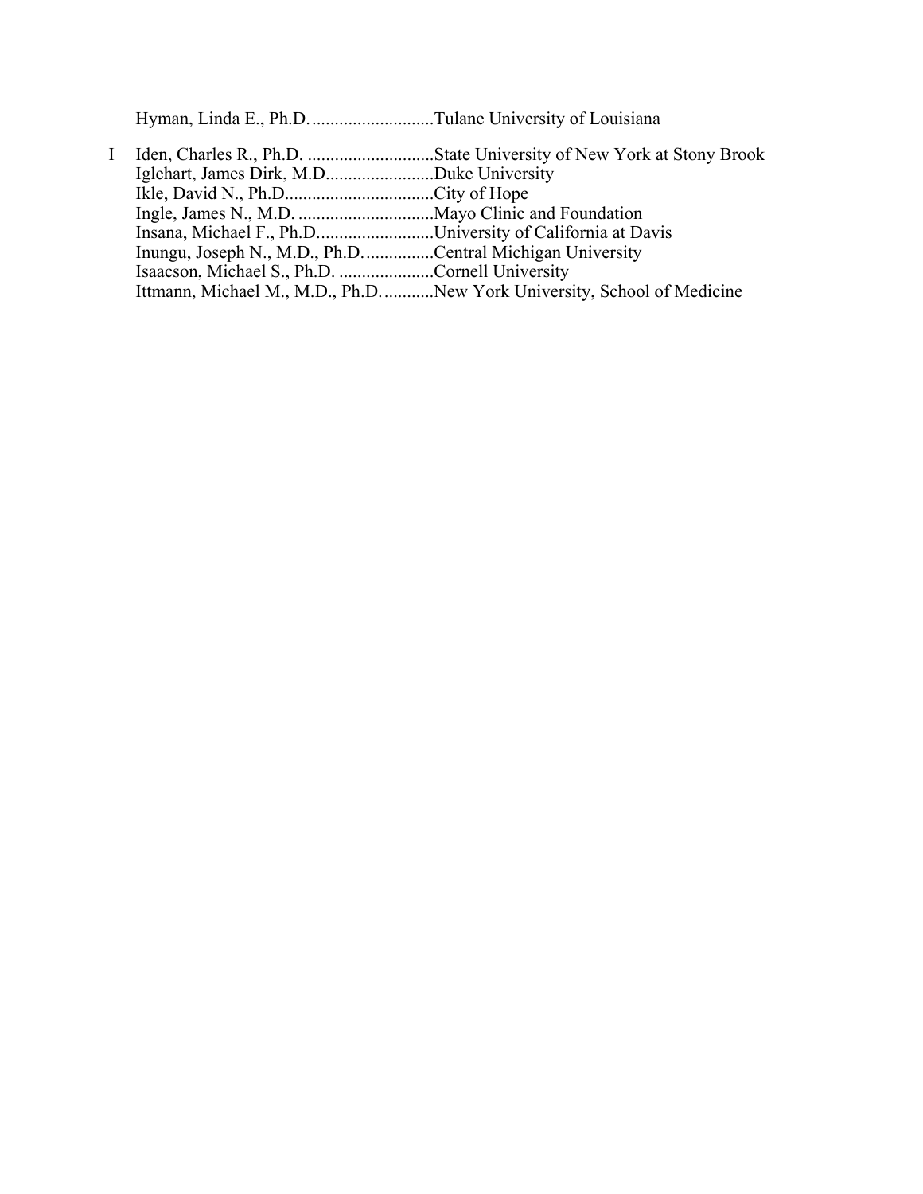Hyman, Linda E., Ph.D. ........................... Tulane University of Louisiana

I Iden, Charles R., Ph.D. ............................ State University of New York at Stony Brook
Iglehart, James Dirk, M.D. ....................... Duke University
Ikle, David N., Ph.D. ............................... City of Hope
Ingle, James N., M.D. .............................. Mayo Clinic and Foundation
Insana, Michael F., Ph.D. ......................... University of California at Davis
Inungu, Joseph N., M.D., Ph.D. ............... Central Michigan University
Isaacson, Michael S., Ph.D. ...................... Cornell University
Ittmann, Michael M., M.D., Ph.D. ........... New York University, School of Medicine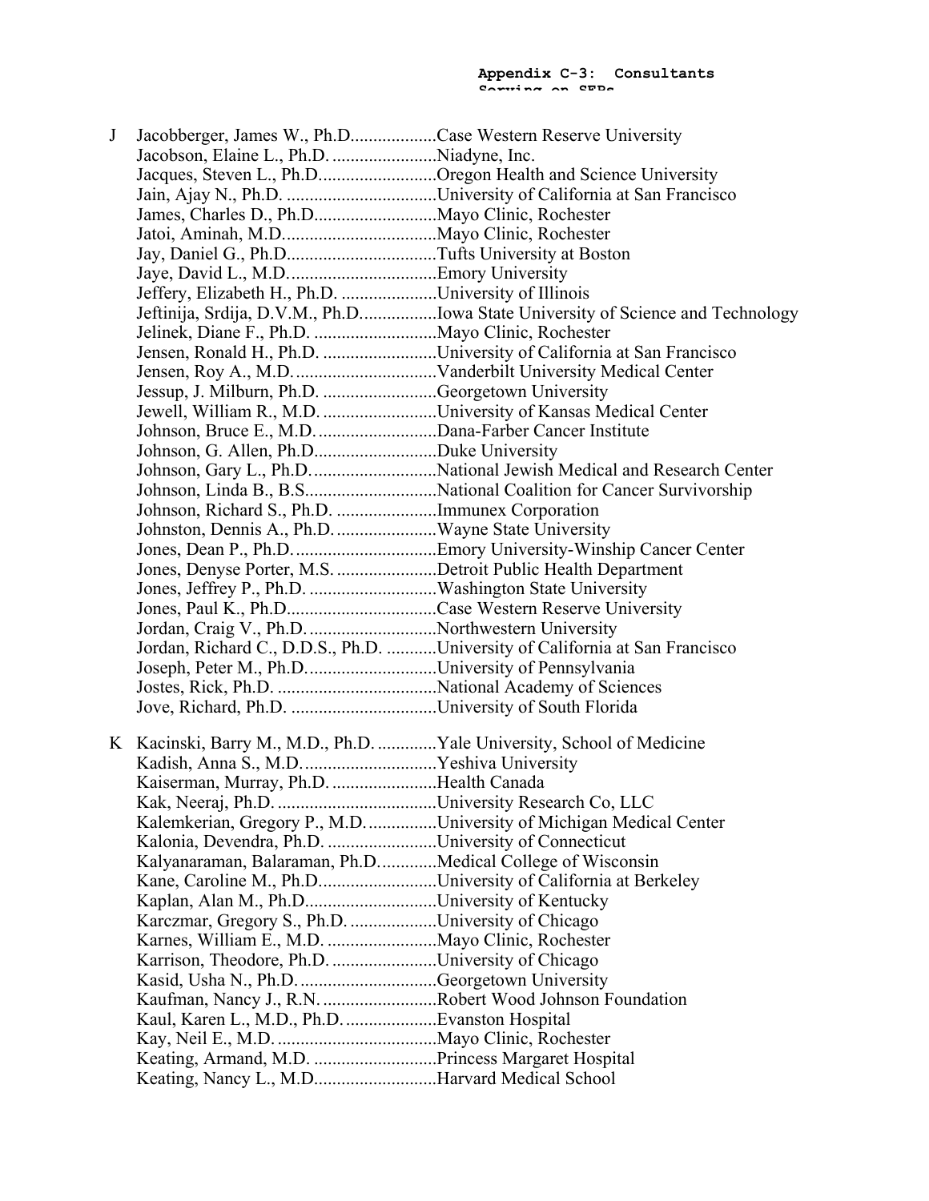| | Name | Affiliation |
|---|---|---|
| J | Jacobberger, James W., Ph.D. | Case Western Reserve University |
| | Jacobson, Elaine L., Ph.D. | Niadyne, Inc. |
| | Jacques, Steven L., Ph.D. | Oregon Health and Science University |
| | Jain, Ajay N., Ph.D. | University of California at San Francisco |
| | James, Charles D., Ph.D. | Mayo Clinic, Rochester |
| | Jatoi, Aminah, M.D. | Mayo Clinic, Rochester |
| | Jay, Daniel G., Ph.D. | Tufts University at Boston |
| | Jaye, David L., M.D. | Emory University |
| | Jeffery, Elizabeth H., Ph.D. | University of Illinois |
| | Jeftinija, Srdija, D.V.M., Ph.D. | Iowa State University of Science and Technology |
| | Jelinek, Diane F., Ph.D. | Mayo Clinic, Rochester |
| | Jensen, Ronald H., Ph.D. | University of California at San Francisco |
| | Jensen, Roy A., M.D. | Vanderbilt University Medical Center |
| | Jessup, J. Milburn, Ph.D. | Georgetown University |
| | Jewell, William R., M.D. | University of Kansas Medical Center |
| | Johnson, Bruce E., M.D. | Dana-Farber Cancer Institute |
| | Johnson, G. Allen, Ph.D. | Duke University |
| | Johnson, Gary L., Ph.D. | National Jewish Medical and Research Center |
| | Johnson, Linda B., B.S. | National Coalition for Cancer Survivorship |
| | Johnson, Richard S., Ph.D. | Immunex Corporation |
| | Johnston, Dennis A., Ph.D. | Wayne State University |
| | Jones, Dean P., Ph.D. | Emory University-Winship Cancer Center |
| | Jones, Denyse Porter, M.S. | Detroit Public Health Department |
| | Jones, Jeffrey P., Ph.D. | Washington State University |
| | Jones, Paul K., Ph.D. | Case Western Reserve University |
| | Jordan, Craig V., Ph.D. | Northwestern University |
| | Jordan, Richard C., D.D.S., Ph.D. | University of California at San Francisco |
| | Joseph, Peter M., Ph.D. | University of Pennsylvania |
| | Jostes, Rick, Ph.D. | National Academy of Sciences |
| | Jove, Richard, Ph.D. | University of South Florida |
| K | Kacinski, Barry M., M.D., Ph.D. | Yale University, School of Medicine |
| | Kadish, Anna S., M.D. | Yeshiva University |
| | Kaiserman, Murray, Ph.D. | Health Canada |
| | Kak, Neeraj, Ph.D. | University Research Co, LLC |
| | Kalemkerian, Gregory P., M.D. | University of Michigan Medical Center |
| | Kalonia, Devendra, Ph.D. | University of Connecticut |
| | Kalyanaraman, Balaraman, Ph.D. | Medical College of Wisconsin |
| | Kane, Caroline M., Ph.D. | University of California at Berkeley |
| | Kaplan, Alan M., Ph.D. | University of Kentucky |
| | Karczmar, Gregory S., Ph.D. | University of Chicago |
| | Karnes, William E., M.D. | Mayo Clinic, Rochester |
| | Karrison, Theodore, Ph.D. | University of Chicago |
| | Kasid, Usha N., Ph.D. | Georgetown University |
| | Kaufman, Nancy J., R.N. | Robert Wood Johnson Foundation |
| | Kaul, Karen L., M.D., Ph.D. | Evanston Hospital |
| | Kay, Neil E., M.D. | Mayo Clinic, Rochester |
| | Keating, Armand, M.D. | Princess Margaret Hospital |
| | Keating, Nancy L., M.D. | Harvard Medical School |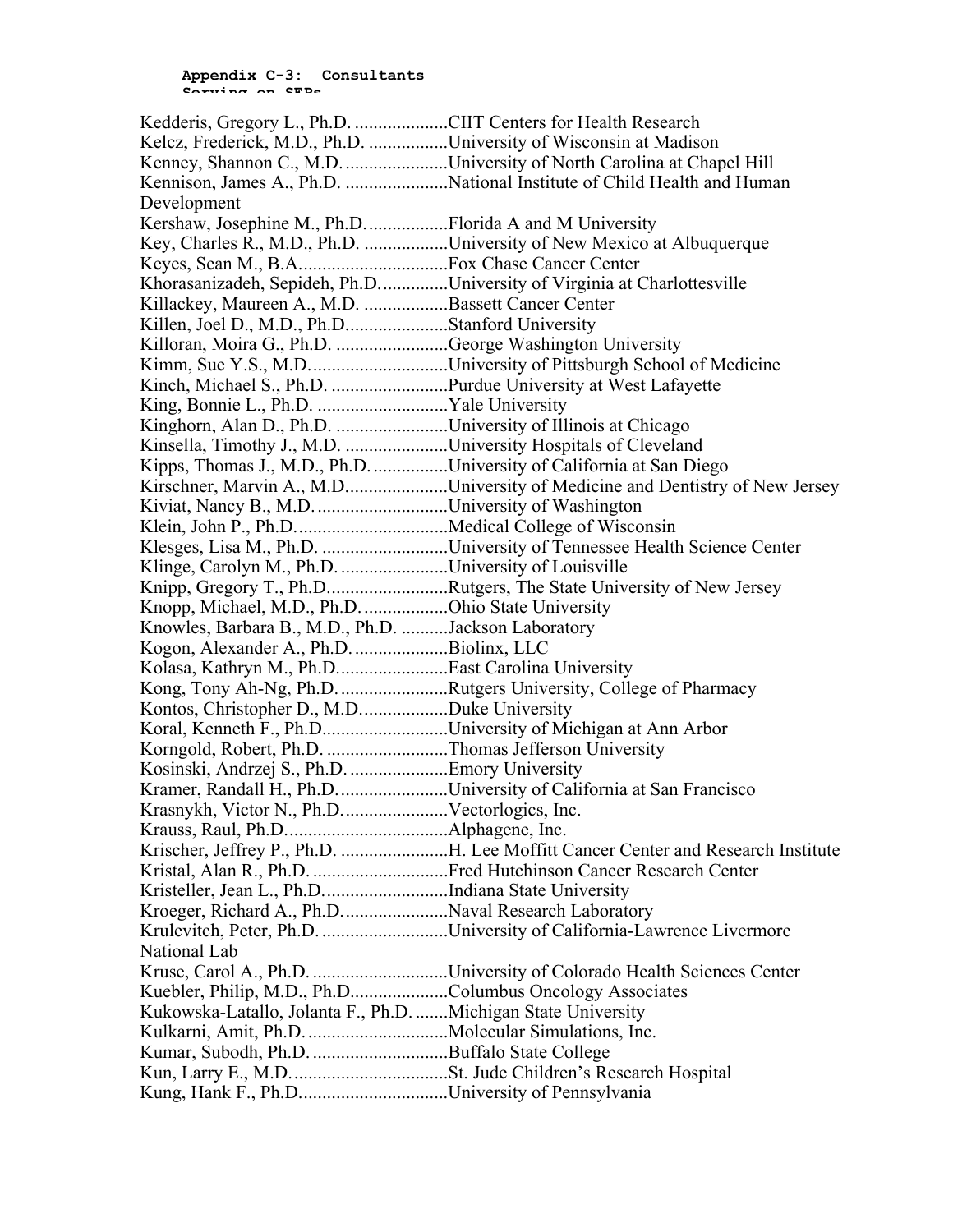**Appendix C-3: Consultants Serving on SEPs**

Kedderis, Gregory L., Ph.D. ....................CIIT Centers for Health Research
Kelcz, Frederick, M.D., Ph.D. .................University of Wisconsin at Madison
Kenney, Shannon C., M.D. ......................University of North Carolina at Chapel Hill
Kennison, James A., Ph.D. ......................National Institute of Child Health and Human Development
Kershaw, Josephine M., Ph.D. .................Florida A and M University
Key, Charles R., M.D., Ph.D. ..................University of New Mexico at Albuquerque
Keyes, Sean M., B.A. ...............................Fox Chase Cancer Center
Khorasanizadeh, Sepideh, Ph.D. ..............University of Virginia at Charlottesville
Killackey, Maureen A., M.D. ..................Bassett Cancer Center
Killen, Joel D., M.D., Ph.D. .....................Stanford University
Killoran, Moira G., Ph.D. ........................George Washington University
Kimm, Sue Y.S., M.D. .............................University of Pittsburgh School of Medicine
Kinch, Michael S., Ph.D. .........................Purdue University at West Lafayette
King, Bonnie L., Ph.D. ............................Yale University
Kinghorn, Alan D., Ph.D. ........................University of Illinois at Chicago
Kinsella, Timothy J., M.D. ......................University Hospitals of Cleveland
Kipps, Thomas J., M.D., Ph.D. ................University of California at San Diego
Kirschner, Marvin A., M.D. .....................University of Medicine and Dentistry of New Jersey
Kiviat, Nancy B., M.D. ............................University of Washington
Klein, John P., Ph.D. ................................Medical College of Wisconsin
Klesges, Lisa M., Ph.D. ...........................University of Tennessee Health Science Center
Klinge, Carolyn M., Ph.D. .......................University of Louisville
Knipp, Gregory T., Ph.D. .........................Rutgers, The State University of New Jersey
Knopp, Michael, M.D., Ph.D. ..................Ohio State University
Knowles, Barbara B., M.D., Ph.D. ..........Jackson Laboratory
Kogon, Alexander A., Ph.D. ....................Biolinx, LLC
Kolasa, Kathryn M., Ph.D. .......................East Carolina University
Kong, Tony Ah-Ng, Ph.D. .......................Rutgers University, College of Pharmacy
Kontos, Christopher D., M.D. ..................Duke University
Koral, Kenneth F., Ph.D. ..........................University of Michigan at Ann Arbor
Korngold, Robert, Ph.D. ..........................Thomas Jefferson University
Kosinski, Andrzej S., Ph.D. .....................Emory University
Kramer, Randall H., Ph.D. .......................University of California at San Francisco
Krasnykh, Victor N., Ph.D. ......................Vectorlogics, Inc.
Krauss, Raul, Ph.D. ..................................Alphagene, Inc.
Krischer, Jeffrey P., Ph.D. .......................H. Lee Moffitt Cancer Center and Research Institute
Kristal, Alan R., Ph.D. .............................Fred Hutchinson Cancer Research Center
Kristeller, Jean L., Ph.D. ..........................Indiana State University
Kroeger, Richard A., Ph.D. ......................Naval Research Laboratory
Krulevitch, Peter, Ph.D. ...........................University of California-Lawrence Livermore National Lab
Kruse, Carol A., Ph.D. .............................University of Colorado Health Sciences Center
Kuebler, Philip, M.D., Ph.D. ....................Columbus Oncology Associates
Kukowska-Latallo, Jolanta F., Ph.D. .......Michigan State University
Kulkarni, Amit, Ph.D. ..............................Molecular Simulations, Inc.
Kumar, Subodh, Ph.D. .............................Buffalo State College
Kun, Larry E., M.D. .................................St. Jude Children's Research Hospital
Kung, Hank F., Ph.D. ...............................University of Pennsylvania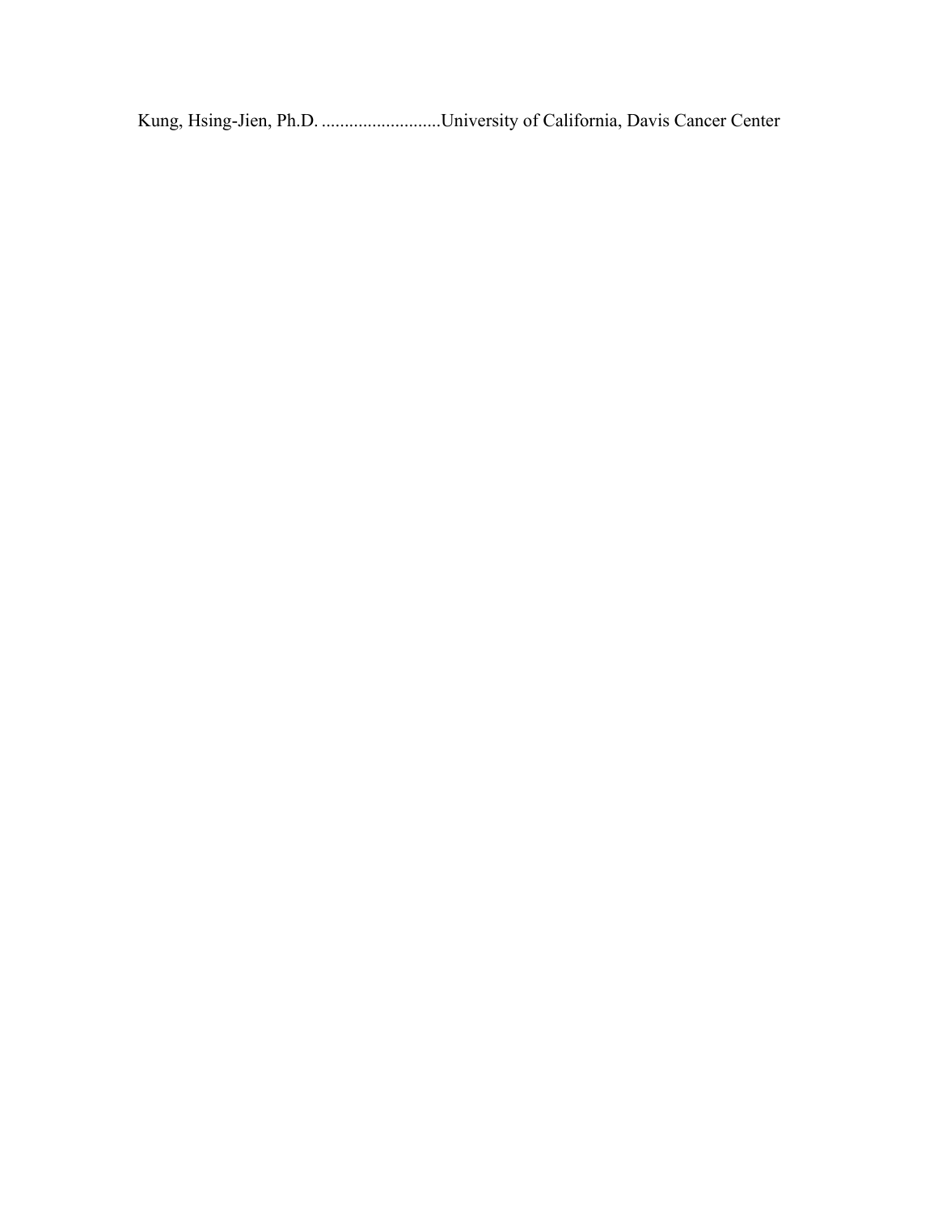Kung, Hsing-Jien, Ph.D. ..........................University of California, Davis Cancer Center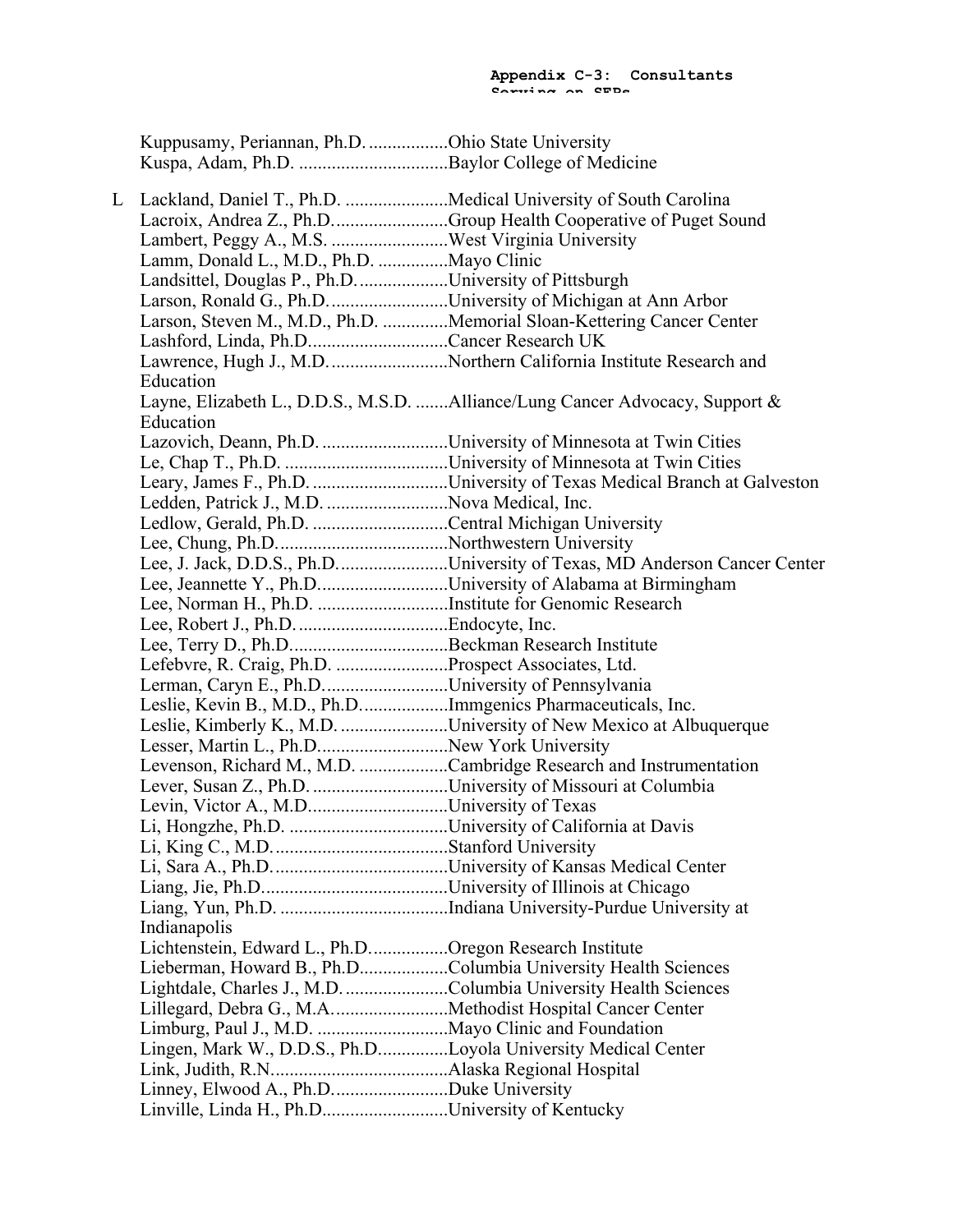Kuppusamy, Periannan, Ph.D. .................Ohio State University
Kuspa, Adam, Ph.D. ................................Baylor College of Medicine

L Lackland, Daniel T., Ph.D. ......................Medical University of South Carolina
Lacroix, Andrea Z., Ph.D.........................Group Health Cooperative of Puget Sound
Lambert, Peggy A., M.S. .........................West Virginia University
Lamm, Donald L., M.D., Ph.D. ..............Mayo Clinic
Landsittel, Douglas P., Ph.D....................University of Pittsburgh
Larson, Ronald G., Ph.D..........................University of Michigan at Ann Arbor
Larson, Steven M., M.D., Ph.D. .............Memorial Sloan-Kettering Cancer Center
Lashford, Linda, Ph.D.............................Cancer Research UK
Lawrence, Hugh J., M.D..........................Northern California Institute Research and Education
Layne, Elizabeth L., D.D.S., M.S.D. .......Alliance/Lung Cancer Advocacy, Support & Education
Lazovich, Deann, Ph.D............................University of Minnesota at Twin Cities
Le, Chap T., Ph.D. ...................................University of Minnesota at Twin Cities
Leary, James F., Ph.D. .............................University of Texas Medical Branch at Galveston
Ledden, Patrick J., M.D. ..........................Nova Medical, Inc.
Ledlow, Gerald, Ph.D. .............................Central Michigan University
Lee, Chung, Ph.D.....................................Northwestern University
Lee, J. Jack, D.D.S., Ph.D........................University of Texas, MD Anderson Cancer Center
Lee, Jeannette Y., Ph.D............................University of Alabama at Birmingham
Lee, Norman H., Ph.D. ............................Institute for Genomic Research
Lee, Robert J., Ph.D.................................Endocyte, Inc.
Lee, Terry D., Ph.D..................................Beckman Research Institute
Lefebvre, R. Craig, Ph.D. ........................Prospect Associates, Ltd.
Lerman, Caryn E., Ph.D...........................University of Pennsylvania
Leslie, Kevin B., M.D., Ph.D...................Immgenics Pharmaceuticals, Inc.
Leslie, Kimberly K., M.D. .......................University of New Mexico at Albuquerque
Lesser, Martin L., Ph.D............................New York University
Levenson, Richard M., M.D. ...................Cambridge Research and Instrumentation
Lever, Susan Z., Ph.D. .............................University of Missouri at Columbia
Levin, Victor A., M.D..............................University of Texas
Li, Hongzhe, Ph.D. ..................................University of California at Davis
Li, King C., M.D......................................Stanford University
Li, Sara A., Ph.D......................................University of Kansas Medical Center
Liang, Jie, Ph.D........................................University of Illinois at Chicago
Liang, Yun, Ph.D. ....................................Indiana University-Purdue University at Indianapolis
Lichtenstein, Edward L., Ph.D.................Oregon Research Institute
Lieberman, Howard B., Ph.D...................Columbia University Health Sciences
Lightdale, Charles J., M.D.......................Columbia University Health Sciences
Lillegard, Debra G., M.A.........................Methodist Hospital Cancer Center
Limburg, Paul J., M.D. ............................Mayo Clinic and Foundation
Lingen, Mark W., D.D.S., Ph.D...............Loyola University Medical Center
Link, Judith, R.N......................................Alaska Regional Hospital
Linney, Elwood A., Ph.D.........................Duke University
Linville, Linda H., Ph.D...........................University of Kentucky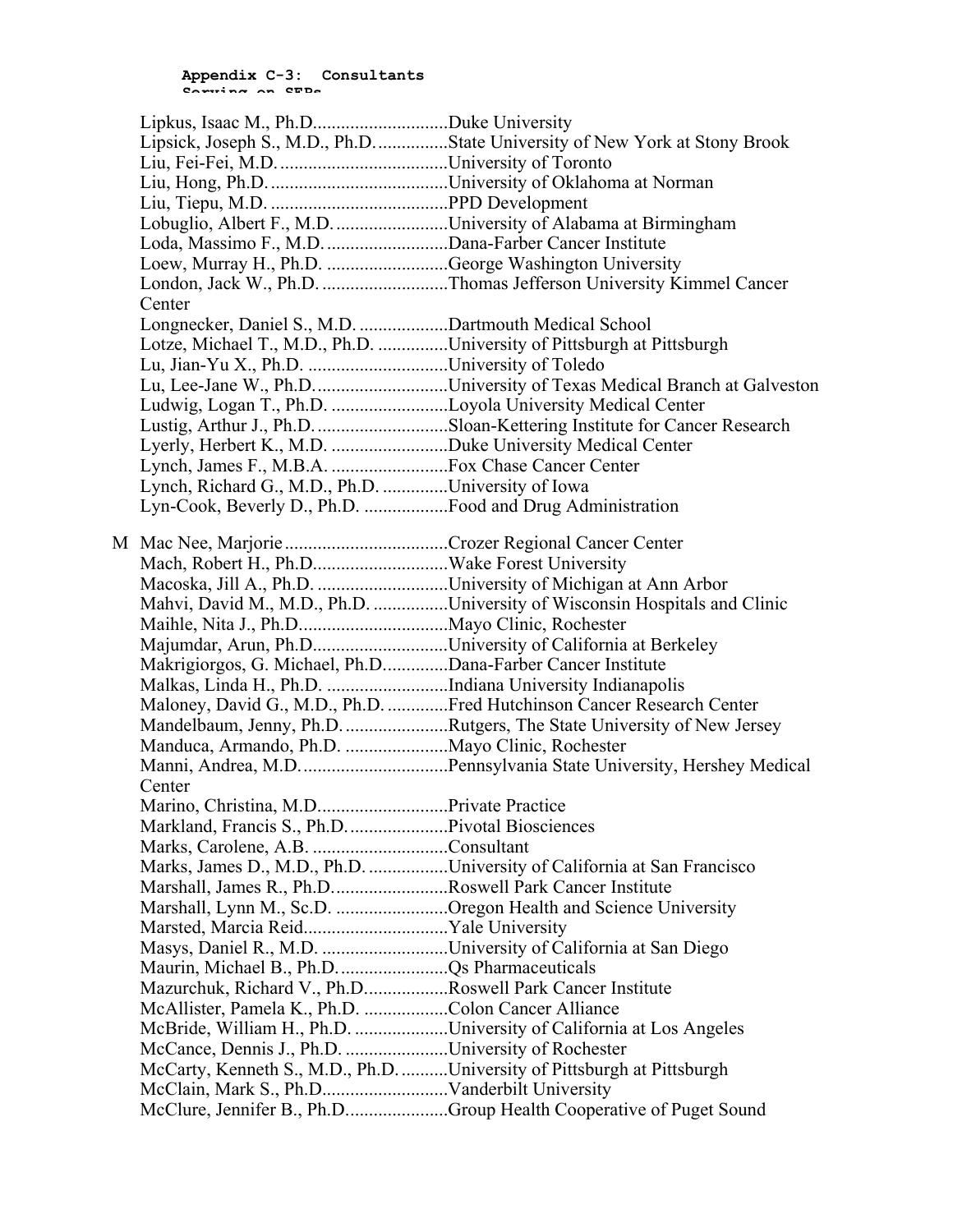**Appendix C-3: Consultants Serving on SEPs**

Lipkus, Isaac M., Ph.D. ............................Duke University
Lipsick, Joseph S., M.D., Ph.D. ...............State University of New York at Stony Brook
Liu, Fei-Fei, M.D. ....................................University of Toronto
Liu, Hong, Ph.D. ......................................University of Oklahoma at Norman
Liu, Tiepu, M.D. ......................................PPD Development
Lobuglio, Albert F., M.D. ........................University of Alabama at Birmingham
Loda, Massimo F., M.D. ..........................Dana-Farber Cancer Institute
Loew, Murray H., Ph.D. ..........................George Washington University
London, Jack W., Ph.D. ...........................Thomas Jefferson University Kimmel Cancer Center
Longnecker, Daniel S., M.D. ...................Dartmouth Medical School
Lotze, Michael T., M.D., Ph.D. ...............University of Pittsburgh at Pittsburgh
Lu, Jian-Yu X., Ph.D. .............................University of Toledo
Lu, Lee-Jane W., Ph.D. ...........................University of Texas Medical Branch at Galveston
Ludwig, Logan T., Ph.D. .........................Loyola University Medical Center
Lustig, Arthur J., Ph.D. ...........................Sloan-Kettering Institute for Cancer Research
Lyerly, Herbert K., M.D. .........................Duke University Medical Center
Lynch, James F., M.B.A. .........................Fox Chase Cancer Center
Lynch, Richard G., M.D., Ph.D. .............University of Iowa
Lyn-Cook, Beverly D., Ph.D. ..................Food and Drug Administration

M Mac Nee, Marjorie ...................................Crozer Regional Cancer Center
Mach, Robert H., Ph.D. ...........................Wake Forest University
Macoska, Jill A., Ph.D. ...........................University of Michigan at Ann Arbor
Mahvi, David M., M.D., Ph.D. ................University of Wisconsin Hospitals and Clinic
Maihle, Nita J., Ph.D. ...............................Mayo Clinic, Rochester
Majumdar, Arun, Ph.D. ............................University of California at Berkeley
Makrigiorgos, G. Michael, Ph.D. .............Dana-Farber Cancer Institute
Malkas, Linda H., Ph.D. ..........................Indiana University Indianapolis
Maloney, David G., M.D., Ph.D. .............Fred Hutchinson Cancer Research Center
Mandelbaum, Jenny, Ph.D. ......................Rutgers, The State University of New Jersey
Manduca, Armando, Ph.D. ......................Mayo Clinic, Rochester
Manni, Andrea, M.D. ...............................Pennsylvania State University, Hershey Medical Center
Marino, Christina, M.D. ...........................Private Practice
Markland, Francis S., Ph.D. .....................Pivotal Biosciences
Marks, Carolene, A.B. ............................Consultant
Marks, James D., M.D., Ph.D. .................University of California at San Francisco
Marshall, James R., Ph.D. ........................Roswell Park Cancer Institute
Marshall, Lynn M., Sc.D. ........................Oregon Health and Science University
Marsted, Marcia Reid ...............................Yale University
Masys, Daniel R., M.D. ...........................University of California at San Diego
Maurin, Michael B., Ph.D. .......................Qs Pharmaceuticals
Mazurchuk, Richard V., Ph.D. .................Roswell Park Cancer Institute
McAllister, Pamela K., Ph.D. .................Colon Cancer Alliance
McBride, William H., Ph.D. ....................University of California at Los Angeles
McCance, Dennis J., Ph.D. ......................University of Rochester
McCarty, Kenneth S., M.D., Ph.D. ..........University of Pittsburgh at Pittsburgh
McClain, Mark S., Ph.D. ..........................Vanderbilt University
McClure, Jennifer B., Ph.D. .....................Group Health Cooperative of Puget Sound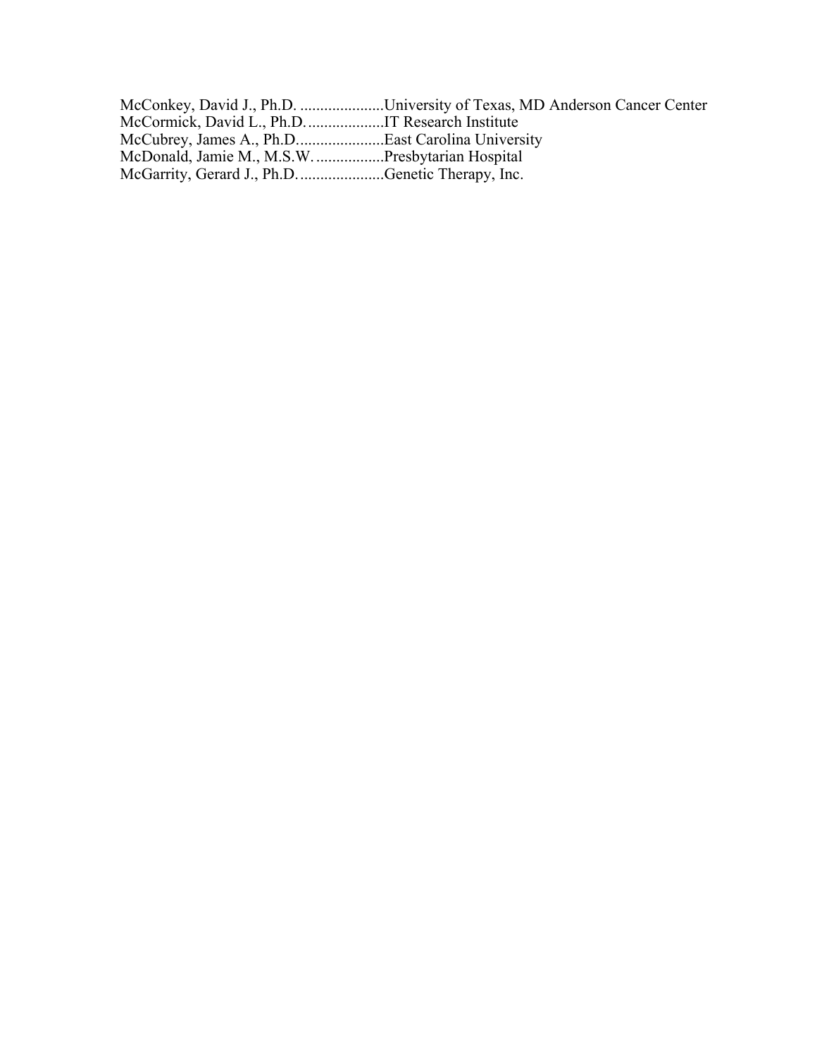McConkey, David J., Ph.D. .....................University of Texas, MD Anderson Cancer Center  
McCormick, David L., Ph.D. ...................IT Research Institute  
McCubrey, James A., Ph.D......................East Carolina University  
McDonald, Jamie M., M.S.W. .................Presbytarian Hospital  
McGarrity, Gerard J., Ph.D. .....................Genetic Therapy, Inc.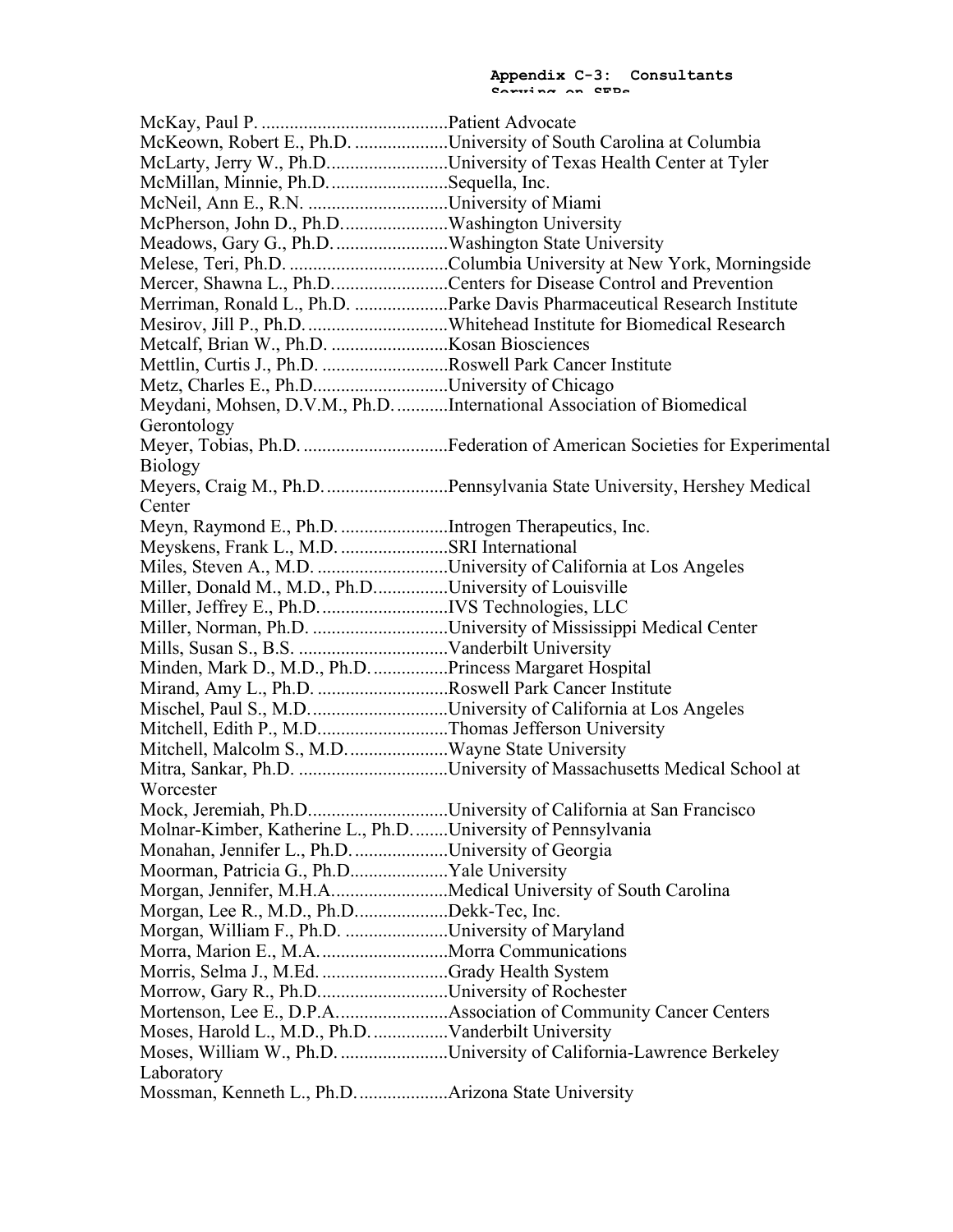McKay, Paul P. ........................................Patient Advocate
McKeown, Robert E., Ph.D. ....................University of South Carolina at Columbia
McLarty, Jerry W., Ph.D...........................University of Texas Health Center at Tyler
McMillan, Minnie, Ph.D. .........................Sequella, Inc.
McNeil, Ann E., R.N. .............................University of Miami
McPherson, John D., Ph.D.......................Washington University
Meadows, Gary G., Ph.D. ........................Washington State University
Melese, Teri, Ph.D. ..................................Columbia University at New York, Morningside
Mercer, Shawna L., Ph.D.........................Centers for Disease Control and Prevention
Merriman, Ronald L., Ph.D. ....................Parke Davis Pharmaceutical Research Institute
Mesirov, Jill P., Ph.D. ..............................Whitehead Institute for Biomedical Research
Metcalf, Brian W., Ph.D. .........................Kosan Biosciences
Mettlin, Curtis J., Ph.D. ...........................Roswell Park Cancer Institute
Metz, Charles E., Ph.D.............................University of Chicago
Meydani, Mohsen, D.V.M., Ph.D. ...........International Association of Biomedical Gerontology
Meyer, Tobias, Ph.D. ...............................Federation of American Societies for Experimental Biology
Meyers, Craig M., Ph.D. ..........................Pennsylvania State University, Hershey Medical Center
Meyn, Raymond E., Ph.D. .......................Introgen Therapeutics, Inc.
Meyskens, Frank L., M.D. .......................SRI International
Miles, Steven A., M.D. ............................University of California at Los Angeles
Miller, Donald M., M.D., Ph.D................University of Louisville
Miller, Jeffrey E., Ph.D. ...........................IVS Technologies, LLC
Miller, Norman, Ph.D. .............................University of Mississippi Medical Center
Mills, Susan S., B.S. ................................Vanderbilt University
Minden, Mark D., M.D., Ph.D. ................Princess Margaret Hospital
Mirand, Amy L., Ph.D. ............................Roswell Park Cancer Institute
Mischel, Paul S., M.D. .............................University of California at Los Angeles
Mitchell, Edith P., M.D............................Thomas Jefferson University
Mitchell, Malcolm S., M.D. .....................Wayne State University
Mitra, Sankar, Ph.D. ................................University of Massachusetts Medical School at Worcester
Mock, Jeremiah, Ph.D..............................University of California at San Francisco
Molnar-Kimber, Katherine L., Ph.D. ........University of Pennsylvania
Monahan, Jennifer L., Ph.D. ....................University of Georgia
Moorman, Patricia G., Ph.D.....................Yale University
Morgan, Jennifer, M.H.A.........................Medical University of South Carolina
Morgan, Lee R., M.D., Ph.D....................Dekk-Tec, Inc.
Morgan, William F., Ph.D. ......................University of Maryland
Morra, Marion E., M.A. ...........................Morra Communications
Morris, Selma J., M.Ed. ...........................Grady Health System
Morrow, Gary R., Ph.D............................University of Rochester
Mortenson, Lee E., D.P.A. .......................Association of Community Cancer Centers
Moses, Harold L., M.D., Ph.D. ................Vanderbilt University
Moses, William W., Ph.D. .......................University of California-Lawrence Berkeley Laboratory
Mossman, Kenneth L., Ph.D. ...................Arizona State University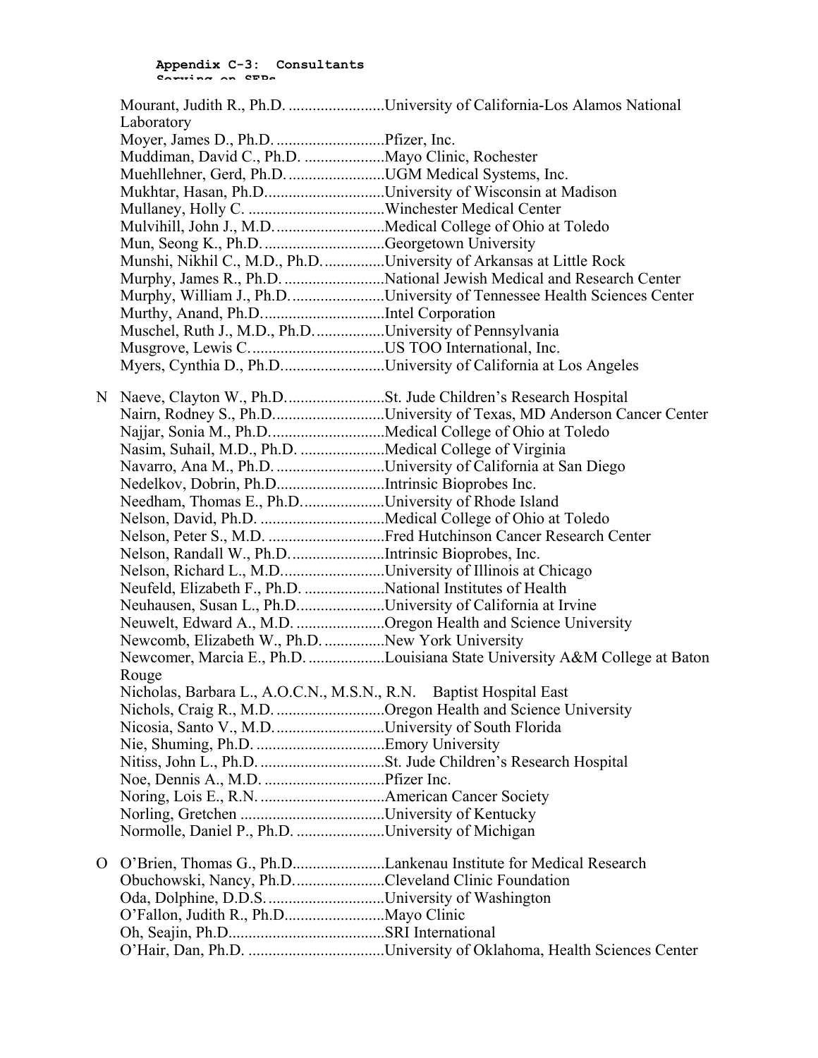**Appendix C-3: Consultants Serving on SEPs**

Mourant, Judith R., Ph.D. ........................University of California-Los Alamos National Laboratory
Moyer, James D., Ph.D. ...........................Pfizer, Inc.
Muddiman, David C., Ph.D. ....................Mayo Clinic, Rochester
Muehllehner, Gerd, Ph.D. ........................UGM Medical Systems, Inc.
Mukhtar, Hasan, Ph.D. ............................University of Wisconsin at Madison
Mullaney, Holly C. ..................................Winchester Medical Center
Mulvihill, John J., M.D. ...........................Medical College of Ohio at Toledo
Mun, Seong K., Ph.D. .............................Georgetown University
Munshi, Nikhil C., M.D., Ph.D. ...............University of Arkansas at Little Rock
Murphy, James R., Ph.D. .........................National Jewish Medical and Research Center
Murphy, William J., Ph.D. .......................University of Tennessee Health Sciences Center
Murthy, Anand, Ph.D. ..............................Intel Corporation
Muschel, Ruth J., M.D., Ph.D. .................University of Pennsylvania
Musgrove, Lewis C. .................................US TOO International, Inc.
Myers, Cynthia D., Ph.D. .........................University of California at Los Angeles

N Naeve, Clayton W., Ph.D. ........................St. Jude Children's Research Hospital
Nairn, Rodney S., Ph.D. ...........................University of Texas, MD Anderson Cancer Center
Najjar, Sonia M., Ph.D. ............................Medical College of Ohio at Toledo
Nasim, Suhail, M.D., Ph.D. .....................Medical College of Virginia
Navarro, Ana M., Ph.D. ...........................University of California at San Diego
Nedelkov, Dobrin, Ph.D. ..........................Intrinsic Bioprobes Inc.
Needham, Thomas E., Ph.D. ....................University of Rhode Island
Nelson, David, Ph.D. ...............................Medical College of Ohio at Toledo
Nelson, Peter S., M.D. .............................Fred Hutchinson Cancer Research Center
Nelson, Randall W., Ph.D. .......................Intrinsic Bioprobes, Inc.
Nelson, Richard L., M.D. .........................University of Illinois at Chicago
Neufeld, Elizabeth F., Ph.D. ....................National Institutes of Health
Neuhausen, Susan L., Ph.D. .....................University of California at Irvine
Neuwelt, Edward A., M.D. ......................Oregon Health and Science University
Newcomb, Elizabeth W., Ph.D. ...............New York University
Newcomer, Marcia E., Ph.D. ...................Louisiana State University A&M College at Baton Rouge
Nicholas, Barbara L., A.O.C.N., M.S.N., R.N. Baptist Hospital East
Nichols, Craig R., M.D. ...........................Oregon Health and Science University
Nicosia, Santo V., M.D. ...........................University of South Florida
Nie, Shuming, Ph.D. ................................Emory University
Nitiss, John L., Ph.D. ...............................St. Jude Children's Research Hospital
Noe, Dennis A., M.D. ..............................Pfizer Inc.
Noring, Lois E., R.N. ...............................American Cancer Society
Norling, Gretchen ....................................University of Kentucky
Normolle, Daniel P., Ph.D. ......................University of Michigan

O O'Brien, Thomas G., Ph.D. ......................Lankenau Institute for Medical Research
Obuchowski, Nancy, Ph.D. ......................Cleveland Clinic Foundation
Oda, Dolphine, D.D.S. .............................University of Washington
O'Fallon, Judith R., Ph.D. ........................Mayo Clinic
Oh, Seajin, Ph.D. ......................................SRI International
O'Hair, Dan, Ph.D. ..................................University of Oklahoma, Health Sciences Center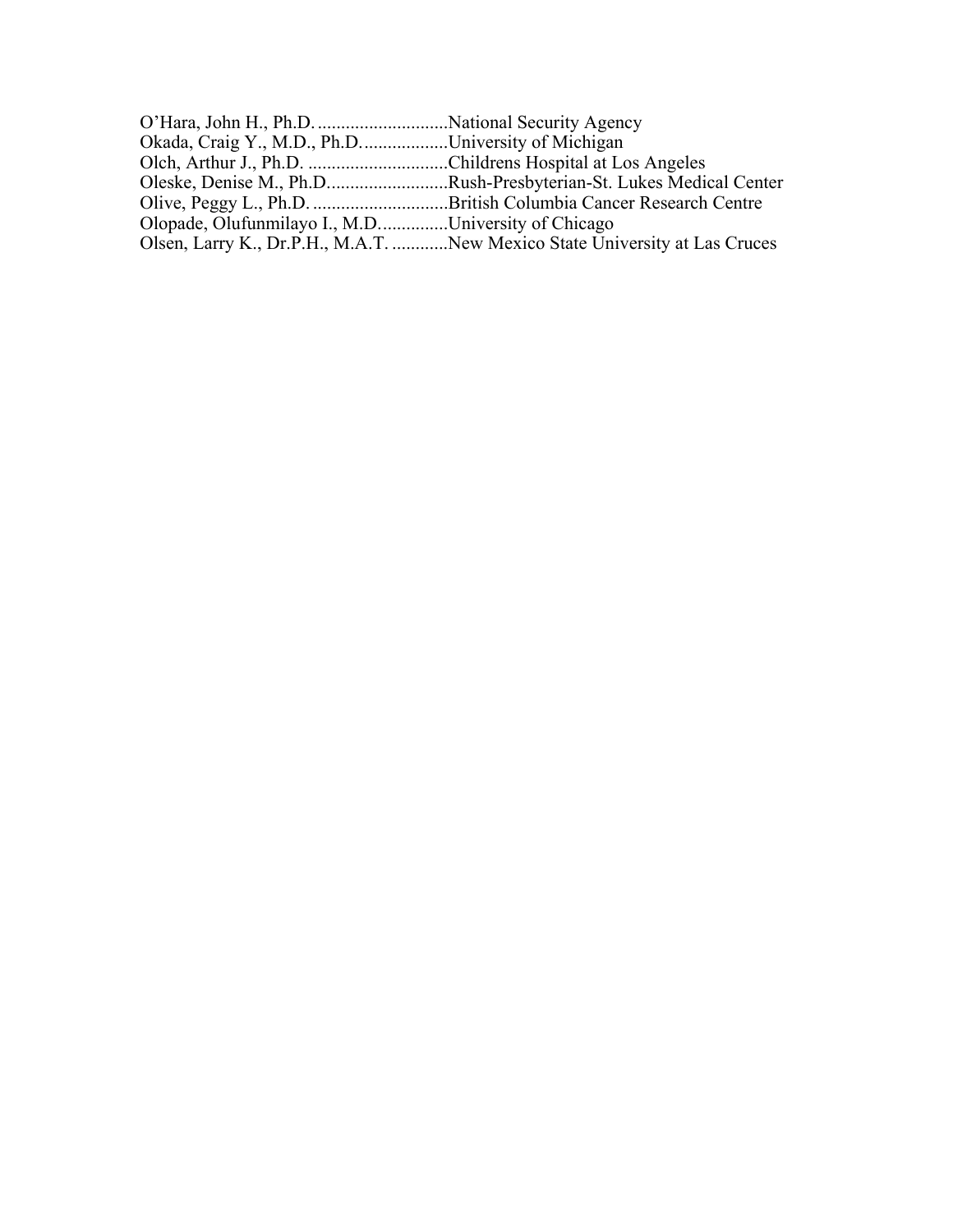O'Hara, John H., Ph.D. ............................National Security Agency
Okada, Craig Y., M.D., Ph.D. ..................University of Michigan
Olch, Arthur J., Ph.D. ..............................Childrens Hospital at Los Angeles
Oleske, Denise M., Ph.D. .........................Rush-Presbyterian-St. Lukes Medical Center
Olive, Peggy L., Ph.D. .............................British Columbia Cancer Research Centre
Olopade, Olufunmilayo I., M.D. ..............University of Chicago
Olsen, Larry K., Dr.P.H., M.A.T. ............New Mexico State University at Las Cruces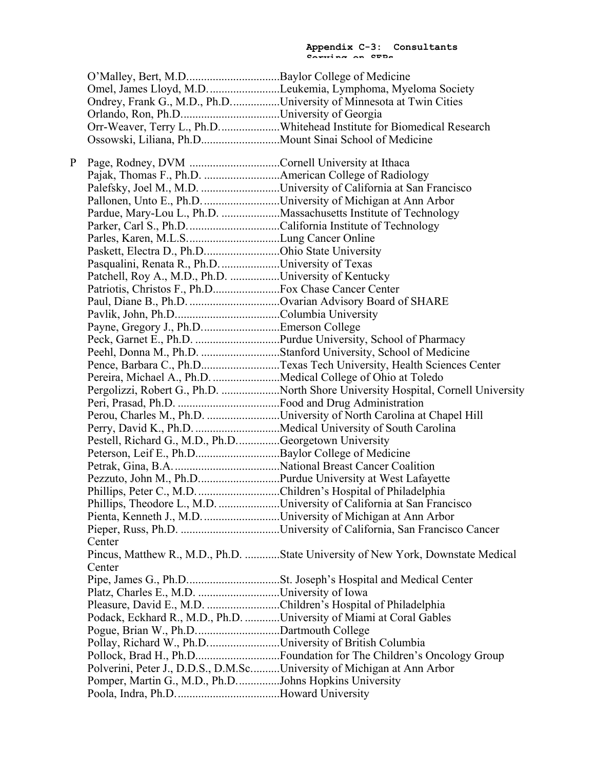O'Malley, Bert, M.D................................Baylor College of Medicine
Omel, James Lloyd, M.D.........................Leukemia, Lymphoma, Myeloma Society
Ondrey, Frank G., M.D., Ph.D.................University of Minnesota at Twin Cities
Orlando, Ron, Ph.D..................................University of Georgia
Orr-Weaver, Terry L., Ph.D.....................Whitehead Institute for Biomedical Research
Ossowski, Liliana, Ph.D...........................Mount Sinai School of Medicine

P Page, Rodney, DVM ...............................Cornell University at Ithaca
Pajak, Thomas F., Ph.D. ..........................American College of Radiology
Palefsky, Joel M., M.D. ...........................University of California at San Francisco
Pallonen, Unto E., Ph.D...........................University of Michigan at Ann Arbor
Pardue, Mary-Lou L., Ph.D. ....................Massachusetts Institute of Technology
Parker, Carl S., Ph.D................................California Institute of Technology
Parles, Karen, M.L.S................................Lung Cancer Online
Paskett, Electra D., Ph.D..........................Ohio State University
Pasqualini, Renata R., Ph.D.....................University of Texas
Patchell, Roy A., M.D., Ph.D. .................University of Kentucky
Patriotis, Christos F., Ph.D.......................Fox Chase Cancer Center
Paul, Diane B., Ph.D. ...............................Ovarian Advisory Board of SHARE
Pavlik, John, Ph.D....................................Columbia University
Payne, Gregory J., Ph.D...........................Emerson College
Peck, Garnet E., Ph.D. .............................Purdue University, School of Pharmacy
Peehl, Donna M., Ph.D. ...........................Stanford University, School of Medicine
Pence, Barbara C., Ph.D...........................Texas Tech University, Health Sciences Center
Pereira, Michael A., Ph.D. .......................Medical College of Ohio at Toledo
Pergolizzi, Robert G., Ph.D. ....................North Shore University Hospital, Cornell University
Peri, Prasad, Ph.D. ...................................Food and Drug Administration
Perou, Charles M., Ph.D. .........................University of North Carolina at Chapel Hill
Perry, David K., Ph.D. .............................Medical University of South Carolina
Pestell, Richard G., M.D., Ph.D...............Georgetown University
Peterson, Leif E., Ph.D.............................Baylor College of Medicine
Petrak, Gina, B.A.....................................National Breast Cancer Coalition
Pezzuto, John M., Ph.D............................Purdue University at West Lafayette
Phillips, Peter C., M.D.............................Children's Hospital of Philadelphia
Phillips, Theodore L., M.D......................University of California at San Francisco
Pienta, Kenneth J., M.D...........................University of Michigan at Ann Arbor
Pieper, Russ, Ph.D. ..................................University of California, San Francisco Cancer Center
Pincus, Matthew R., M.D., Ph.D. ............State University of New York, Downstate Medical Center
Pipe, James G., Ph.D................................St. Joseph's Hospital and Medical Center
Platz, Charles E., M.D. ............................University of Iowa
Pleasure, David E., M.D. .........................Children's Hospital of Philadelphia
Podack, Eckhard R., M.D., Ph.D. ............University of Miami at Coral Gables
Pogue, Brian W., Ph.D.............................Dartmouth College
Pollay, Richard W., Ph.D.........................University of British Columbia
Pollock, Brad H., Ph.D.............................Foundation for The Children's Oncology Group
Polverini, Peter J., D.D.S., D.M.Sc..........University of Michigan at Ann Arbor
Pomper, Martin G., M.D., Ph.D...............Johns Hopkins University
Poola, Indra, Ph.D....................................Howard University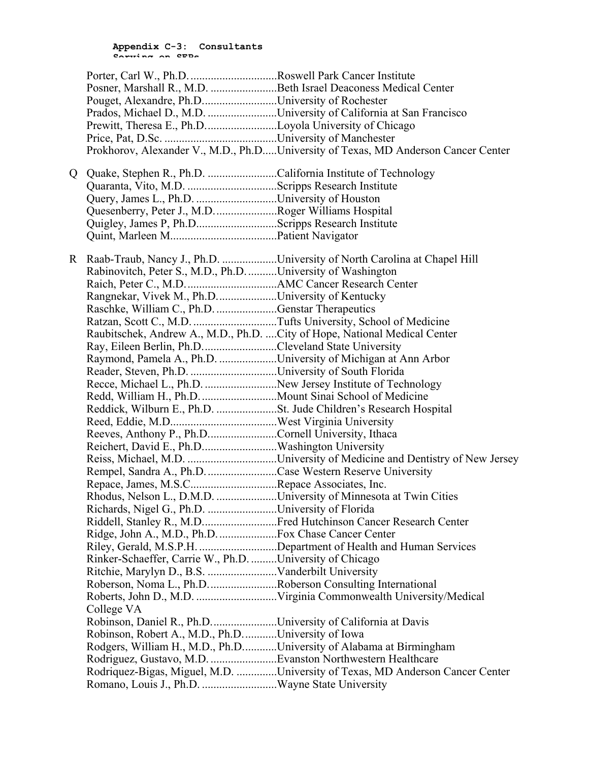**Appendix C-3: Consultants Serving on SEPs**

Porter, Carl W., Ph.D. .............................Roswell Park Cancer Institute
Posner, Marshall R., M.D. .......................Beth Israel Deaconess Medical Center
Pouget, Alexandre, Ph.D..........................University of Rochester
Prados, Michael D., M.D. ........................University of California at San Francisco
Prewitt, Theresa E., Ph.D.........................Loyola University of Chicago
Price, Pat, D.Sc. .......................................University of Manchester
Prokhorov, Alexander V., M.D., Ph.D.....University of Texas, MD Anderson Cancer Center

Q Quake, Stephen R., Ph.D. ........................California Institute of Technology
Quaranta, Vito, M.D. ...............................Scripps Research Institute
Query, James L., Ph.D. ...........................University of Houston
Quesenberry, Peter J., M.D......................Roger Williams Hospital
Quigley, James P, Ph.D............................Scripps Research Institute
Quint, Marleen M.....................................Patient Navigator

R Raab-Traub, Nancy J., Ph.D. ...................University of North Carolina at Chapel Hill
Rabinovitch, Peter S., M.D., Ph.D. ..........University of Washington
Raich, Peter C., M.D................................AMC Cancer Research Center
Rangnekar, Vivek M., Ph.D.....................University of Kentucky
Raschke, William C., Ph.D. .....................Genstar Therapeutics
Ratzan, Scott C., M.D. .............................Tufts University, School of Medicine
Raubitschek, Andrew A., M.D., Ph.D. ....City of Hope, National Medical Center
Ray, Eileen Berlin, Ph.D..........................Cleveland State University
Raymond, Pamela A., Ph.D. ....................University of Michigan at Ann Arbor
Reader, Steven, Ph.D. ..............................University of South Florida
Recce, Michael L., Ph.D. .........................New Jersey Institute of Technology
Redd, William H., Ph.D. ..........................Mount Sinai School of Medicine
Reddick, Wilburn E., Ph.D. .....................St. Jude Children's Research Hospital
Reed, Eddie, M.D.....................................West Virginia University
Reeves, Anthony P., Ph.D.......................Cornell University, Ithaca
Reichert, David E., Ph.D..........................Washington University
Reiss, Michael, M.D. ...............................University of Medicine and Dentistry of New Jersey
Rempel, Sandra A., Ph.D.........................Case Western Reserve University
Repace, James, M.S.C..............................Repace Associates, Inc.
Rhodus, Nelson L., D.M.D. .....................University of Minnesota at Twin Cities
Richards, Nigel G., Ph.D. ........................University of Florida
Riddell, Stanley R., M.D..........................Fred Hutchinson Cancer Research Center
Ridge, John A., M.D., Ph.D. ....................Fox Chase Cancer Center
Riley, Gerald, M.S.P.H. ...........................Department of Health and Human Services
Rinker-Schaeffer, Carrie W., Ph.D. .........University of Chicago
Ritchie, Marylyn D., B.S. ........................Vanderbilt University
Roberson, Noma L., Ph.D........................Roberson Consulting International
Roberts, John D., M.D. ............................Virginia Commonwealth University/Medical College VA
Robinson, Daniel R., Ph.D.......................University of California at Davis
Robinson, Robert A., M.D., Ph.D. ...........University of Iowa
Rodgers, William H., M.D., Ph.D............University of Alabama at Birmingham
Rodriguez, Gustavo, M.D. .......................Evanston Northwestern Healthcare
Rodriquez-Bigas, Miguel, M.D. ..............University of Texas, MD Anderson Cancer Center
Romano, Louis J., Ph.D. ..........................Wayne State University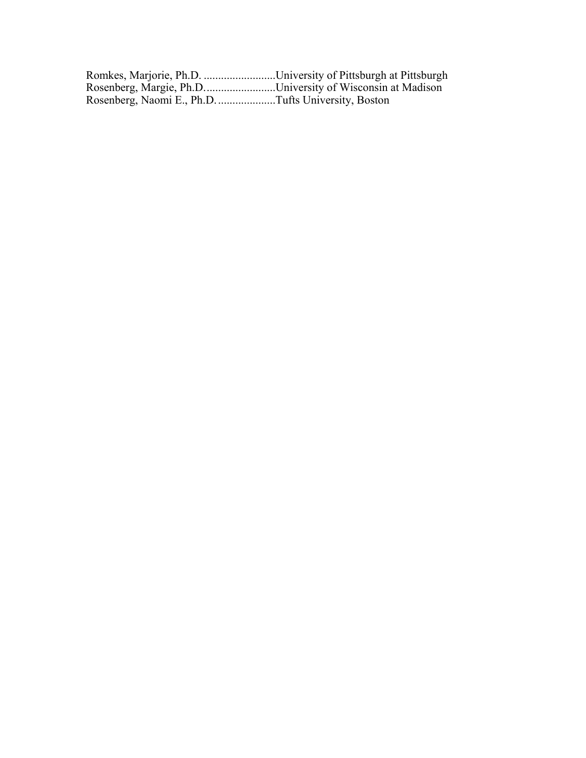Romkes, Marjorie, Ph.D. .........................University of Pittsburgh at Pittsburgh
Rosenberg, Margie, Ph.D.........................University of Wisconsin at Madison
Rosenberg, Naomi E., Ph.D.....................Tufts University, Boston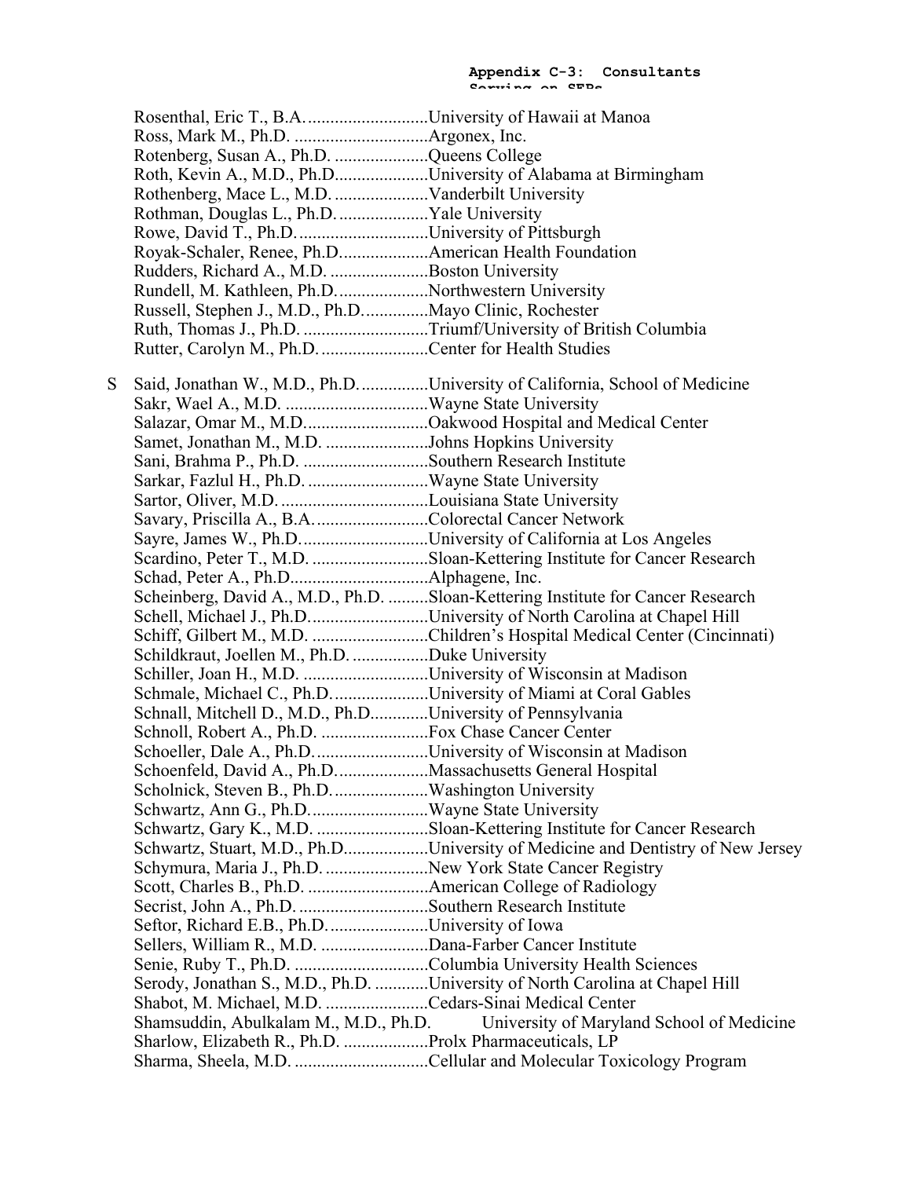Rosenthal, Eric T., B.A. ........................... University of Hawaii at Manoa
Ross, Mark M., Ph.D. .............................. Argonex, Inc.
Rotenberg, Susan A., Ph.D. ..................... Queens College
Roth, Kevin A., M.D., Ph.D. .................... University of Alabama at Birmingham
Rothenberg, Mace L., M.D. ..................... Vanderbilt University
Rothman, Douglas L., Ph.D. .................... Yale University
Rowe, David T., Ph.D. ............................ University of Pittsburgh
Royak-Schaler, Renee, Ph.D. ................... American Health Foundation
Rudders, Richard A., M.D. ...................... Boston University
Rundell, M. Kathleen, Ph.D. .................... Northwestern University
Russell, Stephen J., M.D., Ph.D. .............. Mayo Clinic, Rochester
Ruth, Thomas J., Ph.D. ........................... Triumf/University of British Columbia
Rutter, Carolyn M., Ph.D. ........................ Center for Health Studies

S Said, Jonathan W., M.D., Ph.D. ............... University of California, School of Medicine
Sakr, Wael A., M.D. ................................ Wayne State University
Salazar, Omar M., M.D. ........................... Oakwood Hospital and Medical Center
Samet, Jonathan M., M.D. ....................... Johns Hopkins University
Sani, Brahma P., Ph.D. ............................ Southern Research Institute
Sarkar, Fazlul H., Ph.D. ........................... Wayne State University
Sartor, Oliver, M.D. ................................. Louisiana State University
Savary, Priscilla A., B.A. ......................... Colorectal Cancer Network
Sayre, James W., Ph.D. ............................ University of California at Los Angeles
Scardino, Peter T., M.D. .......................... Sloan-Kettering Institute for Cancer Research
Schad, Peter A., Ph.D. .............................. Alphagene, Inc.
Scheinberg, David A., M.D., Ph.D. ......... Sloan-Kettering Institute for Cancer Research
Schell, Michael J., Ph.D. .......................... University of North Carolina at Chapel Hill
Schiff, Gilbert M., M.D. .......................... Children's Hospital Medical Center (Cincinnati)
Schildkraut, Joellen M., Ph.D. ................. Duke University
Schiller, Joan H., M.D. ............................ University of Wisconsin at Madison
Schmale, Michael C., Ph.D. ..................... University of Miami at Coral Gables
Schnall, Mitchell D., M.D., Ph.D. ............ University of Pennsylvania
Schnoll, Robert A., Ph.D. ........................ Fox Chase Cancer Center
Schoeller, Dale A., Ph.D. ......................... University of Wisconsin at Madison
Schoenfeld, David A., Ph.D. .................... Massachusetts General Hospital
Scholnick, Steven B., Ph.D. ..................... Washington University
Schwartz, Ann G., Ph.D. .......................... Wayne State University
Schwartz, Gary K., M.D. ......................... Sloan-Kettering Institute for Cancer Research
Schwartz, Stuart, M.D., Ph.D. .................. University of Medicine and Dentistry of New Jersey
Schymura, Maria J., Ph.D. ....................... New York State Cancer Registry
Scott, Charles B., Ph.D. ........................... American College of Radiology
Secrist, John A., Ph.D. ............................. Southern Research Institute
Seftor, Richard E.B., Ph.D. ...................... University of Iowa
Sellers, William R., M.D. ........................ Dana-Farber Cancer Institute
Senie, Ruby T., Ph.D. .............................. Columbia University Health Sciences
Serody, Jonathan S., M.D., Ph.D. ............ University of North Carolina at Chapel Hill
Shabot, M. Michael, M.D. ....................... Cedars-Sinai Medical Center
Shamsuddin, Abulkalam M., M.D., Ph.D. University of Maryland School of Medicine
Sharlow, Elizabeth R., Ph.D. ................... Prolx Pharmaceuticals, LP
Sharma, Sheela, M.D. .............................. Cellular and Molecular Toxicology Program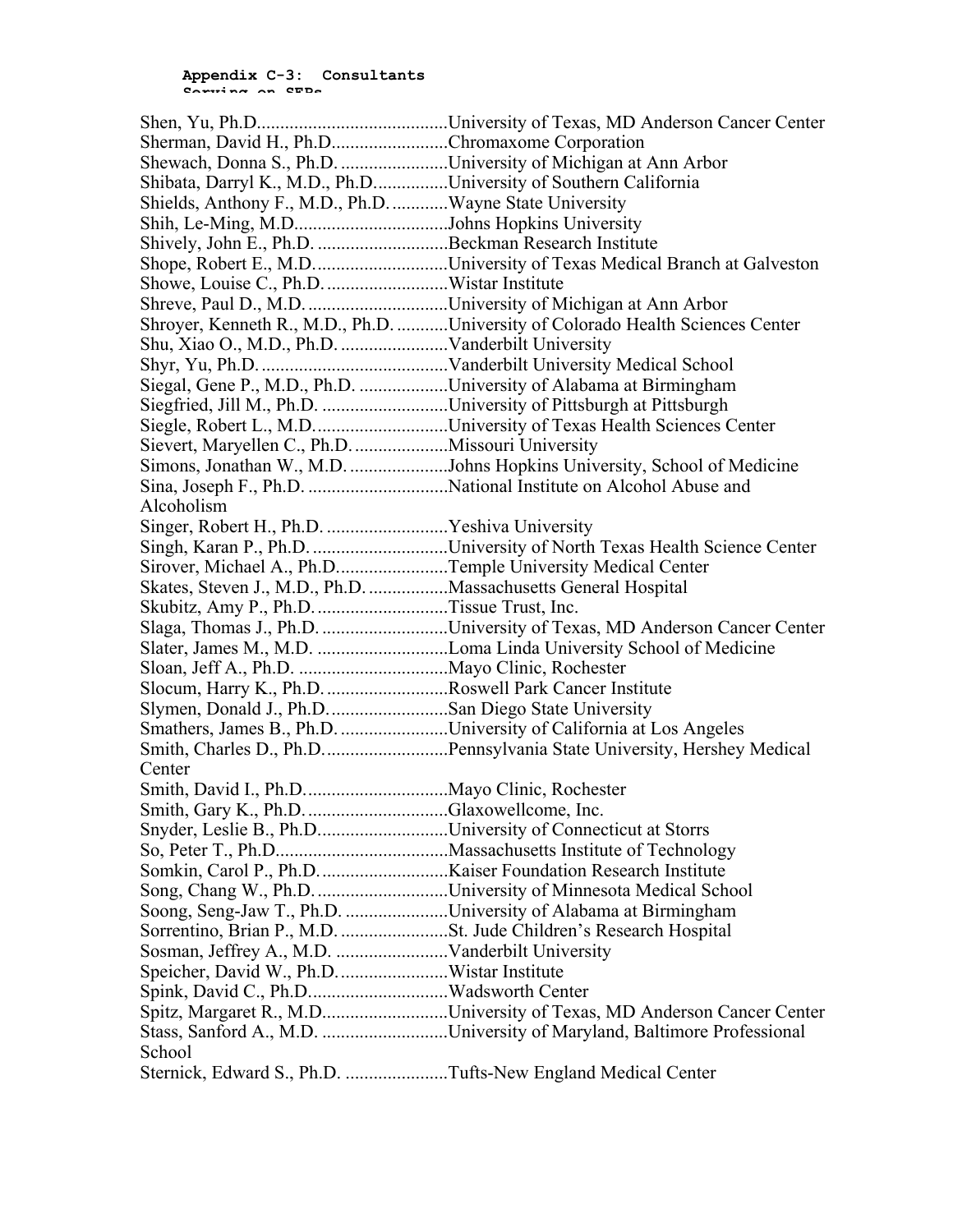**Appendix C-3: Consultants Serving on SEPs**

Shen, Yu, Ph.D..........................................University of Texas, MD Anderson Cancer Center
Sherman, David H., Ph.D.........................Chromaxome Corporation
Shewach, Donna S., Ph.D. .......................University of Michigan at Ann Arbor
Shibata, Darryl K., M.D., Ph.D...............University of Southern California
Shields, Anthony F., M.D., Ph.D. ............Wayne State University
Shih, Le-Ming, M.D.................................Johns Hopkins University
Shively, John E., Ph.D. ............................Beckman Research Institute
Shope, Robert E., M.D.............................University of Texas Medical Branch at Galveston
Showe, Louise C., Ph.D. ..........................Wistar Institute
Shreve, Paul D., M.D. ..............................University of Michigan at Ann Arbor
Shroyer, Kenneth R., M.D., Ph.D. ...........University of Colorado Health Sciences Center
Shu, Xiao O., M.D., Ph.D. .......................Vanderbilt University
Shyr, Yu, Ph.D. ........................................Vanderbilt University Medical School
Siegal, Gene P., M.D., Ph.D. ...................University of Alabama at Birmingham
Siegfried, Jill M., Ph.D. ...........................University of Pittsburgh at Pittsburgh
Siegle, Robert L., M.D.............................University of Texas Health Sciences Center
Sievert, Maryellen C., Ph.D. ....................Missouri University
Simons, Jonathan W., M.D. .....................Johns Hopkins University, School of Medicine
Sina, Joseph F., Ph.D. ..............................National Institute on Alcohol Abuse and Alcoholism
Singer, Robert H., Ph.D. ..........................Yeshiva University
Singh, Karan P., Ph.D. .............................University of North Texas Health Science Center
Sirover, Michael A., Ph.D........................Temple University Medical Center
Skates, Steven J., M.D., Ph.D. .................Massachusetts General Hospital
Skubitz, Amy P., Ph.D. ............................Tissue Trust, Inc.
Slaga, Thomas J., Ph.D. ...........................University of Texas, MD Anderson Cancer Center
Slater, James M., M.D. ............................Loma Linda University School of Medicine
Sloan, Jeff A., Ph.D. ................................Mayo Clinic, Rochester
Slocum, Harry K., Ph.D. ..........................Roswell Park Cancer Institute
Slymen, Donald J., Ph.D. .........................San Diego State University
Smathers, James B., Ph.D. .......................University of California at Los Angeles
Smith, Charles D., Ph.D. ..........................Pennsylvania State University, Hershey Medical Center
Smith, David I., Ph.D...............................Mayo Clinic, Rochester
Smith, Gary K., Ph.D. ..............................Glaxowellcome, Inc.
Snyder, Leslie B., Ph.D............................University of Connecticut at Storrs
So, Peter T., Ph.D.....................................Massachusetts Institute of Technology
Somkin, Carol P., Ph.D. ...........................Kaiser Foundation Research Institute
Song, Chang W., Ph.D. ............................University of Minnesota Medical School
Soong, Seng-Jaw T., Ph.D. ......................University of Alabama at Birmingham
Sorrentino, Brian P., M.D. .......................St. Jude Children's Research Hospital
Sosman, Jeffrey A., M.D. ........................Vanderbilt University
Speicher, David W., Ph.D. .......................Wistar Institute
Spink, David C., Ph.D..............................Wadsworth Center
Spitz, Margaret R., M.D...........................University of Texas, MD Anderson Cancer Center
Stass, Sanford A., M.D. ...........................University of Maryland, Baltimore Professional School
Sternick, Edward S., Ph.D. ......................Tufts-New England Medical Center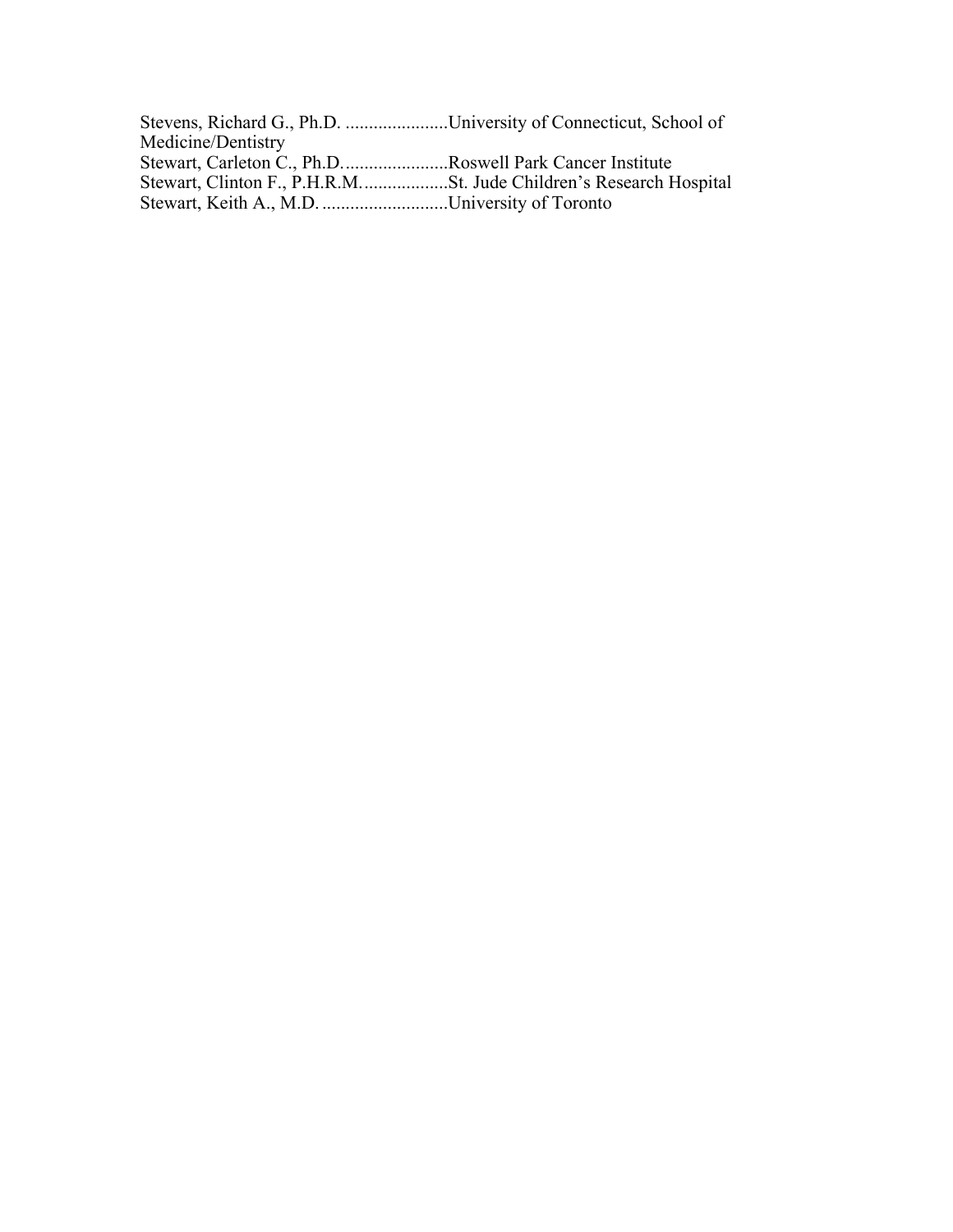Stevens, Richard G., Ph.D. ......................University of Connecticut, School of Medicine/Dentistry
Stewart, Carleton C., Ph.D. ......................Roswell Park Cancer Institute
Stewart, Clinton F., P.H.R.M. ..................St. Jude Children's Research Hospital
Stewart, Keith A., M.D. ...........................University of Toronto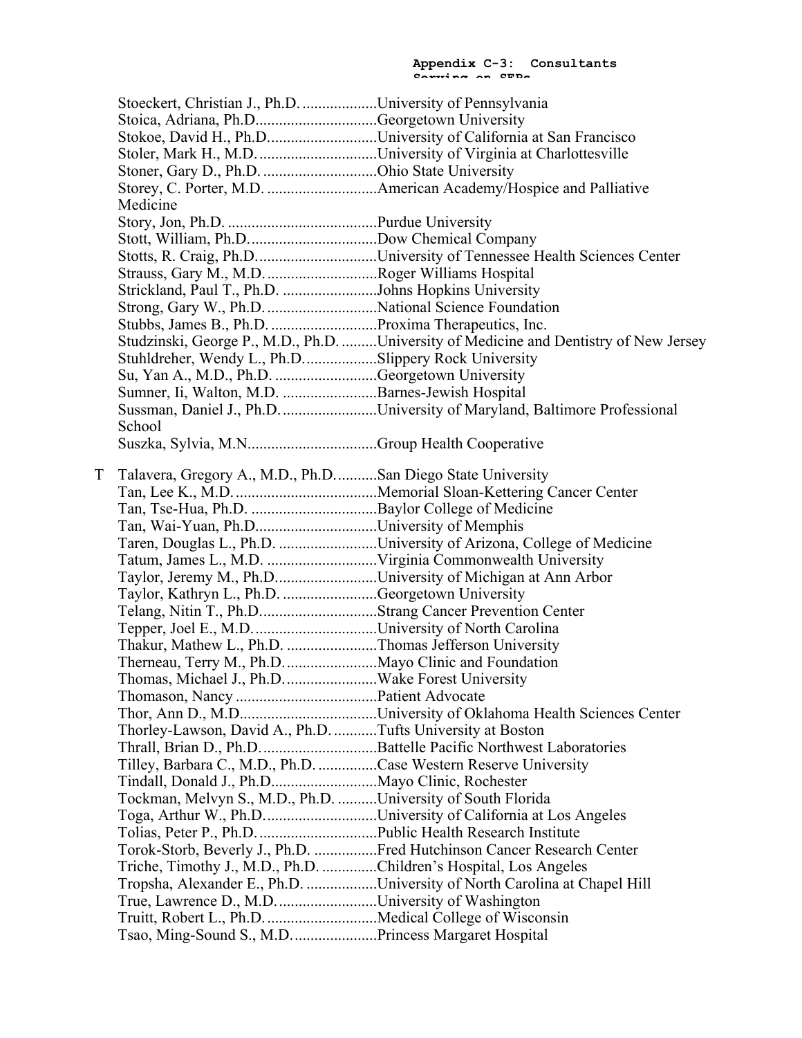Stoeckert, Christian J., Ph.D. ..................University of Pennsylvania
Stoica, Adriana, Ph.D..............................Georgetown University
Stokoe, David H., Ph.D...........................University of California at San Francisco
Stoler, Mark H., M.D. .............................University of Virginia at Charlottesville
Stoner, Gary D., Ph.D. ............................Ohio State University
Storey, C. Porter, M.D. ...........................American Academy/Hospice and Palliative Medicine
Story, Jon, Ph.D. .....................................Purdue University
Stott, William, Ph.D................................Dow Chemical Company
Stotts, R. Craig, Ph.D..............................University of Tennessee Health Sciences Center
Strauss, Gary M., M.D. ...........................Roger Williams Hospital
Strickland, Paul T., Ph.D. .......................Johns Hopkins University
Strong, Gary W., Ph.D. ...........................National Science Foundation
Stubbs, James B., Ph.D. ..........................Proxima Therapeutics, Inc.
Studzinski, George P., M.D., Ph.D. .........University of Medicine and Dentistry of New Jersey
Stuhldreher, Wendy L., Ph.D..................Slippery Rock University
Su, Yan A., M.D., Ph.D. .........................Georgetown University
Sumner, Ii, Walton, M.D. .......................Barnes-Jewish Hospital
Sussman, Daniel J., Ph.D. .......................University of Maryland, Baltimore Professional School
Suszka, Sylvia, M.N................................Group Health Cooperative

T Talavera, Gregory A., M.D., Ph.D..........San Diego State University
Tan, Lee K., M.D. ...................................Memorial Sloan-Kettering Cancer Center
Tan, Tse-Hua, Ph.D. ...............................Baylor College of Medicine
Tan, Wai-Yuan, Ph.D..............................University of Memphis
Taren, Douglas L., Ph.D. ........................University of Arizona, College of Medicine
Tatum, James L., M.D. ...........................Virginia Commonwealth University
Taylor, Jeremy M., Ph.D.........................University of Michigan at Ann Arbor
Taylor, Kathryn L., Ph.D. .......................Georgetown University
Telang, Nitin T., Ph.D.............................Strang Cancer Prevention Center
Tepper, Joel E., M.D. ..............................University of North Carolina
Thakur, Mathew L., Ph.D. ......................Thomas Jefferson University
Therneau, Terry M., Ph.D. ......................Mayo Clinic and Foundation
Thomas, Michael J., Ph.D. ......................Wake Forest University
Thomason, Nancy ...................................Patient Advocate
Thor, Ann D., M.D..................................University of Oklahoma Health Sciences Center
Thorley-Lawson, David A., Ph.D. ...........Tufts University at Boston
Thrall, Brian D., Ph.D. ............................Battelle Pacific Northwest Laboratories
Tilley, Barbara C., M.D., Ph.D. ..............Case Western Reserve University
Tindall, Donald J., Ph.D..........................Mayo Clinic, Rochester
Tockman, Melvyn S., M.D., Ph.D. ..........University of South Florida
Toga, Arthur W., Ph.D. ...........................University of California at Los Angeles
Tolias, Peter P., Ph.D. .............................Public Health Research Institute
Torok-Storb, Beverly J., Ph.D. ...............Fred Hutchinson Cancer Research Center
Triche, Timothy J., M.D., Ph.D. .............Children's Hospital, Los Angeles
Tropsha, Alexander E., Ph.D. .................University of North Carolina at Chapel Hill
True, Lawrence D., M.D. .........................University of Washington
Truitt, Robert L., Ph.D. ...........................Medical College of Wisconsin
Tsao, Ming-Sound S., M.D. .....................Princess Margaret Hospital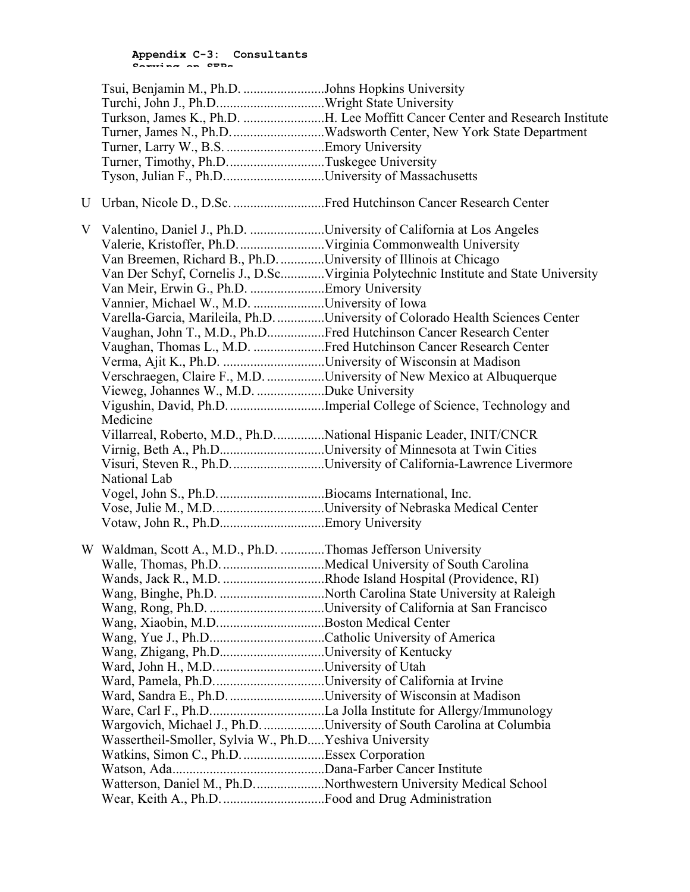**Appendix C-3: Consultants Serving on SEPs**

Tsui, Benjamin M., Ph.D. ........................Johns Hopkins University
Turchi, John J., Ph.D................................Wright State University
Turkson, James K., Ph.D. ........................H. Lee Moffitt Cancer Center and Research Institute
Turner, James N., Ph.D............................Wadsworth Center, New York State Department
Turner, Larry W., B.S. .............................Emory University
Turner, Timothy, Ph.D.............................Tuskegee University
Tyson, Julian F., Ph.D..............................University of Massachusetts

U Urban, Nicole D., D.Sc. ...........................Fred Hutchinson Cancer Research Center

V Valentino, Daniel J., Ph.D. ......................University of California at Los Angeles
Valerie, Kristoffer, Ph.D. .........................Virginia Commonwealth University
Van Breemen, Richard B., Ph.D. .............University of Illinois at Chicago
Van Der Schyf, Cornelis J., D.Sc.............Virginia Polytechnic Institute and State University
Van Meir, Erwin G., Ph.D. ......................Emory University
Vannier, Michael W., M.D. .....................University of Iowa
Varella-Garcia, Marileila, Ph.D. ..............University of Colorado Health Sciences Center
Vaughan, John T., M.D., Ph.D.................Fred Hutchinson Cancer Research Center
Vaughan, Thomas L., M.D. .....................Fred Hutchinson Cancer Research Center
Verma, Ajit K., Ph.D. ..............................University of Wisconsin at Madison
Verschraegen, Claire F., M.D. .................University of New Mexico at Albuquerque
Vieweg, Johannes W., M.D. ....................Duke University
Vigushin, David, Ph.D. ............................Imperial College of Science, Technology and Medicine
Villarreal, Roberto, M.D., Ph.D...............National Hispanic Leader, INIT/CNCR
Virnig, Beth A., Ph.D...............................University of Minnesota at Twin Cities
Visuri, Steven R., Ph.D. ...........................University of California-Lawrence Livermore National Lab
Vogel, John S., Ph.D. ...............................Biocams International, Inc.
Vose, Julie M., M.D. ................................University of Nebraska Medical Center
Votaw, John R., Ph.D...............................Emory University

W Waldman, Scott A., M.D., Ph.D. .............Thomas Jefferson University
Walle, Thomas, Ph.D. ..............................Medical University of South Carolina
Wands, Jack R., M.D. ..............................Rhode Island Hospital (Providence, RI)
Wang, Binghe, Ph.D. ...............................North Carolina State University at Raleigh
Wang, Rong, Ph.D. ..................................University of California at San Francisco
Wang, Xiaobin, M.D................................Boston Medical Center
Wang, Yue J., Ph.D..................................Catholic University of America
Wang, Zhigang, Ph.D...............................University of Kentucky
Ward, John H., M.D.................................University of Utah
Ward, Pamela, Ph.D.................................University of California at Irvine
Ward, Sandra E., Ph.D. ............................University of Wisconsin at Madison
Ware, Carl F., Ph.D..................................La Jolla Institute for Allergy/Immunology
Wargovich, Michael J., Ph.D. ..................University of South Carolina at Columbia
Wassertheil-Smoller, Sylvia W., Ph.D.....Yeshiva University
Watkins, Simon C., Ph.D. ........................Essex Corporation
Watson, Ada.............................................Dana-Farber Cancer Institute
Watterson, Daniel M., Ph.D.....................Northwestern University Medical School
Wear, Keith A., Ph.D. ..............................Food and Drug Administration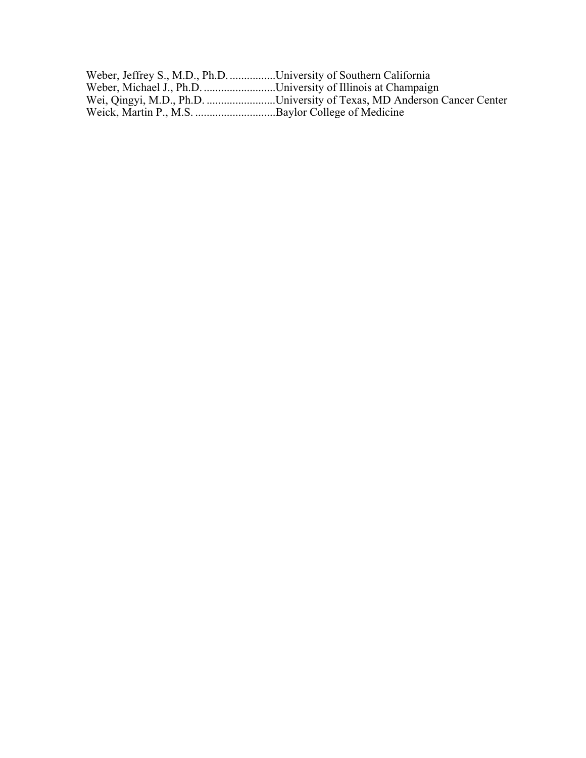Weber, Jeffrey S., M.D., Ph.D. ................University of Southern California
Weber, Michael J., Ph.D. .........................University of Illinois at Champaign
Wei, Qingyi, M.D., Ph.D. ........................University of Texas, MD Anderson Cancer Center
Weick, Martin P., M.S. ............................Baylor College of Medicine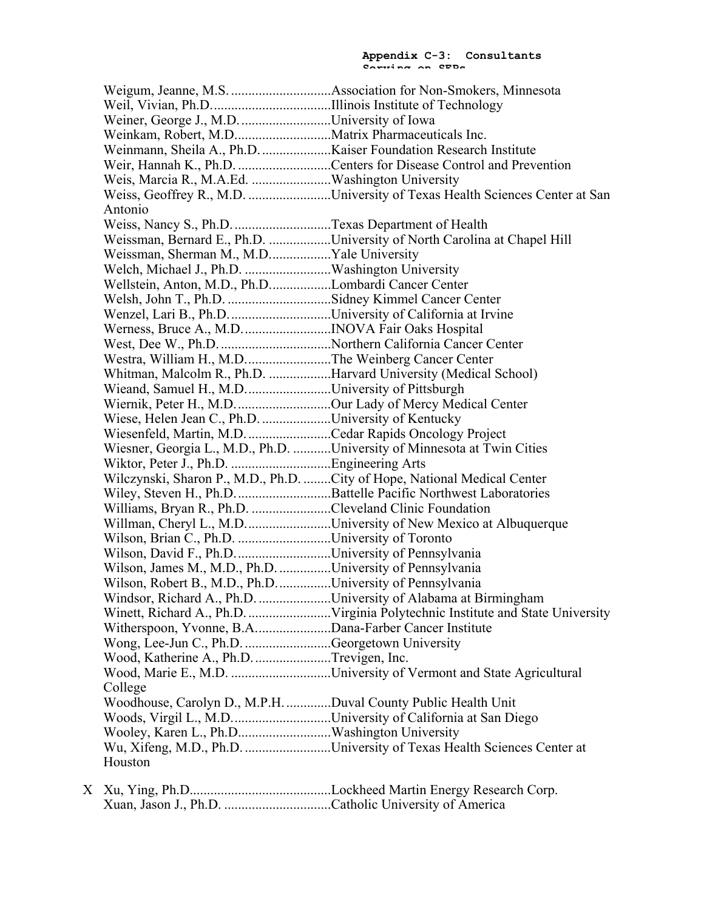Weigum, Jeanne, M.S. ............................Association for Non-Smokers, Minnesota
Weil, Vivian, Ph.D...................................Illinois Institute of Technology
Weiner, George J., M.D. ..........................University of Iowa
Weinkam, Robert, M.D...........................Matrix Pharmaceuticals Inc.
Weinmann, Sheila A., Ph.D. ....................Kaiser Foundation Research Institute
Weir, Hannah K., Ph.D. ...........................Centers for Disease Control and Prevention
Weis, Marcia R., M.A.Ed. .......................Washington University
Weiss, Geoffrey R., M.D. ........................University of Texas Health Sciences Center at San Antonio
Weiss, Nancy S., Ph.D. ............................Texas Department of Health
Weissman, Bernard E., Ph.D. ..................University of North Carolina at Chapel Hill
Weissman, Sherman M., M.D.................Yale University
Welch, Michael J., Ph.D. .........................Washington University
Wellstein, Anton, M.D., Ph.D.................Lombardi Cancer Center
Welsh, John T., Ph.D. ..............................Sidney Kimmel Cancer Center
Wenzel, Lari B., Ph.D..............................University of California at Irvine
Werness, Bruce A., M.D..........................INOVA Fair Oaks Hospital
West, Dee W., Ph.D.................................Northern California Cancer Center
Westra, William H., M.D.........................The Weinberg Cancer Center
Whitman, Malcolm R., Ph.D. ..................Harvard University (Medical School)
Wieand, Samuel H., M.D.........................University of Pittsburgh
Wiernik, Peter H., M.D............................Our Lady of Mercy Medical Center
Wiese, Helen Jean C., Ph.D. ....................University of Kentucky
Wiesenfeld, Martin, M.D.........................Cedar Rapids Oncology Project
Wiesner, Georgia L., M.D., Ph.D. ...........University of Minnesota at Twin Cities
Wiktor, Peter J., Ph.D. .............................Engineering Arts
Wilczynski, Sharon P., M.D., Ph.D. ........City of Hope, National Medical Center
Wiley, Steven H., Ph.D............................Battelle Pacific Northwest Laboratories
Williams, Bryan R., Ph.D. .......................Cleveland Clinic Foundation
Willman, Cheryl L., M.D.........................University of New Mexico at Albuquerque
Wilson, Brian C., Ph.D. ...........................University of Toronto
Wilson, David F., Ph.D............................University of Pennsylvania
Wilson, James M., M.D., Ph.D. ...............University of Pennsylvania
Wilson, Robert B., M.D., Ph.D...............University of Pennsylvania
Windsor, Richard A., Ph.D. .....................University of Alabama at Birmingham
Winett, Richard A., Ph.D. ........................Virginia Polytechnic Institute and State University
Witherspoon, Yvonne, B.A......................Dana-Farber Cancer Institute
Wong, Lee-Jun C., Ph.D. .........................Georgetown University
Wood, Katherine A., Ph.D. ......................Trevigen, Inc.
Wood, Marie E., M.D. .............................University of Vermont and State Agricultural College
Woodhouse, Carolyn D., M.P.H. .............Duval County Public Health Unit
Woods, Virgil L., M.D.............................University of California at San Diego
Wooley, Karen L., Ph.D...........................Washington University
Wu, Xifeng, M.D., Ph.D. .........................University of Texas Health Sciences Center at Houston

X Xu, Ying, Ph.D.........................................Lockheed Martin Energy Research Corp.
Xuan, Jason J., Ph.D. ...............................Catholic University of America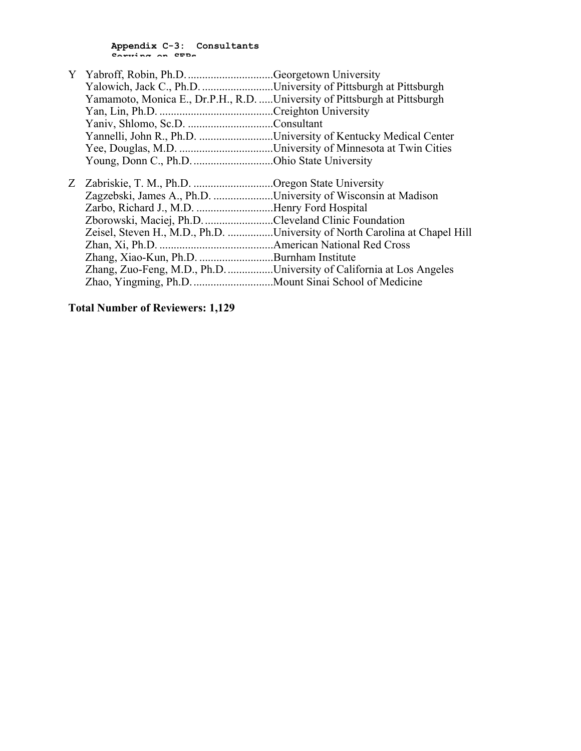**Appendix C-3: Consultants Serving on SEPs**

Y Yabroff, Robin, Ph.D. ..............................Georgetown University
Yalowich, Jack C., Ph.D. .........................University of Pittsburgh at Pittsburgh
Yamamoto, Monica E., Dr.P.H., R.D. .....University of Pittsburgh at Pittsburgh
Yan, Lin, Ph.D. ........................................Creighton University
Yaniv, Shlomo, Sc.D. ..............................Consultant
Yannelli, John R., Ph.D. ..........................University of Kentucky Medical Center
Yee, Douglas, M.D. .................................University of Minnesota at Twin Cities
Young, Donn C., Ph.D. ............................Ohio State University

Z Zabriskie, T. M., Ph.D. ............................Oregon State University
Zagzebski, James A., Ph.D. .....................University of Wisconsin at Madison
Zarbo, Richard J., M.D. ...........................Henry Ford Hospital
Zborowski, Maciej, Ph.D. ........................Cleveland Clinic Foundation
Zeisel, Steven H., M.D., Ph.D. ................University of North Carolina at Chapel Hill
Zhan, Xi, Ph.D. ........................................American National Red Cross
Zhang, Xiao-Kun, Ph.D. ..........................Burnham Institute
Zhang, Zuo-Feng, M.D., Ph.D. ................University of California at Los Angeles
Zhao, Yingming, Ph.D. ............................Mount Sinai School of Medicine

**Total Number of Reviewers: 1,129**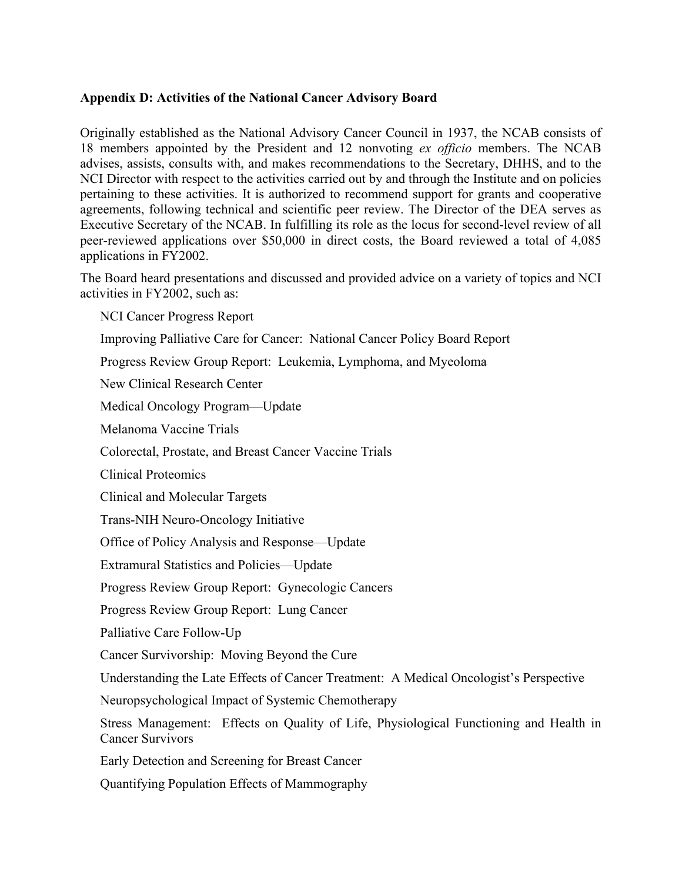**Appendix D: Activities of the National Cancer Advisory Board**

Originally established as the National Advisory Cancer Council in 1937, the NCAB consists of 18 members appointed by the President and 12 nonvoting *ex officio* members. The NCAB advises, assists, consults with, and makes recommendations to the Secretary, DHHS, and to the NCI Director with respect to the activities carried out by and through the Institute and on policies pertaining to these activities. It is authorized to recommend support for grants and cooperative agreements, following technical and scientific peer review. The Director of the DEA serves as Executive Secretary of the NCAB. In fulfilling its role as the locus for second-level review of all peer-reviewed applications over $50,000 in direct costs, the Board reviewed a total of 4,085 applications in FY2002.

The Board heard presentations and discussed and provided advice on a variety of topics and NCI activities in FY2002, such as:

NCI Cancer Progress Report

Improving Palliative Care for Cancer: National Cancer Policy Board Report

Progress Review Group Report: Leukemia, Lymphoma, and Myeoloma

New Clinical Research Center

Medical Oncology Program—Update

Melanoma Vaccine Trials

Colorectal, Prostate, and Breast Cancer Vaccine Trials

Clinical Proteomics

Clinical and Molecular Targets

Trans-NIH Neuro-Oncology Initiative

Office of Policy Analysis and Response—Update

Extramural Statistics and Policies—Update

Progress Review Group Report: Gynecologic Cancers

Progress Review Group Report: Lung Cancer

Palliative Care Follow-Up

Cancer Survivorship: Moving Beyond the Cure

Understanding the Late Effects of Cancer Treatment: A Medical Oncologist's Perspective

Neuropsychological Impact of Systemic Chemotherapy

Stress Management: Effects on Quality of Life, Physiological Functioning and Health in Cancer Survivors

Early Detection and Screening for Breast Cancer

Quantifying Population Effects of Mammography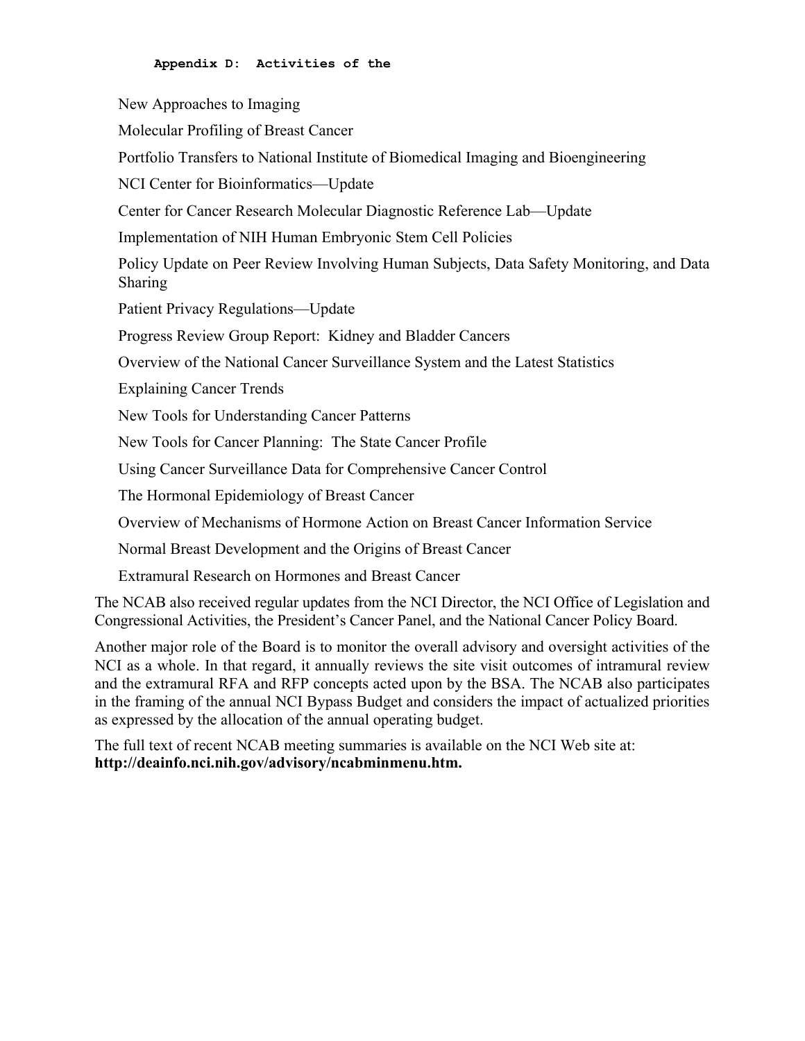New Approaches to Imaging

Molecular Profiling of Breast Cancer

Portfolio Transfers to National Institute of Biomedical Imaging and Bioengineering

NCI Center for Bioinformatics—Update

Center for Cancer Research Molecular Diagnostic Reference Lab—Update

Implementation of NIH Human Embryonic Stem Cell Policies

Policy Update on Peer Review Involving Human Subjects, Data Safety Monitoring, and Data Sharing

Patient Privacy Regulations—Update

Progress Review Group Report: Kidney and Bladder Cancers

Overview of the National Cancer Surveillance System and the Latest Statistics

Explaining Cancer Trends

New Tools for Understanding Cancer Patterns

New Tools for Cancer Planning: The State Cancer Profile

Using Cancer Surveillance Data for Comprehensive Cancer Control

The Hormonal Epidemiology of Breast Cancer

Overview of Mechanisms of Hormone Action on Breast Cancer Information Service

Normal Breast Development and the Origins of Breast Cancer

Extramural Research on Hormones and Breast Cancer

The NCAB also received regular updates from the NCI Director, the NCI Office of Legislation and Congressional Activities, the President's Cancer Panel, and the National Cancer Policy Board.

Another major role of the Board is to monitor the overall advisory and oversight activities of the NCI as a whole. In that regard, it annually reviews the site visit outcomes of intramural review and the extramural RFA and RFP concepts acted upon by the BSA. The NCAB also participates in the framing of the annual NCI Bypass Budget and considers the impact of actualized priorities as expressed by the allocation of the annual operating budget.

The full text of recent NCAB meeting summaries is available on the NCI Web site at: **http://deainfo.nci.nih.gov/advisory/ncabminmenu.htm.**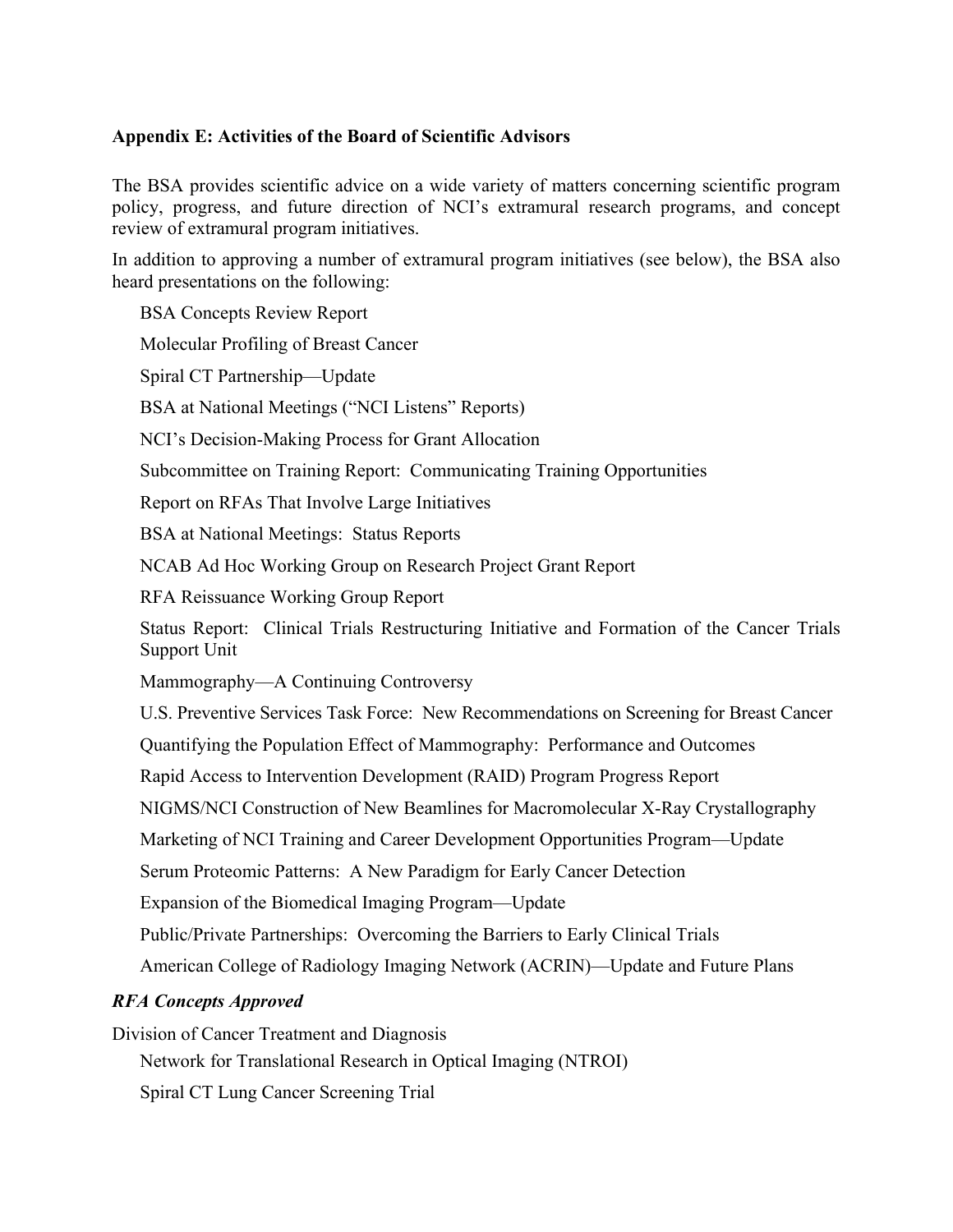**Appendix E: Activities of the Board of Scientific Advisors**

The BSA provides scientific advice on a wide variety of matters concerning scientific program policy, progress, and future direction of NCI's extramural research programs, and concept review of extramural program initiatives.

In addition to approving a number of extramural program initiatives (see below), the BSA also heard presentations on the following:

BSA Concepts Review Report

Molecular Profiling of Breast Cancer

Spiral CT Partnership—Update

BSA at National Meetings ("NCI Listens" Reports)

NCI's Decision-Making Process for Grant Allocation

Subcommittee on Training Report: Communicating Training Opportunities

Report on RFAs That Involve Large Initiatives

BSA at National Meetings: Status Reports

NCAB Ad Hoc Working Group on Research Project Grant Report

RFA Reissuance Working Group Report

Status Report: Clinical Trials Restructuring Initiative and Formation of the Cancer Trials Support Unit

Mammography—A Continuing Controversy

U.S. Preventive Services Task Force: New Recommendations on Screening for Breast Cancer

Quantifying the Population Effect of Mammography: Performance and Outcomes

Rapid Access to Intervention Development (RAID) Program Progress Report

NIGMS/NCI Construction of New Beamlines for Macromolecular X-Ray Crystallography

Marketing of NCI Training and Career Development Opportunities Program—Update

Serum Proteomic Patterns: A New Paradigm for Early Cancer Detection

Expansion of the Biomedical Imaging Program—Update

Public/Private Partnerships: Overcoming the Barriers to Early Clinical Trials

American College of Radiology Imaging Network (ACRIN)—Update and Future Plans

***RFA Concepts Approved***

Division of Cancer Treatment and Diagnosis

Network for Translational Research in Optical Imaging (NTROI)

Spiral CT Lung Cancer Screening Trial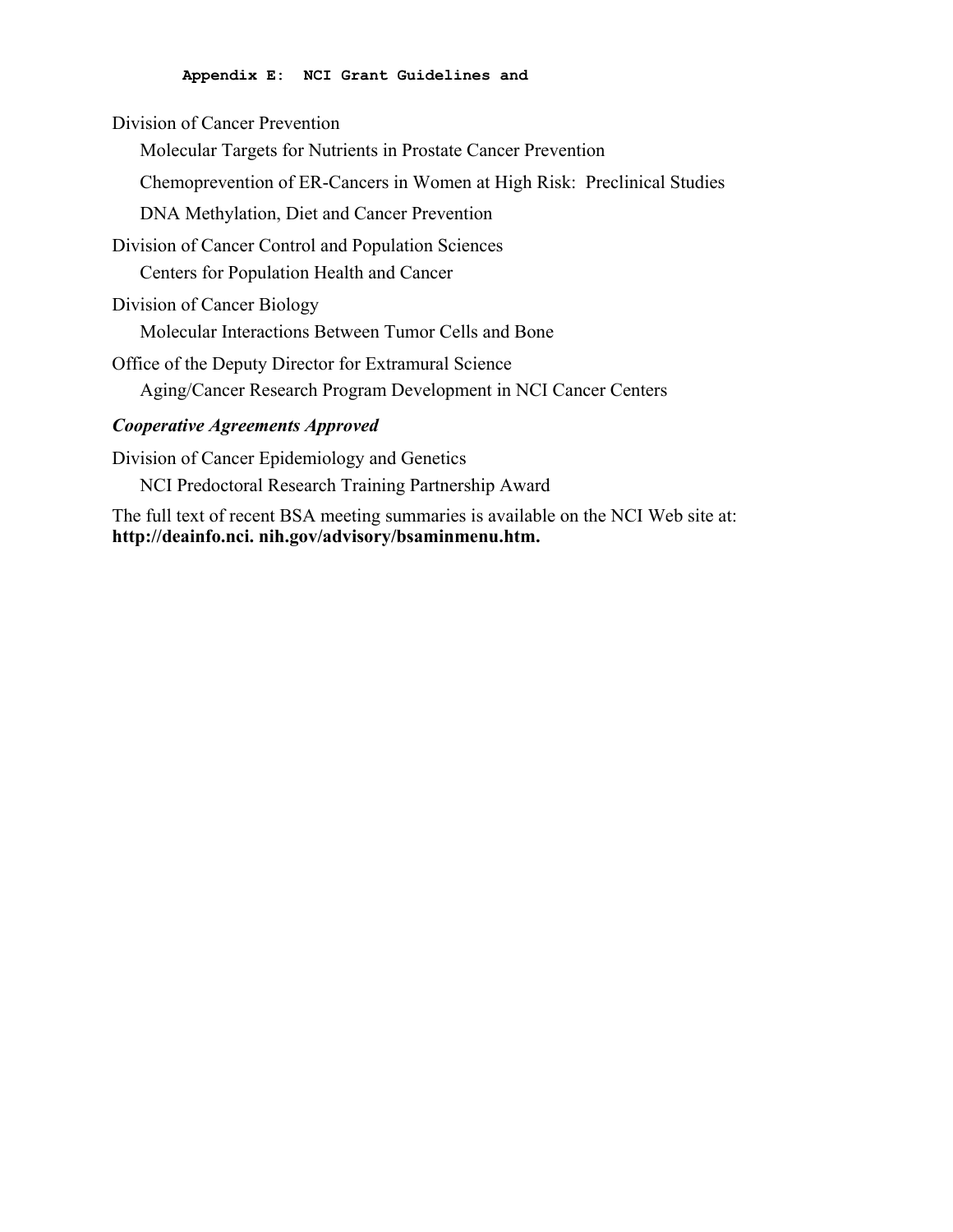Division of Cancer Prevention

Molecular Targets for Nutrients in Prostate Cancer Prevention

Chemoprevention of ER-Cancers in Women at High Risk: Preclinical Studies

DNA Methylation, Diet and Cancer Prevention

Division of Cancer Control and Population Sciences

Centers for Population Health and Cancer

Division of Cancer Biology

Molecular Interactions Between Tumor Cells and Bone

Office of the Deputy Director for Extramural Science

Aging/Cancer Research Program Development in NCI Cancer Centers

***Cooperative Agreements Approved***

Division of Cancer Epidemiology and Genetics

NCI Predoctoral Research Training Partnership Award

The full text of recent BSA meeting summaries is available on the NCI Web site at: **http://deainfo.nci. nih.gov/advisory/bsaminmenu.htm.**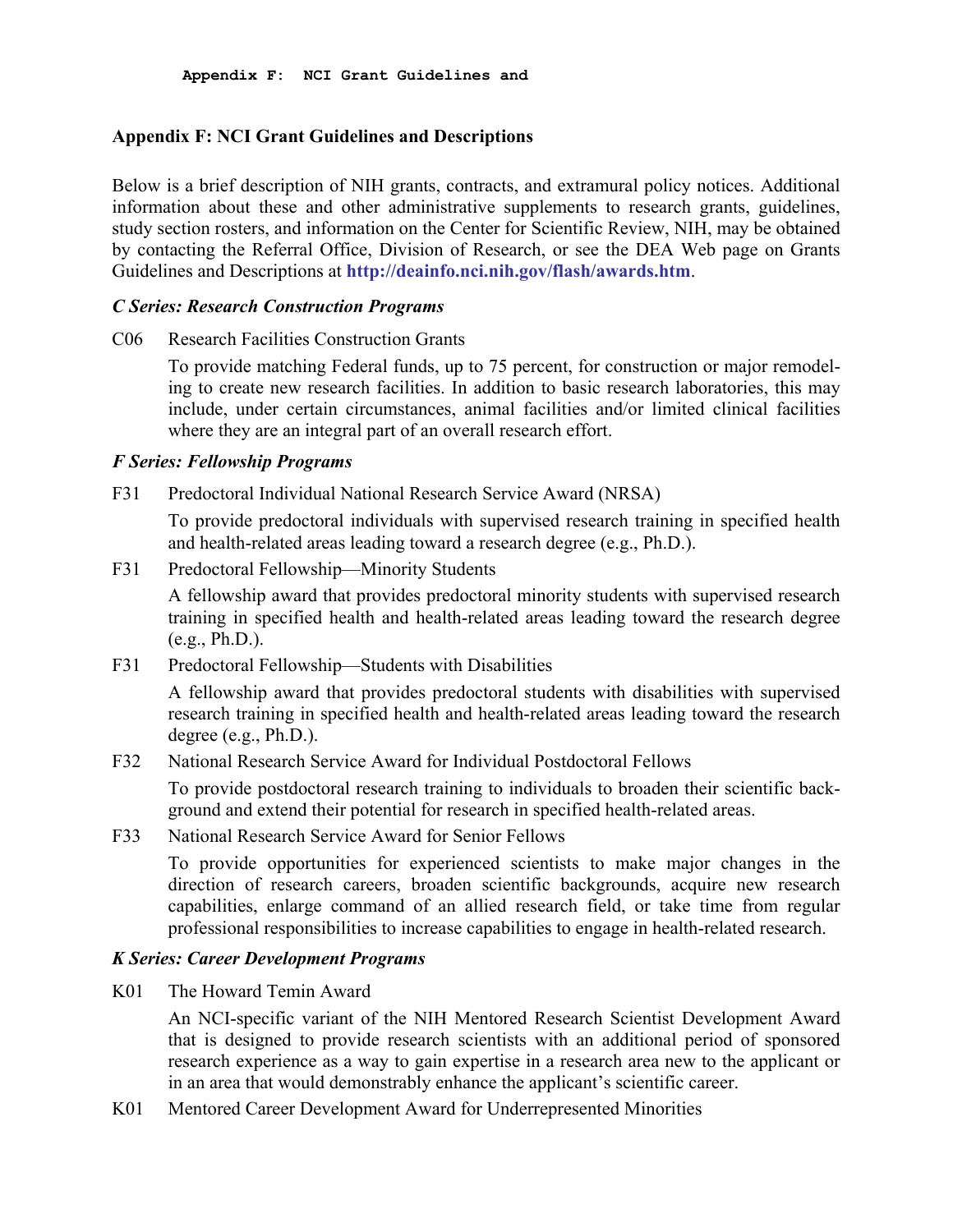## Appendix F: NCI Grant Guidelines and Descriptions

Below is a brief description of NIH grants, contracts, and extramural policy notices. Additional information about these and other administrative supplements to research grants, guidelines, study section rosters, and information on the Center for Scientific Review, NIH, may be obtained by contacting the Referral Office, Division of Research, or see the DEA Web page on Grants Guidelines and Descriptions at **http://deainfo.nci.nih.gov/flash/awards.htm**.

### *C Series: Research Construction Programs*

C06 Research Facilities Construction Grants

To provide matching Federal funds, up to 75 percent, for construction or major remodeling to create new research facilities. In addition to basic research laboratories, this may include, under certain circumstances, animal facilities and/or limited clinical facilities where they are an integral part of an overall research effort.

### *F Series: Fellowship Programs*

F31 Predoctoral Individual National Research Service Award (NRSA)

To provide predoctoral individuals with supervised research training in specified health and health-related areas leading toward a research degree (e.g., Ph.D.).

F31 Predoctoral Fellowship—Minority Students

A fellowship award that provides predoctoral minority students with supervised research training in specified health and health-related areas leading toward the research degree (e.g., Ph.D.).

F31 Predoctoral Fellowship—Students with Disabilities

A fellowship award that provides predoctoral students with disabilities with supervised research training in specified health and health-related areas leading toward the research degree (e.g., Ph.D.).

F32 National Research Service Award for Individual Postdoctoral Fellows

To provide postdoctoral research training to individuals to broaden their scientific background and extend their potential for research in specified health-related areas.

F33 National Research Service Award for Senior Fellows

To provide opportunities for experienced scientists to make major changes in the direction of research careers, broaden scientific backgrounds, acquire new research capabilities, enlarge command of an allied research field, or take time from regular professional responsibilities to increase capabilities to engage in health-related research.

### *K Series: Career Development Programs*

K01 The Howard Temin Award

An NCI-specific variant of the NIH Mentored Research Scientist Development Award that is designed to provide research scientists with an additional period of sponsored research experience as a way to gain expertise in a research area new to the applicant or in an area that would demonstrably enhance the applicant's scientific career.

K01 Mentored Career Development Award for Underrepresented Minorities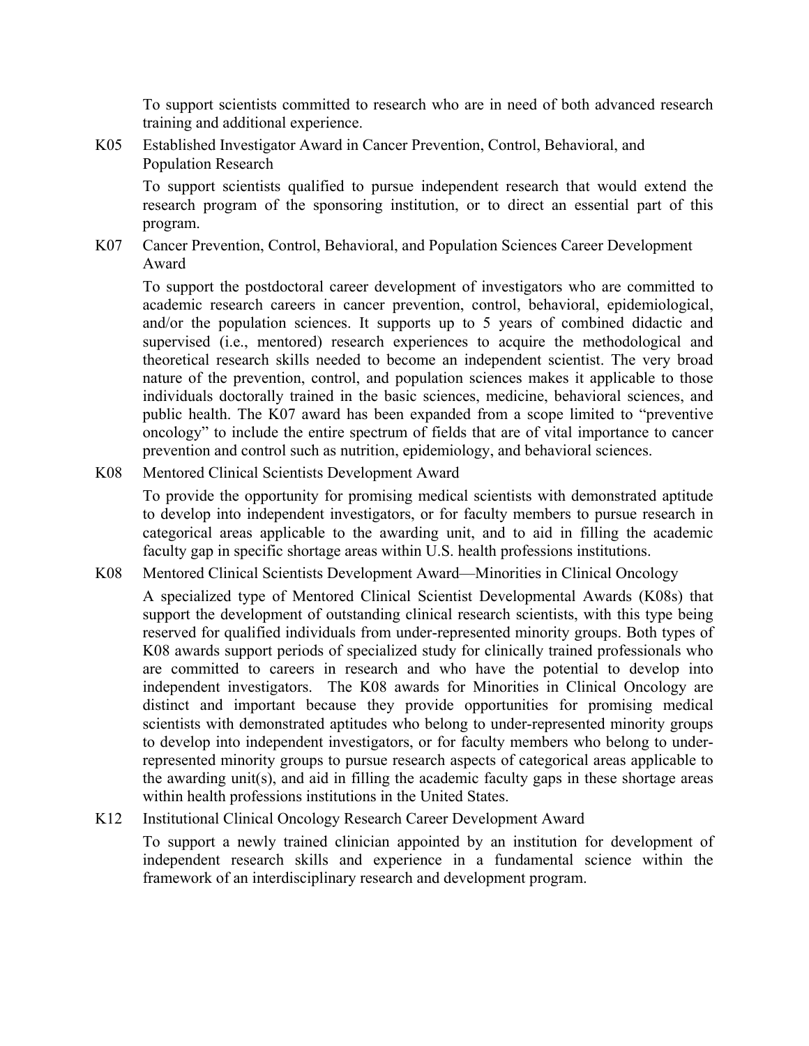To support scientists committed to research who are in need of both advanced research training and additional experience.

K05 Established Investigator Award in Cancer Prevention, Control, Behavioral, and Population Research

To support scientists qualified to pursue independent research that would extend the research program of the sponsoring institution, or to direct an essential part of this program.

K07 Cancer Prevention, Control, Behavioral, and Population Sciences Career Development Award

To support the postdoctoral career development of investigators who are committed to academic research careers in cancer prevention, control, behavioral, epidemiological, and/or the population sciences. It supports up to 5 years of combined didactic and supervised (i.e., mentored) research experiences to acquire the methodological and theoretical research skills needed to become an independent scientist. The very broad nature of the prevention, control, and population sciences makes it applicable to those individuals doctorally trained in the basic sciences, medicine, behavioral sciences, and public health. The K07 award has been expanded from a scope limited to "preventive oncology" to include the entire spectrum of fields that are of vital importance to cancer prevention and control such as nutrition, epidemiology, and behavioral sciences.

K08 Mentored Clinical Scientists Development Award

To provide the opportunity for promising medical scientists with demonstrated aptitude to develop into independent investigators, or for faculty members to pursue research in categorical areas applicable to the awarding unit, and to aid in filling the academic faculty gap in specific shortage areas within U.S. health professions institutions.

K08 Mentored Clinical Scientists Development Award—Minorities in Clinical Oncology

A specialized type of Mentored Clinical Scientist Developmental Awards (K08s) that support the development of outstanding clinical research scientists, with this type being reserved for qualified individuals from under-represented minority groups. Both types of K08 awards support periods of specialized study for clinically trained professionals who are committed to careers in research and who have the potential to develop into independent investigators. The K08 awards for Minorities in Clinical Oncology are distinct and important because they provide opportunities for promising medical scientists with demonstrated aptitudes who belong to under-represented minority groups to develop into independent investigators, or for faculty members who belong to under-represented minority groups to pursue research aspects of categorical areas applicable to the awarding unit(s), and aid in filling the academic faculty gaps in these shortage areas within health professions institutions in the United States.

K12 Institutional Clinical Oncology Research Career Development Award

To support a newly trained clinician appointed by an institution for development of independent research skills and experience in a fundamental science within the framework of an interdisciplinary research and development program.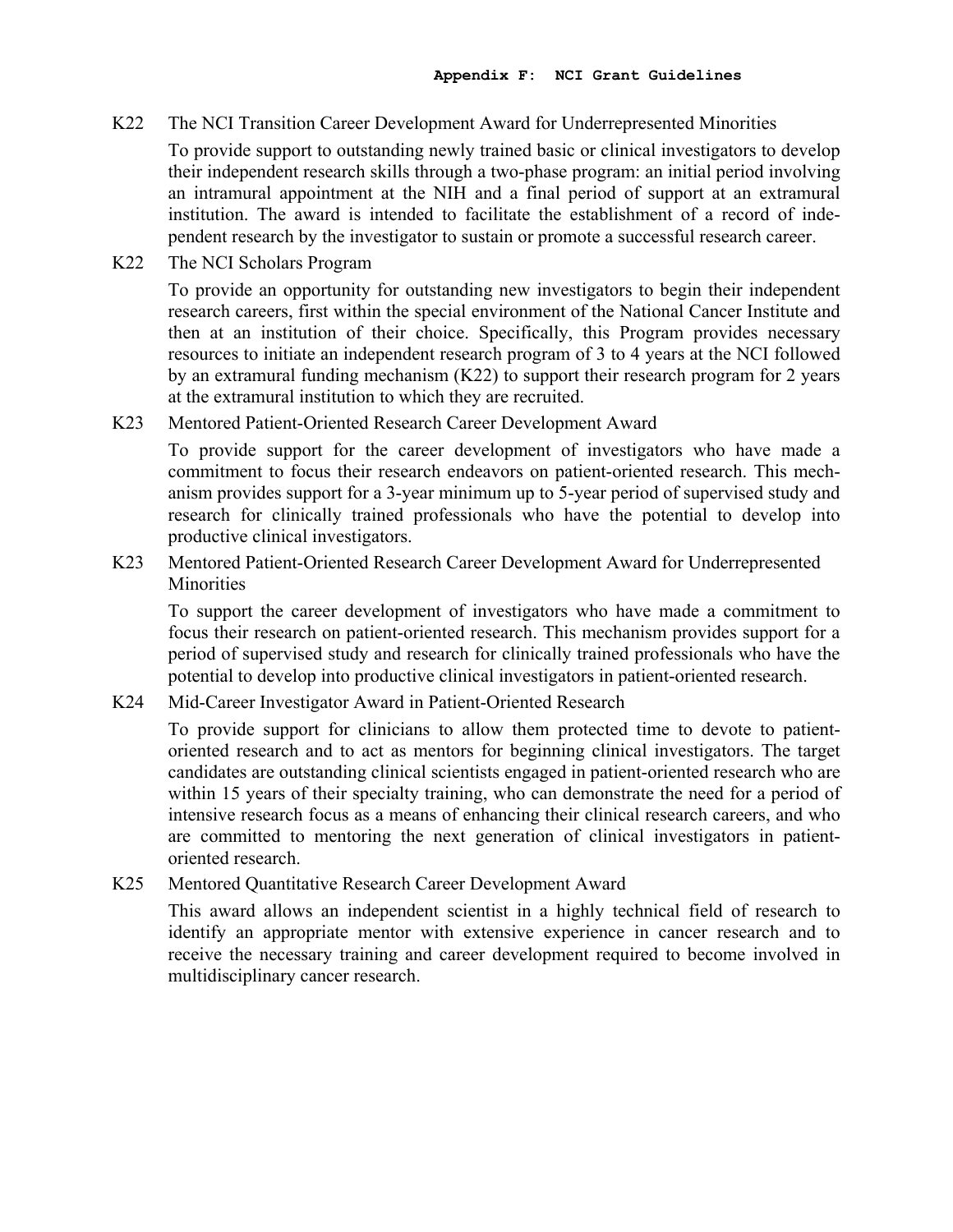K22 The NCI Transition Career Development Award for Underrepresented Minorities

To provide support to outstanding newly trained basic or clinical investigators to develop their independent research skills through a two-phase program: an initial period involving an intramural appointment at the NIH and a final period of support at an extramural institution. The award is intended to facilitate the establishment of a record of independent research by the investigator to sustain or promote a successful research career.

K22 The NCI Scholars Program

To provide an opportunity for outstanding new investigators to begin their independent research careers, first within the special environment of the National Cancer Institute and then at an institution of their choice. Specifically, this Program provides necessary resources to initiate an independent research program of 3 to 4 years at the NCI followed by an extramural funding mechanism (K22) to support their research program for 2 years at the extramural institution to which they are recruited.

K23 Mentored Patient-Oriented Research Career Development Award

To provide support for the career development of investigators who have made a commitment to focus their research endeavors on patient-oriented research. This mechanism provides support for a 3-year minimum up to 5-year period of supervised study and research for clinically trained professionals who have the potential to develop into productive clinical investigators.

K23 Mentored Patient-Oriented Research Career Development Award for Underrepresented Minorities

To support the career development of investigators who have made a commitment to focus their research on patient-oriented research. This mechanism provides support for a period of supervised study and research for clinically trained professionals who have the potential to develop into productive clinical investigators in patient-oriented research.

K24 Mid-Career Investigator Award in Patient-Oriented Research

To provide support for clinicians to allow them protected time to devote to patient-oriented research and to act as mentors for beginning clinical investigators. The target candidates are outstanding clinical scientists engaged in patient-oriented research who are within 15 years of their specialty training, who can demonstrate the need for a period of intensive research focus as a means of enhancing their clinical research careers, and who are committed to mentoring the next generation of clinical investigators in patient-oriented research.

K25 Mentored Quantitative Research Career Development Award

This award allows an independent scientist in a highly technical field of research to identify an appropriate mentor with extensive experience in cancer research and to receive the necessary training and career development required to become involved in multidisciplinary cancer research.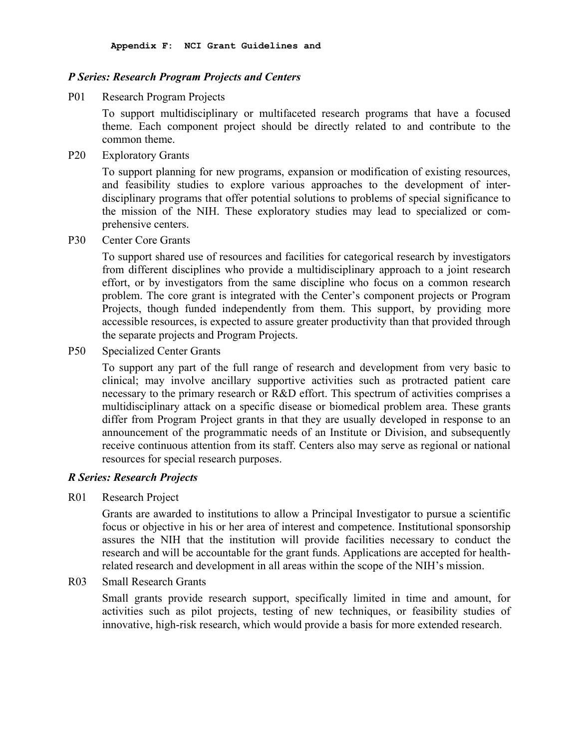### *P Series: Research Program Projects and Centers*

P01 Research Program Projects

To support multidisciplinary or multifaceted research programs that have a focused theme. Each component project should be directly related to and contribute to the common theme.

P20 Exploratory Grants

To support planning for new programs, expansion or modification of existing resources, and feasibility studies to explore various approaches to the development of inter-disciplinary programs that offer potential solutions to problems of special significance to the mission of the NIH. These exploratory studies may lead to specialized or comprehensive centers.

P30 Center Core Grants

To support shared use of resources and facilities for categorical research by investigators from different disciplines who provide a multidisciplinary approach to a joint research effort, or by investigators from the same discipline who focus on a common research problem. The core grant is integrated with the Center's component projects or Program Projects, though funded independently from them. This support, by providing more accessible resources, is expected to assure greater productivity than that provided through the separate projects and Program Projects.

P50 Specialized Center Grants

To support any part of the full range of research and development from very basic to clinical; may involve ancillary supportive activities such as protracted patient care necessary to the primary research or R&D effort. This spectrum of activities comprises a multidisciplinary attack on a specific disease or biomedical problem area. These grants differ from Program Project grants in that they are usually developed in response to an announcement of the programmatic needs of an Institute or Division, and subsequently receive continuous attention from its staff. Centers also may serve as regional or national resources for special research purposes.

### *R Series: Research Projects*

R01 Research Project

Grants are awarded to institutions to allow a Principal Investigator to pursue a scientific focus or objective in his or her area of interest and competence. Institutional sponsorship assures the NIH that the institution will provide facilities necessary to conduct the research and will be accountable for the grant funds. Applications are accepted for health-related research and development in all areas within the scope of the NIH's mission.

R03 Small Research Grants

Small grants provide research support, specifically limited in time and amount, for activities such as pilot projects, testing of new techniques, or feasibility studies of innovative, high-risk research, which would provide a basis for more extended research.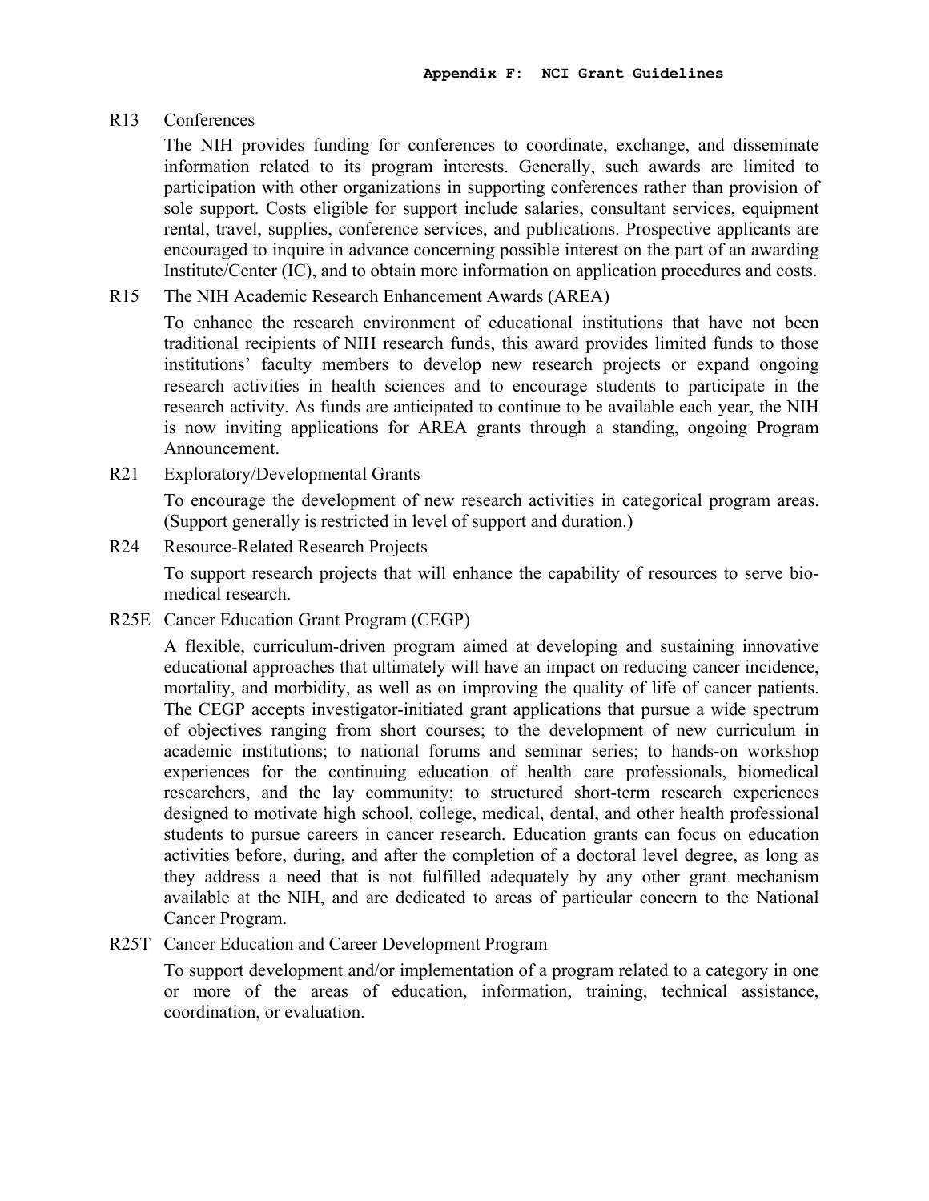R13 Conferences

The NIH provides funding for conferences to coordinate, exchange, and disseminate information related to its program interests. Generally, such awards are limited to participation with other organizations in supporting conferences rather than provision of sole support. Costs eligible for support include salaries, consultant services, equipment rental, travel, supplies, conference services, and publications. Prospective applicants are encouraged to inquire in advance concerning possible interest on the part of an awarding Institute/Center (IC), and to obtain more information on application procedures and costs.

R15 The NIH Academic Research Enhancement Awards (AREA)

To enhance the research environment of educational institutions that have not been traditional recipients of NIH research funds, this award provides limited funds to those institutions' faculty members to develop new research projects or expand ongoing research activities in health sciences and to encourage students to participate in the research activity. As funds are anticipated to continue to be available each year, the NIH is now inviting applications for AREA grants through a standing, ongoing Program Announcement.

R21 Exploratory/Developmental Grants

To encourage the development of new research activities in categorical program areas. (Support generally is restricted in level of support and duration.)

R24 Resource-Related Research Projects

To support research projects that will enhance the capability of resources to serve bio-medical research.

R25E Cancer Education Grant Program (CEGP)

A flexible, curriculum-driven program aimed at developing and sustaining innovative educational approaches that ultimately will have an impact on reducing cancer incidence, mortality, and morbidity, as well as on improving the quality of life of cancer patients. The CEGP accepts investigator-initiated grant applications that pursue a wide spectrum of objectives ranging from short courses; to the development of new curriculum in academic institutions; to national forums and seminar series; to hands-on workshop experiences for the continuing education of health care professionals, biomedical researchers, and the lay community; to structured short-term research experiences designed to motivate high school, college, medical, dental, and other health professional students to pursue careers in cancer research. Education grants can focus on education activities before, during, and after the completion of a doctoral level degree, as long as they address a need that is not fulfilled adequately by any other grant mechanism available at the NIH, and are dedicated to areas of particular concern to the National Cancer Program.

R25T Cancer Education and Career Development Program

To support development and/or implementation of a program related to a category in one or more of the areas of education, information, training, technical assistance, coordination, or evaluation.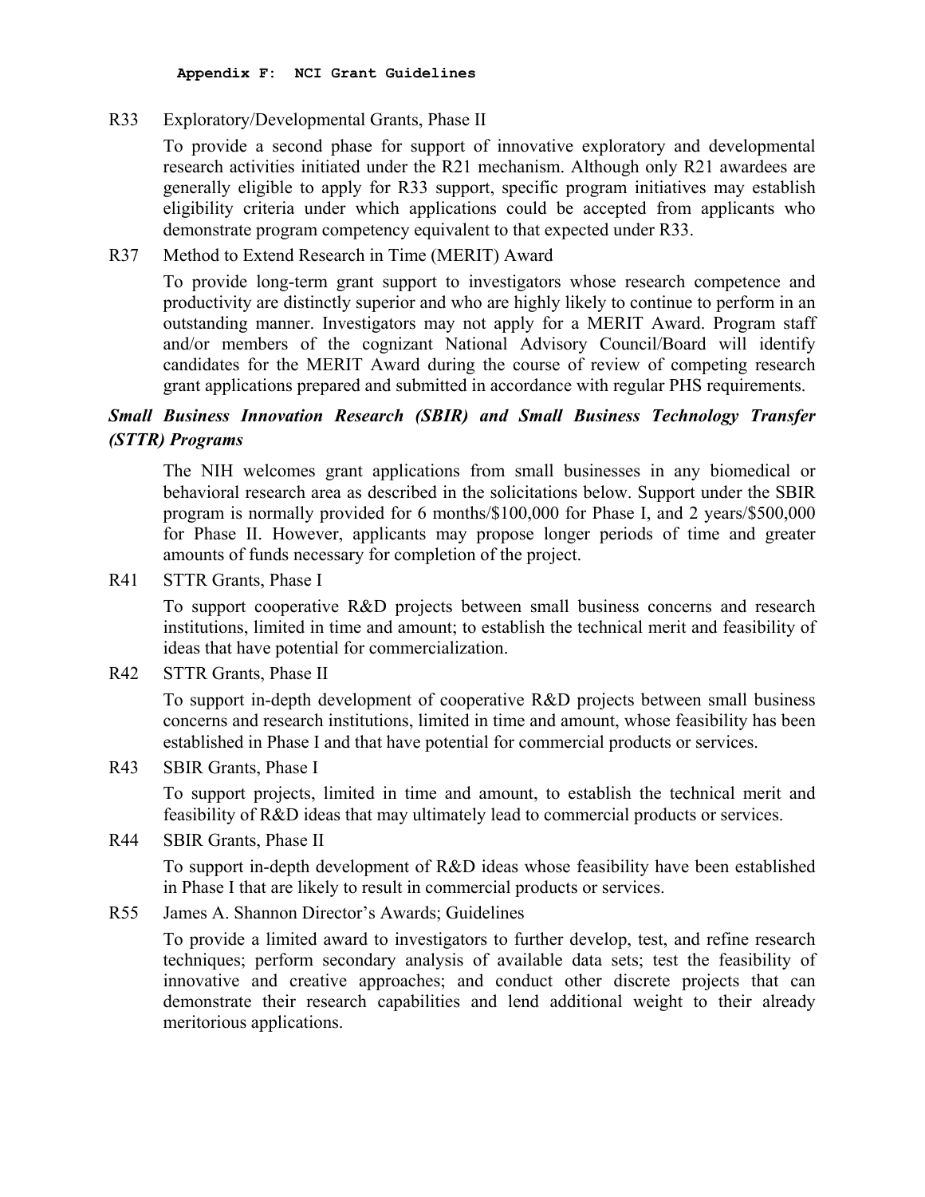R33 Exploratory/Developmental Grants, Phase II

To provide a second phase for support of innovative exploratory and developmental research activities initiated under the R21 mechanism. Although only R21 awardees are generally eligible to apply for R33 support, specific program initiatives may establish eligibility criteria under which applications could be accepted from applicants who demonstrate program competency equivalent to that expected under R33.

R37 Method to Extend Research in Time (MERIT) Award

To provide long-term grant support to investigators whose research competence and productivity are distinctly superior and who are highly likely to continue to perform in an outstanding manner. Investigators may not apply for a MERIT Award. Program staff and/or members of the cognizant National Advisory Council/Board will identify candidates for the MERIT Award during the course of review of competing research grant applications prepared and submitted in accordance with regular PHS requirements.

***Small Business Innovation Research (SBIR) and Small Business Technology Transfer (STTR) Programs***

The NIH welcomes grant applications from small businesses in any biomedical or behavioral research area as described in the solicitations below. Support under the SBIR program is normally provided for 6 months/$100,000 for Phase I, and 2 years/$500,000 for Phase II. However, applicants may propose longer periods of time and greater amounts of funds necessary for completion of the project.

R41 STTR Grants, Phase I

To support cooperative R&D projects between small business concerns and research institutions, limited in time and amount; to establish the technical merit and feasibility of ideas that have potential for commercialization.

R42 STTR Grants, Phase II

To support in-depth development of cooperative R&D projects between small business concerns and research institutions, limited in time and amount, whose feasibility has been established in Phase I and that have potential for commercial products or services.

R43 SBIR Grants, Phase I

To support projects, limited in time and amount, to establish the technical merit and feasibility of R&D ideas that may ultimately lead to commercial products or services.

R44 SBIR Grants, Phase II

To support in-depth development of R&D ideas whose feasibility have been established in Phase I that are likely to result in commercial products or services.

R55 James A. Shannon Director's Awards; Guidelines

To provide a limited award to investigators to further develop, test, and refine research techniques; perform secondary analysis of available data sets; test the feasibility of innovative and creative approaches; and conduct other discrete projects that can demonstrate their research capabilities and lend additional weight to their already meritorious applications.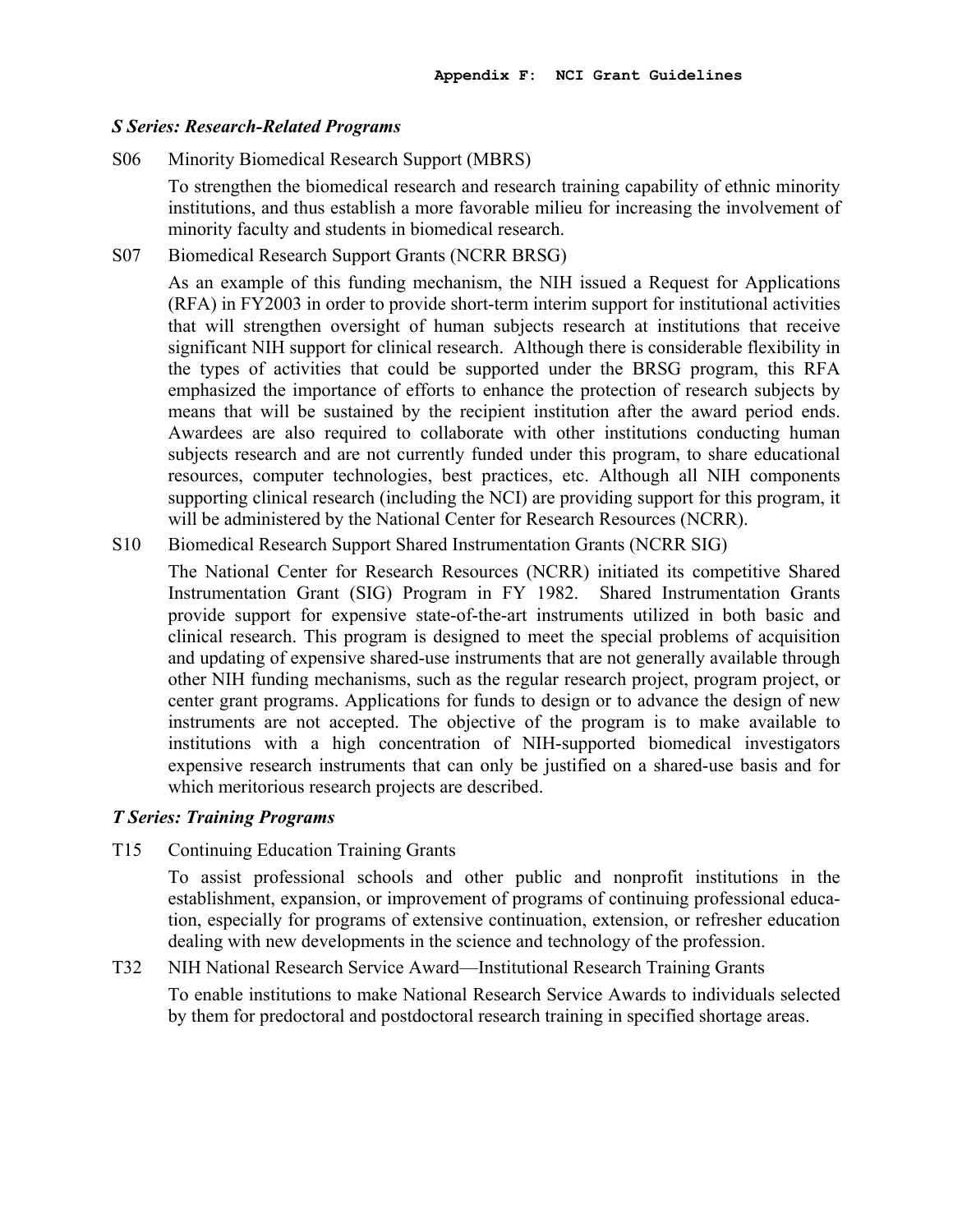### *S Series: Research-Related Programs*

S06 Minority Biomedical Research Support (MBRS)

To strengthen the biomedical research and research training capability of ethnic minority institutions, and thus establish a more favorable milieu for increasing the involvement of minority faculty and students in biomedical research.

S07 Biomedical Research Support Grants (NCRR BRSG)

As an example of this funding mechanism, the NIH issued a Request for Applications (RFA) in FY2003 in order to provide short-term interim support for institutional activities that will strengthen oversight of human subjects research at institutions that receive significant NIH support for clinical research. Although there is considerable flexibility in the types of activities that could be supported under the BRSG program, this RFA emphasized the importance of efforts to enhance the protection of research subjects by means that will be sustained by the recipient institution after the award period ends. Awardees are also required to collaborate with other institutions conducting human subjects research and are not currently funded under this program, to share educational resources, computer technologies, best practices, etc. Although all NIH components supporting clinical research (including the NCI) are providing support for this program, it will be administered by the National Center for Research Resources (NCRR).

S10 Biomedical Research Support Shared Instrumentation Grants (NCRR SIG)

The National Center for Research Resources (NCRR) initiated its competitive Shared Instrumentation Grant (SIG) Program in FY 1982. Shared Instrumentation Grants provide support for expensive state-of-the-art instruments utilized in both basic and clinical research. This program is designed to meet the special problems of acquisition and updating of expensive shared-use instruments that are not generally available through other NIH funding mechanisms, such as the regular research project, program project, or center grant programs. Applications for funds to design or to advance the design of new instruments are not accepted. The objective of the program is to make available to institutions with a high concentration of NIH-supported biomedical investigators expensive research instruments that can only be justified on a shared-use basis and for which meritorious research projects are described.

### *T Series: Training Programs*

T15 Continuing Education Training Grants

To assist professional schools and other public and nonprofit institutions in the establishment, expansion, or improvement of programs of continuing professional education, especially for programs of extensive continuation, extension, or refresher education dealing with new developments in the science and technology of the profession.

T32 NIH National Research Service Award—Institutional Research Training Grants

To enable institutions to make National Research Service Awards to individuals selected by them for predoctoral and postdoctoral research training in specified shortage areas.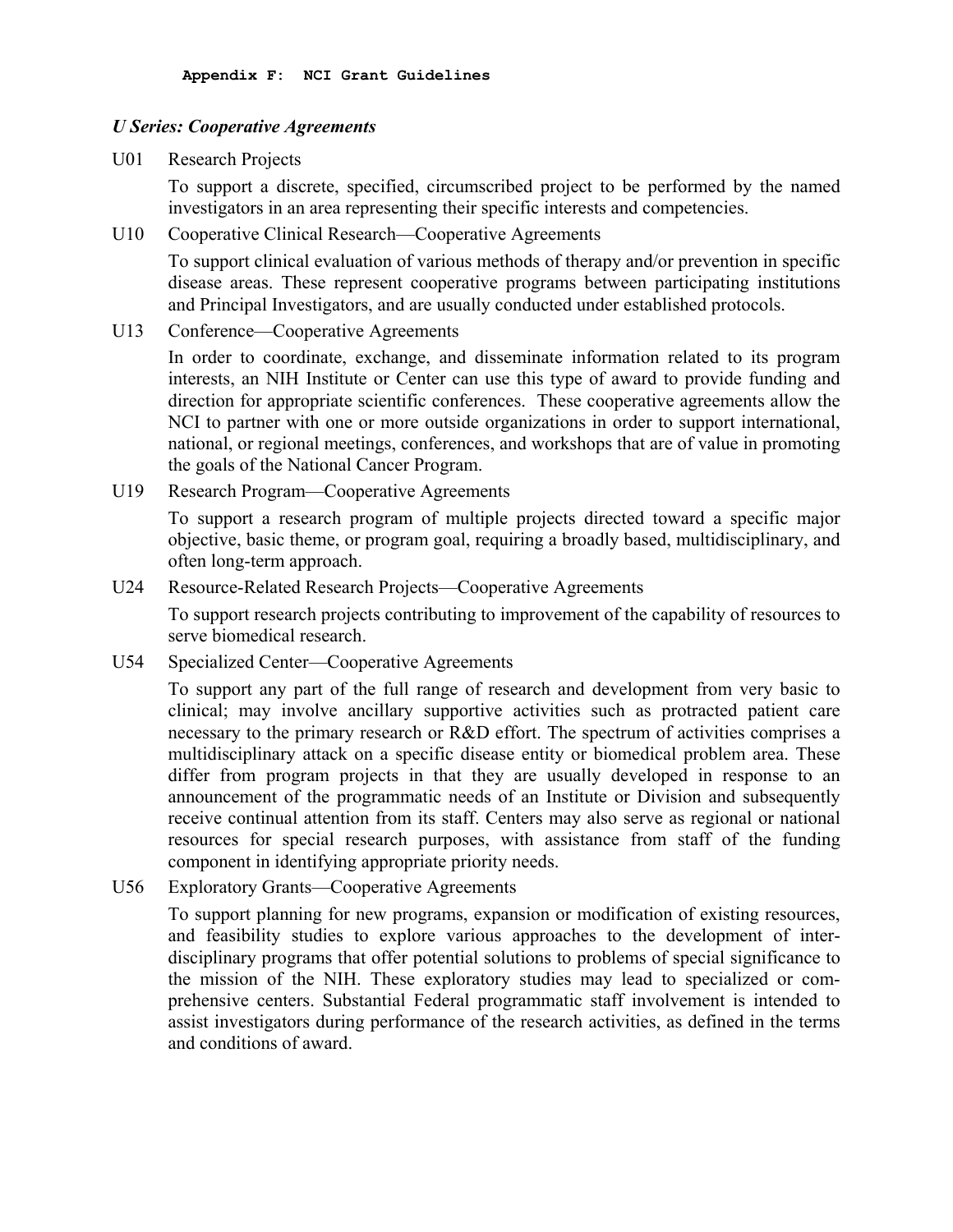### *U Series: Cooperative Agreements*

**U01** Research Projects

To support a discrete, specified, circumscribed project to be performed by the named investigators in an area representing their specific interests and competencies.

**U10** Cooperative Clinical Research—Cooperative Agreements

To support clinical evaluation of various methods of therapy and/or prevention in specific disease areas. These represent cooperative programs between participating institutions and Principal Investigators, and are usually conducted under established protocols.

**U13** Conference—Cooperative Agreements

In order to coordinate, exchange, and disseminate information related to its program interests, an NIH Institute or Center can use this type of award to provide funding and direction for appropriate scientific conferences. These cooperative agreements allow the NCI to partner with one or more outside organizations in order to support international, national, or regional meetings, conferences, and workshops that are of value in promoting the goals of the National Cancer Program.

**U19** Research Program—Cooperative Agreements

To support a research program of multiple projects directed toward a specific major objective, basic theme, or program goal, requiring a broadly based, multidisciplinary, and often long-term approach.

**U24** Resource-Related Research Projects—Cooperative Agreements

To support research projects contributing to improvement of the capability of resources to serve biomedical research.

**U54** Specialized Center—Cooperative Agreements

To support any part of the full range of research and development from very basic to clinical; may involve ancillary supportive activities such as protracted patient care necessary to the primary research or R&D effort. The spectrum of activities comprises a multidisciplinary attack on a specific disease entity or biomedical problem area. These differ from program projects in that they are usually developed in response to an announcement of the programmatic needs of an Institute or Division and subsequently receive continual attention from its staff. Centers may also serve as regional or national resources for special research purposes, with assistance from staff of the funding component in identifying appropriate priority needs.

**U56** Exploratory Grants—Cooperative Agreements

To support planning for new programs, expansion or modification of existing resources, and feasibility studies to explore various approaches to the development of interdisciplinary programs that offer potential solutions to problems of special significance to the mission of the NIH. These exploratory studies may lead to specialized or comprehensive centers. Substantial Federal programmatic staff involvement is intended to assist investigators during performance of the research activities, as defined in the terms and conditions of award.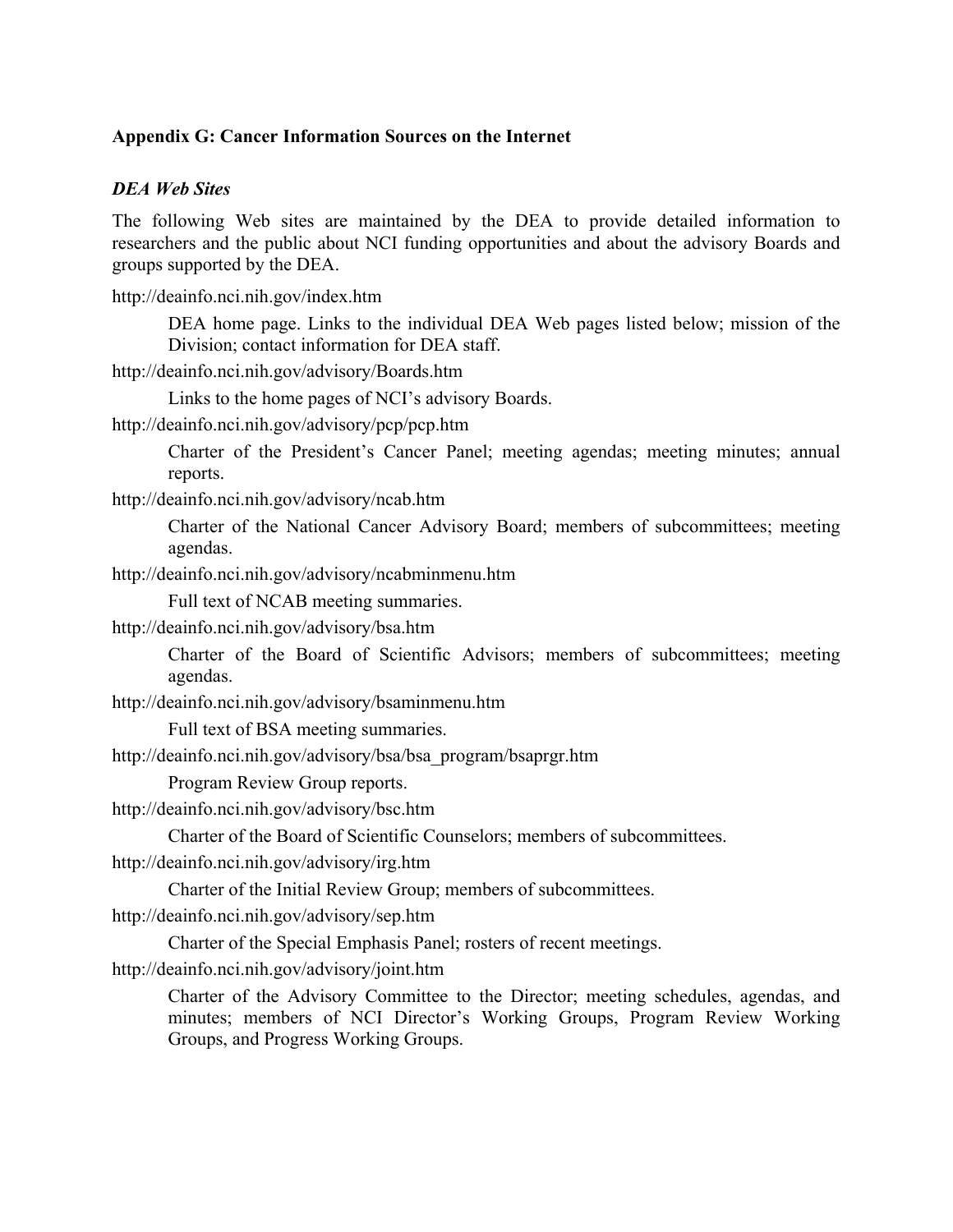## Appendix G: Cancer Information Sources on the Internet

### *DEA Web Sites*

The following Web sites are maintained by the DEA to provide detailed information to researchers and the public about NCI funding opportunities and about the advisory Boards and groups supported by the DEA.

http://deainfo.nci.nih.gov/index.htm

> DEA home page. Links to the individual DEA Web pages listed below; mission of the Division; contact information for DEA staff.

http://deainfo.nci.nih.gov/advisory/Boards.htm

> Links to the home pages of NCI's advisory Boards.

http://deainfo.nci.nih.gov/advisory/pcp/pcp.htm

> Charter of the President's Cancer Panel; meeting agendas; meeting minutes; annual reports.

http://deainfo.nci.nih.gov/advisory/ncab.htm

> Charter of the National Cancer Advisory Board; members of subcommittees; meeting agendas.

http://deainfo.nci.nih.gov/advisory/ncabminmenu.htm

> Full text of NCAB meeting summaries.

http://deainfo.nci.nih.gov/advisory/bsa.htm

> Charter of the Board of Scientific Advisors; members of subcommittees; meeting agendas.

http://deainfo.nci.nih.gov/advisory/bsaminmenu.htm

> Full text of BSA meeting summaries.

http://deainfo.nci.nih.gov/advisory/bsa/bsa_program/bsaprgr.htm

> Program Review Group reports.

http://deainfo.nci.nih.gov/advisory/bsc.htm

> Charter of the Board of Scientific Counselors; members of subcommittees.

http://deainfo.nci.nih.gov/advisory/irg.htm

> Charter of the Initial Review Group; members of subcommittees.

http://deainfo.nci.nih.gov/advisory/sep.htm

> Charter of the Special Emphasis Panel; rosters of recent meetings.

http://deainfo.nci.nih.gov/advisory/joint.htm

> Charter of the Advisory Committee to the Director; meeting schedules, agendas, and minutes; members of NCI Director's Working Groups, Program Review Working Groups, and Progress Working Groups.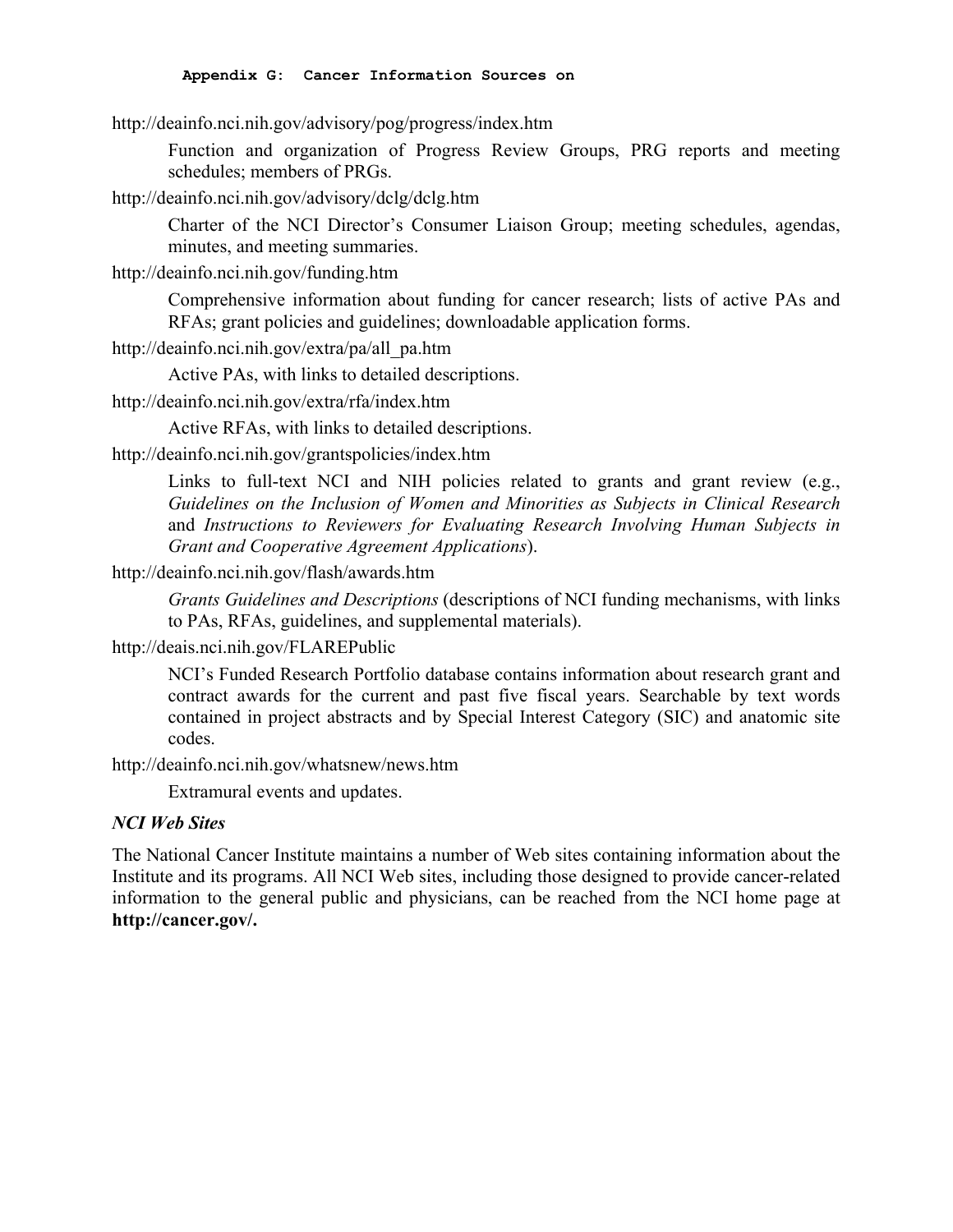http://deainfo.nci.nih.gov/advisory/pog/progress/index.htm

Function and organization of Progress Review Groups, PRG reports and meeting schedules; members of PRGs.

http://deainfo.nci.nih.gov/advisory/dclg/dclg.htm

Charter of the NCI Director's Consumer Liaison Group; meeting schedules, agendas, minutes, and meeting summaries.

http://deainfo.nci.nih.gov/funding.htm

Comprehensive information about funding for cancer research; lists of active PAs and RFAs; grant policies and guidelines; downloadable application forms.

http://deainfo.nci.nih.gov/extra/pa/all_pa.htm

Active PAs, with links to detailed descriptions.

http://deainfo.nci.nih.gov/extra/rfa/index.htm

Active RFAs, with links to detailed descriptions.

http://deainfo.nci.nih.gov/grantspolicies/index.htm

Links to full-text NCI and NIH policies related to grants and grant review (e.g., *Guidelines on the Inclusion of Women and Minorities as Subjects in Clinical Research* and *Instructions to Reviewers for Evaluating Research Involving Human Subjects in Grant and Cooperative Agreement Applications*).

http://deainfo.nci.nih.gov/flash/awards.htm

*Grants Guidelines and Descriptions* (descriptions of NCI funding mechanisms, with links to PAs, RFAs, guidelines, and supplemental materials).

http://deais.nci.nih.gov/FLAREPublic

NCI's Funded Research Portfolio database contains information about research grant and contract awards for the current and past five fiscal years. Searchable by text words contained in project abstracts and by Special Interest Category (SIC) and anatomic site codes.

http://deainfo.nci.nih.gov/whatsnew/news.htm

Extramural events and updates.

### *NCI Web Sites*

The National Cancer Institute maintains a number of Web sites containing information about the Institute and its programs. All NCI Web sites, including those designed to provide cancer-related information to the general public and physicians, can be reached from the NCI home page at **http://cancer.gov/.**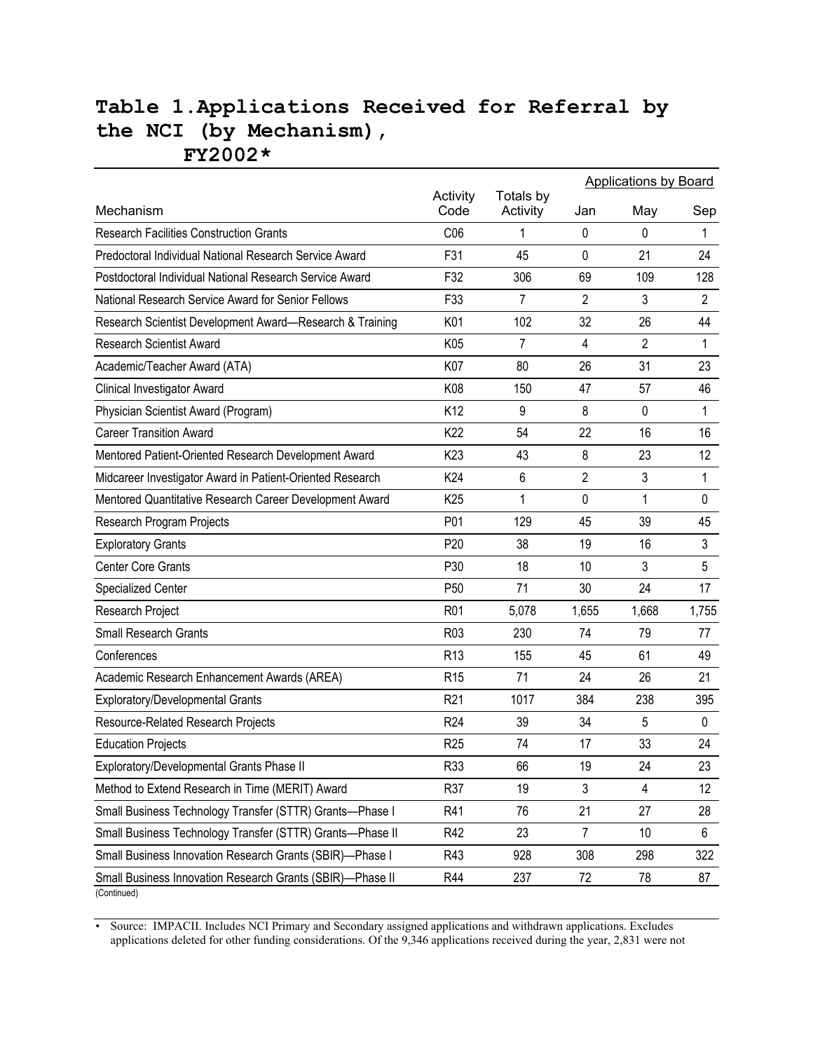# Table 1. Applications Received for Referral by the NCI (by Mechanism), FY2002*

| Mechanism | Activity Code | Totals by Activity | Applications by Board | | |
|---|---|---|---|---|---|
| | | | Jan | May | Sep |
| Research Facilities Construction Grants | C06 | 1 | 0 | 0 | 1 |
| Predoctoral Individual National Research Service Award | F31 | 45 | 0 | 21 | 24 |
| Postdoctoral Individual National Research Service Award | F32 | 306 | 69 | 109 | 128 |
| National Research Service Award for Senior Fellows | F33 | 7 | 2 | 3 | 2 |
| Research Scientist Development Award—Research & Training | K01 | 102 | 32 | 26 | 44 |
| Research Scientist Award | K05 | 7 | 4 | 2 | 1 |
| Academic/Teacher Award (ATA) | K07 | 80 | 26 | 31 | 23 |
| Clinical Investigator Award | K08 | 150 | 47 | 57 | 46 |
| Physician Scientist Award (Program) | K12 | 9 | 8 | 0 | 1 |
| Career Transition Award | K22 | 54 | 22 | 16 | 16 |
| Mentored Patient-Oriented Research Development Award | K23 | 43 | 8 | 23 | 12 |
| Midcareer Investigator Award in Patient-Oriented Research | K24 | 6 | 2 | 3 | 1 |
| Mentored Quantitative Research Career Development Award | K25 | 1 | 0 | 1 | 0 |
| Research Program Projects | P01 | 129 | 45 | 39 | 45 |
| Exploratory Grants | P20 | 38 | 19 | 16 | 3 |
| Center Core Grants | P30 | 18 | 10 | 3 | 5 |
| Specialized Center | P50 | 71 | 30 | 24 | 17 |
| Research Project | R01 | 5,078 | 1,655 | 1,668 | 1,755 |
| Small Research Grants | R03 | 230 | 74 | 79 | 77 |
| Conferences | R13 | 155 | 45 | 61 | 49 |
| Academic Research Enhancement Awards (AREA) | R15 | 71 | 24 | 26 | 21 |
| Exploratory/Developmental Grants | R21 | 1017 | 384 | 238 | 395 |
| Resource-Related Research Projects | R24 | 39 | 34 | 5 | 0 |
| Education Projects | R25 | 74 | 17 | 33 | 24 |
| Exploratory/Developmental Grants Phase II | R33 | 66 | 19 | 24 | 23 |
| Method to Extend Research in Time (MERIT) Award | R37 | 19 | 3 | 4 | 12 |
| Small Business Technology Transfer (STTR) Grants—Phase I | R41 | 76 | 21 | 27 | 28 |
| Small Business Technology Transfer (STTR) Grants—Phase II | R42 | 23 | 7 | 10 | 6 |
| Small Business Innovation Research Grants (SBIR)—Phase I | R43 | 928 | 308 | 298 | 322 |
| Small Business Innovation Research Grants (SBIR)—Phase II | R44 | 237 | 72 | 78 | 87 |

(Continued)

- Source: IMPACII. Includes NCI Primary and Secondary assigned applications and withdrawn applications. Excludes applications deleted for other funding considerations. Of the 9,346 applications received during the year, 2,831 were not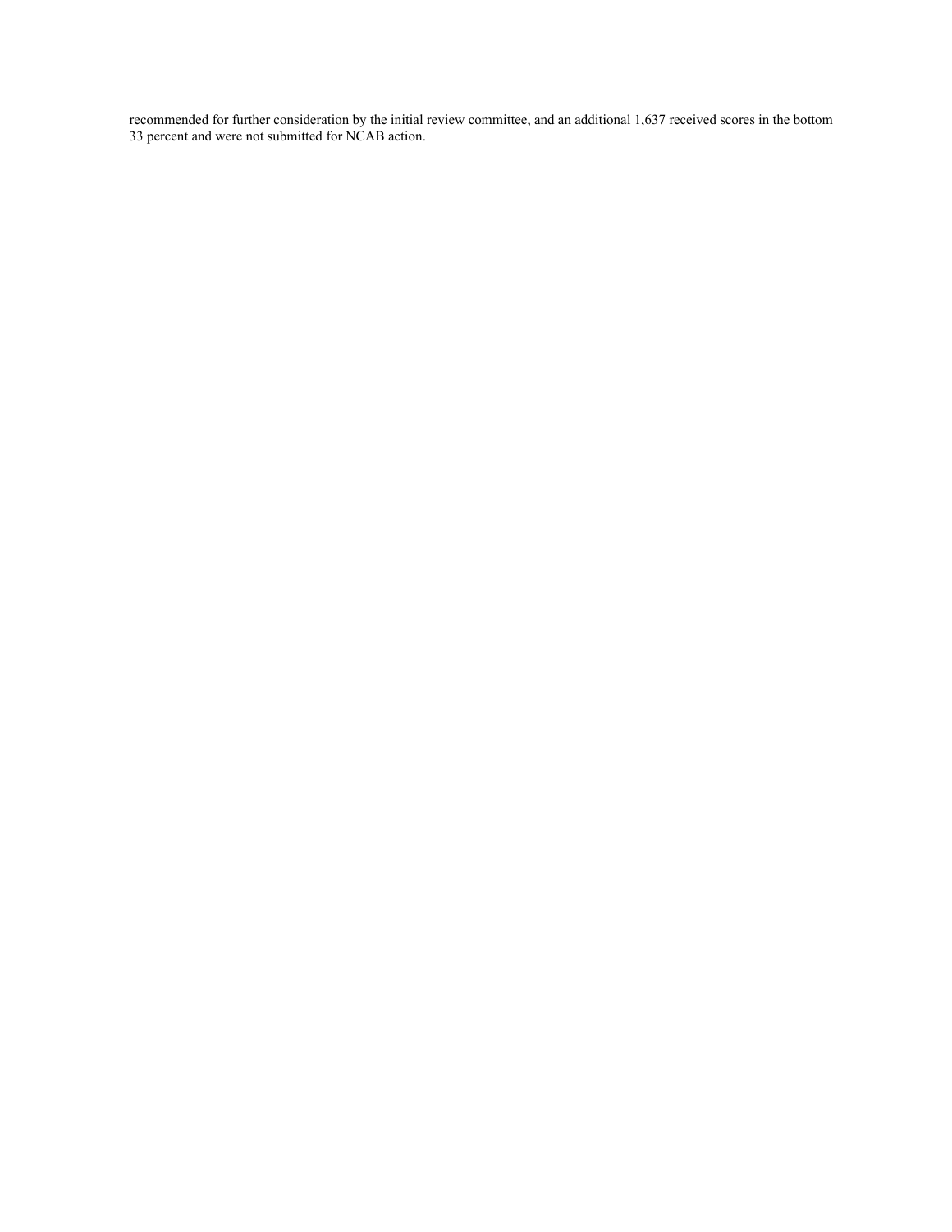recommended for further consideration by the initial review committee, and an additional 1,637 received scores in the bottom 33 percent and were not submitted for NCAB action.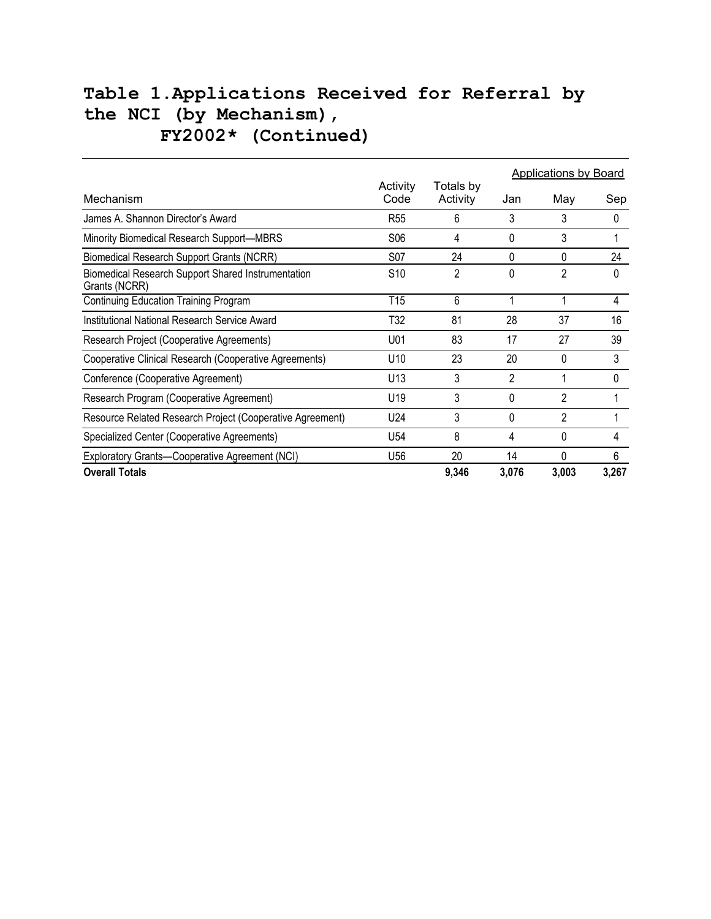# Table 1. Applications Received for Referral by the NCI (by Mechanism), FY2002* (Continued)

| Mechanism | Activity Code | Totals by Activity | Applications by Board | | |
|---|---|---|---|---|---|
| | | | Jan | May | Sep |
| James A. Shannon Director's Award | R55 | 6 | 3 | 3 | 0 |
| Minority Biomedical Research Support—MBRS | S06 | 4 | 0 | 3 | 1 |
| Biomedical Research Support Grants (NCRR) | S07 | 24 | 0 | 0 | 24 |
| Biomedical Research Support Shared Instrumentation Grants (NCRR) | S10 | 2 | 0 | 2 | 0 |
| Continuing Education Training Program | T15 | 6 | 1 | 1 | 4 |
| Institutional National Research Service Award | T32 | 81 | 28 | 37 | 16 |
| Research Project (Cooperative Agreements) | U01 | 83 | 17 | 27 | 39 |
| Cooperative Clinical Research (Cooperative Agreements) | U10 | 23 | 20 | 0 | 3 |
| Conference (Cooperative Agreement) | U13 | 3 | 2 | 1 | 0 |
| Research Program (Cooperative Agreement) | U19 | 3 | 0 | 2 | 1 |
| Resource Related Research Project (Cooperative Agreement) | U24 | 3 | 0 | 2 | 1 |
| Specialized Center (Cooperative Agreements) | U54 | 8 | 4 | 0 | 4 |
| Exploratory Grants—Cooperative Agreement (NCI) | U56 | 20 | 14 | 0 | 6 |
| **Overall Totals** | | **9,346** | **3,076** | **3,003** | **3,267** |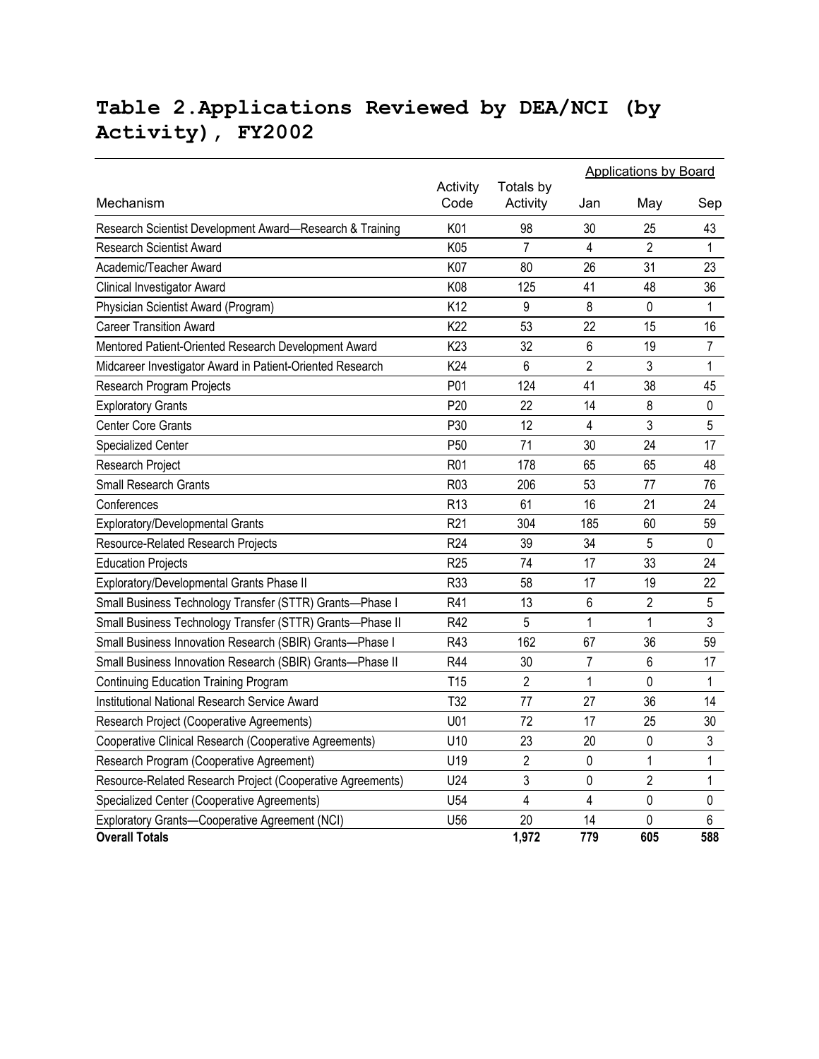# Table 2. Applications Reviewed by DEA/NCI (by Activity), FY2002

| Mechanism | Activity Code | Totals by Activity | Applications by Board | | |
|---|---|---|---|---|---|
| | | | Jan | May | Sep |
| Research Scientist Development Award—Research & Training | K01 | 98 | 30 | 25 | 43 |
| Research Scientist Award | K05 | 7 | 4 | 2 | 1 |
| Academic/Teacher Award | K07 | 80 | 26 | 31 | 23 |
| Clinical Investigator Award | K08 | 125 | 41 | 48 | 36 |
| Physician Scientist Award (Program) | K12 | 9 | 8 | 0 | 1 |
| Career Transition Award | K22 | 53 | 22 | 15 | 16 |
| Mentored Patient-Oriented Research Development Award | K23 | 32 | 6 | 19 | 7 |
| Midcareer Investigator Award in Patient-Oriented Research | K24 | 6 | 2 | 3 | 1 |
| Research Program Projects | P01 | 124 | 41 | 38 | 45 |
| Exploratory Grants | P20 | 22 | 14 | 8 | 0 |
| Center Core Grants | P30 | 12 | 4 | 3 | 5 |
| Specialized Center | P50 | 71 | 30 | 24 | 17 |
| Research Project | R01 | 178 | 65 | 65 | 48 |
| Small Research Grants | R03 | 206 | 53 | 77 | 76 |
| Conferences | R13 | 61 | 16 | 21 | 24 |
| Exploratory/Developmental Grants | R21 | 304 | 185 | 60 | 59 |
| Resource-Related Research Projects | R24 | 39 | 34 | 5 | 0 |
| Education Projects | R25 | 74 | 17 | 33 | 24 |
| Exploratory/Developmental Grants Phase II | R33 | 58 | 17 | 19 | 22 |
| Small Business Technology Transfer (STTR) Grants—Phase I | R41 | 13 | 6 | 2 | 5 |
| Small Business Technology Transfer (STTR) Grants—Phase II | R42 | 5 | 1 | 1 | 3 |
| Small Business Innovation Research (SBIR) Grants—Phase I | R43 | 162 | 67 | 36 | 59 |
| Small Business Innovation Research (SBIR) Grants—Phase II | R44 | 30 | 7 | 6 | 17 |
| Continuing Education Training Program | T15 | 2 | 1 | 0 | 1 |
| Institutional National Research Service Award | T32 | 77 | 27 | 36 | 14 |
| Research Project (Cooperative Agreements) | U01 | 72 | 17 | 25 | 30 |
| Cooperative Clinical Research (Cooperative Agreements) | U10 | 23 | 20 | 0 | 3 |
| Research Program (Cooperative Agreement) | U19 | 2 | 0 | 1 | 1 |
| Resource-Related Research Project (Cooperative Agreements) | U24 | 3 | 0 | 2 | 1 |
| Specialized Center (Cooperative Agreements) | U54 | 4 | 4 | 0 | 0 |
| Exploratory Grants—Cooperative Agreement (NCI) | U56 | 20 | 14 | 0 | 6 |
| **Overall Totals** | | **1,972** | **779** | **605** | **588** |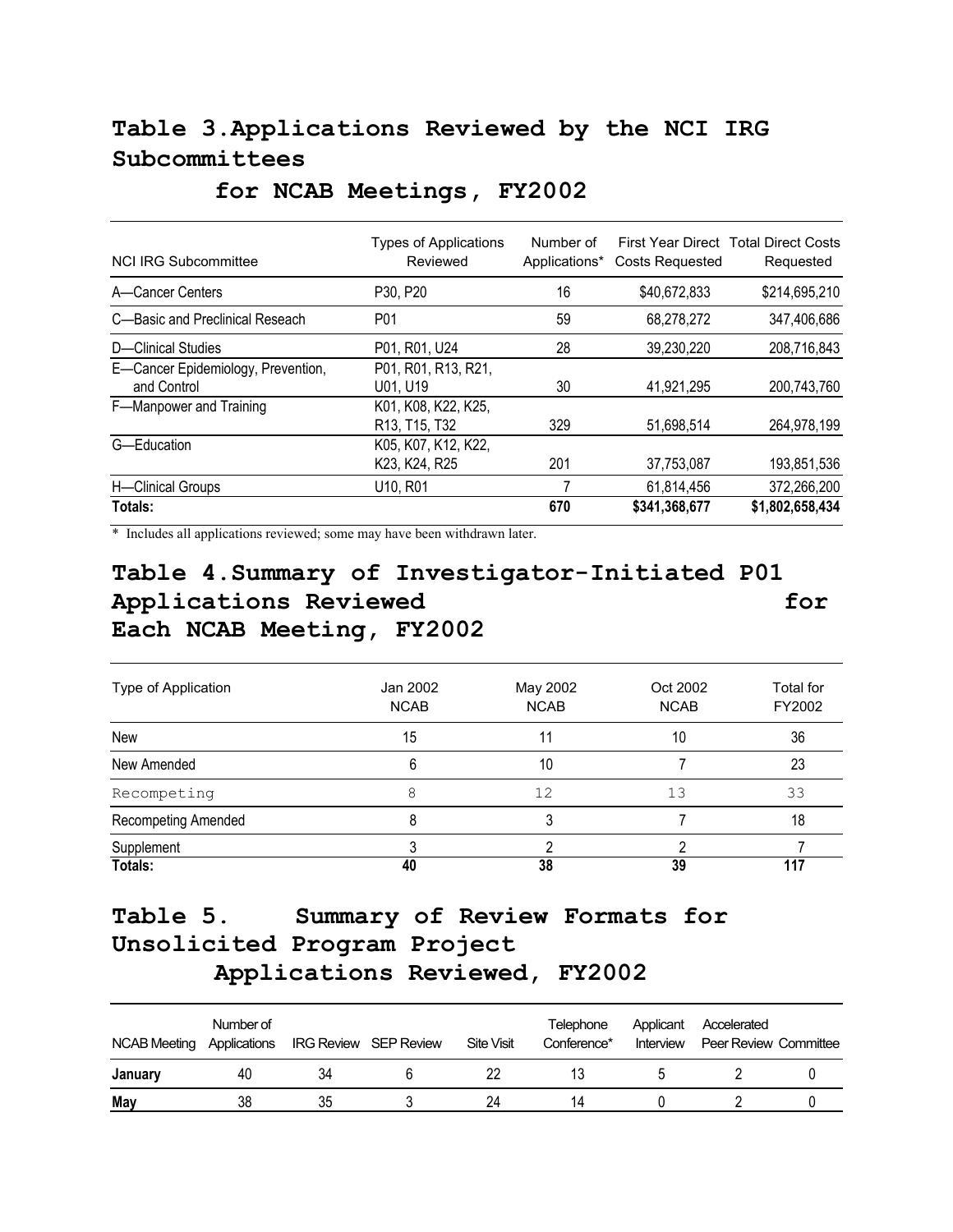## Table 3. Applications Reviewed by the NCI IRG Subcommittees for NCAB Meetings, FY2002

| NCI IRG Subcommittee | Types of Applications Reviewed | Number of Applications* | First Year Direct Costs Requested | Total Direct Costs Requested |
|---|---|---|---|---|
| A—Cancer Centers | P30, P20 | 16 | $40,672,833 | $214,695,210 |
| C—Basic and Preclinical Reseach | P01 | 59 | 68,278,272 | 347,406,686 |
| D—Clinical Studies | P01, R01, U24 | 28 | 39,230,220 | 208,716,843 |
| E—Cancer Epidemiology, Prevention, and Control | P01, R01, R13, R21, U01, U19 | 30 | 41,921,295 | 200,743,760 |
| F—Manpower and Training | K01, K08, K22, K25, R13, T15, T32 | 329 | 51,698,514 | 264,978,199 |
| G—Education | K05, K07, K12, K22, K23, K24, R25 | 201 | 37,753,087 | 193,851,536 |
| H—Clinical Groups | U10, R01 | 7 | 61,814,456 | 372,266,200 |
| **Totals:** | | **670** | **$341,368,677** | **$1,802,658,434** |

\* Includes all applications reviewed; some may have been withdrawn later.

## Table 4. Summary of Investigator-Initiated P01 Applications Reviewed for Each NCAB Meeting, FY2002

| Type of Application | Jan 2002 NCAB | May 2002 NCAB | Oct 2002 NCAB | Total for FY2002 |
|---|---|---|---|---|
| New | 15 | 11 | 10 | 36 |
| New Amended | 6 | 10 | 7 | 23 |
| Recompeting | 8 | 12 | 13 | 33 |
| Recompeting Amended | 8 | 3 | 7 | 18 |
| Supplement | 3 | 2 | 2 | 7 |
| **Totals:** | **40** | **38** | **39** | **117** |

## Table 5. Summary of Review Formats for Unsolicited Program Project Applications Reviewed, FY2002

| NCAB Meeting | Number of Applications | IRG Review | SEP Review | Site Visit | Telephone Conference* | Applicant Interview | Accelerated Peer Review | Committee |
|---|---|---|---|---|---|---|---|---|
| **January** | 40 | 34 | 6 | 22 | 13 | 5 | 2 | 0 |
| **May** | 38 | 35 | 3 | 24 | 14 | 0 | 2 | 0 |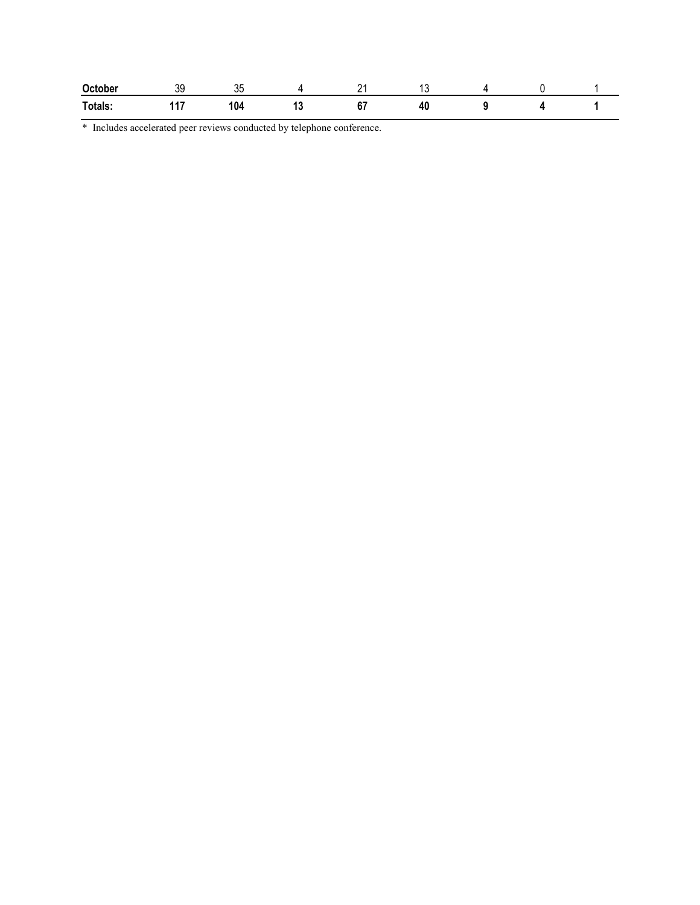| | | | | | | | | |
|---|---|---|---|---|---|---|---|---|
| **October** | 39 | 35 | 4 | 21 | 13 | 4 | 0 | 1 |
| **Totals:** | **117** | **104** | **13** | **67** | **40** | **9** | **4** | **1** |

\* Includes accelerated peer reviews conducted by telephone conference.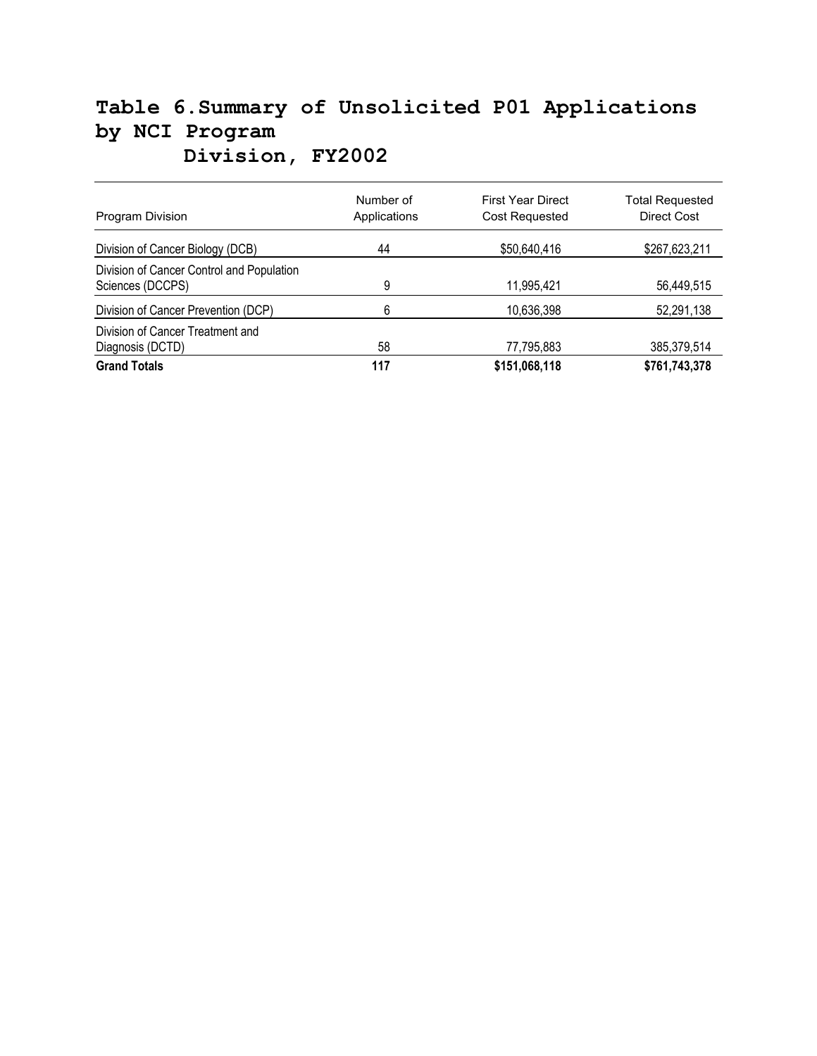## Table 6. Summary of Unsolicited P01 Applications by NCI Program Division, FY2002

| Program Division | Number of Applications | First Year Direct Cost Requested | Total Requested Direct Cost |
|---|---|---|---|
| Division of Cancer Biology (DCB) | 44 | $50,640,416 | $267,623,211 |
| Division of Cancer Control and Population Sciences (DCCPS) | 9 | 11,995,421 | 56,449,515 |
| Division of Cancer Prevention (DCP) | 6 | 10,636,398 | 52,291,138 |
| Division of Cancer Treatment and Diagnosis (DCTD) | 58 | 77,795,883 | 385,379,514 |
| **Grand Totals** | **117** | **$151,068,118** | **$761,743,378** |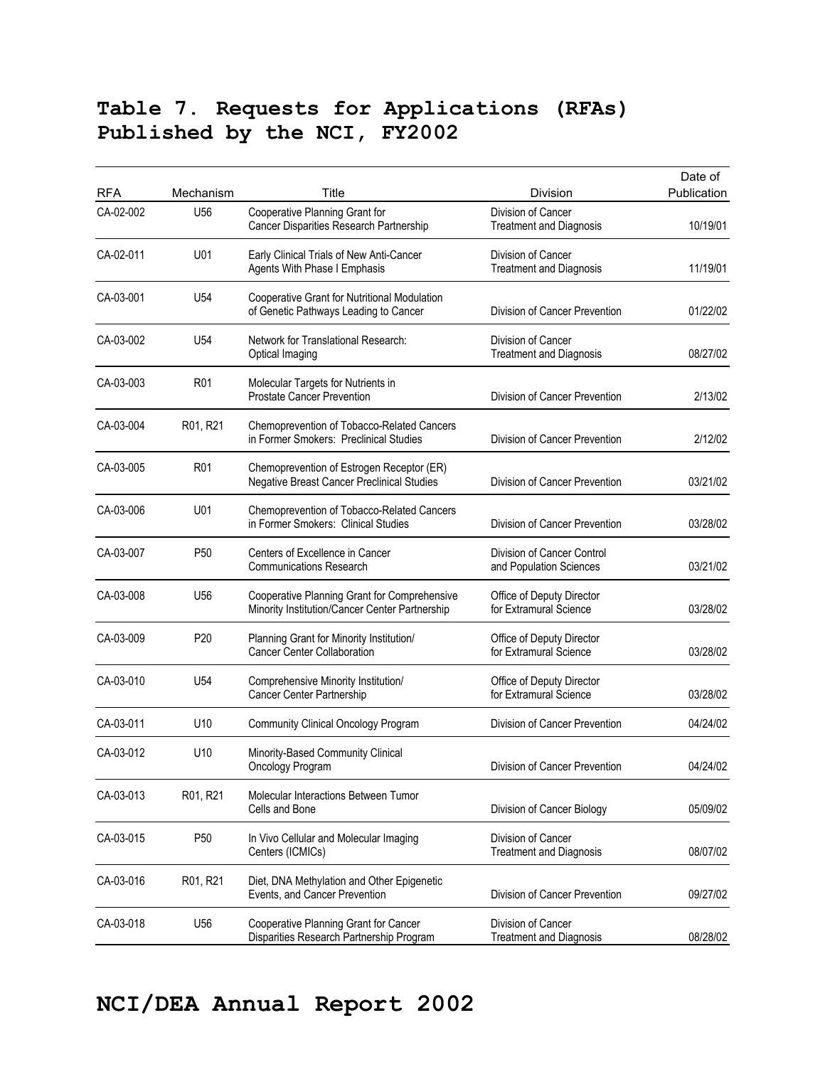# Table 7. Requests for Applications (RFAs) Published by the NCI, FY2002

| RFA | Mechanism | Title | Division | Date of Publication |
|---|---|---|---|---|
| CA-02-002 | U56 | Cooperative Planning Grant for Cancer Disparities Research Partnership | Division of Cancer Treatment and Diagnosis | 10/19/01 |
| CA-02-011 | U01 | Early Clinical Trials of New Anti-Cancer Agents With Phase I Emphasis | Division of Cancer Treatment and Diagnosis | 11/19/01 |
| CA-03-001 | U54 | Cooperative Grant for Nutritional Modulation of Genetic Pathways Leading to Cancer | Division of Cancer Prevention | 01/22/02 |
| CA-03-002 | U54 | Network for Translational Research: Optical Imaging | Division of Cancer Treatment and Diagnosis | 08/27/02 |
| CA-03-003 | R01 | Molecular Targets for Nutrients in Prostate Cancer Prevention | Division of Cancer Prevention | 2/13/02 |
| CA-03-004 | R01, R21 | Chemoprevention of Tobacco-Related Cancers in Former Smokers: Preclinical Studies | Division of Cancer Prevention | 2/12/02 |
| CA-03-005 | R01 | Chemoprevention of Estrogen Receptor (ER) Negative Breast Cancer Preclinical Studies | Division of Cancer Prevention | 03/21/02 |
| CA-03-006 | U01 | Chemoprevention of Tobacco-Related Cancers in Former Smokers: Clinical Studies | Division of Cancer Prevention | 03/28/02 |
| CA-03-007 | P50 | Centers of Excellence in Cancer Communications Research | Division of Cancer Control and Population Sciences | 03/21/02 |
| CA-03-008 | U56 | Cooperative Planning Grant for Comprehensive Minority Institution/Cancer Center Partnership | Office of Deputy Director for Extramural Science | 03/28/02 |
| CA-03-009 | P20 | Planning Grant for Minority Institution/ Cancer Center Collaboration | Office of Deputy Director for Extramural Science | 03/28/02 |
| CA-03-010 | U54 | Comprehensive Minority Institution/ Cancer Center Partnership | Office of Deputy Director for Extramural Science | 03/28/02 |
| CA-03-011 | U10 | Community Clinical Oncology Program | Division of Cancer Prevention | 04/24/02 |
| CA-03-012 | U10 | Minority-Based Community Clinical Oncology Program | Division of Cancer Prevention | 04/24/02 |
| CA-03-013 | R01, R21 | Molecular Interactions Between Tumor Cells and Bone | Division of Cancer Biology | 05/09/02 |
| CA-03-015 | P50 | In Vivo Cellular and Molecular Imaging Centers (ICMICs) | Division of Cancer Treatment and Diagnosis | 08/07/02 |
| CA-03-016 | R01, R21 | Diet, DNA Methylation and Other Epigenetic Events, and Cancer Prevention | Division of Cancer Prevention | 09/27/02 |
| CA-03-018 | U56 | Cooperative Planning Grant for Cancer Disparities Research Partnership Program | Division of Cancer Treatment and Diagnosis | 08/28/02 |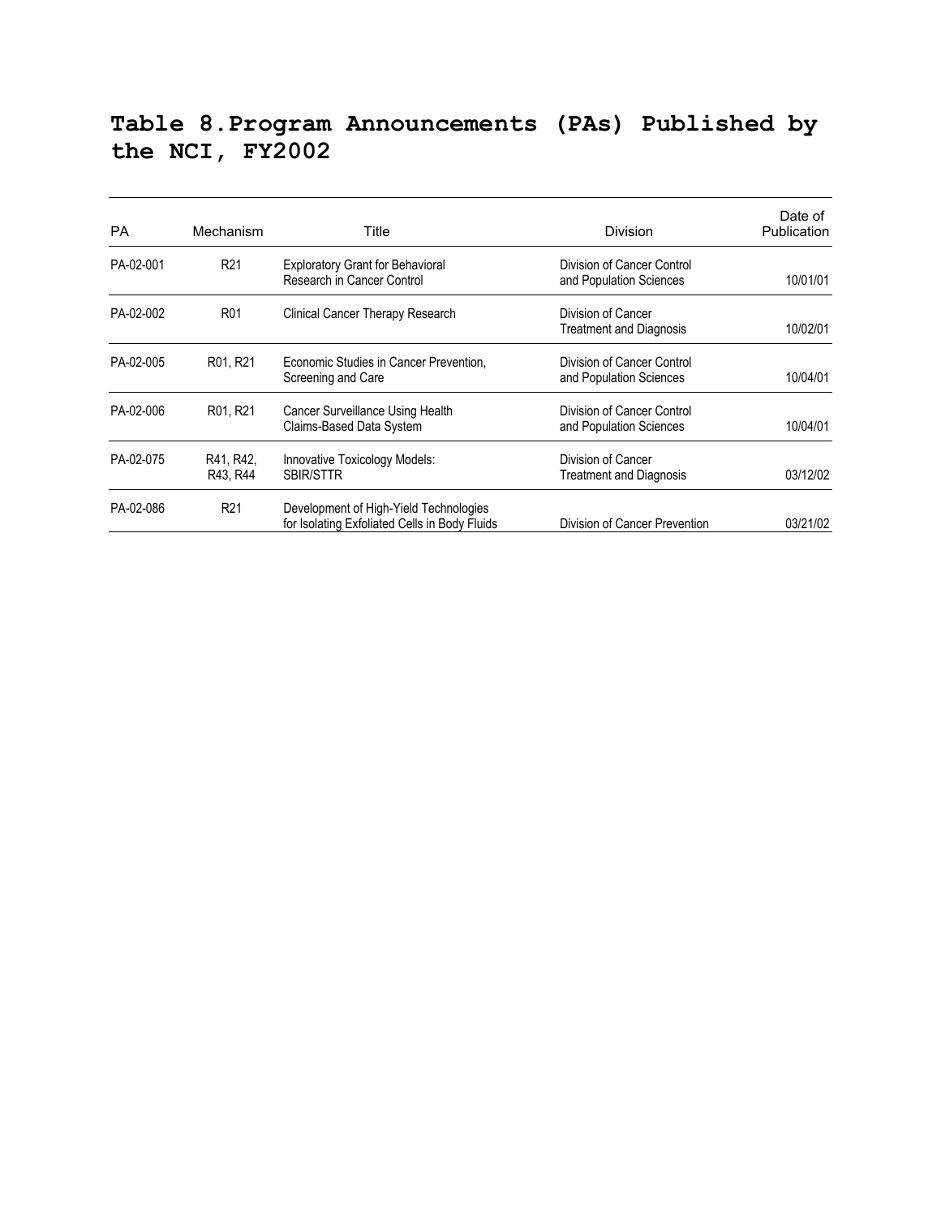# Table 8. Program Announcements (PAs) Published by the NCI, FY2002

| PA | Mechanism | Title | Division | Date of Publication |
|---|---|---|---|---|
| PA-02-001 | R21 | Exploratory Grant for Behavioral Research in Cancer Control | Division of Cancer Control and Population Sciences | 10/01/01 |
| PA-02-002 | R01 | Clinical Cancer Therapy Research | Division of Cancer Treatment and Diagnosis | 10/02/01 |
| PA-02-005 | R01, R21 | Economic Studies in Cancer Prevention, Screening and Care | Division of Cancer Control and Population Sciences | 10/04/01 |
| PA-02-006 | R01, R21 | Cancer Surveillance Using Health Claims-Based Data System | Division of Cancer Control and Population Sciences | 10/04/01 |
| PA-02-075 | R41, R42, R43, R44 | Innovative Toxicology Models: SBIR/STTR | Division of Cancer Treatment and Diagnosis | 03/12/02 |
| PA-02-086 | R21 | Development of High-Yield Technologies for Isolating Exfoliated Cells in Body Fluids | Division of Cancer Prevention | 03/21/02 |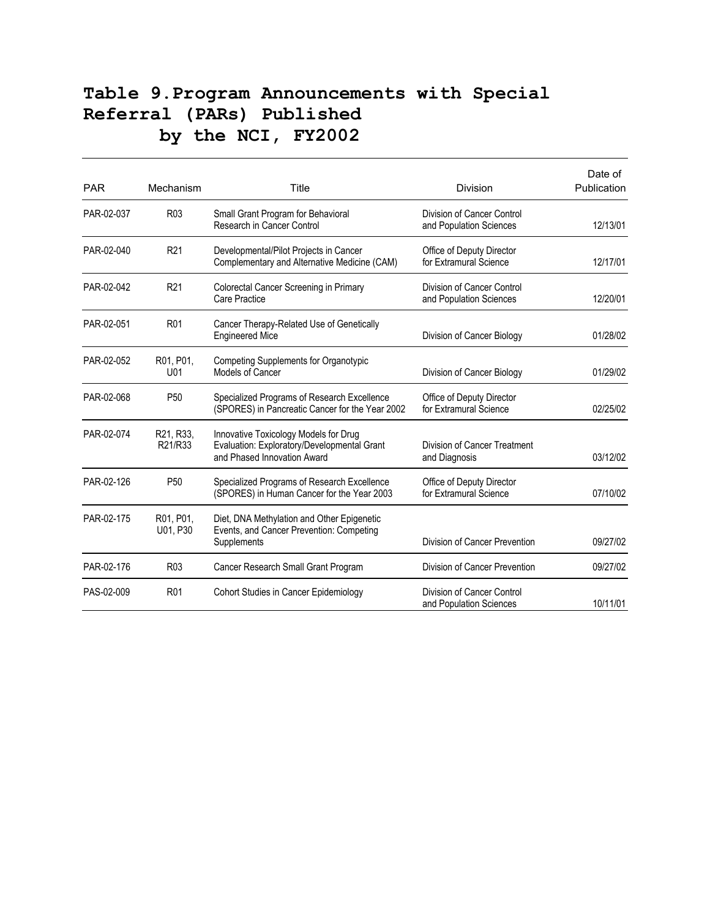# Table 9. Program Announcements with Special Referral (PARs) Published by the NCI, FY2002

| PAR | Mechanism | Title | Division | Date of Publication |
|---|---|---|---|---|
| PAR-02-037 | R03 | Small Grant Program for Behavioral Research in Cancer Control | Division of Cancer Control and Population Sciences | 12/13/01 |
| PAR-02-040 | R21 | Developmental/Pilot Projects in Cancer Complementary and Alternative Medicine (CAM) | Office of Deputy Director for Extramural Science | 12/17/01 |
| PAR-02-042 | R21 | Colorectal Cancer Screening in Primary Care Practice | Division of Cancer Control and Population Sciences | 12/20/01 |
| PAR-02-051 | R01 | Cancer Therapy-Related Use of Genetically Engineered Mice | Division of Cancer Biology | 01/28/02 |
| PAR-02-052 | R01, P01, U01 | Competing Supplements for Organotypic Models of Cancer | Division of Cancer Biology | 01/29/02 |
| PAR-02-068 | P50 | Specialized Programs of Research Excellence (SPORES) in Pancreatic Cancer for the Year 2002 | Office of Deputy Director for Extramural Science | 02/25/02 |
| PAR-02-074 | R21, R33, R21/R33 | Innovative Toxicology Models for Drug Evaluation: Exploratory/Developmental Grant and Phased Innovation Award | Division of Cancer Treatment and Diagnosis | 03/12/02 |
| PAR-02-126 | P50 | Specialized Programs of Research Excellence (SPORES) in Human Cancer for the Year 2003 | Office of Deputy Director for Extramural Science | 07/10/02 |
| PAR-02-175 | R01, P01, U01, P30 | Diet, DNA Methylation and Other Epigenetic Events, and Cancer Prevention: Competing Supplements | Division of Cancer Prevention | 09/27/02 |
| PAR-02-176 | R03 | Cancer Research Small Grant Program | Division of Cancer Prevention | 09/27/02 |
| PAS-02-009 | R01 | Cohort Studies in Cancer Epidemiology | Division of Cancer Control and Population Sciences | 10/11/01 |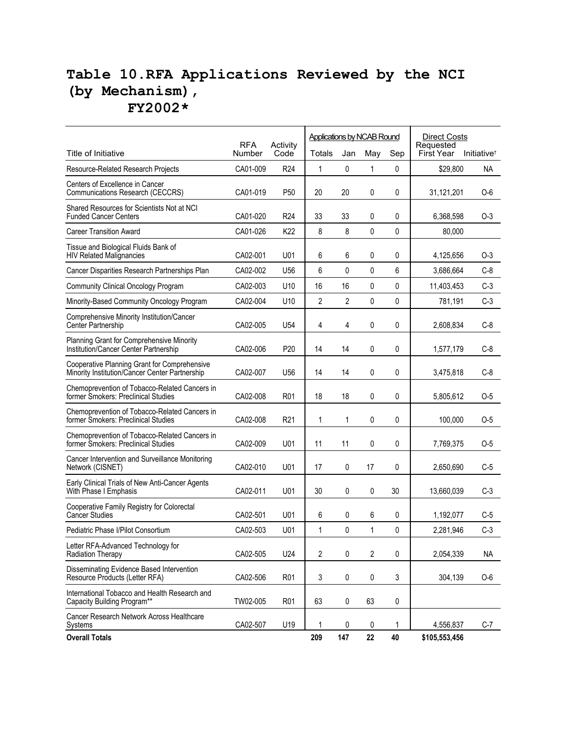# Table 10.RFA Applications Reviewed by the NCI (by Mechanism), FY2002*

| Title of Initiative | RFA Number | Activity Code | Applications by NCAB Round | | | | Direct Costs | |
|---|---|---|---|---|---|---|---|---|
| | | | Totals | Jan | May | Sep | Requested First Year | Initiative† |
| Resource-Related Research Projects | CA01-009 | R24 | 1 | 0 | 1 | 0 | $29,800 | NA |
| Centers of Excellence in Cancer Communications Research (CECCRS) | CA01-019 | P50 | 20 | 20 | 0 | 0 | 31,121,201 | O-6 |
| Shared Resources for Scientists Not at NCI Funded Cancer Centers | CA01-020 | R24 | 33 | 33 | 0 | 0 | 6,368,598 | O-3 |
| Career Transition Award | CA01-026 | K22 | 8 | 8 | 0 | 0 | 80,000 | |
| Tissue and Biological Fluids Bank of HIV Related Malignancies | CA02-001 | U01 | 6 | 6 | 0 | 0 | 4,125,656 | O-3 |
| Cancer Disparities Research Partnerships Plan | CA02-002 | U56 | 6 | 0 | 0 | 6 | 3,686,664 | C-8 |
| Community Clinical Oncology Program | CA02-003 | U10 | 16 | 16 | 0 | 0 | 11,403,453 | C-3 |
| Minority-Based Community Oncology Program | CA02-004 | U10 | 2 | 2 | 0 | 0 | 781,191 | C-3 |
| Comprehensive Minority Institution/Cancer Center Partnership | CA02-005 | U54 | 4 | 4 | 0 | 0 | 2,608,834 | C-8 |
| Planning Grant for Comprehensive Minority Institution/Cancer Center Partnership | CA02-006 | P20 | 14 | 14 | 0 | 0 | 1,577,179 | C-8 |
| Cooperative Planning Grant for Comprehensive Minority Institution/Cancer Center Partnership | CA02-007 | U56 | 14 | 14 | 0 | 0 | 3,475,818 | C-8 |
| Chemoprevention of Tobacco-Related Cancers in former Smokers: Preclinical Studies | CA02-008 | R01 | 18 | 18 | 0 | 0 | 5,805,612 | O-5 |
| Chemoprevention of Tobacco-Related Cancers in former Smokers: Preclinical Studies | CA02-008 | R21 | 1 | 1 | 0 | 0 | 100,000 | O-5 |
| Chemoprevention of Tobacco-Related Cancers in former Smokers: Preclinical Studies | CA02-009 | U01 | 11 | 11 | 0 | 0 | 7,769,375 | O-5 |
| Cancer Intervention and Surveillance Monitoring Network (CISNET) | CA02-010 | U01 | 17 | 0 | 17 | 0 | 2,650,690 | C-5 |
| Early Clinical Trials of New Anti-Cancer Agents With Phase I Emphasis | CA02-011 | U01 | 30 | 0 | 0 | 30 | 13,660,039 | C-3 |
| Cooperative Family Registry for Colorectal Cancer Studies | CA02-501 | U01 | 6 | 0 | 6 | 0 | 1,192,077 | C-5 |
| Pediatric Phase I/Pilot Consortium | CA02-503 | U01 | 1 | 0 | 1 | 0 | 2,281,946 | C-3 |
| Letter RFA-Advanced Technology for Radiation Therapy | CA02-505 | U24 | 2 | 0 | 2 | 0 | 2,054,339 | NA |
| Disseminating Evidence Based Intervention Resource Products (Letter RFA) | CA02-506 | R01 | 3 | 0 | 0 | 3 | 304,139 | O-6 |
| International Tobacco and Health Research and Capacity Building Program** | TW02-005 | R01 | 63 | 0 | 63 | 0 | | |
| Cancer Research Network Across Healthcare Systems | CA02-507 | U19 | 1 | 0 | 0 | 1 | 4,556,837 | C-7 |
| **Overall Totals** | | | **209** | **147** | **22** | **40** | **$105,553,456** | |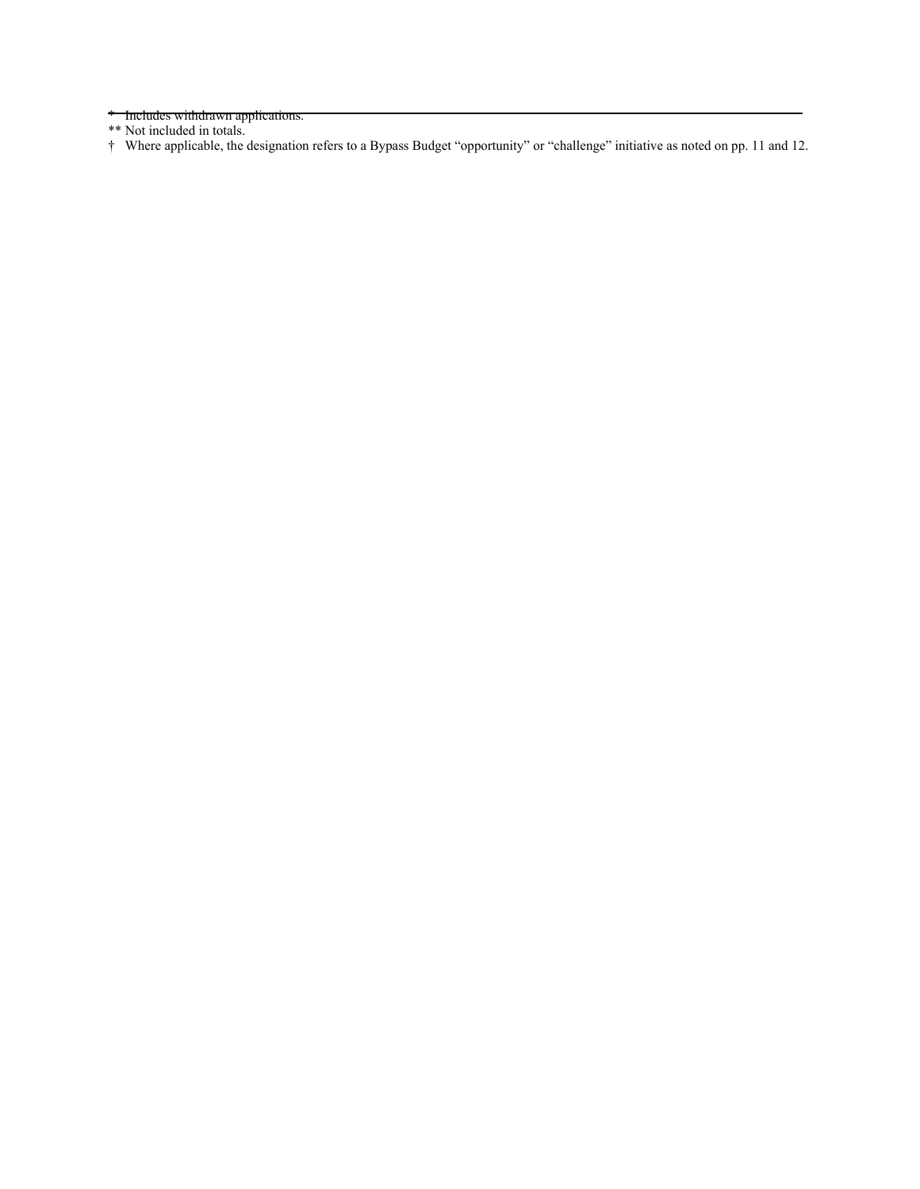* Includes withdrawn applications.
** Not included in totals.
† Where applicable, the designation refers to a Bypass Budget "opportunity" or "challenge" initiative as noted on pp. 11 and 12.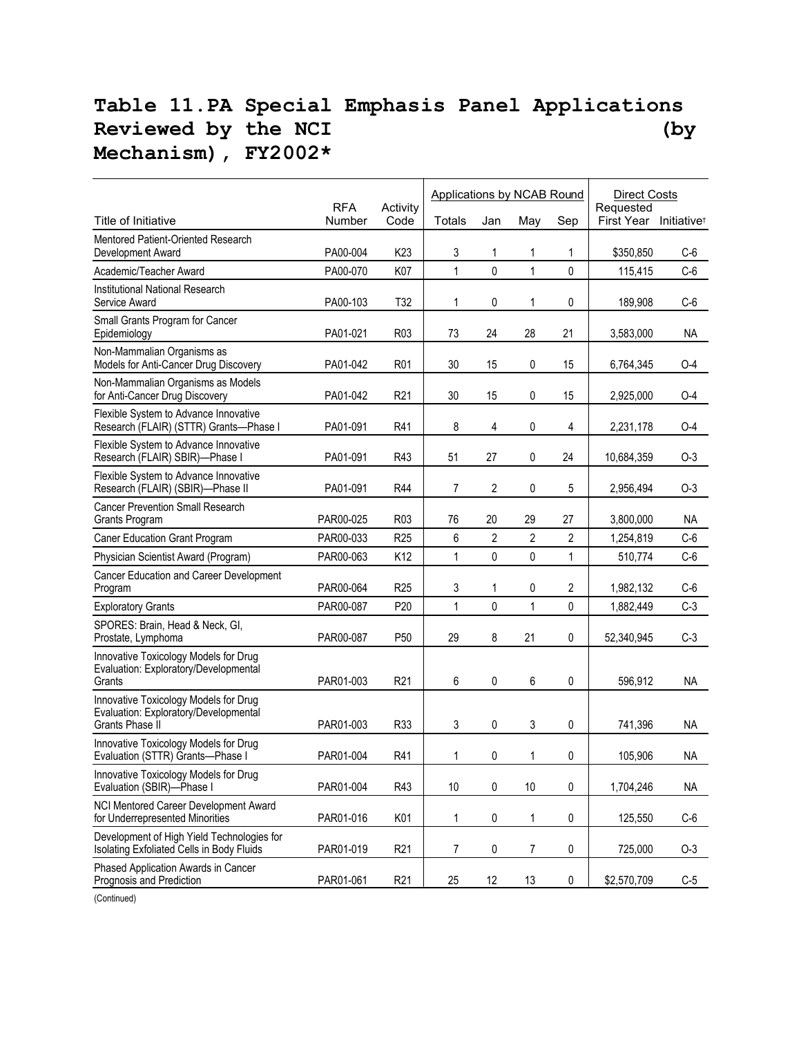# Table 11.PA Special Emphasis Panel Applications Reviewed by the NCI (by Mechanism), FY2002*

| Title of Initiative | RFA Number | Activity Code | Applications by NCAB Round | | | | Direct Costs | |
|---|---|---|---|---|---|---|---|---|
| | | | Totals | Jan | May | Sep | Requested First Year | Initiative† |
| Mentored Patient-Oriented Research Development Award | PA00-004 | K23 | 3 | 1 | 1 | 1 | $350,850 | C-6 |
| Academic/Teacher Award | PA00-070 | K07 | 1 | 0 | 1 | 0 | 115,415 | C-6 |
| Institutional National Research Service Award | PA00-103 | T32 | 1 | 0 | 1 | 0 | 189,908 | C-6 |
| Small Grants Program for Cancer Epidemiology | PA01-021 | R03 | 73 | 24 | 28 | 21 | 3,583,000 | NA |
| Non-Mammalian Organisms as Models for Anti-Cancer Drug Discovery | PA01-042 | R01 | 30 | 15 | 0 | 15 | 6,764,345 | O-4 |
| Non-Mammalian Organisms as Models for Anti-Cancer Drug Discovery | PA01-042 | R21 | 30 | 15 | 0 | 15 | 2,925,000 | O-4 |
| Flexible System to Advance Innovative Research (FLAIR) (STTR) Grants—Phase I | PA01-091 | R41 | 8 | 4 | 0 | 4 | 2,231,178 | O-4 |
| Flexible System to Advance Innovative Research (FLAIR) SBIR)—Phase I | PA01-091 | R43 | 51 | 27 | 0 | 24 | 10,684,359 | O-3 |
| Flexible System to Advance Innovative Research (FLAIR) (SBIR)—Phase II | PA01-091 | R44 | 7 | 2 | 0 | 5 | 2,956,494 | O-3 |
| Cancer Prevention Small Research Grants Program | PAR00-025 | R03 | 76 | 20 | 29 | 27 | 3,800,000 | NA |
| Caner Education Grant Program | PAR00-033 | R25 | 6 | 2 | 2 | 2 | 1,254,819 | C-6 |
| Physician Scientist Award (Program) | PAR00-063 | K12 | 1 | 0 | 0 | 1 | 510,774 | C-6 |
| Cancer Education and Career Development Program | PAR00-064 | R25 | 3 | 1 | 0 | 2 | 1,982,132 | C-6 |
| Exploratory Grants | PAR00-087 | P20 | 1 | 0 | 1 | 0 | 1,882,449 | C-3 |
| SPORES: Brain, Head & Neck, GI, Prostate, Lymphoma | PAR00-087 | P50 | 29 | 8 | 21 | 0 | 52,340,945 | C-3 |
| Innovative Toxicology Models for Drug Evaluation: Exploratory/Developmental Grants | PAR01-003 | R21 | 6 | 0 | 6 | 0 | 596,912 | NA |
| Innovative Toxicology Models for Drug Evaluation: Exploratory/Developmental Grants Phase II | PAR01-003 | R33 | 3 | 0 | 3 | 0 | 741,396 | NA |
| Innovative Toxicology Models for Drug Evaluation (STTR) Grants—Phase I | PAR01-004 | R41 | 1 | 0 | 1 | 0 | 105,906 | NA |
| Innovative Toxicology Models for Drug Evaluation (SBIR)—Phase I | PAR01-004 | R43 | 10 | 0 | 10 | 0 | 1,704,246 | NA |
| NCI Mentored Career Development Award for Underrepresented Minorities | PAR01-016 | K01 | 1 | 0 | 1 | 0 | 125,550 | C-6 |
| Development of High Yield Technologies for Isolating Exfoliated Cells in Body Fluids | PAR01-019 | R21 | 7 | 0 | 7 | 0 | 725,000 | O-3 |
| Phased Application Awards in Cancer Prognosis and Prediction | PAR01-061 | R21 | 25 | 12 | 13 | 0 | $2,570,709 | C-5 |

(Continued)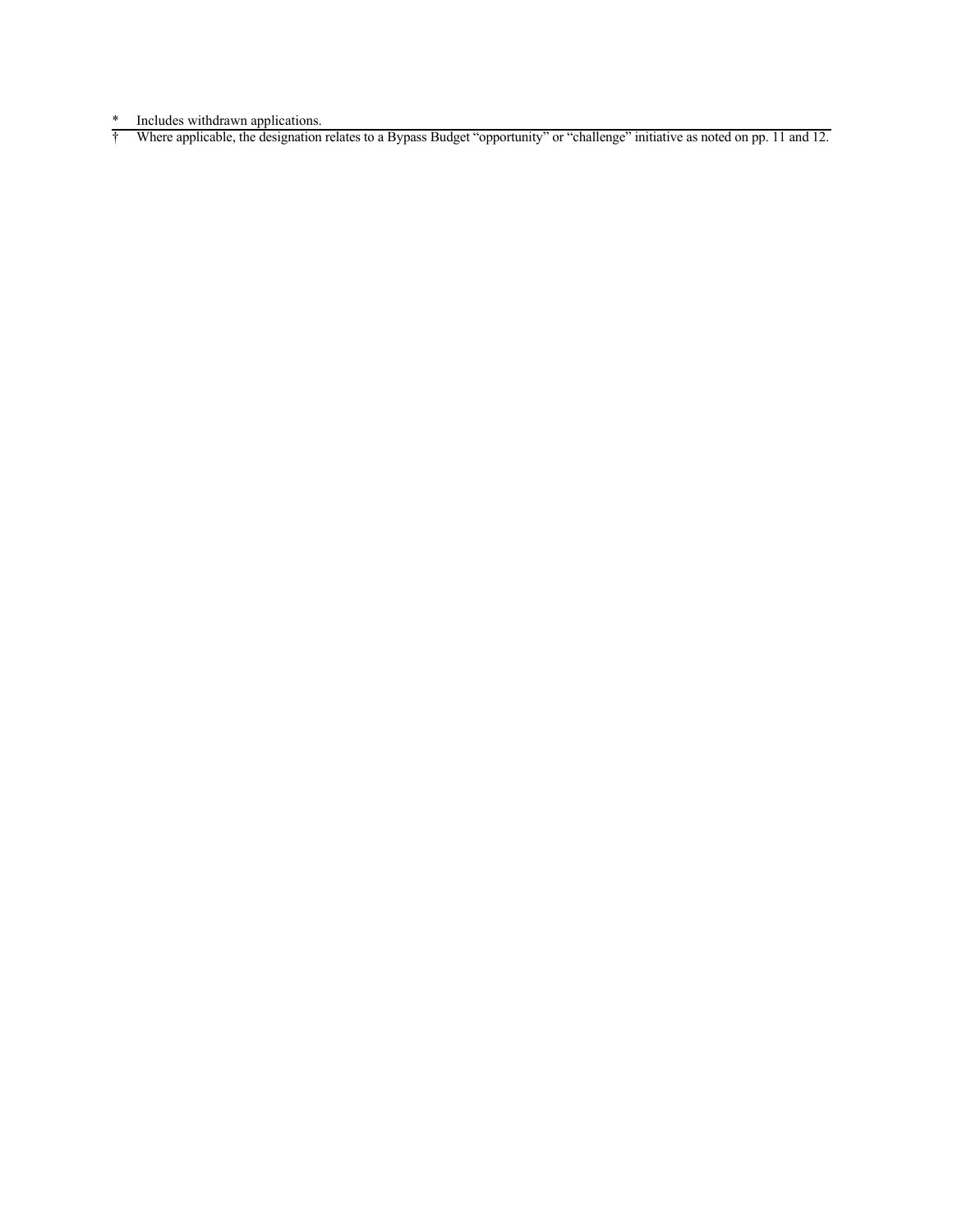\* Includes withdrawn applications.

† Where applicable, the designation relates to a Bypass Budget "opportunity" or "challenge" initiative as noted on pp. 11 and 12.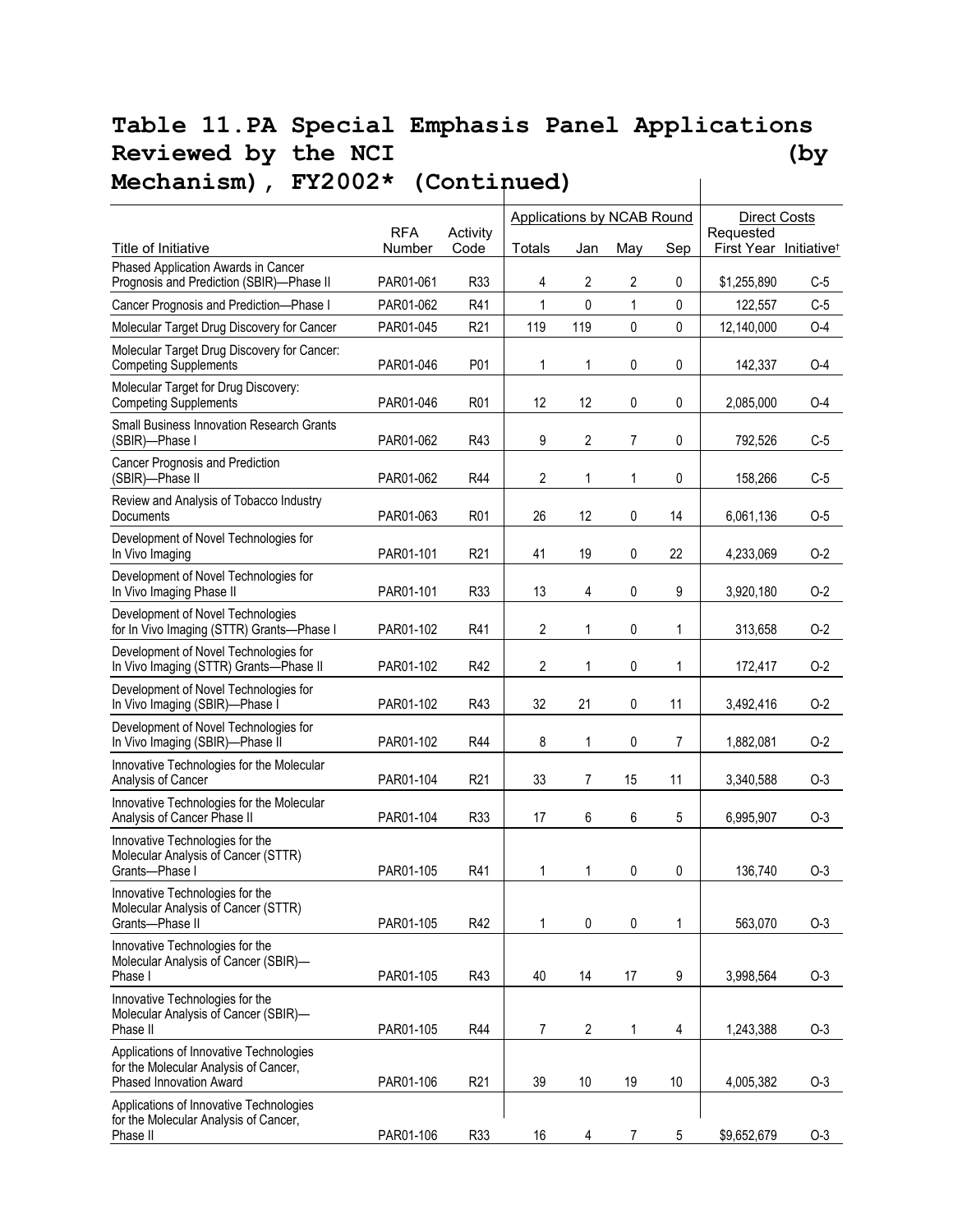# Table 11.PA Special Emphasis Panel Applications Reviewed by the NCI (by Mechanism), FY2002* (Continued)

| Title of Initiative | RFA Number | Activity Code | Applications by NCAB Round Totals | Jan | May | Sep | Direct Costs Requested First Year | Initiative† |
|---|---|---|---|---|---|---|---|---|
| Phased Application Awards in Cancer Prognosis and Prediction (SBIR)—Phase II | PAR01-061 | R33 | 4 | 2 | 2 | 0 | $1,255,890 | C-5 |
| Cancer Prognosis and Prediction—Phase I | PAR01-062 | R41 | 1 | 0 | 1 | 0 | 122,557 | C-5 |
| Molecular Target Drug Discovery for Cancer | PAR01-045 | R21 | 119 | 119 | 0 | 0 | 12,140,000 | O-4 |
| Molecular Target Drug Discovery for Cancer: Competing Supplements | PAR01-046 | P01 | 1 | 1 | 0 | 0 | 142,337 | O-4 |
| Molecular Target for Drug Discovery: Competing Supplements | PAR01-046 | R01 | 12 | 12 | 0 | 0 | 2,085,000 | O-4 |
| Small Business Innovation Research Grants (SBIR)—Phase I | PAR01-062 | R43 | 9 | 2 | 7 | 0 | 792,526 | C-5 |
| Cancer Prognosis and Prediction (SBIR)—Phase II | PAR01-062 | R44 | 2 | 1 | 1 | 0 | 158,266 | C-5 |
| Review and Analysis of Tobacco Industry Documents | PAR01-063 | R01 | 26 | 12 | 0 | 14 | 6,061,136 | O-5 |
| Development of Novel Technologies for In Vivo Imaging | PAR01-101 | R21 | 41 | 19 | 0 | 22 | 4,233,069 | O-2 |
| Development of Novel Technologies for In Vivo Imaging Phase II | PAR01-101 | R33 | 13 | 4 | 0 | 9 | 3,920,180 | O-2 |
| Development of Novel Technologies for In Vivo Imaging (STTR) Grants—Phase I | PAR01-102 | R41 | 2 | 1 | 0 | 1 | 313,658 | O-2 |
| Development of Novel Technologies for In Vivo Imaging (STTR) Grants—Phase II | PAR01-102 | R42 | 2 | 1 | 0 | 1 | 172,417 | O-2 |
| Development of Novel Technologies for In Vivo Imaging (SBIR)—Phase I | PAR01-102 | R43 | 32 | 21 | 0 | 11 | 3,492,416 | O-2 |
| Development of Novel Technologies for In Vivo Imaging (SBIR)—Phase II | PAR01-102 | R44 | 8 | 1 | 0 | 7 | 1,882,081 | O-2 |
| Innovative Technologies for the Molecular Analysis of Cancer | PAR01-104 | R21 | 33 | 7 | 15 | 11 | 3,340,588 | O-3 |
| Innovative Technologies for the Molecular Analysis of Cancer Phase II | PAR01-104 | R33 | 17 | 6 | 6 | 5 | 6,995,907 | O-3 |
| Innovative Technologies for the Molecular Analysis of Cancer (STTR) Grants—Phase I | PAR01-105 | R41 | 1 | 1 | 0 | 0 | 136,740 | O-3 |
| Innovative Technologies for the Molecular Analysis of Cancer (STTR) Grants—Phase II | PAR01-105 | R42 | 1 | 0 | 0 | 1 | 563,070 | O-3 |
| Innovative Technologies for the Molecular Analysis of Cancer (SBIR)—Phase I | PAR01-105 | R43 | 40 | 14 | 17 | 9 | 3,998,564 | O-3 |
| Innovative Technologies for the Molecular Analysis of Cancer (SBIR)—Phase II | PAR01-105 | R44 | 7 | 2 | 1 | 4 | 1,243,388 | O-3 |
| Applications of Innovative Technologies for the Molecular Analysis of Cancer, Phased Innovation Award | PAR01-106 | R21 | 39 | 10 | 19 | 10 | 4,005,382 | O-3 |
| Applications of Innovative Technologies for the Molecular Analysis of Cancer, Phase II | PAR01-106 | R33 | 16 | 4 | 7 | 5 | $9,652,679 | O-3 |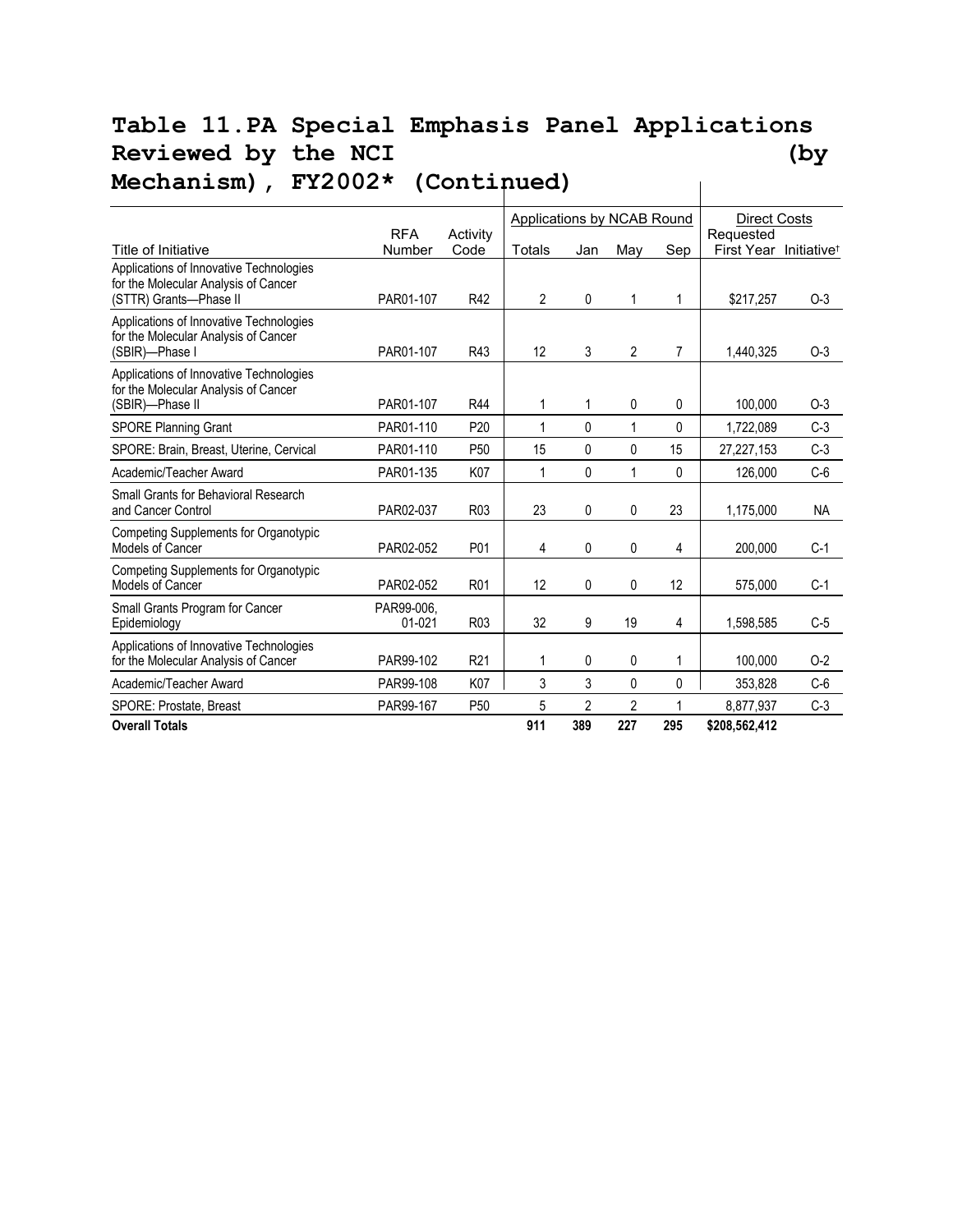# Table 11. PA Special Emphasis Panel Applications Reviewed by the NCI (by Mechanism), FY2002* (Continued)

| Title of Initiative | RFA Number | Activity Code | Applications by NCAB Round | | | | Direct Costs | |
|---|---|---|---|---|---|---|---|---|
| | | | Totals | Jan | May | Sep | Requested First Year | Initiative† |
| Applications of Innovative Technologies for the Molecular Analysis of Cancer (STTR) Grants—Phase II | PAR01-107 | R42 | 2 | 0 | 1 | 1 | $217,257 | O-3 |
| Applications of Innovative Technologies for the Molecular Analysis of Cancer (SBIR)—Phase I | PAR01-107 | R43 | 12 | 3 | 2 | 7 | 1,440,325 | O-3 |
| Applications of Innovative Technologies for the Molecular Analysis of Cancer (SBIR)—Phase II | PAR01-107 | R44 | 1 | 1 | 0 | 0 | 100,000 | O-3 |
| SPORE Planning Grant | PAR01-110 | P20 | 1 | 0 | 1 | 0 | 1,722,089 | C-3 |
| SPORE: Brain, Breast, Uterine, Cervical | PAR01-110 | P50 | 15 | 0 | 0 | 15 | 27,227,153 | C-3 |
| Academic/Teacher Award | PAR01-135 | K07 | 1 | 0 | 1 | 0 | 126,000 | C-6 |
| Small Grants for Behavioral Research and Cancer Control | PAR02-037 | R03 | 23 | 0 | 0 | 23 | 1,175,000 | NA |
| Competing Supplements for Organotypic Models of Cancer | PAR02-052 | P01 | 4 | 0 | 0 | 4 | 200,000 | C-1 |
| Competing Supplements for Organotypic Models of Cancer | PAR02-052 | R01 | 12 | 0 | 0 | 12 | 575,000 | C-1 |
| Small Grants Program for Cancer Epidemiology | PAR99-006, 01-021 | R03 | 32 | 9 | 19 | 4 | 1,598,585 | C-5 |
| Applications of Innovative Technologies for the Molecular Analysis of Cancer | PAR99-102 | R21 | 1 | 0 | 0 | 1 | 100,000 | O-2 |
| Academic/Teacher Award | PAR99-108 | K07 | 3 | 3 | 0 | 0 | 353,828 | C-6 |
| SPORE: Prostate, Breast | PAR99-167 | P50 | 5 | 2 | 2 | 1 | 8,877,937 | C-3 |
| **Overall Totals** | | | **911** | **389** | **227** | **295** | **$208,562,412** | |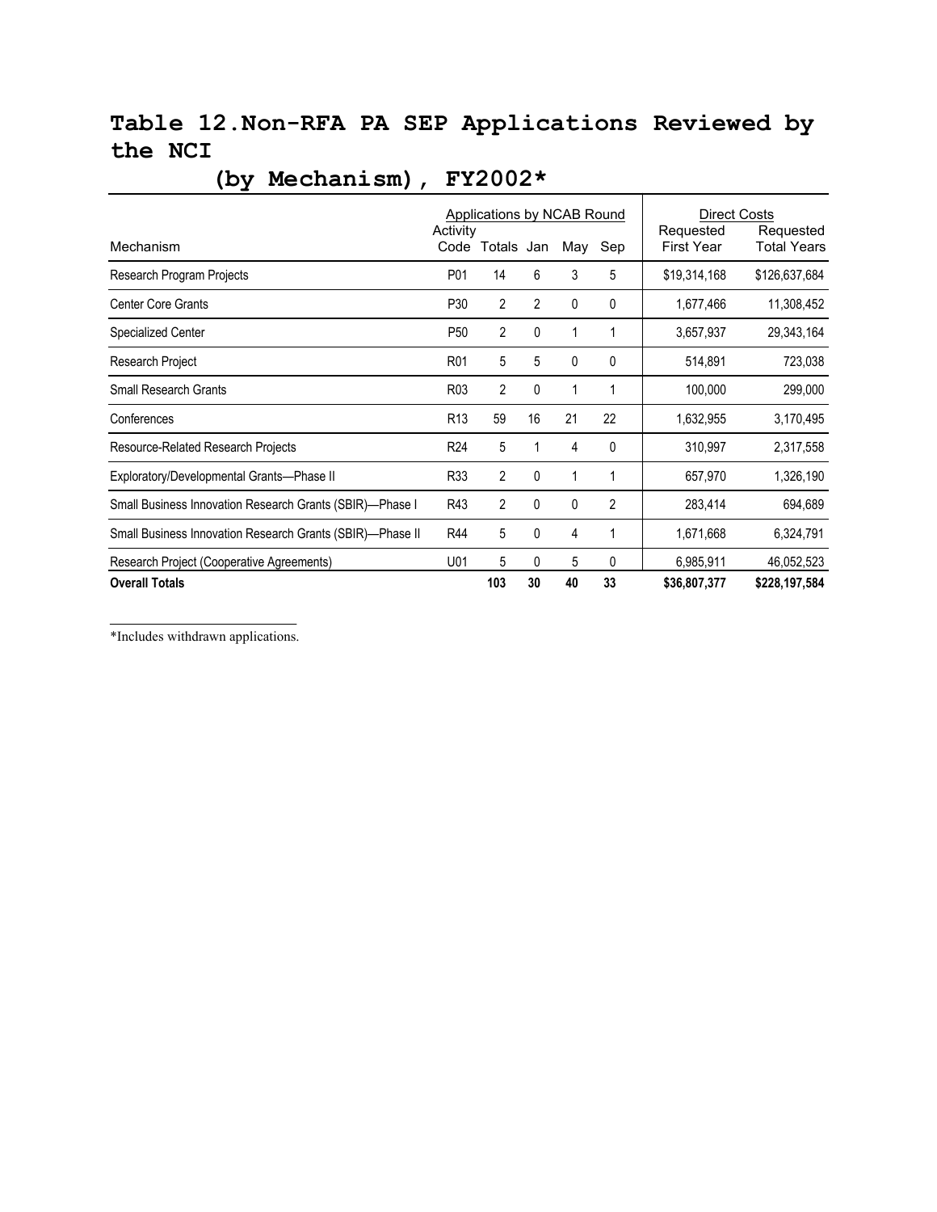# Table 12.Non-RFA PA SEP Applications Reviewed by the NCI (by Mechanism), FY2002*

| Mechanism | Activity Code | Applications by NCAB Round Totals | Jan | May | Sep | Direct Costs Requested First Year | Requested Total Years |
|---|---|---|---|---|---|---|---|
| Research Program Projects | P01 | 14 | 6 | 3 | 5 | $19,314,168 | $126,637,684 |
| Center Core Grants | P30 | 2 | 2 | 0 | 0 | 1,677,466 | 11,308,452 |
| Specialized Center | P50 | 2 | 0 | 1 | 1 | 3,657,937 | 29,343,164 |
| Research Project | R01 | 5 | 5 | 0 | 0 | 514,891 | 723,038 |
| Small Research Grants | R03 | 2 | 0 | 1 | 1 | 100,000 | 299,000 |
| Conferences | R13 | 59 | 16 | 21 | 22 | 1,632,955 | 3,170,495 |
| Resource-Related Research Projects | R24 | 5 | 1 | 4 | 0 | 310,997 | 2,317,558 |
| Exploratory/Developmental Grants—Phase II | R33 | 2 | 0 | 1 | 1 | 657,970 | 1,326,190 |
| Small Business Innovation Research Grants (SBIR)—Phase I | R43 | 2 | 0 | 0 | 2 | 283,414 | 694,689 |
| Small Business Innovation Research Grants (SBIR)—Phase II | R44 | 5 | 0 | 4 | 1 | 1,671,668 | 6,324,791 |
| Research Project (Cooperative Agreements) | U01 | 5 | 0 | 5 | 0 | 6,985,911 | 46,052,523 |
| **Overall Totals** | | **103** | **30** | **40** | **33** | **$36,807,377** | **$228,197,584** |

*Includes withdrawn applications.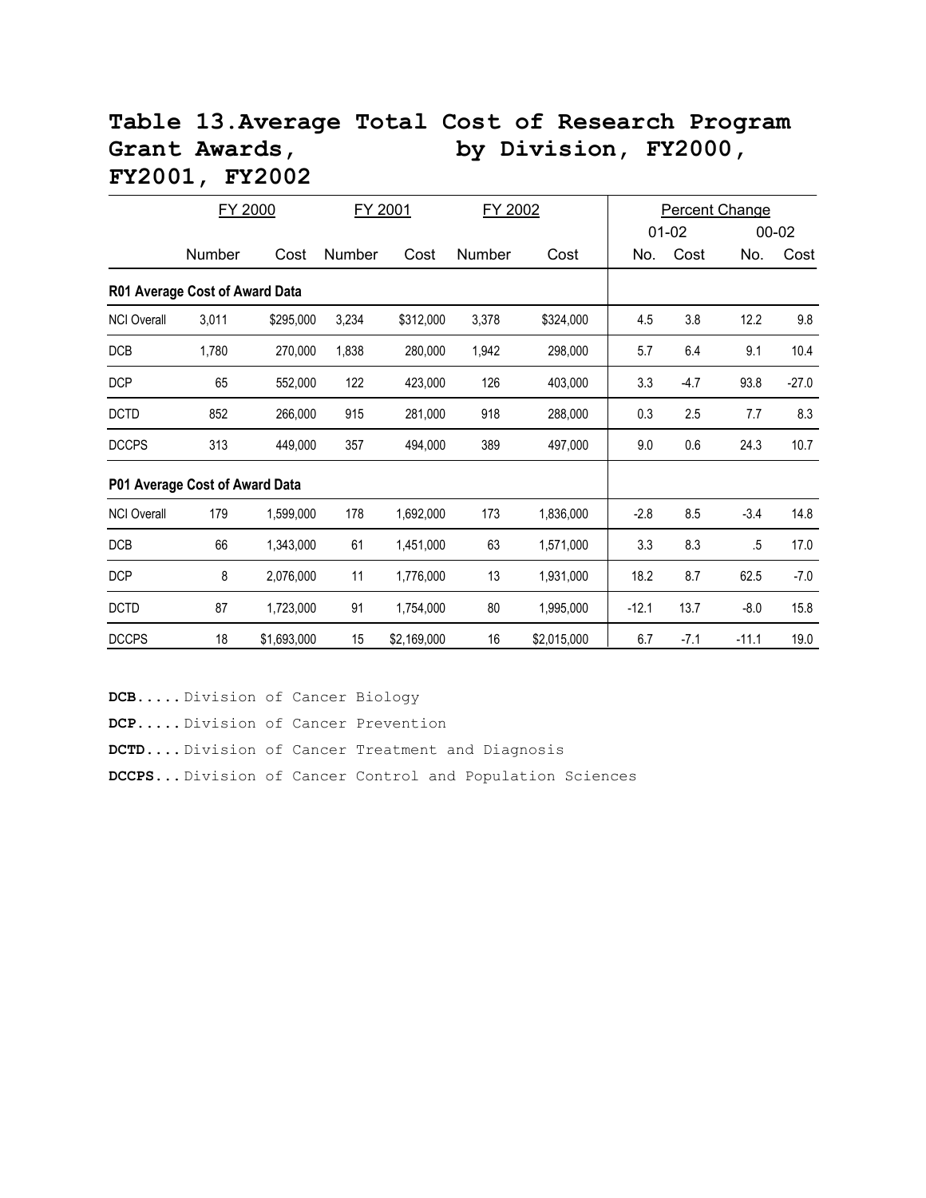# Table 13. Average Total Cost of Research Program Grant Awards, by Division, FY2000, FY2001, FY2002

| | FY 2000 | | FY 2001 | | FY 2002 | | Percent Change | | | |
|---|---|---|---|---|---|---|---|---|---|---|
| | | | | | | | 01-02 | | 00-02 | |
| | Number | Cost | Number | Cost | Number | Cost | No. | Cost | No. | Cost |
| **R01 Average Cost of Award Data** | | | | | | | | | | |
| NCI Overall | 3,011 | $295,000 | 3,234 | $312,000 | 3,378 | $324,000 | 4.5 | 3.8 | 12.2 | 9.8 |
| DCB | 1,780 | 270,000 | 1,838 | 280,000 | 1,942 | 298,000 | 5.7 | 6.4 | 9.1 | 10.4 |
| DCP | 65 | 552,000 | 122 | 423,000 | 126 | 403,000 | 3.3 | -4.7 | 93.8 | -27.0 |
| DCTD | 852 | 266,000 | 915 | 281,000 | 918 | 288,000 | 0.3 | 2.5 | 7.7 | 8.3 |
| DCCPS | 313 | 449,000 | 357 | 494,000 | 389 | 497,000 | 9.0 | 0.6 | 24.3 | 10.7 |
| **P01 Average Cost of Award Data** | | | | | | | | | | |
| NCI Overall | 179 | 1,599,000 | 178 | 1,692,000 | 173 | 1,836,000 | -2.8 | 8.5 | -3.4 | 14.8 |
| DCB | 66 | 1,343,000 | 61 | 1,451,000 | 63 | 1,571,000 | 3.3 | 8.3 | .5 | 17.0 |
| DCP | 8 | 2,076,000 | 11 | 1,776,000 | 13 | 1,931,000 | 18.2 | 8.7 | 62.5 | -7.0 |
| DCTD | 87 | 1,723,000 | 91 | 1,754,000 | 80 | 1,995,000 | -12.1 | 13.7 | -8.0 | 15.8 |
| DCCPS | 18 | $1,693,000 | 15 | $2,169,000 | 16 | $2,015,000 | 6.7 | -7.1 | -11.1 | 19.0 |

**DCB.....** Division of Cancer Biology

**DCP.....** Division of Cancer Prevention

**DCTD....** Division of Cancer Treatment and Diagnosis

**DCCPS...** Division of Cancer Control and Population Sciences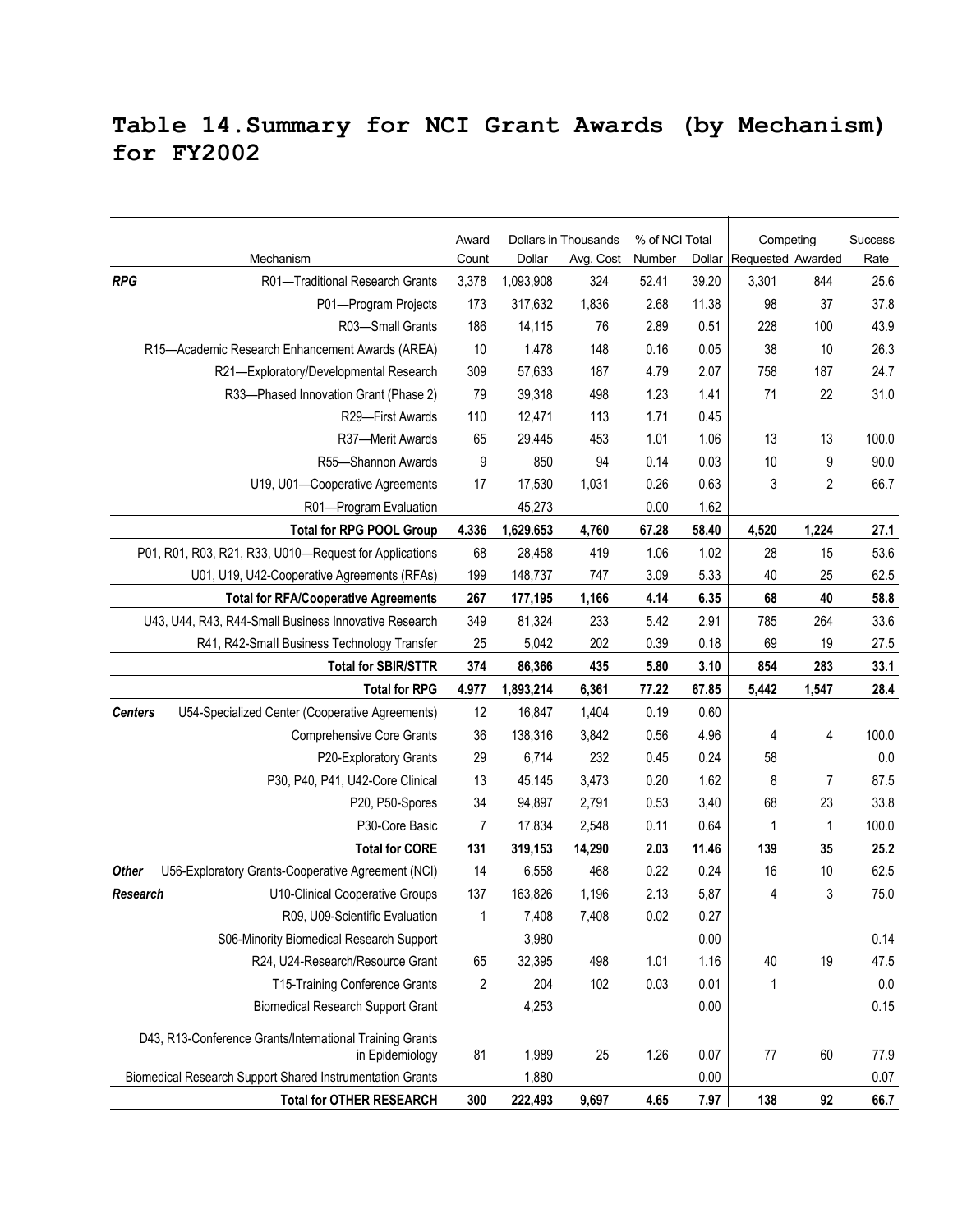# Table 14. Summary for NCI Grant Awards (by Mechanism) for FY2002

| | Mechanism | Award Count | Dollars in Thousands | | % of NCI Total | | Competing | | Success Rate |
|---|---|---|---|---|---|---|---|---|---|
| | | | Dollar | Avg. Cost | Number | Dollar | Requested | Awarded | |
| ***RPG*** | R01—Traditional Research Grants | 3,378 | 1,093,908 | 324 | 52.41 | 39.20 | 3,301 | 844 | 25.6 |
| | P01—Program Projects | 173 | 317,632 | 1,836 | 2.68 | 11.38 | 98 | 37 | 37.8 |
| | R03—Small Grants | 186 | 14,115 | 76 | 2.89 | 0.51 | 228 | 100 | 43.9 |
| | R15—Academic Research Enhancement Awards (AREA) | 10 | 1.478 | 148 | 0.16 | 0.05 | 38 | 10 | 26.3 |
| | R21—Exploratory/Developmental Research | 309 | 57,633 | 187 | 4.79 | 2.07 | 758 | 187 | 24.7 |
| | R33—Phased Innovation Grant (Phase 2) | 79 | 39,318 | 498 | 1.23 | 1.41 | 71 | 22 | 31.0 |
| | R29—First Awards | 110 | 12,471 | 113 | 1.71 | 0.45 | | | |
| | R37—Merit Awards | 65 | 29.445 | 453 | 1.01 | 1.06 | 13 | 13 | 100.0 |
| | R55—Shannon Awards | 9 | 850 | 94 | 0.14 | 0.03 | 10 | 9 | 90.0 |
| | U19, U01—Cooperative Agreements | 17 | 17,530 | 1,031 | 0.26 | 0.63 | 3 | 2 | 66.7 |
| | R01—Program Evaluation | | 45,273 | | 0.00 | 1.62 | | | |
| | **Total for RPG POOL Group** | **4.336** | **1,629.653** | **4,760** | **67.28** | **58.40** | **4,520** | **1,224** | **27.1** |
| | P01, R01, R03, R21, R33, U010—Request for Applications | 68 | 28,458 | 419 | 1.06 | 1.02 | 28 | 15 | 53.6 |
| | U01, U19, U42-Cooperative Agreements (RFAs) | 199 | 148,737 | 747 | 3.09 | 5.33 | 40 | 25 | 62.5 |
| | **Total for RFA/Cooperative Agreements** | **267** | **177,195** | **1,166** | **4.14** | **6.35** | **68** | **40** | **58.8** |
| | U43, U44, R43, R44-Small Business Innovative Research | 349 | 81,324 | 233 | 5.42 | 2.91 | 785 | 264 | 33.6 |
| | R41, R42-Small Business Technology Transfer | 25 | 5,042 | 202 | 0.39 | 0.18 | 69 | 19 | 27.5 |
| | **Total for SBIR/STTR** | **374** | **86,366** | **435** | **5.80** | **3.10** | **854** | **283** | **33.1** |
| | **Total for RPG** | **4.977** | **1,893,214** | **6,361** | **77.22** | **67.85** | **5,442** | **1,547** | **28.4** |
| ***Centers*** | U54-Specialized Center (Cooperative Agreements) | 12 | 16,847 | 1,404 | 0.19 | 0.60 | | | |
| | Comprehensive Core Grants | 36 | 138,316 | 3,842 | 0.56 | 4.96 | 4 | 4 | 100.0 |
| | P20-Exploratory Grants | 29 | 6,714 | 232 | 0.45 | 0.24 | 58 | | 0.0 |
| | P30, P40, P41, U42-Core Clinical | 13 | 45.145 | 3,473 | 0.20 | 1.62 | 8 | 7 | 87.5 |
| | P20, P50-Spores | 34 | 94,897 | 2,791 | 0.53 | 3,40 | 68 | 23 | 33.8 |
| | P30-Core Basic | 7 | 17.834 | 2,548 | 0.11 | 0.64 | 1 | 1 | 100.0 |
| | **Total for CORE** | **131** | **319,153** | **14,290** | **2.03** | **11.46** | **139** | **35** | **25.2** |
| ***Other Research*** | U56-Exploratory Grants-Cooperative Agreement (NCI) | 14 | 6,558 | 468 | 0.22 | 0.24 | 16 | 10 | 62.5 |
| | U10-Clinical Cooperative Groups | 137 | 163,826 | 1,196 | 2.13 | 5,87 | 4 | 3 | 75.0 |
| | R09, U09-Scientific Evaluation | 1 | 7,408 | 7,408 | 0.02 | 0.27 | | | |
| | S06-Minority Biomedical Research Support | | 3,980 | | | 0.00 | | | 0.14 |
| | R24, U24-Research/Resource Grant | 65 | 32,395 | 498 | 1.01 | 1.16 | 40 | 19 | 47.5 |
| | T15-Training Conference Grants | 2 | 204 | 102 | 0.03 | 0.01 | 1 | | 0.0 |
| | Biomedical Research Support Grant | | 4,253 | | | 0.00 | | | 0.15 |
| | D43, R13-Conference Grants/International Training Grants in Epidemiology | 81 | 1,989 | 25 | 1.26 | 0.07 | 77 | 60 | 77.9 |
| | Biomedical Research Support Shared Instrumentation Grants | | 1,880 | | | 0.00 | | | 0.07 |
| | **Total for OTHER RESEARCH** | **300** | **222,493** | **9,697** | **4.65** | **7.97** | **138** | **92** | **66.7** |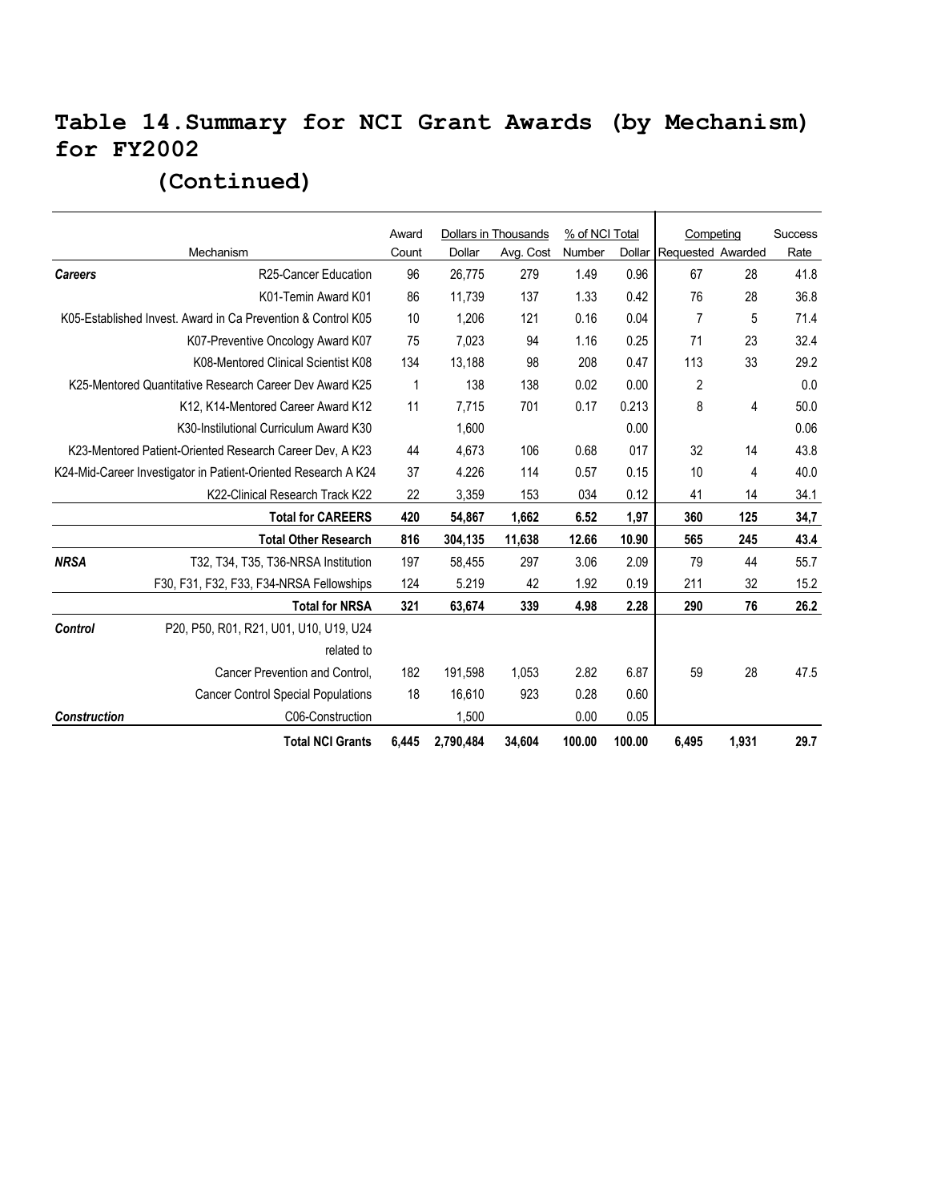# Table 14. Summary for NCI Grant Awards (by Mechanism) for FY2002

## (Continued)

| | Mechanism | Award Count | Dollars in Thousands | | % of NCI Total | | Competing | | Success Rate |
|---|---|---|---|---|---|---|---|---|---|
| | | | Dollar | Avg. Cost | Number | Dollar | Requested | Awarded | |
| ***Careers*** | R25-Cancer Education | 96 | 26,775 | 279 | 1.49 | 0.96 | 67 | 28 | 41.8 |
| | K01-Temin Award K01 | 86 | 11,739 | 137 | 1.33 | 0.42 | 76 | 28 | 36.8 |
| | K05-Established Invest. Award in Ca Prevention & Control K05 | 10 | 1,206 | 121 | 0.16 | 0.04 | 7 | 5 | 71.4 |
| | K07-Preventive Oncology Award K07 | 75 | 7,023 | 94 | 1.16 | 0.25 | 71 | 23 | 32.4 |
| | K08-Mentored Clinical Scientist K08 | 134 | 13,188 | 98 | 208 | 0.47 | 113 | 33 | 29.2 |
| | K25-Mentored Quantitative Research Career Dev Award K25 | 1 | 138 | 138 | 0.02 | 0.00 | 2 | | 0.0 |
| | K12, K14-Mentored Career Award K12 | 11 | 7,715 | 701 | 0.17 | 0.213 | 8 | 4 | 50.0 |
| | K30-Instilutional Curriculum Award K30 | | 1,600 | | | 0.00 | | | 0.06 |
| | K23-Mentored Patient-Oriented Research Career Dev, A K23 | 44 | 4,673 | 106 | 0.68 | 017 | 32 | 14 | 43.8 |
| | K24-Mid-Career Investigator in Patient-Oriented Research A K24 | 37 | 4.226 | 114 | 0.57 | 0.15 | 10 | 4 | 40.0 |
| | K22-Clinical Research Track K22 | 22 | 3,359 | 153 | 034 | 0.12 | 41 | 14 | 34.1 |
| | **Total for CAREERS** | **420** | **54,867** | **1,662** | **6.52** | **1,97** | **360** | **125** | **34,7** |
| | **Total Other Research** | **816** | **304,135** | **11,638** | **12.66** | **10.90** | **565** | **245** | **43.4** |
| ***NRSA*** | T32, T34, T35, T36-NRSA Institution | 197 | 58,455 | 297 | 3.06 | 2.09 | 79 | 44 | 55.7 |
| | F30, F31, F32, F33, F34-NRSA Fellowships | 124 | 5.219 | 42 | 1.92 | 0.19 | 211 | 32 | 15.2 |
| | **Total for NRSA** | **321** | **63,674** | **339** | **4.98** | **2.28** | **290** | **76** | **26.2** |
| ***Control*** | P20, P50, R01, R21, U01, U10, U19, U24 related to | | | | | | | | |
| | Cancer Prevention and Control, | 182 | 191,598 | 1,053 | 2.82 | 6.87 | 59 | 28 | 47.5 |
| | Cancer Control Special Populations | 18 | 16,610 | 923 | 0.28 | 0.60 | | | |
| ***Construction*** | C06-Construction | | 1,500 | | 0.00 | 0.05 | | | |
| | **Total NCI Grants** | **6,445** | **2,790,484** | **34,604** | **100.00** | **100.00** | **6,495** | **1,931** | **29.7** |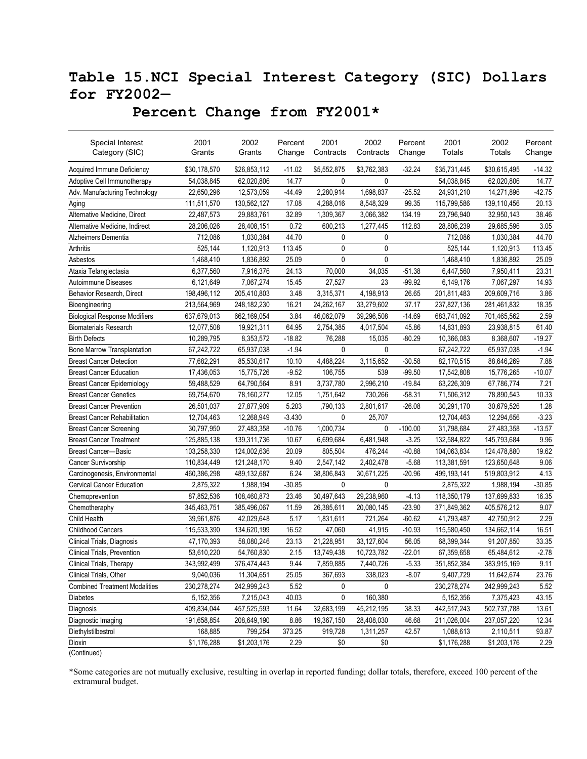# Table 15.NCI Special Interest Category (SIC) Dollars for FY2002—
## Percent Change from FY2001*

| Special Interest Category (SIC) | 2001 Grants | 2002 Grants | Percent Change | 2001 Contracts | 2002 Contracts | Percent Change | 2001 Totals | 2002 Totals | Percent Change |
|---|---|---|---|---|---|---|---|---|---|
| Acquired Immune Deficiency | $30,178,570 | $26,853,112 | -11.02 | $5,552,875 | $3,762,383 | -32.24 | $35,731,445 | $30,615,495 | -14.32 |
| Adoptive Cell Immunotherapy | 54,038,845 | 62,020,806 | 14.77 | 0 | 0 | | 54,038,845 | 62,020,806 | 14.77 |
| Adv. Manufacturing Technology | 22,650,296 | 12,573,059 | -44.49 | 2,280,914 | 1,698,837 | -25.52 | 24,931,210 | 14,271,896 | -42.75 |
| Aging | 111,511,570 | 130,562,127 | 17.08 | 4,288,016 | 8,548,329 | 99.35 | 115,799,586 | 139,110,456 | 20.13 |
| Alternative Medicine, Direct | 22,487,573 | 29,883,761 | 32.89 | 1,309,367 | 3,066,382 | 134.19 | 23,796,940 | 32,950,143 | 38.46 |
| Alternative Medicine, Indirect | 28,206,026 | 28,408,151 | 0.72 | 600,213 | 1,277,445 | 112.83 | 28,806,239 | 29,685,596 | 3.05 |
| Alzheimers Dementia | 712,086 | 1,030,384 | 44.70 | 0 | 0 | | 712,086 | 1,030,384 | 44.70 |
| Arthritis | 525,144 | 1,120,913 | 113.45 | 0 | 0 | | 525,144 | 1,120,913 | 113.45 |
| Asbestos | 1,468,410 | 1,836,892 | 25.09 | 0 | 0 | | 1,468,410 | 1,836,892 | 25.09 |
| Ataxia Telangiectasia | 6,377,560 | 7,916,376 | 24.13 | 70,000 | 34,035 | -51.38 | 6,447,560 | 7,950,411 | 23.31 |
| Autoimmune Diseases | 6,121,649 | 7,067,274 | 15.45 | 27,527 | 23 | -99.92 | 6,149,176 | 7,067,297 | 14.93 |
| Behavior Research, Direct | 198,496,112 | 205,410,803 | 3.48 | 3,315,371 | 4,198,913 | 26.65 | 201,811,483 | 209,609,716 | 3.86 |
| Bioengineering | 213,564,969 | 248,182,230 | 16.21 | 24,262,167 | 33,279,602 | 37.17 | 237,827,136 | 281,461,832 | 18.35 |
| Biological Response Modifiers | 637,679,013 | 662,169,054 | 3.84 | 46,062,079 | 39,296,508 | -14.69 | 683,741,092 | 701,465,562 | 2.59 |
| Biomaterials Research | 12,077,508 | 19,921,311 | 64.95 | 2,754,385 | 4,017,504 | 45.86 | 14,831,893 | 23,938,815 | 61.40 |
| Birth Defects | 10,289,795 | 8,353,572 | -18.82 | 76,288 | 15,035 | -80.29 | 10,366,083 | 8,368,607 | -19.27 |
| Bone Marrow Transplantation | 67,242,722 | 65,937,038 | -1.94 | 0 | 0 | | 67,242,722 | 65,937,038 | -1.94 |
| Breast Cancer Detection | 77,682,291 | 85,530,617 | 10.10 | 4,488,224 | 3,115,652 | -30.58 | 82,170,515 | 88,646,269 | 7.88 |
| Breast Cancer Education | 17,436,053 | 15,775,726 | -9.52 | 106,755 | 539 | -99.50 | 17,542,808 | 15,776,265 | -10.07 |
| Breast Cancer Epidemiology | 59,488,529 | 64,790,564 | 8.91 | 3,737,780 | 2,996,210 | -19.84 | 63,226,309 | 67,786,774 | 7.21 |
| Breast Cancer Genetics | 69,754,670 | 78,160,277 | 12.05 | 1,751,642 | 730,266 | -58.31 | 71,506,312 | 78,890,543 | 10.33 |
| Breast Cancer Prevention | 26,501,037 | 27,877,909 | 5.203 | ,790,133 | 2,801,617 | -26.08 | 30,291,170 | 30,679,526 | 1.28 |
| Breast Cancer Rehabilitation | 12,704,463 | 12,268,949 | -3.430 | 0 | 25,707 | | 12,704,463 | 12,294,656 | -3.23 |
| Breast Cancer Screening | 30,797,950 | 27,483,358 | -10.76 | 1,000,734 | 0 | -100.00 | 31,798,684 | 27,483,358 | -13.57 |
| Breast Cancer Treatment | 125,885,138 | 139,311,736 | 10.67 | 6,699,684 | 6,481,948 | -3.25 | 132,584,822 | 145,793,684 | 9.96 |
| Breast Cancer—Basic | 103,258,330 | 124,002,636 | 20.09 | 805,504 | 476,244 | -40.88 | 104,063,834 | 124,478,880 | 19.62 |
| Cancer Survivorship | 110,834,449 | 121,248,170 | 9.40 | 2,547,142 | 2,402,478 | -5.68 | 113,381,591 | 123,650,648 | 9.06 |
| Carcinogenesis, Environmental | 460,386,298 | 489,132,687 | 6.24 | 38,806,843 | 30,671,225 | -20.96 | 499,193,141 | 519,803,912 | 4.13 |
| Cervical Cancer Education | 2,875,322 | 1,988,194 | -30.85 | 0 | 0 | | 2,875,322 | 1,988,194 | -30.85 |
| Chemoprevention | 87,852,536 | 108,460,873 | 23.46 | 30,497,643 | 29,238,960 | -4.13 | 118,350,179 | 137,699,833 | 16.35 |
| Chemotheraphy | 345,463,751 | 385,496,067 | 11.59 | 26,385,611 | 20,080,145 | -23.90 | 371,849,362 | 405,576,212 | 9.07 |
| Child Health | 39,961,876 | 42,029,648 | 5.17 | 1,831,611 | 721,264 | -60.62 | 41,793,487 | 42,750,912 | 2.29 |
| Childhood Cancers | 115,533,390 | 134,620,199 | 16.52 | 47,060 | 41,915 | -10.93 | 115,580,450 | 134,662,114 | 16.51 |
| Clinical Trials, Diagnosis | 47,170,393 | 58,080,246 | 23.13 | 21,228,951 | 33,127,604 | 56.05 | 68,399,344 | 91,207,850 | 33.35 |
| Clinical Trials, Prevention | 53,610,220 | 54,760,830 | 2.15 | 13,749,438 | 10,723,782 | -22.01 | 67,359,658 | 65,484,612 | -2.78 |
| Clinical Trials, Therapy | 343,992,499 | 376,474,443 | 9.44 | 7,859,885 | 7,440,726 | -5.33 | 351,852,384 | 383,915,169 | 9.11 |
| Clinical Trials, Other | 9,040,036 | 11,304,651 | 25.05 | 367,693 | 338,023 | -8.07 | 9,407,729 | 11,642,674 | 23.76 |
| Combined Treatment Modalities | 230,278,274 | 242,999,243 | 5.52 | 0 | 0 | | 230,278,274 | 242,999,243 | 5.52 |
| Diabetes | 5,152,356 | 7,215,043 | 40.03 | 0 | 160,380 | | 5,152,356 | 7,375,423 | 43.15 |
| Diagnosis | 409,834,044 | 457,525,593 | 11.64 | 32,683,199 | 45,212,195 | 38.33 | 442,517,243 | 502,737,788 | 13.61 |
| Diagnostic Imaging | 191,658,854 | 208,649,190 | 8.86 | 19,367,150 | 28,408,030 | 46.68 | 211,026,004 | 237,057,220 | 12.34 |
| Diethylstilbestrol | 168,885 | 799,254 | 373.25 | 919,728 | 1,311,257 | 42.57 | 1,088,613 | 2,110,511 | 93.87 |
| Dioxin | $1,176,288 | $1,203,176 | 2.29 | $0 | $0 | | $1,176,288 | $1,203,176 | 2.29 |

(Continued)

*Some categories are not mutually exclusive, resulting in overlap in reported funding; dollar totals, therefore, exceed 100 percent of the extramural budget.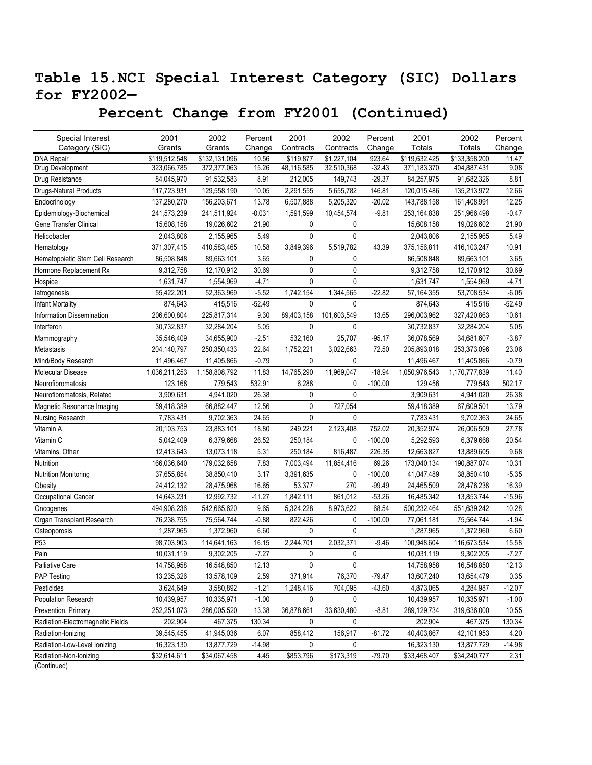# Table 15.NCI Special Interest Category (SIC) Dollars for FY2002—
## Percent Change from FY2001 (Continued)

| Special Interest Category (SIC) | 2001 Grants | 2002 Grants | Percent Change | 2001 Contracts | 2002 Contracts | Percent Change | 2001 Totals | 2002 Totals | Percent Change |
|---|---|---|---|---|---|---|---|---|---|
| DNA Repair | $119,512,548 | $132,131,096 | 10.56 | $119,877 | $1,227,104 | 923.64 | $119,632,425 | $133,358,200 | 11.47 |
| Drug Development | 323,066,785 | 372,377,063 | 15.26 | 48,116,585 | 32,510,368 | -32.43 | 371,183,370 | 404,887,431 | 9.08 |
| Drug Resistance | 84,045,970 | 91,532,583 | 8.91 | 212,005 | 149,743 | -29.37 | 84,257,975 | 91,682,326 | 8.81 |
| Drugs-Natural Products | 117,723,931 | 129,558,190 | 10.05 | 2,291,555 | 5,655,782 | 146.81 | 120,015,486 | 135,213,972 | 12.66 |
| Endocrinology | 137,280,270 | 156,203,671 | 13.78 | 6,507,888 | 5,205,320 | -20.02 | 143,788,158 | 161,408,991 | 12.25 |
| Epidemiology-Biochemical | 241,573,239 | 241,511,924 | -0.031 | 1,591,599 | 10,454,574 | -9.81 | 253,164,838 | 251,966,498 | -0.47 |
| Gene Transfer Clinical | 15,608,158 | 19,026,602 | 21.90 | 0 | 0 | | 15,608,158 | 19,026,602 | 21.90 |
| Helicobacter | 2,043,806 | 2,155,965 | 5.49 | 0 | 0 | | 2,043,806 | 2,155,965 | 5.49 |
| Hematology | 371,307,415 | 410,583,465 | 10.58 | 3,849,396 | 5,519,782 | 43.39 | 375,156,811 | 416,103,247 | 10.91 |
| Hematopoietic Stem Cell Research | 86,508,848 | 89,663,101 | 3.65 | 0 | 0 | | 86,508,848 | 89,663,101 | 3.65 |
| Hormone Replacement Rx | 9,312,758 | 12,170,912 | 30.69 | 0 | 0 | | 9,312,758 | 12,170,912 | 30.69 |
| Hospice | 1,631,747 | 1,554,969 | -4.71 | 0 | 0 | | 1,631,747 | 1,554,969 | -4.71 |
| Iatrogenesis | 55,422,201 | 52,363,969 | -5.52 | 1,742,154 | 1,344,565 | -22.82 | 57,164,355 | 53,708,534 | -6.05 |
| Infant Mortality | 874,643 | 415,516 | -52.49 | 0 | 0 | | 874,643 | 415,516 | -52.49 |
| Information Dissemination | 206,600,804 | 225,817,314 | 9.30 | 89,403,158 | 101,603,549 | 13.65 | 296,003,962 | 327,420,863 | 10.61 |
| Interferon | 30,732,837 | 32,284,204 | 5.05 | 0 | 0 | | 30,732,837 | 32,284,204 | 5.05 |
| Mammography | 35,546,409 | 34,655,900 | -2.51 | 532,160 | 25,707 | -95.17 | 36,078,569 | 34,681,607 | -3.87 |
| Metastasis | 204,140,797 | 250,350,433 | 22.64 | 1,752,221 | 3,022,663 | 72.50 | 205,893,018 | 253,373,096 | 23.06 |
| Mind/Body Research | 11,496,467 | 11,405,866 | -0.79 | 0 | 0 | | 11,496,467 | 11,405,866 | -0.79 |
| Molecular Disease | 1,036,211,253 | 1,158,808,792 | 11.83 | 14,765,290 | 11,969,047 | -18.94 | 1,050,976,543 | 1,170,777,839 | 11.40 |
| Neurofibromatosis | 123,168 | 779,543 | 532.91 | 6,288 | 0 | -100.00 | 129,456 | 779,543 | 502.17 |
| Neurofibromatosis, Related | 3,909,631 | 4,941,020 | 26.38 | 0 | 0 | | 3,909,631 | 4,941,020 | 26.38 |
| Magnetic Resonance Imaging | 59,418,389 | 66,882,447 | 12.56 | 0 | 727,054 | | 59,418,389 | 67,609,501 | 13.79 |
| Nursing Research | 7,783,431 | 9,702,363 | 24.65 | 0 | 0 | | 7,783,431 | 9,702,363 | 24.65 |
| Vitamin A | 20,103,753 | 23,883,101 | 18.80 | 249,221 | 2,123,408 | 752.02 | 20,352,974 | 26,006,509 | 27.78 |
| Vitamin C | 5,042,409 | 6,379,668 | 26.52 | 250,184 | 0 | -100.00 | 5,292,593 | 6,379,668 | 20.54 |
| Vitamins, Other | 12,413,643 | 13,073,118 | 5.31 | 250,184 | 816,487 | 226.35 | 12,663,827 | 13,889,605 | 9.68 |
| Nutrition | 166,036,640 | 179,032,658 | 7.83 | 7,003,494 | 11,854,416 | 69.26 | 173,040,134 | 190,887,074 | 10.31 |
| Nutrition Monitoring | 37,655,854 | 38,850,410 | 3.17 | 3,391,635 | 0 | -100.00 | 41,047,489 | 38,850,410 | -5.35 |
| Obesity | 24,412,132 | 28,475,968 | 16.65 | 53,377 | 270 | -99.49 | 24,465,509 | 28,476,238 | 16.39 |
| Occupational Cancer | 14,643,231 | 12,992,732 | -11.27 | 1,842,111 | 861,012 | -53.26 | 16,485,342 | 13,853,744 | -15.96 |
| Oncogenes | 494,908,236 | 542,665,620 | 9.65 | 5,324,228 | 8,973,622 | 68.54 | 500,232,464 | 551,639,242 | 10.28 |
| Organ Transplant Research | 76,238,755 | 75,564,744 | -0.88 | 822,426 | 0 | -100.00 | 77,061,181 | 75,564,744 | -1.94 |
| Osteoporosis | 1,287,965 | 1,372,960 | 6.60 | 0 | 0 | | 1,287,965 | 1,372,960 | 6.60 |
| P53 | 98,703,903 | 114,641,163 | 16.15 | 2,244,701 | 2,032,371 | -9.46 | 100,948,604 | 116,673,534 | 15.58 |
| Pain | 10,031,119 | 9,302,205 | -7.27 | 0 | 0 | | 10,031,119 | 9,302,205 | -7.27 |
| Palliative Care | 14,758,958 | 16,548,850 | 12.13 | 0 | 0 | | 14,758,958 | 16,548,850 | 12.13 |
| PAP Testing | 13,235,326 | 13,578,109 | 2.59 | 371,914 | 76,370 | -79.47 | 13,607,240 | 13,654,479 | 0.35 |
| Pesticides | 3,624,649 | 3,580,892 | -1.21 | 1,248,416 | 704,095 | -43.60 | 4,873,065 | 4,284,987 | -12.07 |
| Population Research | 10,439,957 | 10,335,971 | -1.00 | 0 | 0 | | 10,439,957 | 10,335,971 | -1.00 |
| Prevention, Primary | 252,251,073 | 286,005,520 | 13.38 | 36,878,661 | 33,630,480 | -8.81 | 289,129,734 | 319,636,000 | 10.55 |
| Radiation-Electromagnetic Fields | 202,904 | 467,375 | 130.34 | 0 | 0 | | 202,904 | 467,375 | 130.34 |
| Radiation-Ionizing | 39,545,455 | 41,945,036 | 6.07 | 858,412 | 156,917 | -81.72 | 40,403,867 | 42,101,953 | 4.20 |
| Radiation-Low-Level Ionizing | 16,323,130 | 13,877,729 | -14.98 | 0 | 0 | | 16,323,130 | 13,877,729 | -14.98 |
| Radiation-Non-Ionizing | $32,614,611 | $34,067,458 | 4.45 | $853,796 | $173,319 | -79.70 | $33,468,407 | $34,240,777 | 2.31 |

(Continued)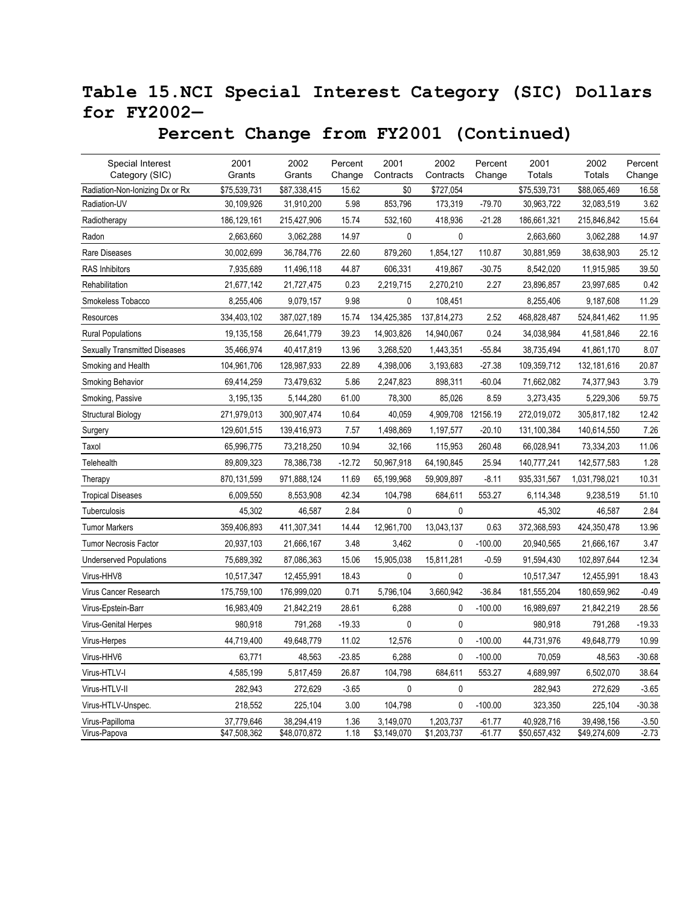# Table 15.NCI Special Interest Category (SIC) Dollars for FY2002— Percent Change from FY2001 (Continued)

| Special Interest Category (SIC) | 2001 Grants | 2002 Grants | Percent Change | 2001 Contracts | 2002 Contracts | Percent Change | 2001 Totals | 2002 Totals | Percent Change |
|---|---|---|---|---|---|---|---|---|---|
| Radiation-Non-Ionizing Dx or Rx | $75,539,731 | $87,338,415 | 15.62 | $0 | $727,054 | | $75,539,731 | $88,065,469 | 16.58 |
| Radiation-UV | 30,109,926 | 31,910,200 | 5.98 | 853,796 | 173,319 | -79.70 | 30,963,722 | 32,083,519 | 3.62 |
| Radiotherapy | 186,129,161 | 215,427,906 | 15.74 | 532,160 | 418,936 | -21.28 | 186,661,321 | 215,846,842 | 15.64 |
| Radon | 2,663,660 | 3,062,288 | 14.97 | 0 | 0 | | 2,663,660 | 3,062,288 | 14.97 |
| Rare Diseases | 30,002,699 | 36,784,776 | 22.60 | 879,260 | 1,854,127 | 110.87 | 30,881,959 | 38,638,903 | 25.12 |
| RAS Inhibitors | 7,935,689 | 11,496,118 | 44.87 | 606,331 | 419,867 | -30.75 | 8,542,020 | 11,915,985 | 39.50 |
| Rehabilitation | 21,677,142 | 21,727,475 | 0.23 | 2,219,715 | 2,270,210 | 2.27 | 23,896,857 | 23,997,685 | 0.42 |
| Smokeless Tobacco | 8,255,406 | 9,079,157 | 9.98 | 0 | 108,451 | | 8,255,406 | 9,187,608 | 11.29 |
| Resources | 334,403,102 | 387,027,189 | 15.74 | 134,425,385 | 137,814,273 | 2.52 | 468,828,487 | 524,841,462 | 11.95 |
| Rural Populations | 19,135,158 | 26,641,779 | 39.23 | 14,903,826 | 14,940,067 | 0.24 | 34,038,984 | 41,581,846 | 22.16 |
| Sexually Transmitted Diseases | 35,466,974 | 40,417,819 | 13.96 | 3,268,520 | 1,443,351 | -55.84 | 38,735,494 | 41,861,170 | 8.07 |
| Smoking and Health | 104,961,706 | 128,987,933 | 22.89 | 4,398,006 | 3,193,683 | -27.38 | 109,359,712 | 132,181,616 | 20.87 |
| Smoking Behavior | 69,414,259 | 73,479,632 | 5.86 | 2,247,823 | 898,311 | -60.04 | 71,662,082 | 74,377,943 | 3.79 |
| Smoking, Passive | 3,195,135 | 5,144,280 | 61.00 | 78,300 | 85,026 | 8.59 | 3,273,435 | 5,229,306 | 59.75 |
| Structural Biology | 271,979,013 | 300,907,474 | 10.64 | 40,059 | 4,909,708 | 12156.19 | 272,019,072 | 305,817,182 | 12.42 |
| Surgery | 129,601,515 | 139,416,973 | 7.57 | 1,498,869 | 1,197,577 | -20.10 | 131,100,384 | 140,614,550 | 7.26 |
| Taxol | 65,996,775 | 73,218,250 | 10.94 | 32,166 | 115,953 | 260.48 | 66,028,941 | 73,334,203 | 11.06 |
| Telehealth | 89,809,323 | 78,386,738 | -12.72 | 50,967,918 | 64,190,845 | 25.94 | 140,777,241 | 142,577,583 | 1.28 |
| Therapy | 870,131,599 | 971,888,124 | 11.69 | 65,199,968 | 59,909,897 | -8.11 | 935,331,567 | 1,031,798,021 | 10.31 |
| Tropical Diseases | 6,009,550 | 8,553,908 | 42.34 | 104,798 | 684,611 | 553.27 | 6,114,348 | 9,238,519 | 51.10 |
| Tuberculosis | 45,302 | 46,587 | 2.84 | 0 | 0 | | 45,302 | 46,587 | 2.84 |
| Tumor Markers | 359,406,893 | 411,307,341 | 14.44 | 12,961,700 | 13,043,137 | 0.63 | 372,368,593 | 424,350,478 | 13.96 |
| Tumor Necrosis Factor | 20,937,103 | 21,666,167 | 3.48 | 3,462 | 0 | -100.00 | 20,940,565 | 21,666,167 | 3.47 |
| Underserved Populations | 75,689,392 | 87,086,363 | 15.06 | 15,905,038 | 15,811,281 | -0.59 | 91,594,430 | 102,897,644 | 12.34 |
| Virus-HHV8 | 10,517,347 | 12,455,991 | 18.43 | 0 | 0 | | 10,517,347 | 12,455,991 | 18.43 |
| Virus Cancer Research | 175,759,100 | 176,999,020 | 0.71 | 5,796,104 | 3,660,942 | -36.84 | 181,555,204 | 180,659,962 | -0.49 |
| Virus-Epstein-Barr | 16,983,409 | 21,842,219 | 28.61 | 6,288 | 0 | -100.00 | 16,989,697 | 21,842,219 | 28.56 |
| Virus-Genital Herpes | 980,918 | 791,268 | -19.33 | 0 | 0 | | 980,918 | 791,268 | -19.33 |
| Virus-Herpes | 44,719,400 | 49,648,779 | 11.02 | 12,576 | 0 | -100.00 | 44,731,976 | 49,648,779 | 10.99 |
| Virus-HHV6 | 63,771 | 48,563 | -23.85 | 6,288 | 0 | -100.00 | 70,059 | 48,563 | -30.68 |
| Virus-HTLV-I | 4,585,199 | 5,817,459 | 26.87 | 104,798 | 684,611 | 553.27 | 4,689,997 | 6,502,070 | 38.64 |
| Virus-HTLV-II | 282,943 | 272,629 | -3.65 | 0 | 0 | | 282,943 | 272,629 | -3.65 |
| Virus-HTLV-Unspec. | 218,552 | 225,104 | 3.00 | 104,798 | 0 | -100.00 | 323,350 | 225,104 | -30.38 |
| Virus-Papilloma | 37,779,646 | 38,294,419 | 1.36 | 3,149,070 | 1,203,737 | -61.77 | 40,928,716 | 39,498,156 | -3.50 |
| Virus-Papova | $47,508,362 | $48,070,872 | 1.18 | $3,149,070 | $1,203,737 | -61.77 | $50,657,432 | $49,274,609 | -2.73 |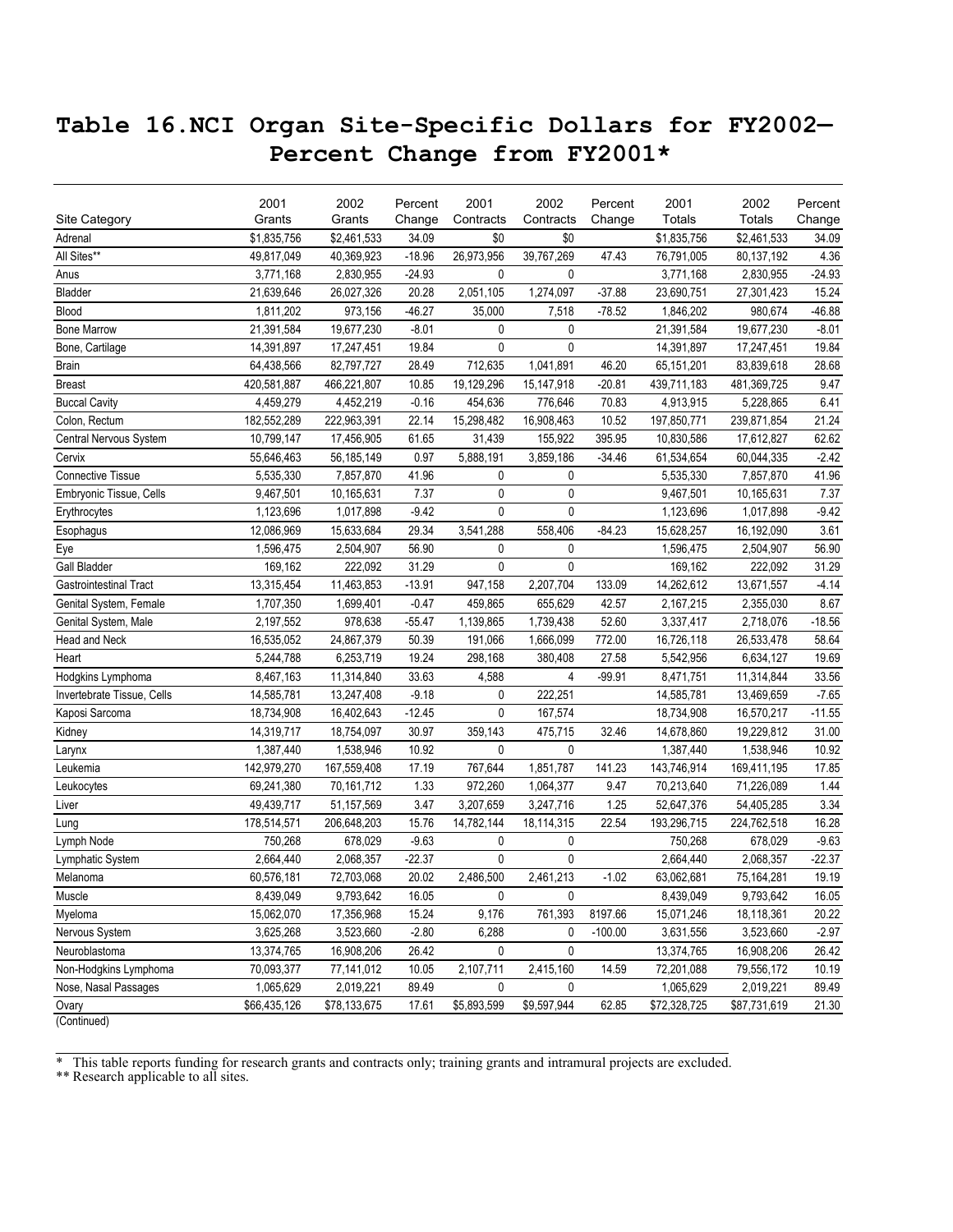# Table 16. NCI Organ Site-Specific Dollars for FY2002—Percent Change from FY2001*

| Site Category | 2001 Grants | 2002 Grants | Percent Change | 2001 Contracts | 2002 Contracts | Percent Change | 2001 Totals | 2002 Totals | Percent Change |
|---|---|---|---|---|---|---|---|---|---|
| Adrenal | $1,835,756 | $2,461,533 | 34.09 | $0 | $0 | | $1,835,756 | $2,461,533 | 34.09 |
| All Sites** | 49,817,049 | 40,369,923 | -18.96 | 26,973,956 | 39,767,269 | 47.43 | 76,791,005 | 80,137,192 | 4.36 |
| Anus | 3,771,168 | 2,830,955 | -24.93 | 0 | 0 | | 3,771,168 | 2,830,955 | -24.93 |
| Bladder | 21,639,646 | 26,027,326 | 20.28 | 2,051,105 | 1,274,097 | -37.88 | 23,690,751 | 27,301,423 | 15.24 |
| Blood | 1,811,202 | 973,156 | -46.27 | 35,000 | 7,518 | -78.52 | 1,846,202 | 980,674 | -46.88 |
| Bone Marrow | 21,391,584 | 19,677,230 | -8.01 | 0 | 0 | | 21,391,584 | 19,677,230 | -8.01 |
| Bone, Cartilage | 14,391,897 | 17,247,451 | 19.84 | 0 | 0 | | 14,391,897 | 17,247,451 | 19.84 |
| Brain | 64,438,566 | 82,797,727 | 28.49 | 712,635 | 1,041,891 | 46.20 | 65,151,201 | 83,839,618 | 28.68 |
| Breast | 420,581,887 | 466,221,807 | 10.85 | 19,129,296 | 15,147,918 | -20.81 | 439,711,183 | 481,369,725 | 9.47 |
| Buccal Cavity | 4,459,279 | 4,452,219 | -0.16 | 454,636 | 776,646 | 70.83 | 4,913,915 | 5,228,865 | 6.41 |
| Colon, Rectum | 182,552,289 | 222,963,391 | 22.14 | 15,298,482 | 16,908,463 | 10.52 | 197,850,771 | 239,871,854 | 21.24 |
| Central Nervous System | 10,799,147 | 17,456,905 | 61.65 | 31,439 | 155,922 | 395.95 | 10,830,586 | 17,612,827 | 62.62 |
| Cervix | 55,646,463 | 56,185,149 | 0.97 | 5,888,191 | 3,859,186 | -34.46 | 61,534,654 | 60,044,335 | -2.42 |
| Connective Tissue | 5,535,330 | 7,857,870 | 41.96 | 0 | 0 | | 5,535,330 | 7,857,870 | 41.96 |
| Embryonic Tissue, Cells | 9,467,501 | 10,165,631 | 7.37 | 0 | 0 | | 9,467,501 | 10,165,631 | 7.37 |
| Erythrocytes | 1,123,696 | 1,017,898 | -9.42 | 0 | 0 | | 1,123,696 | 1,017,898 | -9.42 |
| Esophagus | 12,086,969 | 15,633,684 | 29.34 | 3,541,288 | 558,406 | -84.23 | 15,628,257 | 16,192,090 | 3.61 |
| Eye | 1,596,475 | 2,504,907 | 56.90 | 0 | 0 | | 1,596,475 | 2,504,907 | 56.90 |
| Gall Bladder | 169,162 | 222,092 | 31.29 | 0 | 0 | | 169,162 | 222,092 | 31.29 |
| Gastrointestinal Tract | 13,315,454 | 11,463,853 | -13.91 | 947,158 | 2,207,704 | 133.09 | 14,262,612 | 13,671,557 | -4.14 |
| Genital System, Female | 1,707,350 | 1,699,401 | -0.47 | 459,865 | 655,629 | 42.57 | 2,167,215 | 2,355,030 | 8.67 |
| Genital System, Male | 2,197,552 | 978,638 | -55.47 | 1,139,865 | 1,739,438 | 52.60 | 3,337,417 | 2,718,076 | -18.56 |
| Head and Neck | 16,535,052 | 24,867,379 | 50.39 | 191,066 | 1,666,099 | 772.00 | 16,726,118 | 26,533,478 | 58.64 |
| Heart | 5,244,788 | 6,253,719 | 19.24 | 298,168 | 380,408 | 27.58 | 5,542,956 | 6,634,127 | 19.69 |
| Hodgkins Lymphoma | 8,467,163 | 11,314,840 | 33.63 | 4,588 | 4 | -99.91 | 8,471,751 | 11,314,844 | 33.56 |
| Invertebrate Tissue, Cells | 14,585,781 | 13,247,408 | -9.18 | 0 | 222,251 | | 14,585,781 | 13,469,659 | -7.65 |
| Kaposi Sarcoma | 18,734,908 | 16,402,643 | -12.45 | 0 | 167,574 | | 18,734,908 | 16,570,217 | -11.55 |
| Kidney | 14,319,717 | 18,754,097 | 30.97 | 359,143 | 475,715 | 32.46 | 14,678,860 | 19,229,812 | 31.00 |
| Larynx | 1,387,440 | 1,538,946 | 10.92 | 0 | 0 | | 1,387,440 | 1,538,946 | 10.92 |
| Leukemia | 142,979,270 | 167,559,408 | 17.19 | 767,644 | 1,851,787 | 141.23 | 143,746,914 | 169,411,195 | 17.85 |
| Leukocytes | 69,241,380 | 70,161,712 | 1.33 | 972,260 | 1,064,377 | 9.47 | 70,213,640 | 71,226,089 | 1.44 |
| Liver | 49,439,717 | 51,157,569 | 3.47 | 3,207,659 | 3,247,716 | 1.25 | 52,647,376 | 54,405,285 | 3.34 |
| Lung | 178,514,571 | 206,648,203 | 15.76 | 14,782,144 | 18,114,315 | 22.54 | 193,296,715 | 224,762,518 | 16.28 |
| Lymph Node | 750,268 | 678,029 | -9.63 | 0 | 0 | | 750,268 | 678,029 | -9.63 |
| Lymphatic System | 2,664,440 | 2,068,357 | -22.37 | 0 | 0 | | 2,664,440 | 2,068,357 | -22.37 |
| Melanoma | 60,576,181 | 72,703,068 | 20.02 | 2,486,500 | 2,461,213 | -1.02 | 63,062,681 | 75,164,281 | 19.19 |
| Muscle | 8,439,049 | 9,793,642 | 16.05 | 0 | 0 | | 8,439,049 | 9,793,642 | 16.05 |
| Myeloma | 15,062,070 | 17,356,968 | 15.24 | 9,176 | 761,393 | 8197.66 | 15,071,246 | 18,118,361 | 20.22 |
| Nervous System | 3,625,268 | 3,523,660 | -2.80 | 6,288 | 0 | -100.00 | 3,631,556 | 3,523,660 | -2.97 |
| Neuroblastoma | 13,374,765 | 16,908,206 | 26.42 | 0 | 0 | | 13,374,765 | 16,908,206 | 26.42 |
| Non-Hodgkins Lymphoma | 70,093,377 | 77,141,012 | 10.05 | 2,107,711 | 2,415,160 | 14.59 | 72,201,088 | 79,556,172 | 10.19 |
| Nose, Nasal Passages | 1,065,629 | 2,019,221 | 89.49 | 0 | 0 | | 1,065,629 | 2,019,221 | 89.49 |
| Ovary | $66,435,126 | $78,133,675 | 17.61 | $5,893,599 | $9,597,944 | 62.85 | $72,328,725 | $87,731,619 | 21.30 |

(Continued)

* This table reports funding for research grants and contracts only; training grants and intramural projects are excluded.
** Research applicable to all sites.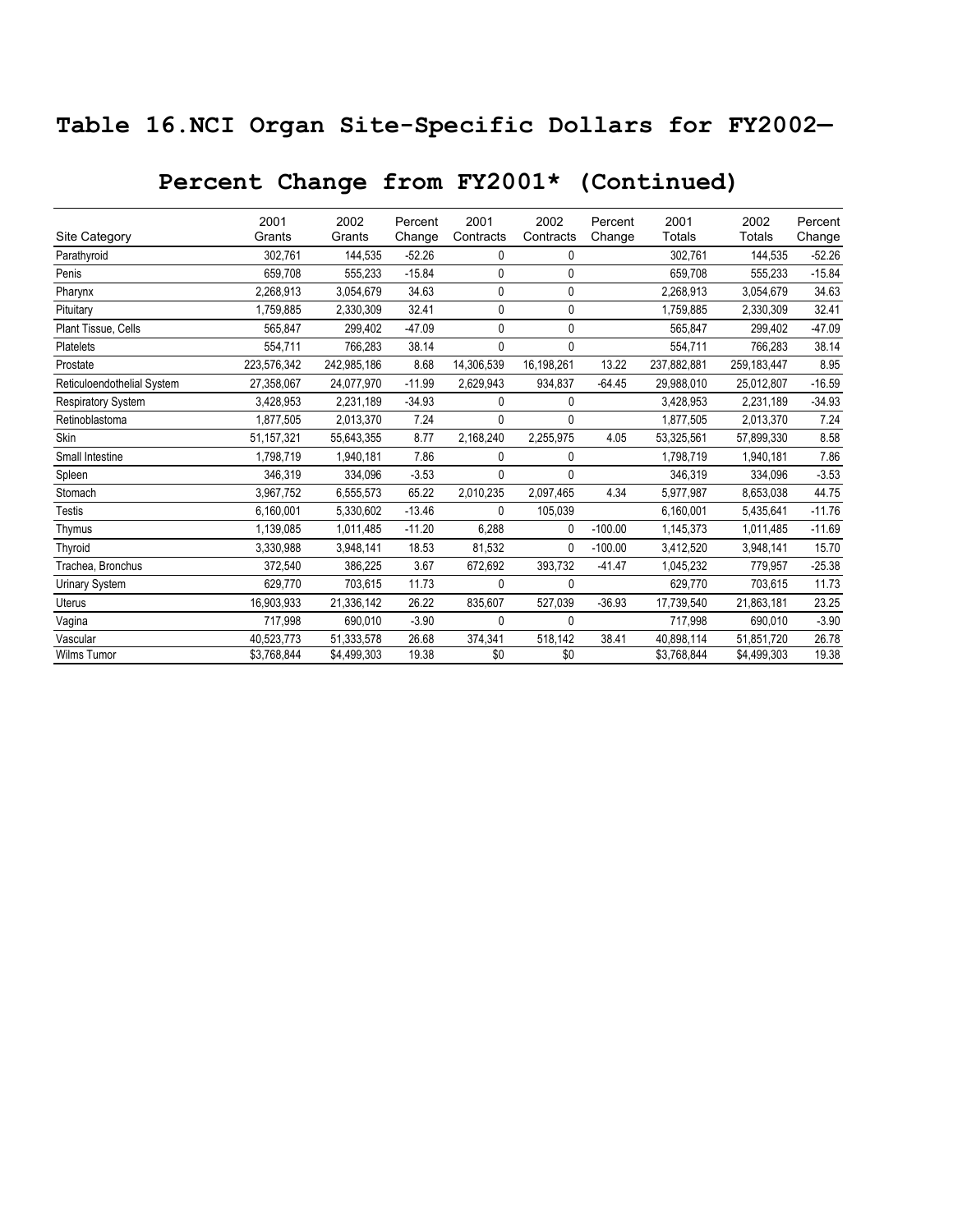# Table 16.NCI Organ Site-Specific Dollars for FY2002—

## Percent Change from FY2001* (Continued)

| Site Category | 2001 Grants | 2002 Grants | Percent Change | 2001 Contracts | 2002 Contracts | Percent Change | 2001 Totals | 2002 Totals | Percent Change |
|---|---|---|---|---|---|---|---|---|---|
| Parathyroid | 302,761 | 144,535 | -52.26 | 0 | 0 | | 302,761 | 144,535 | -52.26 |
| Penis | 659,708 | 555,233 | -15.84 | 0 | 0 | | 659,708 | 555,233 | -15.84 |
| Pharynx | 2,268,913 | 3,054,679 | 34.63 | 0 | 0 | | 2,268,913 | 3,054,679 | 34.63 |
| Pituitary | 1,759,885 | 2,330,309 | 32.41 | 0 | 0 | | 1,759,885 | 2,330,309 | 32.41 |
| Plant Tissue, Cells | 565,847 | 299,402 | -47.09 | 0 | 0 | | 565,847 | 299,402 | -47.09 |
| Platelets | 554,711 | 766,283 | 38.14 | 0 | 0 | | 554,711 | 766,283 | 38.14 |
| Prostate | 223,576,342 | 242,985,186 | 8.68 | 14,306,539 | 16,198,261 | 13.22 | 237,882,881 | 259,183,447 | 8.95 |
| Reticuloendothelial System | 27,358,067 | 24,077,970 | -11.99 | 2,629,943 | 934,837 | -64.45 | 29,988,010 | 25,012,807 | -16.59 |
| Respiratory System | 3,428,953 | 2,231,189 | -34.93 | 0 | 0 | | 3,428,953 | 2,231,189 | -34.93 |
| Retinoblastoma | 1,877,505 | 2,013,370 | 7.24 | 0 | 0 | | 1,877,505 | 2,013,370 | 7.24 |
| Skin | 51,157,321 | 55,643,355 | 8.77 | 2,168,240 | 2,255,975 | 4.05 | 53,325,561 | 57,899,330 | 8.58 |
| Small Intestine | 1,798,719 | 1,940,181 | 7.86 | 0 | 0 | | 1,798,719 | 1,940,181 | 7.86 |
| Spleen | 346,319 | 334,096 | -3.53 | 0 | 0 | | 346,319 | 334,096 | -3.53 |
| Stomach | 3,967,752 | 6,555,573 | 65.22 | 2,010,235 | 2,097,465 | 4.34 | 5,977,987 | 8,653,038 | 44.75 |
| Testis | 6,160,001 | 5,330,602 | -13.46 | 0 | 105,039 | | 6,160,001 | 5,435,641 | -11.76 |
| Thymus | 1,139,085 | 1,011,485 | -11.20 | 6,288 | 0 | -100.00 | 1,145,373 | 1,011,485 | -11.69 |
| Thyroid | 3,330,988 | 3,948,141 | 18.53 | 81,532 | 0 | -100.00 | 3,412,520 | 3,948,141 | 15.70 |
| Trachea, Bronchus | 372,540 | 386,225 | 3.67 | 672,692 | 393,732 | -41.47 | 1,045,232 | 779,957 | -25.38 |
| Urinary System | 629,770 | 703,615 | 11.73 | 0 | 0 | | 629,770 | 703,615 | 11.73 |
| Uterus | 16,903,933 | 21,336,142 | 26.22 | 835,607 | 527,039 | -36.93 | 17,739,540 | 21,863,181 | 23.25 |
| Vagina | 717,998 | 690,010 | -3.90 | 0 | 0 | | 717,998 | 690,010 | -3.90 |
| Vascular | 40,523,773 | 51,333,578 | 26.68 | 374,341 | 518,142 | 38.41 | 40,898,114 | 51,851,720 | 26.78 |
| Wilms Tumor | $3,768,844 | $4,499,303 | 19.38 | $0 | $0 | | $3,768,844 | $4,499,303 | 19.38 |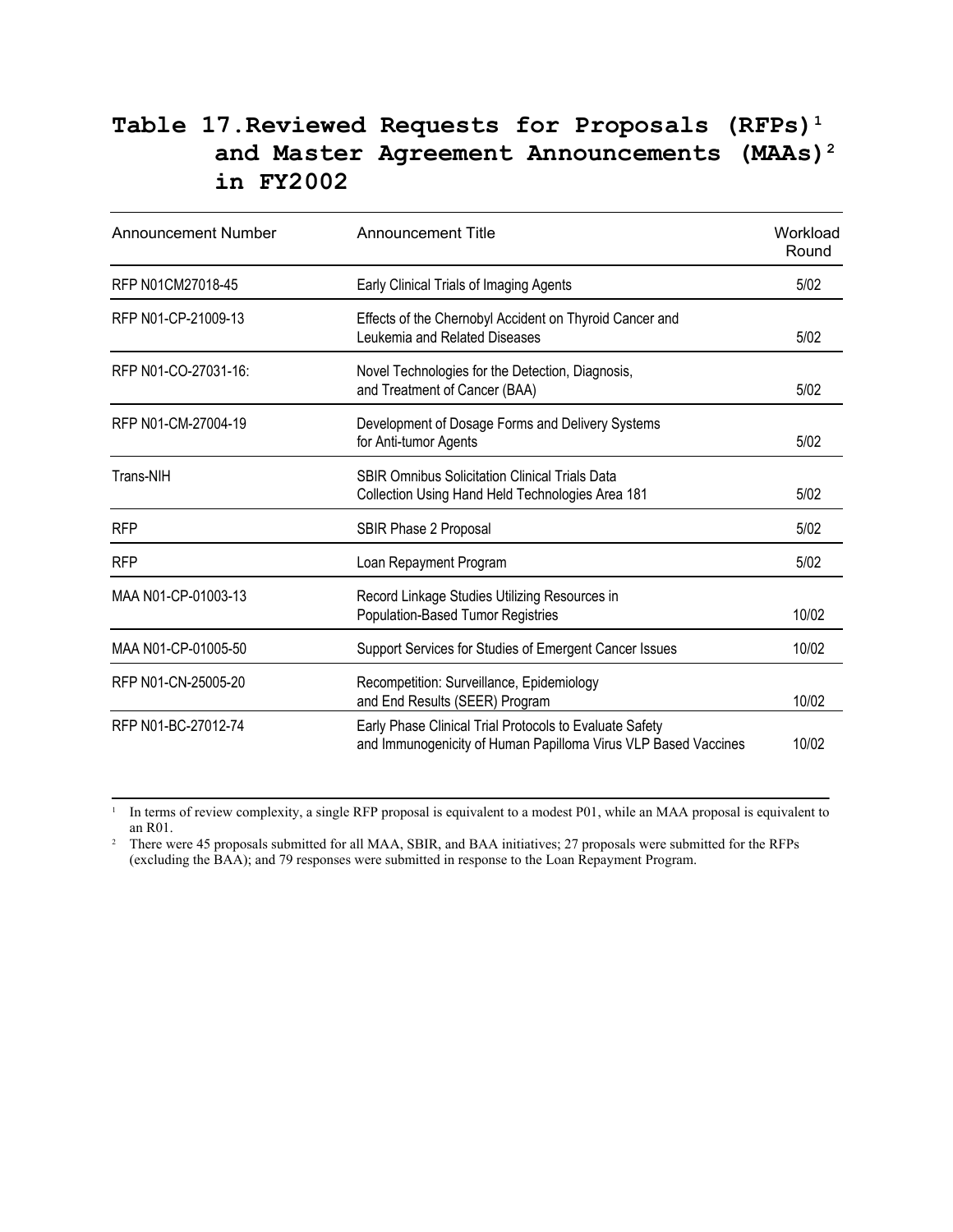# Table 17. Reviewed Requests for Proposals (RFPs)[1] and Master Agreement Announcements (MAAs)[2] in FY2002

| Announcement Number | Announcement Title | Workload Round |
| --- | --- | --- |
| RFP N01CM27018-45 | Early Clinical Trials of Imaging Agents | 5/02 |
| RFP N01-CP-21009-13 | Effects of the Chernobyl Accident on Thyroid Cancer and Leukemia and Related Diseases | 5/02 |
| RFP N01-CO-27031-16: | Novel Technologies for the Detection, Diagnosis, and Treatment of Cancer (BAA) | 5/02 |
| RFP N01-CM-27004-19 | Development of Dosage Forms and Delivery Systems for Anti-tumor Agents | 5/02 |
| Trans-NIH | SBIR Omnibus Solicitation Clinical Trials Data Collection Using Hand Held Technologies Area 181 | 5/02 |
| RFP | SBIR Phase 2 Proposal | 5/02 |
| RFP | Loan Repayment Program | 5/02 |
| MAA N01-CP-01003-13 | Record Linkage Studies Utilizing Resources in Population-Based Tumor Registries | 10/02 |
| MAA N01-CP-01005-50 | Support Services for Studies of Emergent Cancer Issues | 10/02 |
| RFP N01-CN-25005-20 | Recompetition: Surveillance, Epidemiology and End Results (SEER) Program | 10/02 |
| RFP N01-BC-27012-74 | Early Phase Clinical Trial Protocols to Evaluate Safety and Immunogenicity of Human Papilloma Virus VLP Based Vaccines | 10/02 |

[1] In terms of review complexity, a single RFP proposal is equivalent to a modest P01, while an MAA proposal is equivalent to an R01.

[2] There were 45 proposals submitted for all MAA, SBIR, and BAA initiatives; 27 proposals were submitted for the RFPs (excluding the BAA); and 79 responses were submitted in response to the Loan Repayment Program.